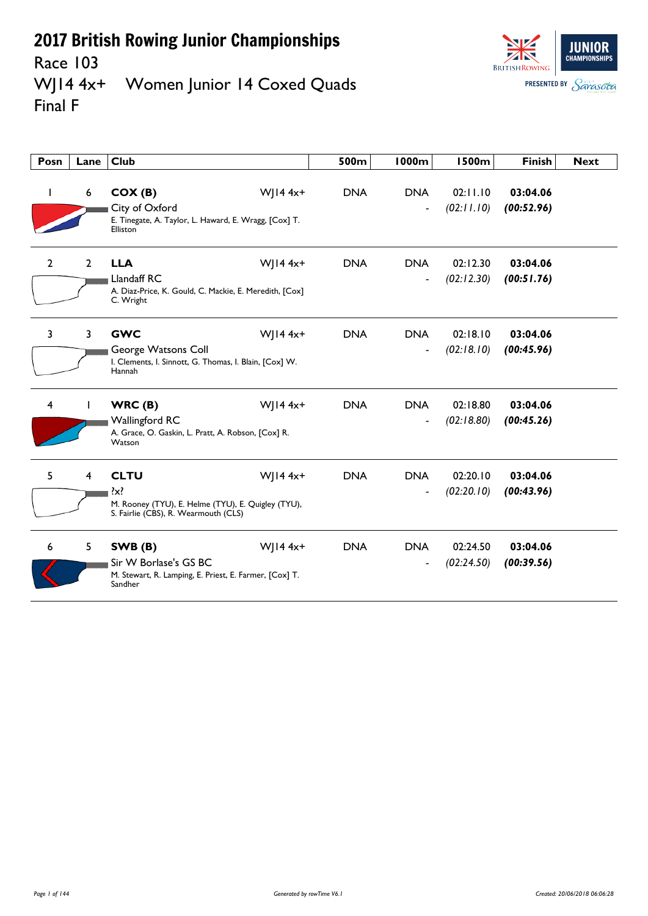# 2017 British Rowing Junior Championships

Race 103

WJ14 4x+ Women Junior 14 Coxed Quads

Final F

| Posn | Lane | Club | | 500m | 1000m | 1500m | Finish | Next |
|---|---|---|---|---|---|---|---|---|
| 1 | 6 | **COX (B)**<br>City of Oxford<br>E. Tinegate, A. Taylor, L. Haward, E. Wragg, [Cox] T. Elliston | WJ14 4x+ | DNA | DNA<br>- | 02:11.10<br>*(02:11.10)* | **03:04.06**<br>***(00:52.96)*** | |
| 2 | 2 | **LLA**<br>Llandaff RC<br>A. Diaz-Price, K. Gould, C. Mackie, E. Meredith, [Cox] C. Wright | WJ14 4x+ | DNA | DNA<br>- | 02:12.30<br>*(02:12.30)* | **03:04.06**<br>***(00:51.76)*** | |
| 3 | 3 | **GWC**<br>George Watsons Coll<br>I. Clements, I. Sinnott, G. Thomas, I. Blain, [Cox] W. Hannah | WJ14 4x+ | DNA | DNA<br>- | 02:18.10<br>*(02:18.10)* | **03:04.06**<br>***(00:45.96)*** | |
| 4 | 1 | **WRC (B)**<br>Wallingford RC<br>A. Grace, O. Gaskin, L. Pratt, A. Robson, [Cox] R. Watson | WJ14 4x+ | DNA | DNA<br>- | 02:18.80<br>*(02:18.80)* | **03:04.06**<br>***(00:45.26)*** | |
| 5 | 4 | **CLTU**<br>?x?<br>M. Rooney (TYU), E. Helme (TYU), E. Quigley (TYU), S. Fairlie (CBS), R. Wearmouth (CLS) | WJ14 4x+ | DNA | DNA<br>- | 02:20.10<br>*(02:20.10)* | **03:04.06**<br>***(00:43.96)*** | |
| 6 | 5 | **SWB (B)**<br>Sir W Borlase's GS BC<br>M. Stewart, R. Lamping, E. Priest, E. Farmer, [Cox] T. Sandher | WJ14 4x+ | DNA | DNA<br>- | 02:24.50<br>*(02:24.50)* | **03:04.06**<br>***(00:39.56)*** | |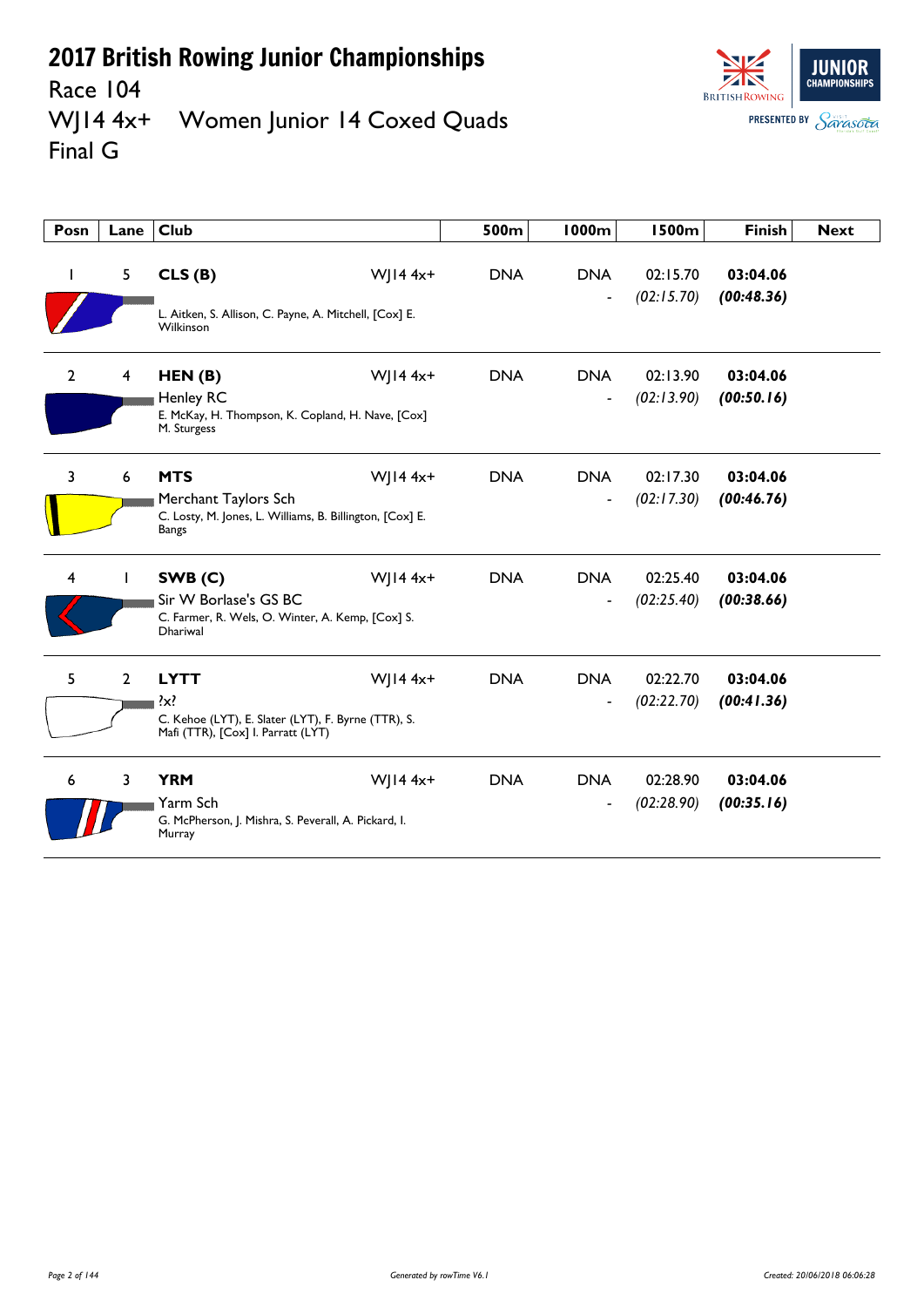# 2017 British Rowing Junior Championships

## Race 104

## WJ14 4x+ Women Junior 14 Coxed Quads

## Final G

| Posn | Lane | Club | | 500m | 1000m | 1500m | Finish | Next |
|---|---|---|---|---|---|---|---|---|
| 1 | 5 | **CLS (B)**<br>L. Aitken, S. Allison, C. Payne, A. Mitchell, [Cox] E. Wilkinson | WJ14 4x+ | DNA | DNA<br>- | 02:15.70<br>*(02:15.70)* | **03:04.06**<br>***(00:48.36)*** | |
| 2 | 4 | **HEN (B)**<br>Henley RC<br>E. McKay, H. Thompson, K. Copland, H. Nave, [Cox] M. Sturgess | WJ14 4x+ | DNA | DNA<br>- | 02:13.90<br>*(02:13.90)* | **03:04.06**<br>***(00:50.16)*** | |
| 3 | 6 | **MTS**<br>Merchant Taylors Sch<br>C. Losty, M. Jones, L. Williams, B. Billington, [Cox] E. Bangs | WJ14 4x+ | DNA | DNA<br>- | 02:17.30<br>*(02:17.30)* | **03:04.06**<br>***(00:46.76)*** | |
| 4 | 1 | **SWB (C)**<br>Sir W Borlase's GS BC<br>C. Farmer, R. Wels, O. Winter, A. Kemp, [Cox] S. Dhariwal | WJ14 4x+ | DNA | DNA<br>- | 02:25.40<br>*(02:25.40)* | **03:04.06**<br>***(00:38.66)*** | |
| 5 | 2 | **LYTT**<br>?x?<br>C. Kehoe (LYT), E. Slater (LYT), F. Byrne (TTR), S. Mafi (TTR), [Cox] I. Parratt (LYT) | WJ14 4x+ | DNA | DNA<br>- | 02:22.70<br>*(02:22.70)* | **03:04.06**<br>***(00:41.36)*** | |
| 6 | 3 | **YRM**<br>Yarm Sch<br>G. McPherson, J. Mishra, S. Peverall, A. Pickard, I. Murray | WJ14 4x+ | DNA | DNA<br>- | 02:28.90<br>*(02:28.90)* | **03:04.06**<br>***(00:35.16)*** | |

*Generated by rowTime V6.1*

*Created: 20/06/2018 06:06:28*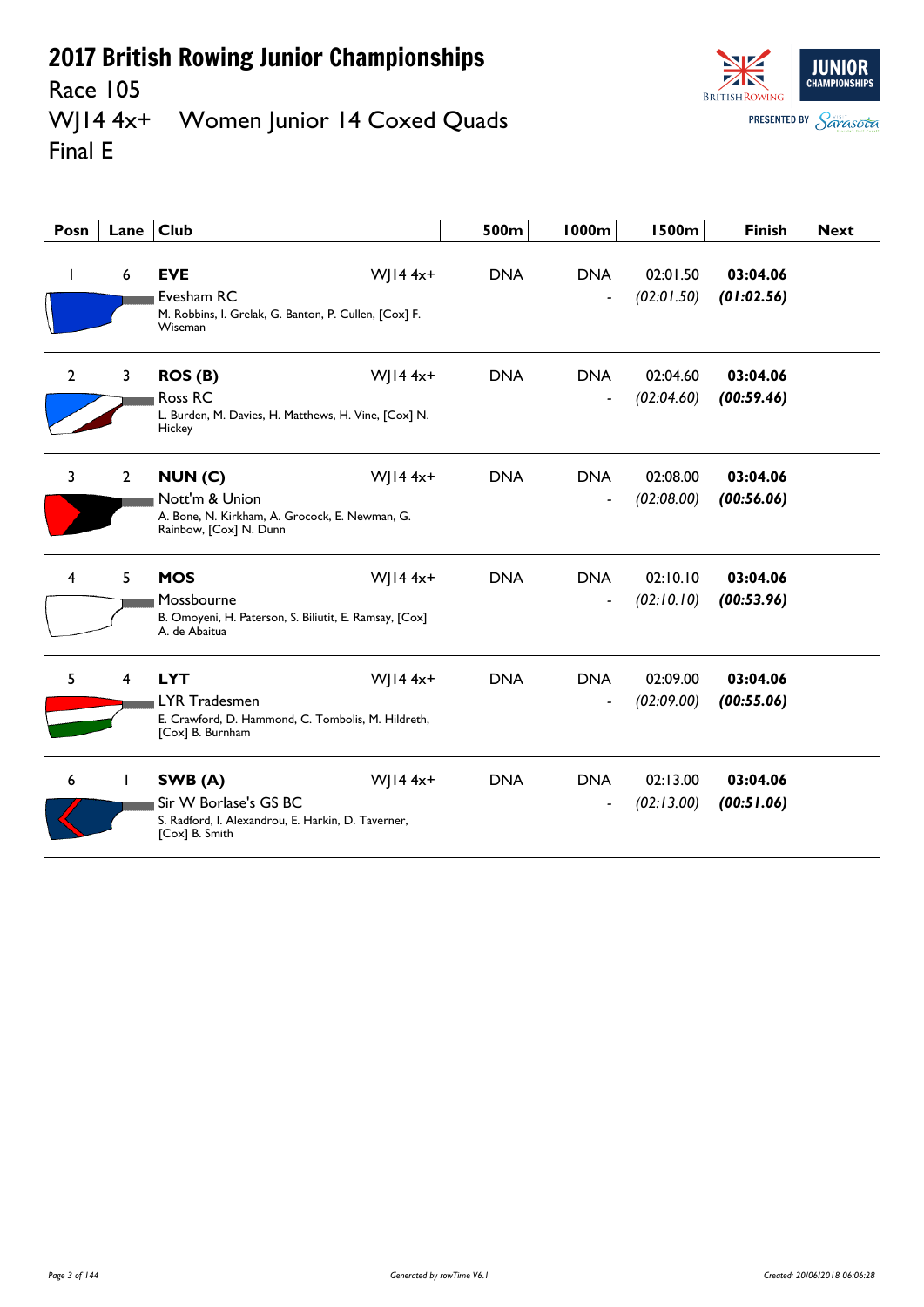# 2017 British Rowing Junior Championships

Race 105

WJ14 4x+ Women Junior 14 Coxed Quads

Final E

| Posn | Lane | Club | | 500m | 1000m | 1500m | Finish | Next |
|---|---|---|---|---|---|---|---|---|
| 1 | 6 | **EVE** Evesham RC M. Robbins, I. Grelak, G. Banton, P. Cullen, [Cox] F. Wiseman | WJ14 4x+ | DNA | DNA - | 02:01.50 *(02:01.50)* | **03:04.06** ***(01:02.56)*** | |
| 2 | 3 | **ROS (B)** Ross RC L. Burden, M. Davies, H. Matthews, H. Vine, [Cox] N. Hickey | WJ14 4x+ | DNA | DNA - | 02:04.60 *(02:04.60)* | **03:04.06** ***(00:59.46)*** | |
| 3 | 2 | **NUN (C)** Nott'm & Union A. Bone, N. Kirkham, A. Grocock, E. Newman, G. Rainbow, [Cox] N. Dunn | WJ14 4x+ | DNA | DNA - | 02:08.00 *(02:08.00)* | **03:04.06** ***(00:56.06)*** | |
| 4 | 5 | **MOS** Mossbourne B. Omoyeni, H. Paterson, S. Biliutit, E. Ramsay, [Cox] A. de Abaitua | WJ14 4x+ | DNA | DNA - | 02:10.10 *(02:10.10)* | **03:04.06** ***(00:53.96)*** | |
| 5 | 4 | **LYT** LYR Tradesmen E. Crawford, D. Hammond, C. Tombolis, M. Hildreth, [Cox] B. Burnham | WJ14 4x+ | DNA | DNA - | 02:09.00 *(02:09.00)* | **03:04.06** ***(00:55.06)*** | |
| 6 | 1 | **SWB (A)** Sir W Borlase's GS BC S. Radford, I. Alexandrou, E. Harkin, D. Taverner, [Cox] B. Smith | WJ14 4x+ | DNA | DNA - | 02:13.00 *(02:13.00)* | **03:04.06** ***(00:51.06)*** | |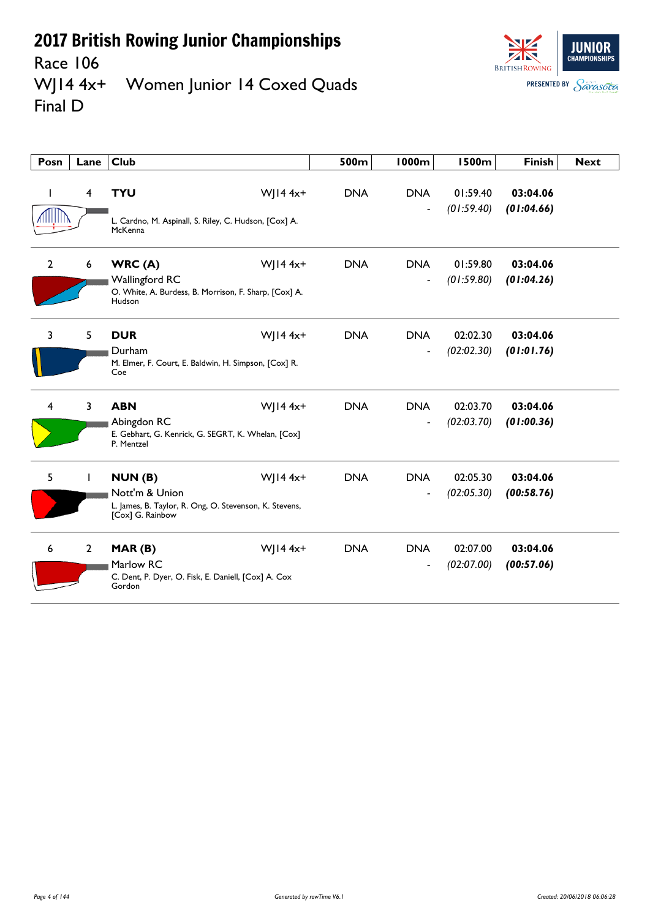# 2017 British Rowing Junior Championships

Race 106

WJ14 4x+ Women Junior 14 Coxed Quads

Final D

| Posn | Lane | Club | | 500m | 1000m | 1500m | Finish | Next |
|---|---|---|---|---|---|---|---|---|
| 1 | 4 | **TYU**<br>L. Cardno, M. Aspinall, S. Riley, C. Hudson, [Cox] A. McKenna | WJ14 4x+ | DNA | DNA<br>- | 01:59.40<br>*(01:59.40)* | **03:04.06**<br>***(01:04.66)*** | |
| 2 | 6 | **WRC (A)**<br>Wallingford RC<br>O. White, A. Burdess, B. Morrison, F. Sharp, [Cox] A. Hudson | WJ14 4x+ | DNA | DNA<br>- | 01:59.80<br>*(01:59.80)* | **03:04.06**<br>***(01:04.26)*** | |
| 3 | 5 | **DUR**<br>Durham<br>M. Elmer, F. Court, E. Baldwin, H. Simpson, [Cox] R. Coe | WJ14 4x+ | DNA | DNA<br>- | 02:02.30<br>*(02:02.30)* | **03:04.06**<br>***(01:01.76)*** | |
| 4 | 3 | **ABN**<br>Abingdon RC<br>E. Gebhart, G. Kenrick, G. SEGRT, K. Whelan, [Cox] P. Mentzel | WJ14 4x+ | DNA | DNA<br>- | 02:03.70<br>*(02:03.70)* | **03:04.06**<br>***(01:00.36)*** | |
| 5 | 1 | **NUN (B)**<br>Nott'm & Union<br>L. James, B. Taylor, R. Ong, O. Stevenson, K. Stevens, [Cox] G. Rainbow | WJ14 4x+ | DNA | DNA<br>- | 02:05.30<br>*(02:05.30)* | **03:04.06**<br>***(00:58.76)*** | |
| 6 | 2 | **MAR (B)**<br>Marlow RC<br>C. Dent, P. Dyer, O. Fisk, E. Daniell, [Cox] A. Cox Gordon | WJ14 4x+ | DNA | DNA<br>- | 02:07.00<br>*(02:07.00)* | **03:04.06**<br>***(00:57.06)*** | |

*Generated by rowTime V6.1*

*Created: 20/06/2018 06:06:28*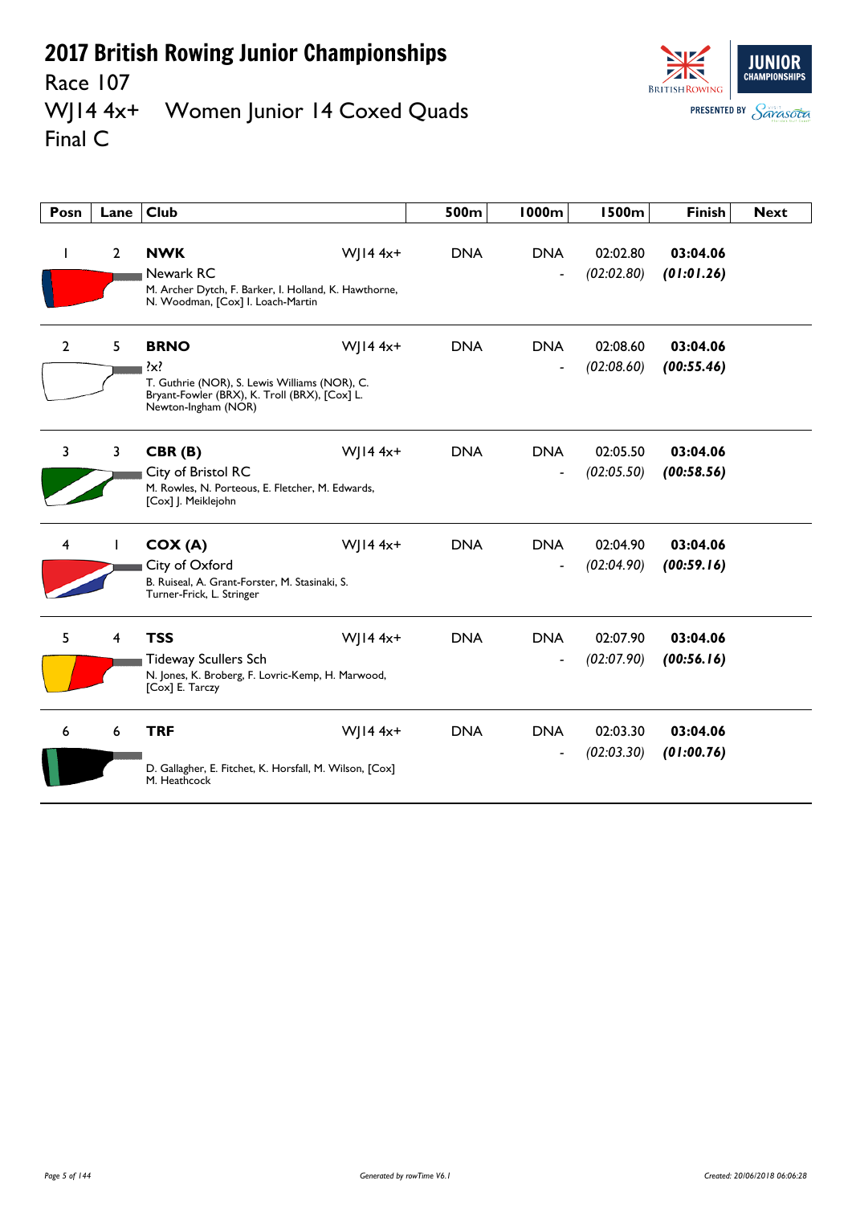# 2017 British Rowing Junior Championships

Race 107

WJ14 4x+ Women Junior 14 Coxed Quads

Final C

| Posn | Lane | Club | | 500m | 1000m | 1500m | Finish | Next |
|---|---|---|---|---|---|---|---|---|
| 1 | 2 | **NWK** Newark RC M. Archer Dytch, F. Barker, I. Holland, K. Hawthorne, N. Woodman, [Cox] I. Loach-Martin | WJ14 4x+ | DNA | DNA - | 02:02.80 *(02:02.80)* | **03:04.06** ***(01:01.26)*** | |
| 2 | 5 | **BRNO** ?x? T. Guthrie (NOR), S. Lewis Williams (NOR), C. Bryant-Fowler (BRX), K. Troll (BRX), [Cox] L. Newton-Ingham (NOR) | WJ14 4x+ | DNA | DNA - | 02:08.60 *(02:08.60)* | **03:04.06** ***(00:55.46)*** | |
| 3 | 3 | **CBR (B)** City of Bristol RC M. Rowles, N. Porteous, E. Fletcher, M. Edwards, [Cox] J. Meiklejohn | WJ14 4x+ | DNA | DNA - | 02:05.50 *(02:05.50)* | **03:04.06** ***(00:58.56)*** | |
| 4 | 1 | **COX (A)** City of Oxford B. Ruiseal, A. Grant-Forster, M. Stasinaki, S. Turner-Frick, L. Stringer | WJ14 4x+ | DNA | DNA - | 02:04.90 *(02:04.90)* | **03:04.06** ***(00:59.16)*** | |
| 5 | 4 | **TSS** Tideway Scullers Sch N. Jones, K. Broberg, F. Lovric-Kemp, H. Marwood, [Cox] E. Tarczy | WJ14 4x+ | DNA | DNA - | 02:07.90 *(02:07.90)* | **03:04.06** ***(00:56.16)*** | |
| 6 | 6 | **TRF** D. Gallagher, E. Fitchet, K. Horsfall, M. Wilson, [Cox] M. Heathcock | WJ14 4x+ | DNA | DNA - | 02:03.30 *(02:03.30)* | **03:04.06** ***(01:00.76)*** | |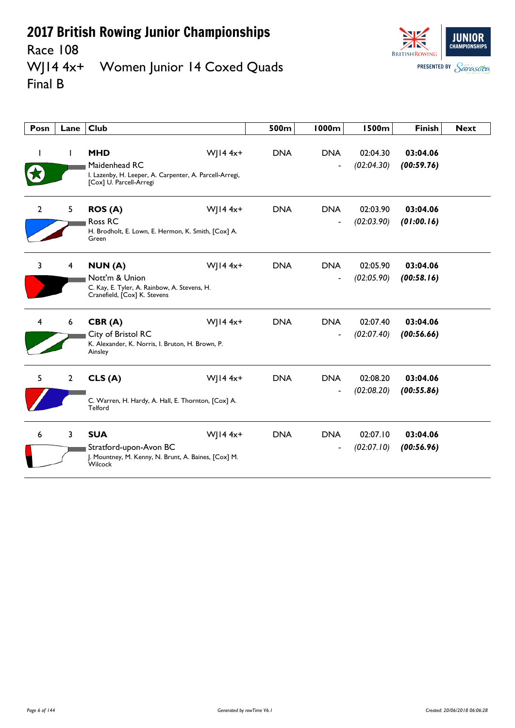# 2017 British Rowing Junior Championships

Race 108

WJ14 4x+ Women Junior 14 Coxed Quads

Final B

| Posn | Lane | Club | | 500m | 1000m | 1500m | Finish | Next |
|---|---|---|---|---|---|---|---|---|
| 1 | 1 | **MHD** Maidenhead RC I. Lazenby, H. Leeper, A. Carpenter, A. Parcell-Arregi, [Cox] U. Parcell-Arregi | WJ14 4x+ | DNA | DNA - | 02:04.30 *(02:04.30)* | **03:04.06** ***(00:59.76)*** | |
| 2 | 5 | **ROS (A)** Ross RC H. Brodholt, E. Lown, E. Hermon, K. Smith, [Cox] A. Green | WJ14 4x+ | DNA | DNA - | 02:03.90 *(02:03.90)* | **03:04.06** ***(01:00.16)*** | |
| 3 | 4 | **NUN (A)** Nott'm & Union C. Kay, E. Tyler, A. Rainbow, A. Stevens, H. Cranefield, [Cox] K. Stevens | WJ14 4x+ | DNA | DNA - | 02:05.90 *(02:05.90)* | **03:04.06** ***(00:58.16)*** | |
| 4 | 6 | **CBR (A)** City of Bristol RC K. Alexander, K. Norris, I. Bruton, H. Brown, P. Ainsley | WJ14 4x+ | DNA | DNA - | 02:07.40 *(02:07.40)* | **03:04.06** ***(00:56.66)*** | |
| 5 | 2 | **CLS (A)** C. Warren, H. Hardy, A. Hall, E. Thornton, [Cox] A. Telford | WJ14 4x+ | DNA | DNA - | 02:08.20 *(02:08.20)* | **03:04.06** ***(00:55.86)*** | |
| 6 | 3 | **SUA** Stratford-upon-Avon BC J. Mountney, M. Kenny, N. Brunt, A. Baines, [Cox] M. Wilcock | WJ14 4x+ | DNA | DNA - | 02:07.10 *(02:07.10)* | **03:04.06** ***(00:56.96)*** | |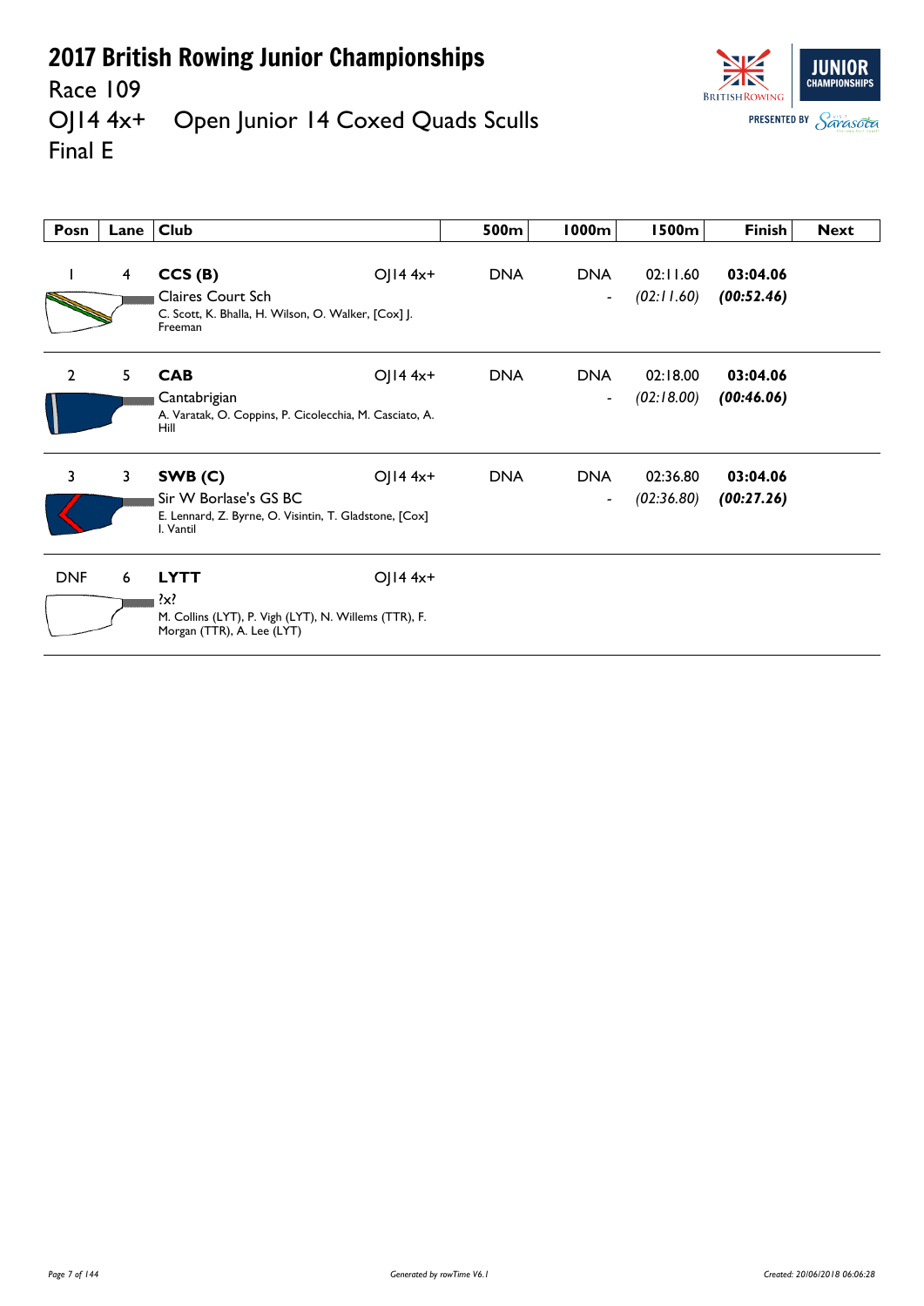# 2017 British Rowing Junior Championships

Race 109

OJ14 4x+ Open Junior 14 Coxed Quads Sculls

Final E

| Posn | Lane | Club | | 500m | 1000m | 1500m | Finish | Next |
|---|---|---|---|---|---|---|---|---|
| 1 | 4 | **CCS (B)**<br>Claires Court Sch<br>C. Scott, K. Bhalla, H. Wilson, O. Walker, [Cox] J. Freeman | OJ14 4x+ | DNA | DNA<br>- | 02:11.60<br>*(02:11.60)* | **03:04.06**<br>***(00:52.46)*** | |
| 2 | 5 | **CAB**<br>Cantabrigian<br>A. Varatak, O. Coppins, P. Cicolecchia, M. Casciato, A. Hill | OJ14 4x+ | DNA | DNA<br>- | 02:18.00<br>*(02:18.00)* | **03:04.06**<br>***(00:46.06)*** | |
| 3 | 3 | **SWB (C)**<br>Sir W Borlase's GS BC<br>E. Lennard, Z. Byrne, O. Visintin, T. Gladstone, [Cox] I. Vantil | OJ14 4x+ | DNA | DNA<br>- | 02:36.80<br>*(02:36.80)* | **03:04.06**<br>***(00:27.26)*** | |
| DNF | 6 | **LYTT**<br>?x?<br>M. Collins (LYT), P. Vigh (LYT), N. Willems (TTR), F. Morgan (TTR), A. Lee (LYT) | OJ14 4x+ | | | | | |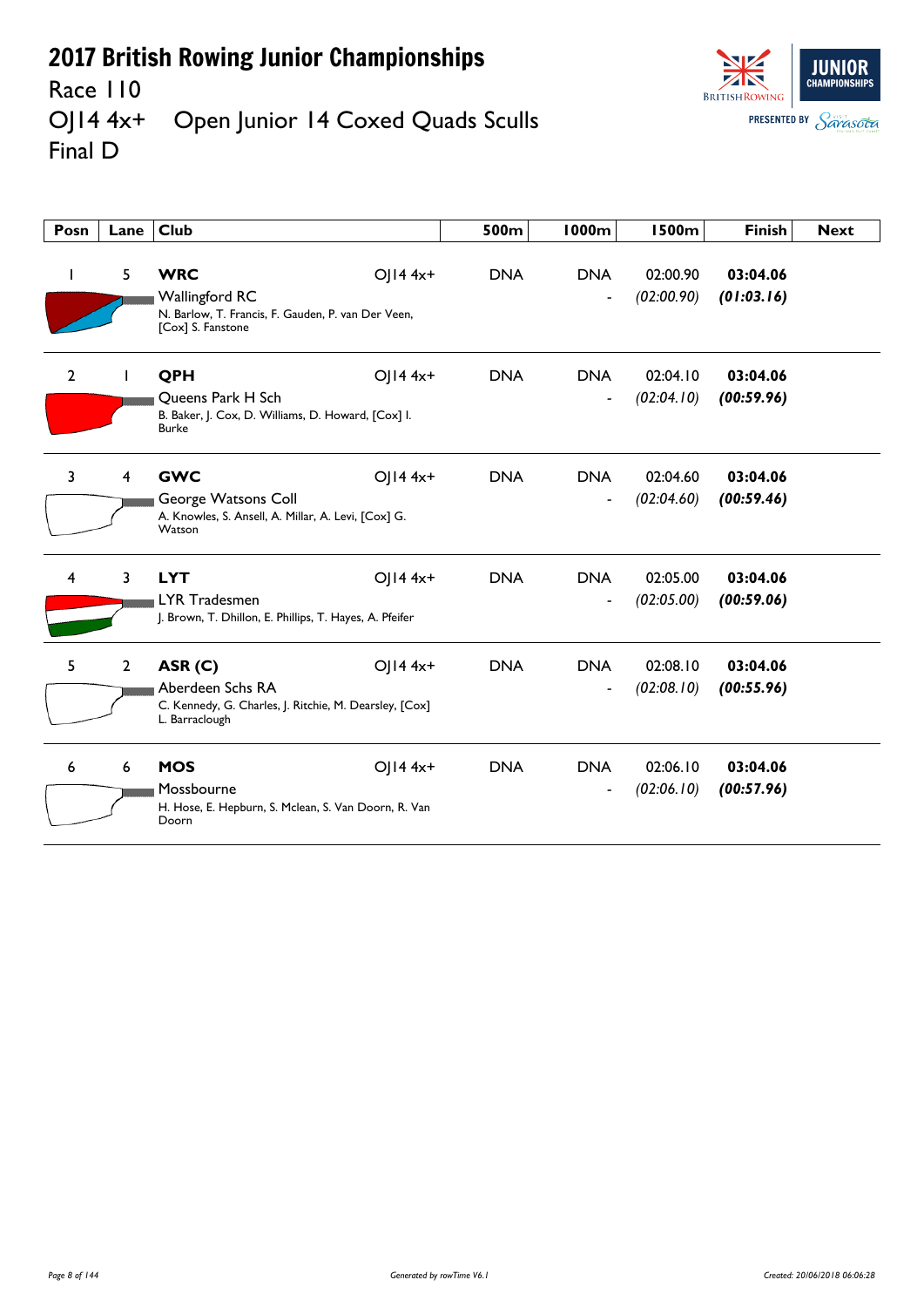# 2017 British Rowing Junior Championships

Race 110

OJ14 4x+ Open Junior 14 Coxed Quads Sculls

Final D

| Posn | Lane | Club | | 500m | 1000m | 1500m | Finish | Next |
|---|---|---|---|---|---|---|---|---|
| 1 | 5 | **WRC** Wallingford RC N. Barlow, T. Francis, F. Gauden, P. van Der Veen, [Cox] S. Fanstone | OJ14 4x+ | DNA | DNA - | 02:00.90 *(02:00.90)* | **03:04.06** ***(01:03.16)*** | |
| 2 | 1 | **QPH** Queens Park H Sch B. Baker, J. Cox, D. Williams, D. Howard, [Cox] I. Burke | OJ14 4x+ | DNA | DNA - | 02:04.10 *(02:04.10)* | **03:04.06** ***(00:59.96)*** | |
| 3 | 4 | **GWC** George Watsons Coll A. Knowles, S. Ansell, A. Millar, A. Levi, [Cox] G. Watson | OJ14 4x+ | DNA | DNA - | 02:04.60 *(02:04.60)* | **03:04.06** ***(00:59.46)*** | |
| 4 | 3 | **LYT** LYR Tradesmen J. Brown, T. Dhillon, E. Phillips, T. Hayes, A. Pfeifer | OJ14 4x+ | DNA | DNA - | 02:05.00 *(02:05.00)* | **03:04.06** ***(00:59.06)*** | |
| 5 | 2 | **ASR (C)** Aberdeen Schs RA C. Kennedy, G. Charles, J. Ritchie, M. Dearsley, [Cox] L. Barraclough | OJ14 4x+ | DNA | DNA - | 02:08.10 *(02:08.10)* | **03:04.06** ***(00:55.96)*** | |
| 6 | 6 | **MOS** Mossbourne H. Hose, E. Hepburn, S. Mclean, S. Van Doorn, R. Van Doorn | OJ14 4x+ | DNA | DNA - | 02:06.10 *(02:06.10)* | **03:04.06** ***(00:57.96)*** | |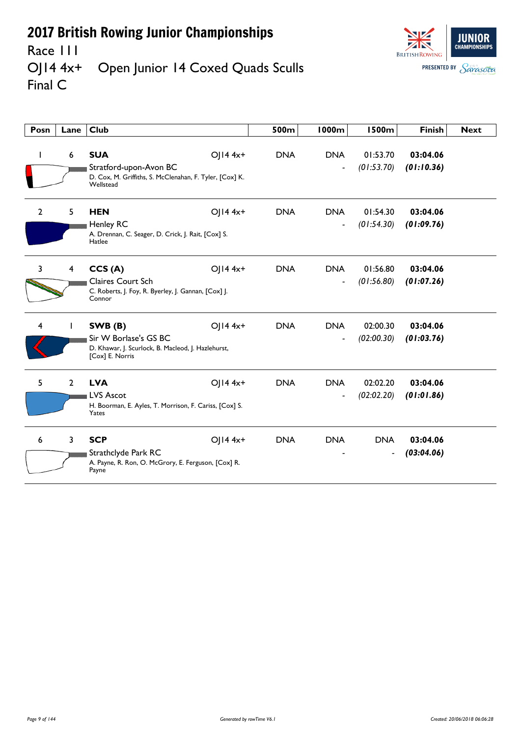# 2017 British Rowing Junior Championships

Race 111

OJ14 4x+ Open Junior 14 Coxed Quads Sculls

Final C

| Posn | Lane | Club | | 500m | 1000m | 1500m | Finish | Next |
|---|---|---|---|---|---|---|---|---|
| 1 | 6 | **SUA** Stratford-upon-Avon BC D. Cox, M. Griffiths, S. McClenahan, F. Tyler, [Cox] K. Wellstead | OJ14 4x+ | DNA | DNA - | 01:53.70 *(01:53.70)* | **03:04.06** ***(01:10.36)*** | |
| 2 | 5 | **HEN** Henley RC A. Drennan, C. Seager, D. Crick, J. Rait, [Cox] S. Hatlee | OJ14 4x+ | DNA | DNA - | 01:54.30 *(01:54.30)* | **03:04.06** ***(01:09.76)*** | |
| 3 | 4 | **CCS (A)** Claires Court Sch C. Roberts, J. Foy, R. Byerley, J. Gannan, [Cox] J. Connor | OJ14 4x+ | DNA | DNA - | 01:56.80 *(01:56.80)* | **03:04.06** ***(01:07.26)*** | |
| 4 | 1 | **SWB (B)** Sir W Borlase's GS BC D. Khawar, J. Scurlock, B. Macleod, J. Hazlehurst, [Cox] E. Norris | OJ14 4x+ | DNA | DNA - | 02:00.30 *(02:00.30)* | **03:04.06** ***(01:03.76)*** | |
| 5 | 2 | **LVA** LVS Ascot H. Boorman, E. Ayles, T. Morrison, F. Cariss, [Cox] S. Yates | OJ14 4x+ | DNA | DNA - | 02:02.20 *(02:02.20)* | **03:04.06** ***(01:01.86)*** | |
| 6 | 3 | **SCP** Strathclyde Park RC A. Payne, R. Ron, O. McGrory, E. Ferguson, [Cox] R. Payne | OJ14 4x+ | DNA | DNA - | DNA - | **03:04.06** ***(03:04.06)*** | |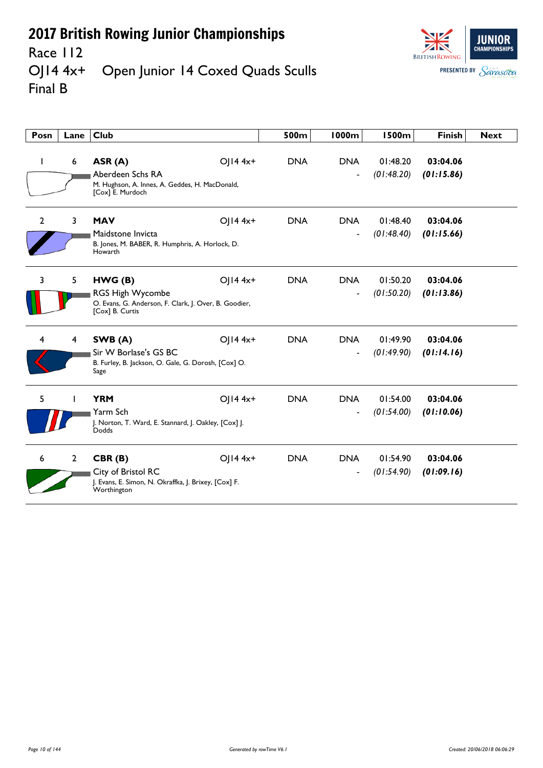# 2017 British Rowing Junior Championships

## Race 112

## OJ14 4x+ Open Junior 14 Coxed Quads Sculls

## Final B

| Posn | Lane | Club | | 500m | 1000m | 1500m | Finish | Next |
|---|---|---|---|---|---|---|---|---|
| 1 | 6 | **ASR (A)** Aberdeen Schs RA M. Hughson, A. Innes, A. Geddes, H. MacDonald, [Cox] E. Murdoch | OJ14 4x+ | DNA | DNA - | 01:48.20 *(01:48.20)* | **03:04.06** ***(01:15.86)*** | |
| 2 | 3 | **MAV** Maidstone Invicta B. Jones, M. BABER, R. Humphris, A. Horlock, D. Howarth | OJ14 4x+ | DNA | DNA - | 01:48.40 *(01:48.40)* | **03:04.06** ***(01:15.66)*** | |
| 3 | 5 | **HWG (B)** RGS High Wycombe O. Evans, G. Anderson, F. Clark, J. Over, B. Goodier, [Cox] B. Curtis | OJ14 4x+ | DNA | DNA - | 01:50.20 *(01:50.20)* | **03:04.06** ***(01:13.86)*** | |
| 4 | 4 | **SWB (A)** Sir W Borlase's GS BC B. Furley, B. Jackson, O. Gale, G. Dorosh, [Cox] O. Sage | OJ14 4x+ | DNA | DNA - | 01:49.90 *(01:49.90)* | **03:04.06** ***(01:14.16)*** | |
| 5 | 1 | **YRM** Yarm Sch J. Norton, T. Ward, E. Stannard, J. Oakley, [Cox] J. Dodds | OJ14 4x+ | DNA | DNA - | 01:54.00 *(01:54.00)* | **03:04.06** ***(01:10.06)*** | |
| 6 | 2 | **CBR (B)** City of Bristol RC J. Evans, E. Simon, N. Okraffka, J. Brixey, [Cox] F. Worthington | OJ14 4x+ | DNA | DNA - | 01:54.90 *(01:54.90)* | **03:04.06** ***(01:09.16)*** | |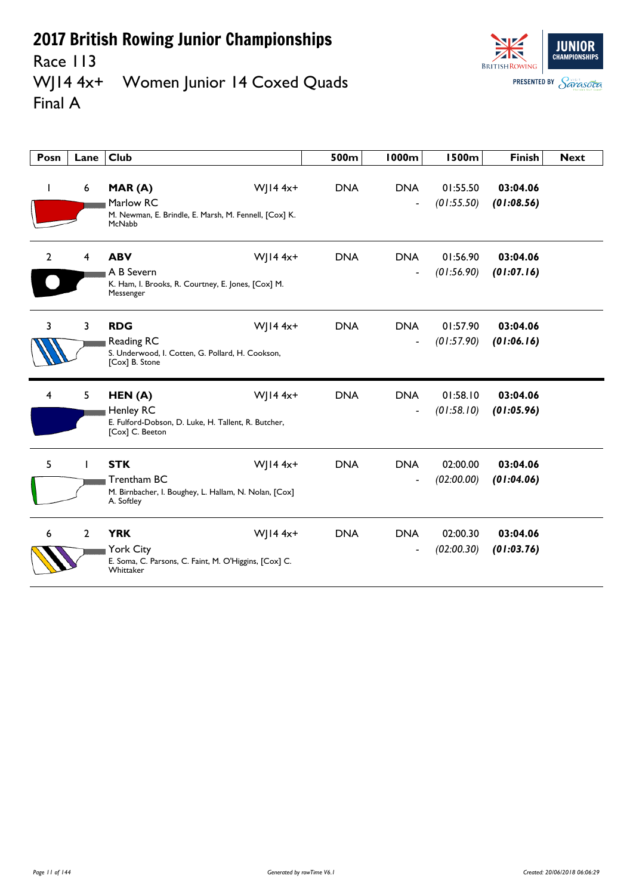# 2017 British Rowing Junior Championships

Race 113

WJ14 4x+ Women Junior 14 Coxed Quads

Final A

| Posn | Lane | Club | | 500m | 1000m | 1500m | Finish | Next |
|---|---|---|---|---|---|---|---|---|
| 1 | 6 | **MAR (A)**<br>Marlow RC<br>M. Newman, E. Brindle, E. Marsh, M. Fennell, [Cox] K. McNabb | WJ14 4x+ | DNA | DNA<br>- | 01:55.50<br>*(01:55.50)* | **03:04.06**<br>***(01:08.56)*** | |
| 2 | 4 | **ABV**<br>A B Severn<br>K. Ham, I. Brooks, R. Courtney, E. Jones, [Cox] M. Messenger | WJ14 4x+ | DNA | DNA<br>- | 01:56.90<br>*(01:56.90)* | **03:04.06**<br>***(01:07.16)*** | |
| 3 | 3 | **RDG**<br>Reading RC<br>S. Underwood, I. Cotten, G. Pollard, H. Cookson, [Cox] B. Stone | WJ14 4x+ | DNA | DNA<br>- | 01:57.90<br>*(01:57.90)* | **03:04.06**<br>***(01:06.16)*** | |
| 4 | 5 | **HEN (A)**<br>Henley RC<br>E. Fulford-Dobson, D. Luke, H. Tallent, R. Butcher, [Cox] C. Beeton | WJ14 4x+ | DNA | DNA<br>- | 01:58.10<br>*(01:58.10)* | **03:04.06**<br>***(01:05.96)*** | |
| 5 | 1 | **STK**<br>Trentham BC<br>M. Birnbacher, I. Boughey, L. Hallam, N. Nolan, [Cox] A. Softley | WJ14 4x+ | DNA | DNA<br>- | 02:00.00<br>*(02:00.00)* | **03:04.06**<br>***(01:04.06)*** | |
| 6 | 2 | **YRK**<br>York City<br>E. Soma, C. Parsons, C. Faint, M. O'Higgins, [Cox] C. Whittaker | WJ14 4x+ | DNA | DNA<br>- | 02:00.30<br>*(02:00.30)* | **03:04.06**<br>***(01:03.76)*** | |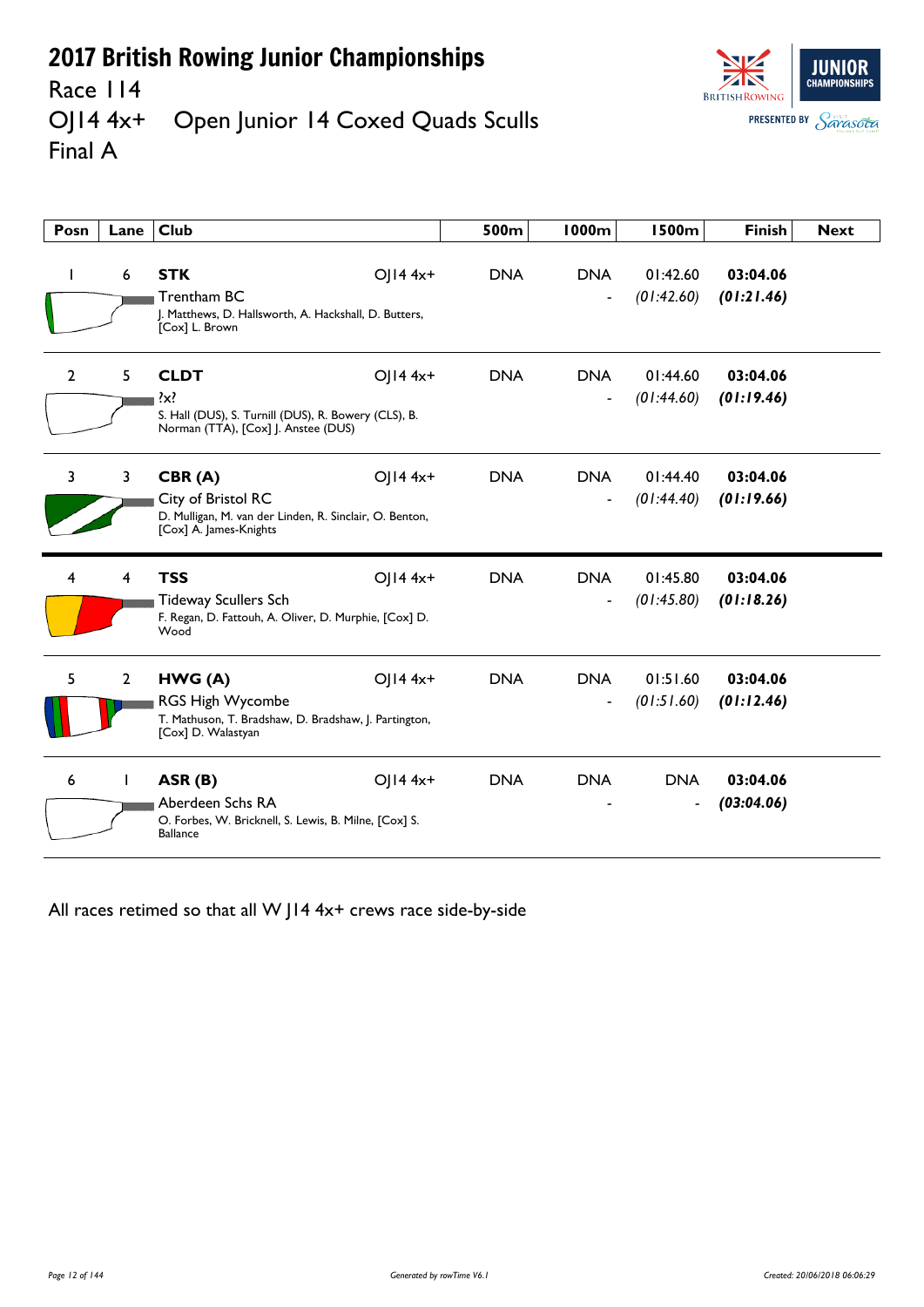# 2017 British Rowing Junior Championships

## Race 114

## OJ14 4x+ Open Junior 14 Coxed Quads Sculls

## Final A

| Posn | Lane | Club | | 500m | 1000m | 1500m | Finish | Next |
|---|---|---|---|---|---|---|---|---|
| 1 | 6 | **STK** Trentham BC J. Matthews, D. Hallsworth, A. Hackshall, D. Butters, [Cox] L. Brown | OJ14 4x+ | DNA | DNA - | 01:42.60 *(01:42.60)* | **03:04.06** ***(01:21.46)*** | |
| 2 | 5 | **CLDT** ?x? S. Hall (DUS), S. Turnill (DUS), R. Bowery (CLS), B. Norman (TTA), [Cox] J. Anstee (DUS) | OJ14 4x+ | DNA | DNA - | 01:44.60 *(01:44.60)* | **03:04.06** ***(01:19.46)*** | |
| 3 | 3 | **CBR (A)** City of Bristol RC D. Mulligan, M. van der Linden, R. Sinclair, O. Benton, [Cox] A. James-Knights | OJ14 4x+ | DNA | DNA - | 01:44.40 *(01:44.40)* | **03:04.06** ***(01:19.66)*** | |
| 4 | 4 | **TSS** Tideway Scullers Sch F. Regan, D. Fattouh, A. Oliver, D. Murphie, [Cox] D. Wood | OJ14 4x+ | DNA | DNA - | 01:45.80 *(01:45.80)* | **03:04.06** ***(01:18.26)*** | |
| 5 | 2 | **HWG (A)** RGS High Wycombe T. Mathuson, T. Bradshaw, D. Bradshaw, J. Partington, [Cox] D. Walastyan | OJ14 4x+ | DNA | DNA - | 01:51.60 *(01:51.60)* | **03:04.06** ***(01:12.46)*** | |
| 6 | 1 | **ASR (B)** Aberdeen Schs RA O. Forbes, W. Bricknell, S. Lewis, B. Milne, [Cox] S. Ballance | OJ14 4x+ | DNA | DNA - | DNA - | **03:04.06** ***(03:04.06)*** | |

All races retimed so that all W J14 4x+ crews race side-by-side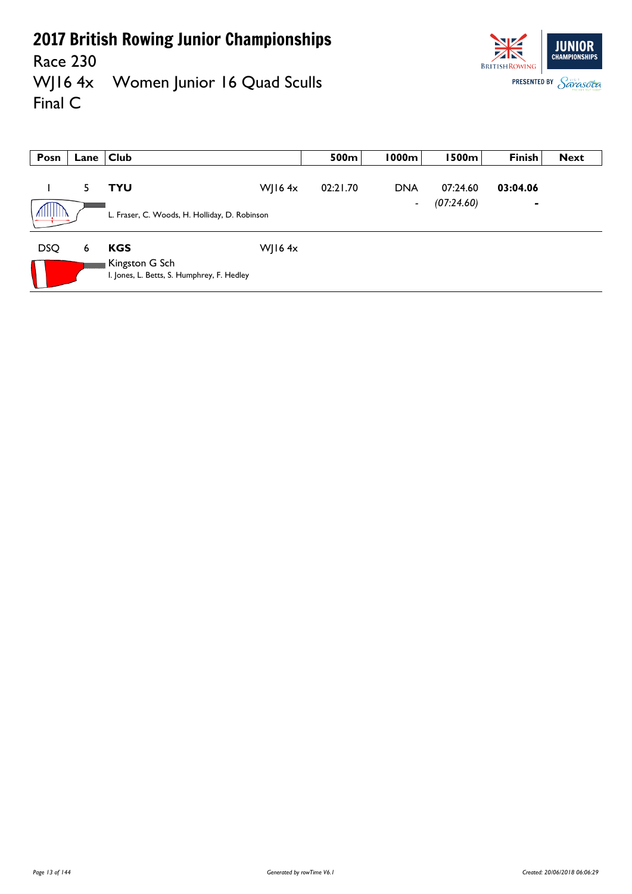# 2017 British Rowing Junior Championships

Race 230

WJ16 4x Women Junior 16 Quad Sculls

Final C

| Posn | Lane | Club | | 500m | 1000m | 1500m | Finish | Next |
|---|---|---|---|---|---|---|---|---|
| 1 | 5 | **TYU**<br>L. Fraser, C. Woods, H. Holliday, D. Robinson | WJ16 4x | 02:21.70 | DNA<br>- | 07:24.60<br>*(07:24.60)* | **03:04.06**<br>- | |
| DSQ | 6 | **KGS**<br>Kingston G Sch<br>I. Jones, L. Betts, S. Humphrey, F. Hedley | WJ16 4x | | | | | |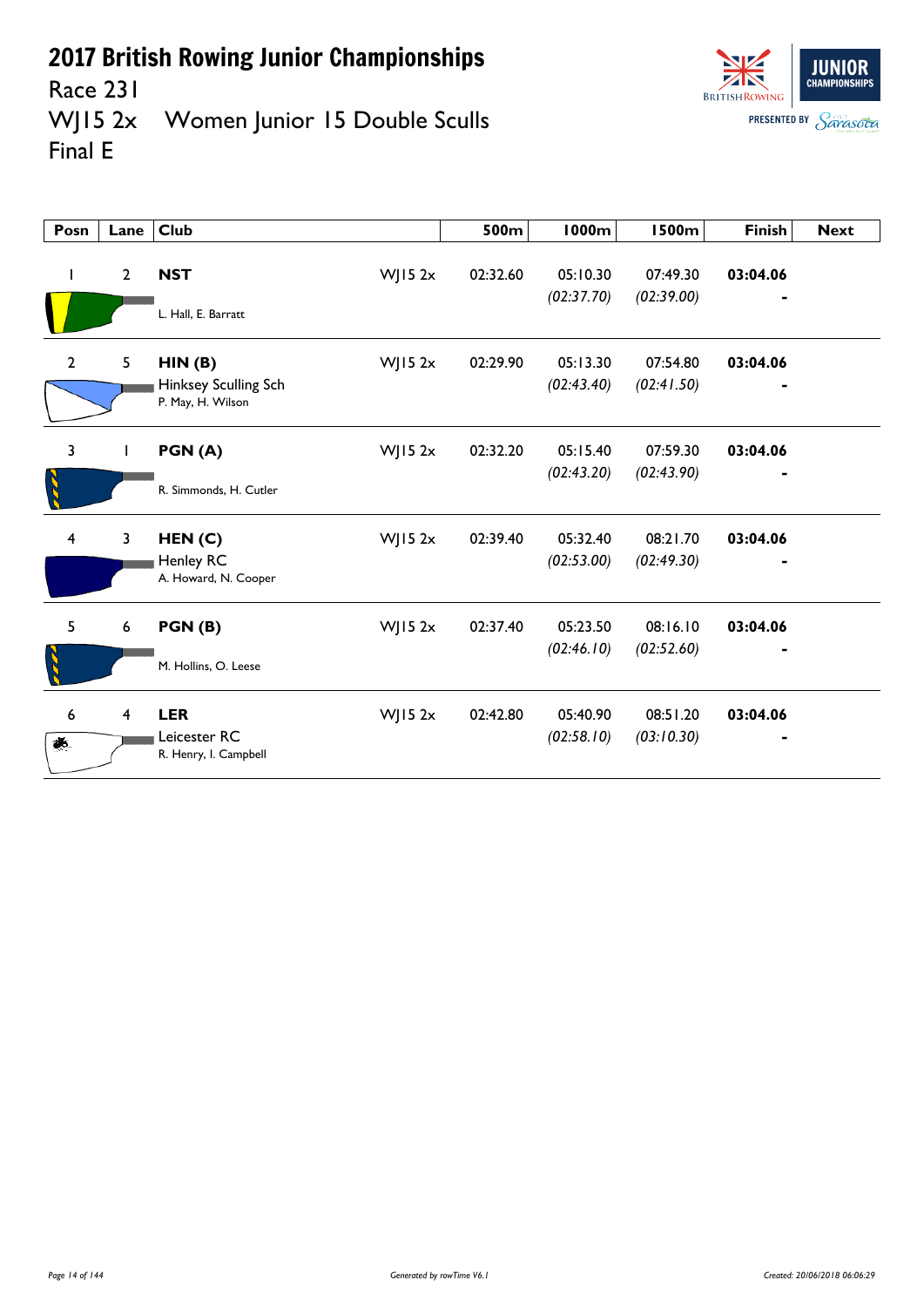# 2017 British Rowing Junior Championships

Race 231

WJ15 2x Women Junior 15 Double Sculls

Final E

| Posn | Lane | Club | | 500m | 1000m | 1500m | Finish | Next |
|---|---|---|---|---|---|---|---|---|
| 1 | 2 | **NST**<br>L. Hall, E. Barratt | WJ15 2x | 02:32.60 | 05:10.30<br>*(02:37.70)* | 07:49.30<br>*(02:39.00)* | **03:04.06**<br>- | |
| 2 | 5 | **HIN (B)**<br>Hinksey Sculling Sch<br>P. May, H. Wilson | WJ15 2x | 02:29.90 | 05:13.30<br>*(02:43.40)* | 07:54.80<br>*(02:41.50)* | **03:04.06**<br>- | |
| 3 | 1 | **PGN (A)**<br>R. Simmonds, H. Cutler | WJ15 2x | 02:32.20 | 05:15.40<br>*(02:43.20)* | 07:59.30<br>*(02:43.90)* | **03:04.06**<br>- | |
| 4 | 3 | **HEN (C)**<br>Henley RC<br>A. Howard, N. Cooper | WJ15 2x | 02:39.40 | 05:32.40<br>*(02:53.00)* | 08:21.70<br>*(02:49.30)* | **03:04.06**<br>- | |
| 5 | 6 | **PGN (B)**<br>M. Hollins, O. Leese | WJ15 2x | 02:37.40 | 05:23.50<br>*(02:46.10)* | 08:16.10<br>*(02:52.60)* | **03:04.06**<br>- | |
| 6 | 4 | **LER**<br>Leicester RC<br>R. Henry, I. Campbell | WJ15 2x | 02:42.80 | 05:40.90<br>*(02:58.10)* | 08:51.20<br>*(03:10.30)* | **03:04.06**<br>- | |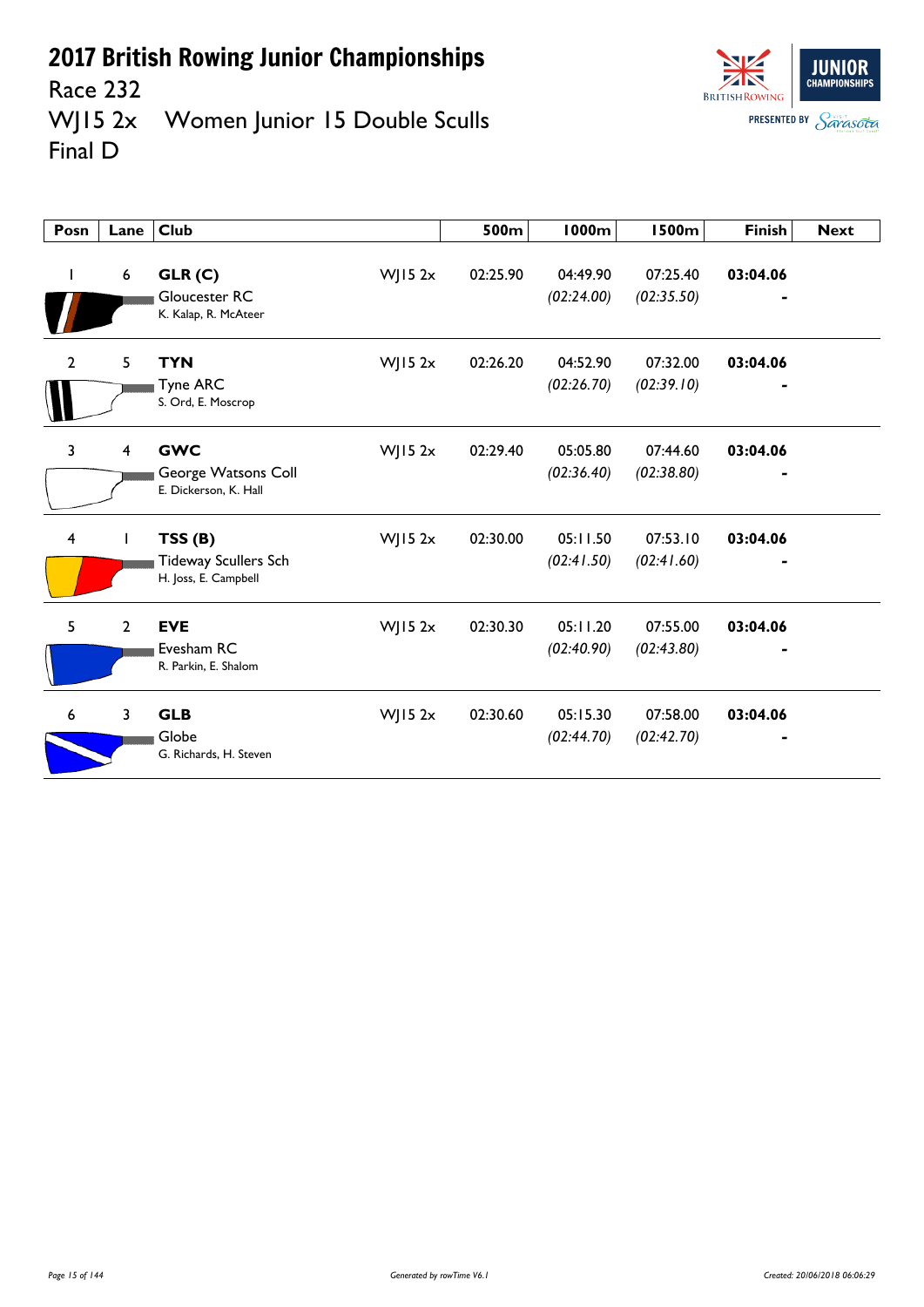# 2017 British Rowing Junior Championships

Race 232

WJ15 2x Women Junior 15 Double Sculls

Final D

| Posn | Lane | Club | | 500m | 1000m | 1500m | Finish | Next |
|---|---|---|---|---|---|---|---|---|
| 1 | 6 | **GLR (C)**<br>Gloucester RC<br>K. Kalap, R. McAteer | WJ15 2x | 02:25.90 | 04:49.90<br>*(02:24.00)* | 07:25.40<br>*(02:35.50)* | **03:04.06**<br>- | |
| 2 | 5 | **TYN**<br>Tyne ARC<br>S. Ord, E. Moscrop | WJ15 2x | 02:26.20 | 04:52.90<br>*(02:26.70)* | 07:32.00<br>*(02:39.10)* | **03:04.06**<br>- | |
| 3 | 4 | **GWC**<br>George Watsons Coll<br>E. Dickerson, K. Hall | WJ15 2x | 02:29.40 | 05:05.80<br>*(02:36.40)* | 07:44.60<br>*(02:38.80)* | **03:04.06**<br>- | |
| 4 | 1 | **TSS (B)**<br>Tideway Scullers Sch<br>H. Joss, E. Campbell | WJ15 2x | 02:30.00 | 05:11.50<br>*(02:41.50)* | 07:53.10<br>*(02:41.60)* | **03:04.06**<br>- | |
| 5 | 2 | **EVE**<br>Evesham RC<br>R. Parkin, E. Shalom | WJ15 2x | 02:30.30 | 05:11.20<br>*(02:40.90)* | 07:55.00<br>*(02:43.80)* | **03:04.06**<br>- | |
| 6 | 3 | **GLB**<br>Globe<br>G. Richards, H. Steven | WJ15 2x | 02:30.60 | 05:15.30<br>*(02:44.70)* | 07:58.00<br>*(02:42.70)* | **03:04.06**<br>- | |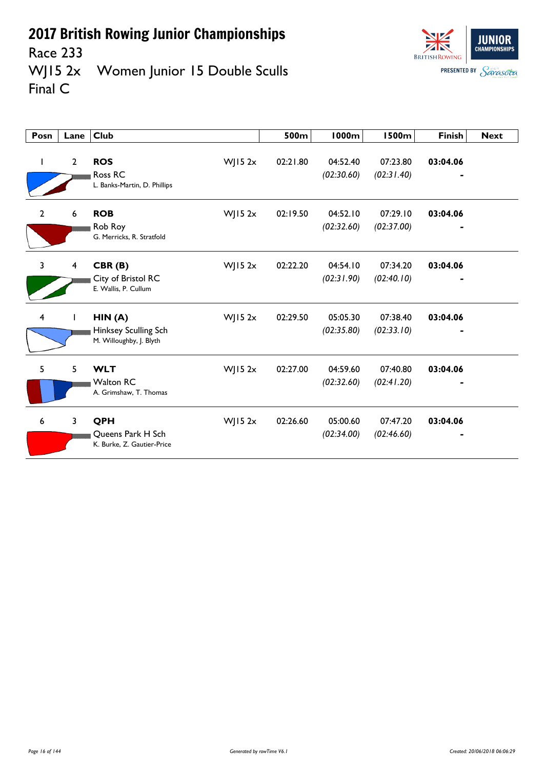# 2017 British Rowing Junior Championships

Race 233

WJ15 2x Women Junior 15 Double Sculls

Final C

| Posn | Lane | Club | | 500m | 1000m | 1500m | Finish | Next |
|---|---|---|---|---|---|---|---|---|
| 1 | 2 | **ROS** Ross RC L. Banks-Martin, D. Phillips | WJ15 2x | 02:21.80 | 04:52.40 *(02:30.60)* | 07:23.80 *(02:31.40)* | **03:04.06** - | |
| 2 | 6 | **ROB** Rob Roy G. Merricks, R. Stratfold | WJ15 2x | 02:19.50 | 04:52.10 *(02:32.60)* | 07:29.10 *(02:37.00)* | **03:04.06** - | |
| 3 | 4 | **CBR (B)** City of Bristol RC E. Wallis, P. Cullum | WJ15 2x | 02:22.20 | 04:54.10 *(02:31.90)* | 07:34.20 *(02:40.10)* | **03:04.06** - | |
| 4 | 1 | **HIN (A)** Hinksey Sculling Sch M. Willoughby, J. Blyth | WJ15 2x | 02:29.50 | 05:05.30 *(02:35.80)* | 07:38.40 *(02:33.10)* | **03:04.06** - | |
| 5 | 5 | **WLT** Walton RC A. Grimshaw, T. Thomas | WJ15 2x | 02:27.00 | 04:59.60 *(02:32.60)* | 07:40.80 *(02:41.20)* | **03:04.06** - | |
| 6 | 3 | **QPH** Queens Park H Sch K. Burke, Z. Gautier-Price | WJ15 2x | 02:26.60 | 05:00.60 *(02:34.00)* | 07:47.20 *(02:46.60)* | **03:04.06** - | |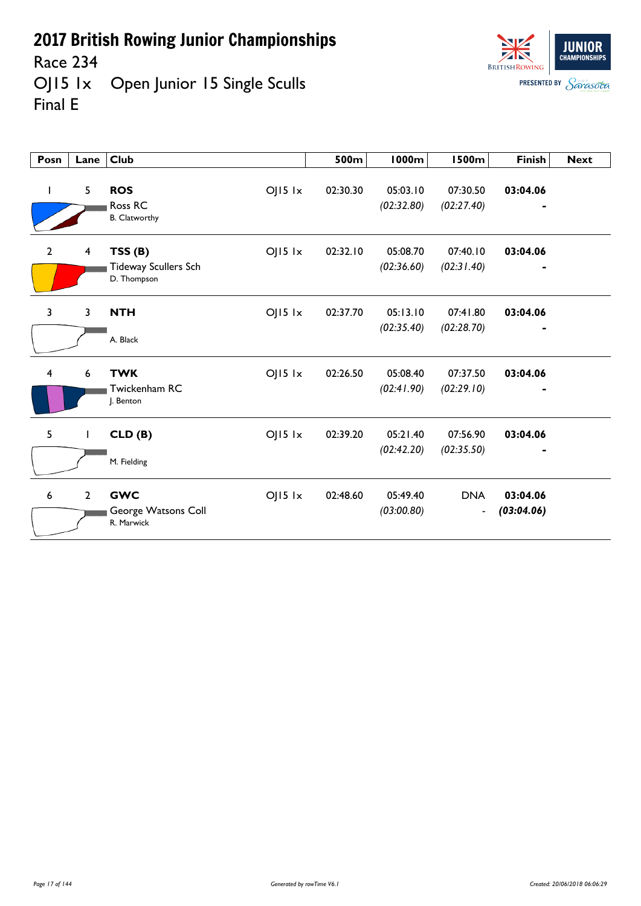# 2017 British Rowing Junior Championships

Race 234

OJ15 1x Open Junior 15 Single Sculls

Final E

| Posn | Lane | Club | | 500m | 1000m | 1500m | Finish | Next |
|---|---|---|---|---|---|---|---|---|
| 1 | 5 | **ROS** Ross RC B. Clatworthy | OJ15 1x | 02:30.30 | 05:03.10 *(02:32.80)* | 07:30.50 *(02:27.40)* | **03:04.06** - | |
| 2 | 4 | **TSS (B)** Tideway Scullers Sch D. Thompson | OJ15 1x | 02:32.10 | 05:08.70 *(02:36.60)* | 07:40.10 *(02:31.40)* | **03:04.06** - | |
| 3 | 3 | **NTH** A. Black | OJ15 1x | 02:37.70 | 05:13.10 *(02:35.40)* | 07:41.80 *(02:28.70)* | **03:04.06** - | |
| 4 | 6 | **TWK** Twickenham RC J. Benton | OJ15 1x | 02:26.50 | 05:08.40 *(02:41.90)* | 07:37.50 *(02:29.10)* | **03:04.06** - | |
| 5 | 1 | **CLD (B)** M. Fielding | OJ15 1x | 02:39.20 | 05:21.40 *(02:42.20)* | 07:56.90 *(02:35.50)* | **03:04.06** - | |
| 6 | 2 | **GWC** George Watsons Coll R. Marwick | OJ15 1x | 02:48.60 | 05:49.40 *(03:00.80)* | DNA - | **03:04.06** ***(03:04.06)*** | |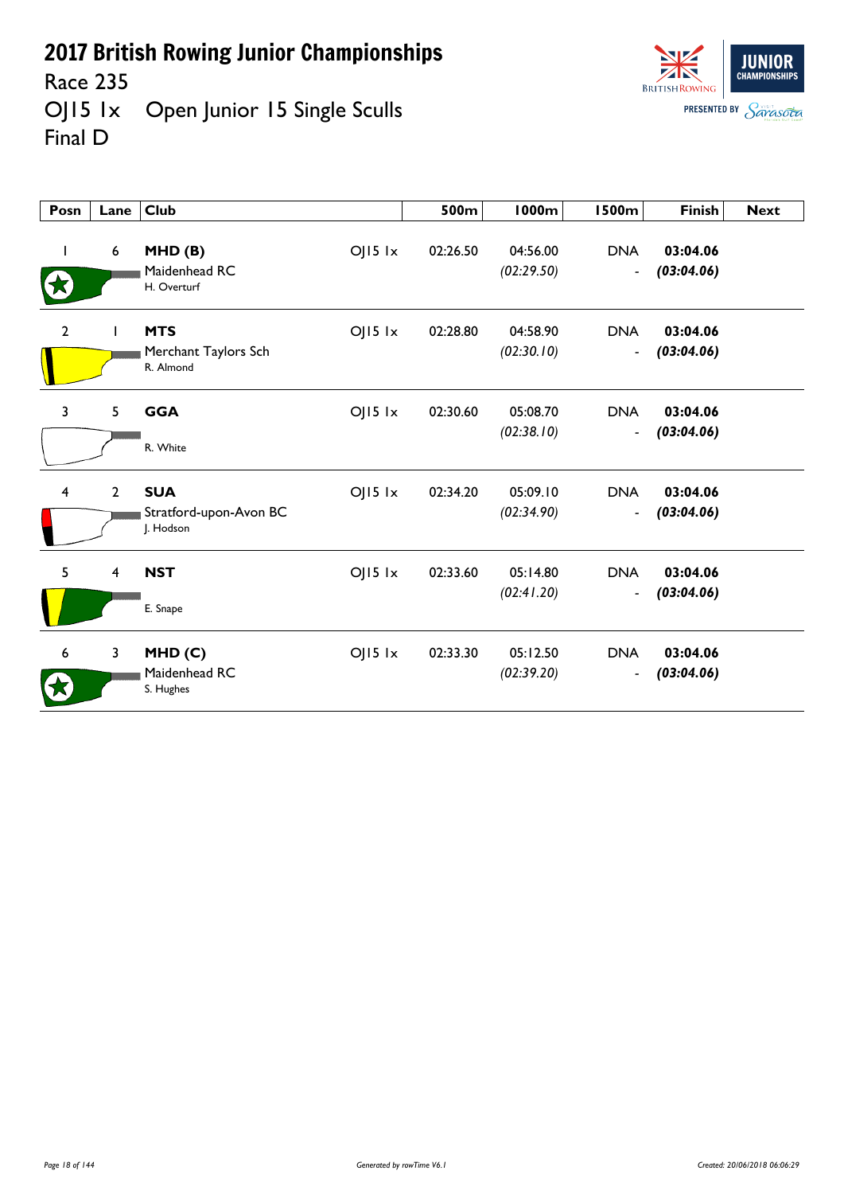# 2017 British Rowing Junior Championships

Race 235

OJ15 1x Open Junior 15 Single Sculls

Final D

| Posn | Lane | Club | | 500m | 1000m | 1500m | Finish | Next |
|---|---|---|---|---|---|---|---|---|
| 1 | 6 | **MHD (B)** Maidenhead RC H. Overturf | OJ15 1x | 02:26.50 | 04:56.00 *(02:29.50)* | DNA - | **03:04.06** ***(03:04.06)*** | |
| 2 | 1 | **MTS** Merchant Taylors Sch R. Almond | OJ15 1x | 02:28.80 | 04:58.90 *(02:30.10)* | DNA - | **03:04.06** ***(03:04.06)*** | |
| 3 | 5 | **GGA** R. White | OJ15 1x | 02:30.60 | 05:08.70 *(02:38.10)* | DNA - | **03:04.06** ***(03:04.06)*** | |
| 4 | 2 | **SUA** Stratford-upon-Avon BC J. Hodson | OJ15 1x | 02:34.20 | 05:09.10 *(02:34.90)* | DNA - | **03:04.06** ***(03:04.06)*** | |
| 5 | 4 | **NST** E. Snape | OJ15 1x | 02:33.60 | 05:14.80 *(02:41.20)* | DNA - | **03:04.06** ***(03:04.06)*** | |
| 6 | 3 | **MHD (C)** Maidenhead RC S. Hughes | OJ15 1x | 02:33.30 | 05:12.50 *(02:39.20)* | DNA - | **03:04.06** ***(03:04.06)*** | |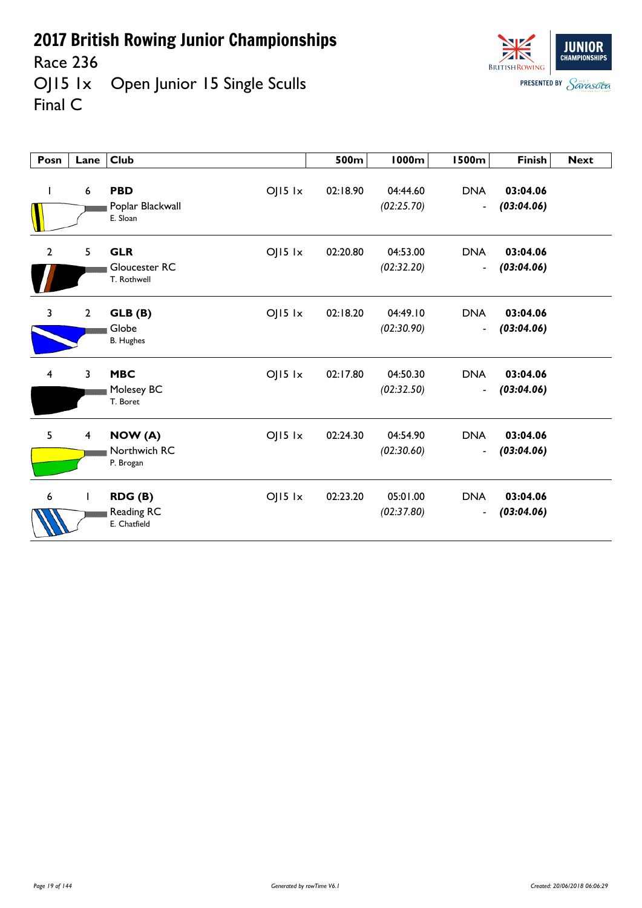# 2017 British Rowing Junior Championships

Race 236

OJ15 1x Open Junior 15 Single Sculls

Final C

| Posn | Lane | Club | | 500m | 1000m | 1500m | Finish | Next |
|---|---|---|---|---|---|---|---|---|
| 1 | 6 | **PBD** Poplar Blackwall E. Sloan | OJ15 1x | 02:18.90 | 04:44.60 *(02:25.70)* | DNA - | **03:04.06** ***(03:04.06)*** | |
| 2 | 5 | **GLR** Gloucester RC T. Rothwell | OJ15 1x | 02:20.80 | 04:53.00 *(02:32.20)* | DNA - | **03:04.06** ***(03:04.06)*** | |
| 3 | 2 | **GLB (B)** Globe B. Hughes | OJ15 1x | 02:18.20 | 04:49.10 *(02:30.90)* | DNA - | **03:04.06** ***(03:04.06)*** | |
| 4 | 3 | **MBC** Molesey BC T. Boret | OJ15 1x | 02:17.80 | 04:50.30 *(02:32.50)* | DNA - | **03:04.06** ***(03:04.06)*** | |
| 5 | 4 | **NOW (A)** Northwich RC P. Brogan | OJ15 1x | 02:24.30 | 04:54.90 *(02:30.60)* | DNA - | **03:04.06** ***(03:04.06)*** | |
| 6 | 1 | **RDG (B)** Reading RC E. Chatfield | OJ15 1x | 02:23.20 | 05:01.00 *(02:37.80)* | DNA - | **03:04.06** ***(03:04.06)*** | |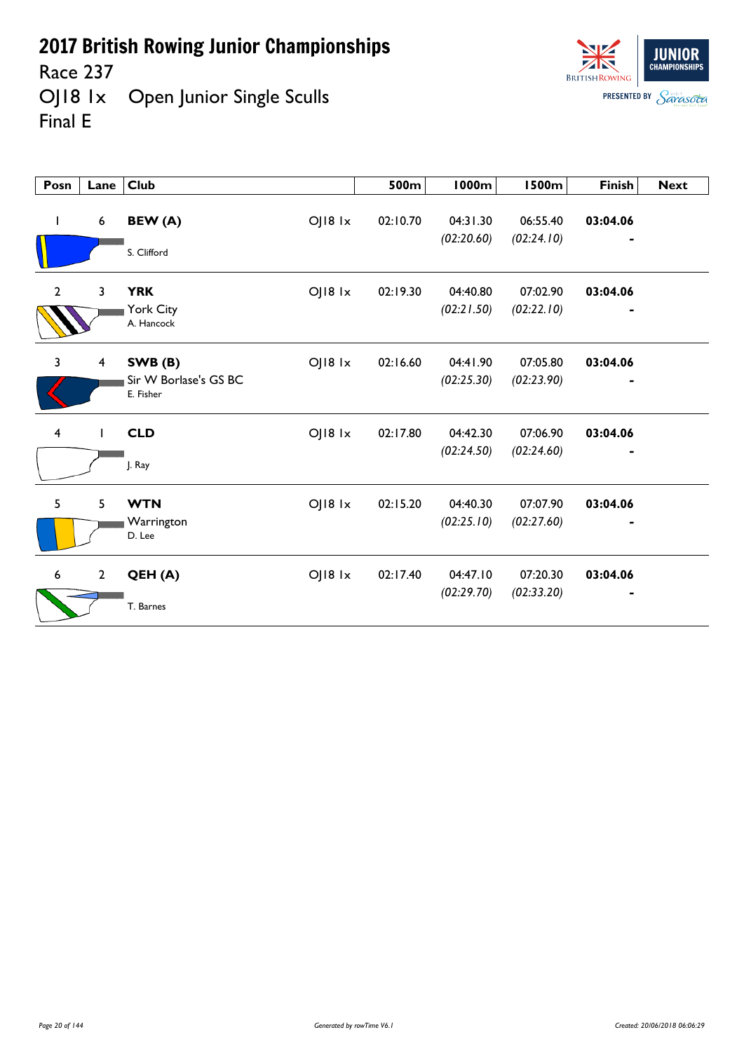# 2017 British Rowing Junior Championships

## Race 237

## OJ18 1x Open Junior Single Sculls

## Final E

| Posn | Lane | Club | | 500m | 1000m | 1500m | Finish | Next |
|---|---|---|---|---|---|---|---|---|
| 1 | 6 | **BEW (A)**<br>S. Clifford | OJ18 1x | 02:10.70 | 04:31.30<br>*(02:20.60)* | 06:55.40<br>*(02:24.10)* | **03:04.06**<br>- | |
| 2 | 3 | **YRK**<br>York City<br>A. Hancock | OJ18 1x | 02:19.30 | 04:40.80<br>*(02:21.50)* | 07:02.90<br>*(02:22.10)* | **03:04.06**<br>- | |
| 3 | 4 | **SWB (B)**<br>Sir W Borlase's GS BC<br>E. Fisher | OJ18 1x | 02:16.60 | 04:41.90<br>*(02:25.30)* | 07:05.80<br>*(02:23.90)* | **03:04.06**<br>- | |
| 4 | 1 | **CLD**<br>J. Ray | OJ18 1x | 02:17.80 | 04:42.30<br>*(02:24.50)* | 07:06.90<br>*(02:24.60)* | **03:04.06**<br>- | |
| 5 | 5 | **WTN**<br>Warrington<br>D. Lee | OJ18 1x | 02:15.20 | 04:40.30<br>*(02:25.10)* | 07:07.90<br>*(02:27.60)* | **03:04.06**<br>- | |
| 6 | 2 | **QEH (A)**<br>T. Barnes | OJ18 1x | 02:17.40 | 04:47.10<br>*(02:29.70)* | 07:20.30<br>*(02:33.20)* | **03:04.06**<br>- | |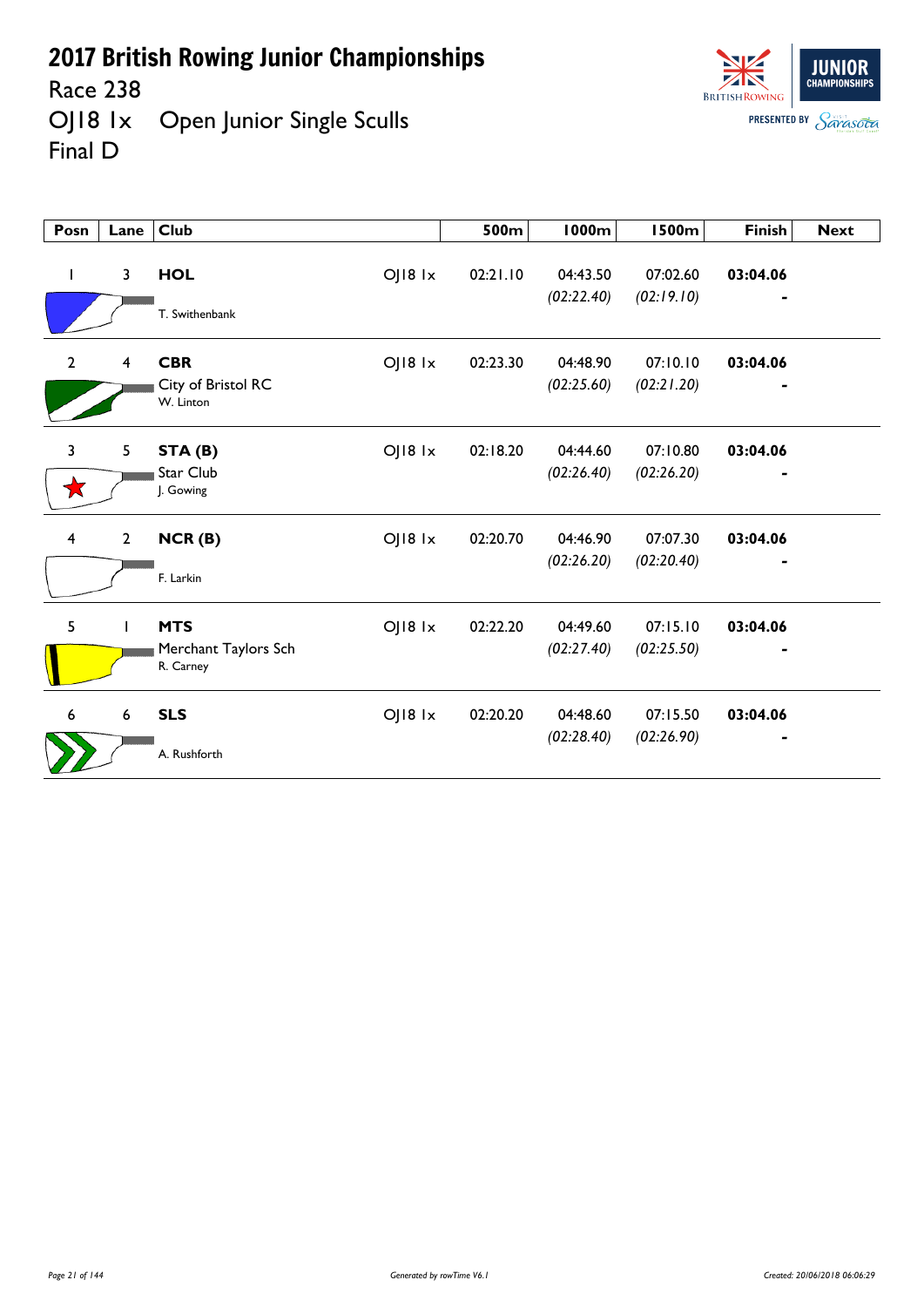# 2017 British Rowing Junior Championships

Race 238

OJ18 1x Open Junior Single Sculls

Final D

| Posn | Lane | Club | | 500m | 1000m | 1500m | Finish | Next |
|---|---|---|---|---|---|---|---|---|
| 1 | 3 | **HOL**<br>T. Swithenbank | OJ18 1x | 02:21.10 | 04:43.50<br>*(02:22.40)* | 07:02.60<br>*(02:19.10)* | **03:04.06**<br>- | |
| 2 | 4 | **CBR**<br>City of Bristol RC<br>W. Linton | OJ18 1x | 02:23.30 | 04:48.90<br>*(02:25.60)* | 07:10.10<br>*(02:21.20)* | **03:04.06**<br>- | |
| 3 | 5 | **STA (B)**<br>Star Club<br>J. Gowing | OJ18 1x | 02:18.20 | 04:44.60<br>*(02:26.40)* | 07:10.80<br>*(02:26.20)* | **03:04.06**<br>- | |
| 4 | 2 | **NCR (B)**<br>F. Larkin | OJ18 1x | 02:20.70 | 04:46.90<br>*(02:26.20)* | 07:07.30<br>*(02:20.40)* | **03:04.06**<br>- | |
| 5 | 1 | **MTS**<br>Merchant Taylors Sch<br>R. Carney | OJ18 1x | 02:22.20 | 04:49.60<br>*(02:27.40)* | 07:15.10<br>*(02:25.50)* | **03:04.06**<br>- | |
| 6 | 6 | **SLS**<br>A. Rushforth | OJ18 1x | 02:20.20 | 04:48.60<br>*(02:28.40)* | 07:15.50<br>*(02:26.90)* | **03:04.06**<br>- | |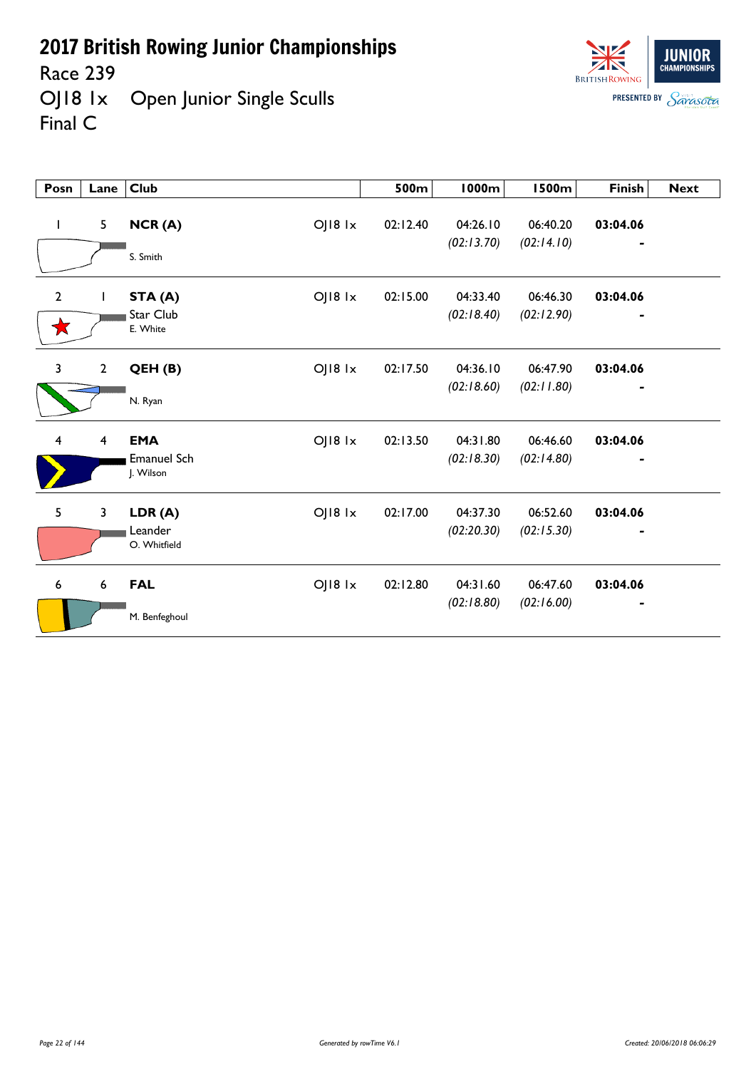# 2017 British Rowing Junior Championships

Race 239

OJ18 1x Open Junior Single Sculls

Final C

| Posn | Lane | Club | | 500m | 1000m | 1500m | Finish | Next |
|---|---|---|---|---|---|---|---|---|
| 1 | 5 | **NCR (A)** S. Smith | OJ18 1x | 02:12.40 | 04:26.10 *(02:13.70)* | 06:40.20 *(02:14.10)* | **03:04.06** - | |
| 2 | 1 | **STA (A)** Star Club E. White | OJ18 1x | 02:15.00 | 04:33.40 *(02:18.40)* | 06:46.30 *(02:12.90)* | **03:04.06** - | |
| 3 | 2 | **QEH (B)** N. Ryan | OJ18 1x | 02:17.50 | 04:36.10 *(02:18.60)* | 06:47.90 *(02:11.80)* | **03:04.06** - | |
| 4 | 4 | **EMA** Emanuel Sch J. Wilson | OJ18 1x | 02:13.50 | 04:31.80 *(02:18.30)* | 06:46.60 *(02:14.80)* | **03:04.06** - | |
| 5 | 3 | **LDR (A)** Leander O. Whitfield | OJ18 1x | 02:17.00 | 04:37.30 *(02:20.30)* | 06:52.60 *(02:15.30)* | **03:04.06** - | |
| 6 | 6 | **FAL** M. Benfeghoul | OJ18 1x | 02:12.80 | 04:31.60 *(02:18.80)* | 06:47.60 *(02:16.00)* | **03:04.06** - | |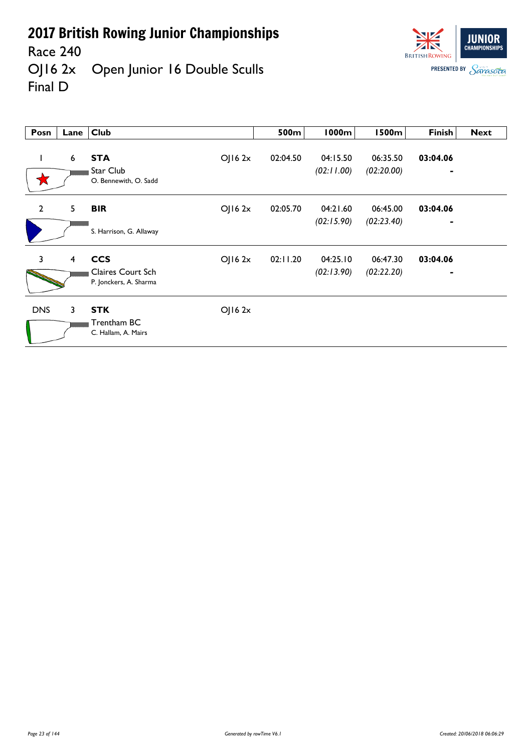# 2017 British Rowing Junior Championships

Race 240

OJ16 2x Open Junior 16 Double Sculls

Final D

| Posn | Lane | Club | | 500m | 1000m | 1500m | Finish | Next |
|---|---|---|---|---|---|---|---|---|
| 1 | 6 | **STA** Star Club O. Bennewith, O. Sadd | OJ16 2x | 02:04.50 | 04:15.50 *(02:11.00)* | 06:35.50 *(02:20.00)* | **03:04.06** - | |
| 2 | 5 | **BIR** S. Harrison, G. Allaway | OJ16 2x | 02:05.70 | 04:21.60 *(02:15.90)* | 06:45.00 *(02:23.40)* | **03:04.06** - | |
| 3 | 4 | **CCS** Claires Court Sch P. Jonckers, A. Sharma | OJ16 2x | 02:11.20 | 04:25.10 *(02:13.90)* | 06:47.30 *(02:22.20)* | **03:04.06** - | |
| DNS | 3 | **STK** Trentham BC C. Hallam, A. Mairs | OJ16 2x | | | | | |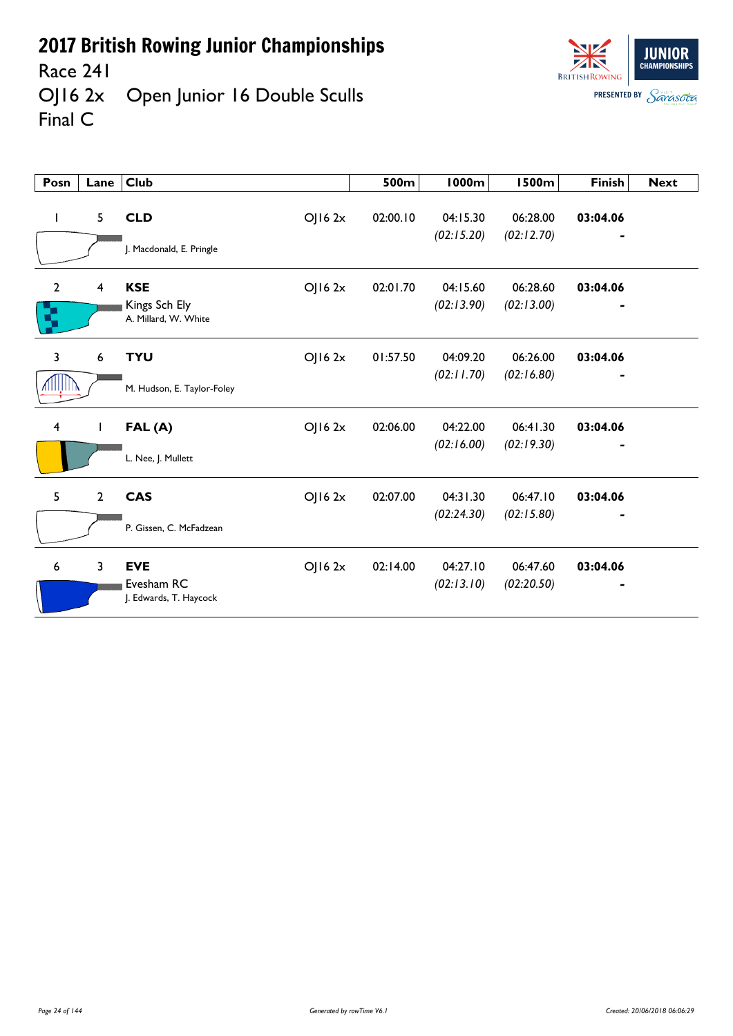# 2017 British Rowing Junior Championships

Race 241

OJ16 2x Open Junior 16 Double Sculls

Final C

| Posn | Lane | Club | | 500m | 1000m | 1500m | Finish | Next |
|---|---|---|---|---|---|---|---|---|
| 1 | 5 | **CLD**<br>J. Macdonald, E. Pringle | OJ16 2x | 02:00.10 | 04:15.30<br>*(02:15.20)* | 06:28.00<br>*(02:12.70)* | **03:04.06**<br>- | |
| 2 | 4 | **KSE**<br>Kings Sch Ely<br>A. Millard, W. White | OJ16 2x | 02:01.70 | 04:15.60<br>*(02:13.90)* | 06:28.60<br>*(02:13.00)* | **03:04.06**<br>- | |
| 3 | 6 | **TYU**<br>M. Hudson, E. Taylor-Foley | OJ16 2x | 01:57.50 | 04:09.20<br>*(02:11.70)* | 06:26.00<br>*(02:16.80)* | **03:04.06**<br>- | |
| 4 | 1 | **FAL (A)**<br>L. Nee, J. Mullett | OJ16 2x | 02:06.00 | 04:22.00<br>*(02:16.00)* | 06:41.30<br>*(02:19.30)* | **03:04.06**<br>- | |
| 5 | 2 | **CAS**<br>P. Gissen, C. McFadzean | OJ16 2x | 02:07.00 | 04:31.30<br>*(02:24.30)* | 06:47.10<br>*(02:15.80)* | **03:04.06**<br>- | |
| 6 | 3 | **EVE**<br>Evesham RC<br>J. Edwards, T. Haycock | OJ16 2x | 02:14.00 | 04:27.10<br>*(02:13.10)* | 06:47.60<br>*(02:20.50)* | **03:04.06**<br>- | |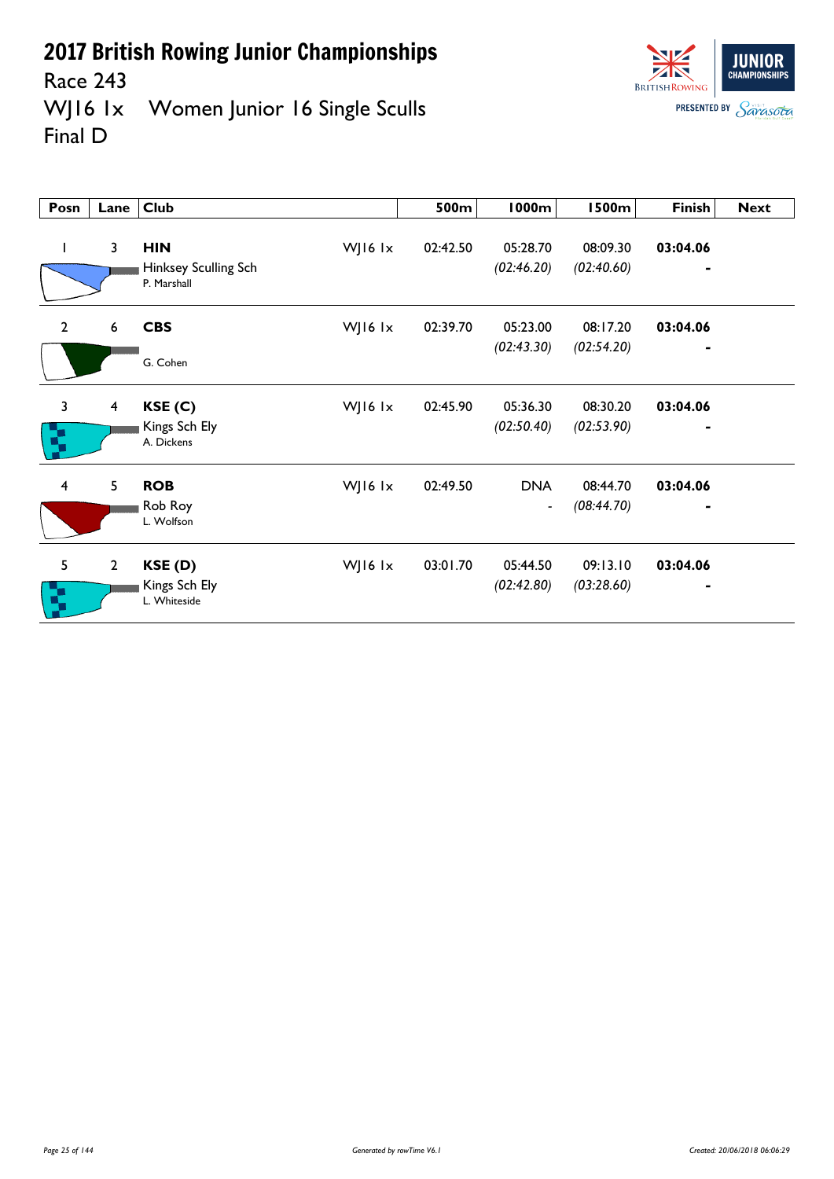# 2017 British Rowing Junior Championships

Race 243

WJ16 1x Women Junior 16 Single Sculls

Final D

| Posn | Lane | Club | | 500m | 1000m | 1500m | Finish | Next |
|---|---|---|---|---|---|---|---|---|
| 1 | 3 | **HIN** Hinksey Sculling Sch P. Marshall | WJ16 1x | 02:42.50 | 05:28.70 *(02:46.20)* | 08:09.30 *(02:40.60)* | **03:04.06** - | |
| 2 | 6 | **CBS** G. Cohen | WJ16 1x | 02:39.70 | 05:23.00 *(02:43.30)* | 08:17.20 *(02:54.20)* | **03:04.06** - | |
| 3 | 4 | **KSE (C)** Kings Sch Ely A. Dickens | WJ16 1x | 02:45.90 | 05:36.30 *(02:50.40)* | 08:30.20 *(02:53.90)* | **03:04.06** - | |
| 4 | 5 | **ROB** Rob Roy L. Wolfson | WJ16 1x | 02:49.50 | DNA - | 08:44.70 *(08:44.70)* | **03:04.06** - | |
| 5 | 2 | **KSE (D)** Kings Sch Ely L. Whiteside | WJ16 1x | 03:01.70 | 05:44.50 *(02:42.80)* | 09:13.10 *(03:28.60)* | **03:04.06** - | |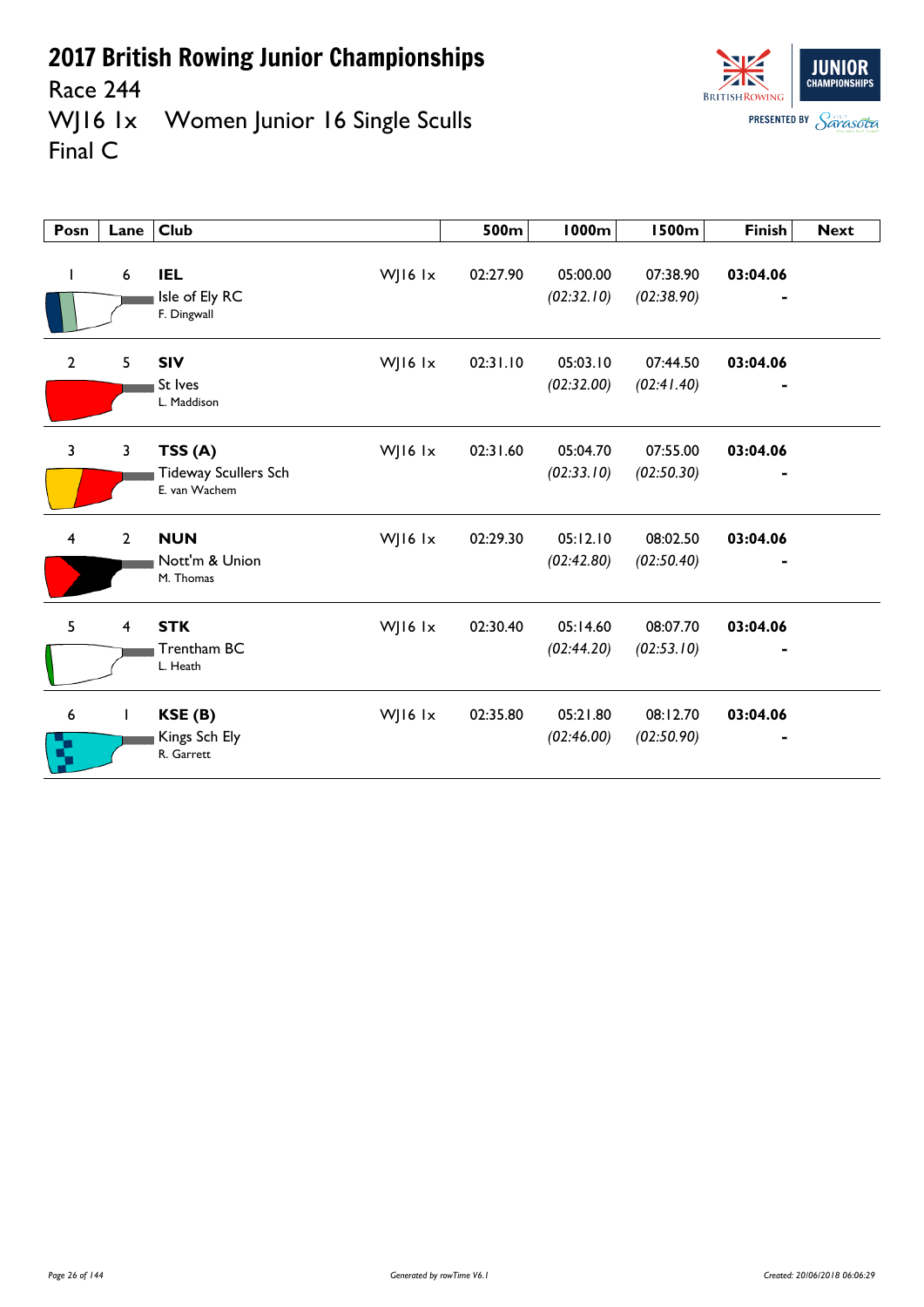# 2017 British Rowing Junior Championships

Race 244

WJ16 1x Women Junior 16 Single Sculls

Final C

| Posn | Lane | Club | | 500m | 1000m | 1500m | Finish | Next |
|---|---|---|---|---|---|---|---|---|
| 1 | 6 | **IEL** Isle of Ely RC F. Dingwall | WJ16 1x | 02:27.90 | 05:00.00 *(02:32.10)* | 07:38.90 *(02:38.90)* | **03:04.06** - | |
| 2 | 5 | **SIV** St Ives L. Maddison | WJ16 1x | 02:31.10 | 05:03.10 *(02:32.00)* | 07:44.50 *(02:41.40)* | **03:04.06** - | |
| 3 | 3 | **TSS (A)** Tideway Scullers Sch E. van Wachem | WJ16 1x | 02:31.60 | 05:04.70 *(02:33.10)* | 07:55.00 *(02:50.30)* | **03:04.06** - | |
| 4 | 2 | **NUN** Nott'm & Union M. Thomas | WJ16 1x | 02:29.30 | 05:12.10 *(02:42.80)* | 08:02.50 *(02:50.40)* | **03:04.06** - | |
| 5 | 4 | **STK** Trentham BC L. Heath | WJ16 1x | 02:30.40 | 05:14.60 *(02:44.20)* | 08:07.70 *(02:53.10)* | **03:04.06** - | |
| 6 | 1 | **KSE (B)** Kings Sch Ely R. Garrett | WJ16 1x | 02:35.80 | 05:21.80 *(02:46.00)* | 08:12.70 *(02:50.90)* | **03:04.06** - | |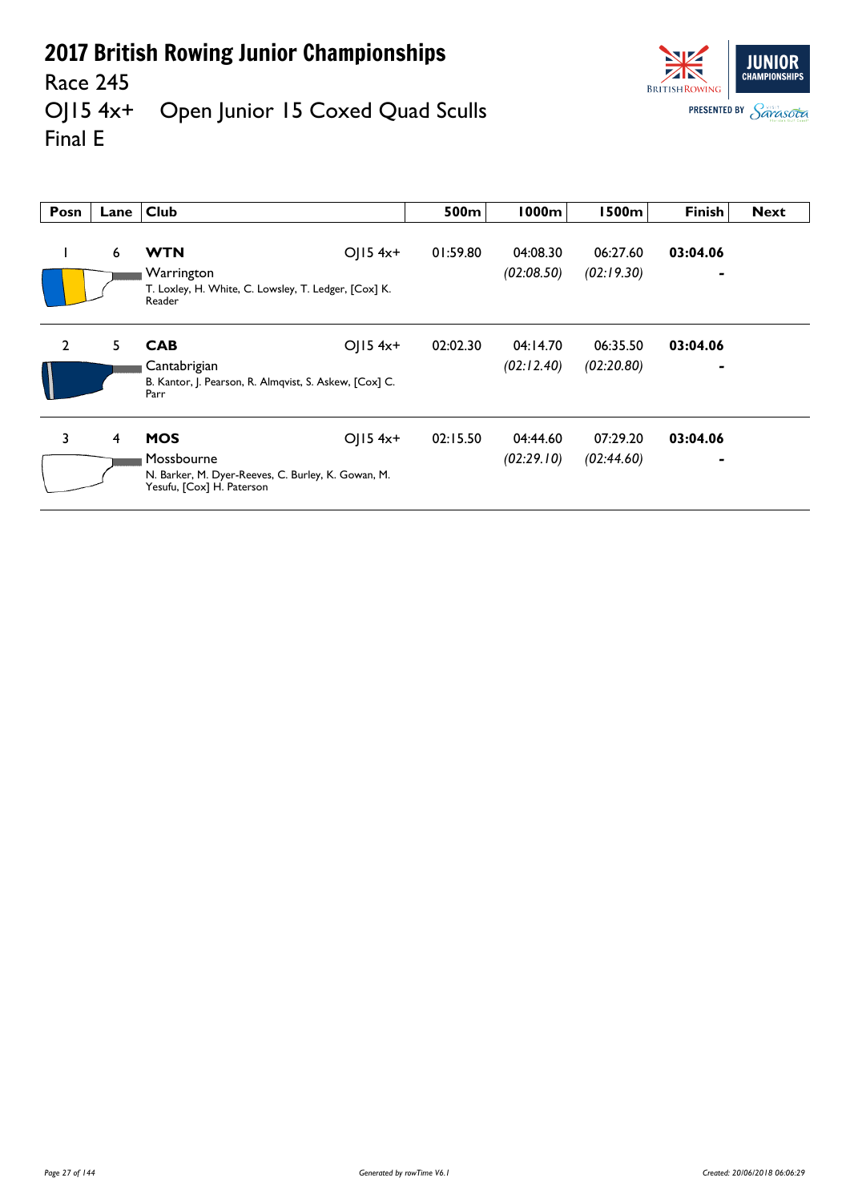# 2017 British Rowing Junior Championships

Race 245

OJ15 4x+ Open Junior 15 Coxed Quad Sculls

Final E

| Posn | Lane | Club | | 500m | 1000m | 1500m | Finish | Next |
|---|---|---|---|---|---|---|---|---|
| 1 | 6 | **WTN** Warrington T. Loxley, H. White, C. Lowsley, T. Ledger, [Cox] K. Reader | OJ15 4x+ | 01:59.80 | 04:08.30 *(02:08.50)* | 06:27.60 *(02:19.30)* | **03:04.06** - | |
| 2 | 5 | **CAB** Cantabrigian B. Kantor, J. Pearson, R. Almqvist, S. Askew, [Cox] C. Parr | OJ15 4x+ | 02:02.30 | 04:14.70 *(02:12.40)* | 06:35.50 *(02:20.80)* | **03:04.06** - | |
| 3 | 4 | **MOS** Mossbourne N. Barker, M. Dyer-Reeves, C. Burley, K. Gowan, M. Yesufu, [Cox] H. Paterson | OJ15 4x+ | 02:15.50 | 04:44.60 *(02:29.10)* | 07:29.20 *(02:44.60)* | **03:04.06** - | |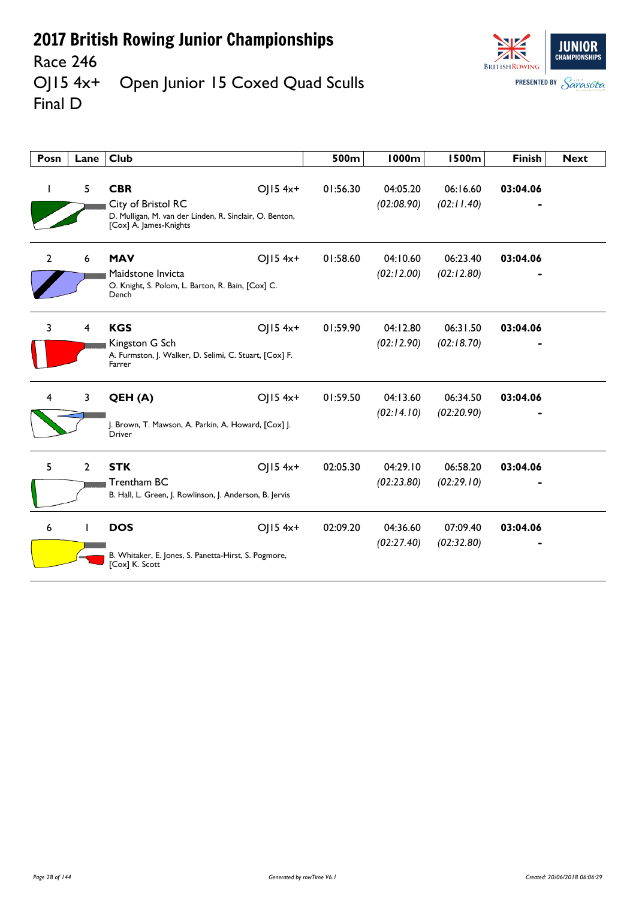# 2017 British Rowing Junior Championships

## Race 246

## OJ15 4x+ Open Junior 15 Coxed Quad Sculls

## Final D

| Posn | Lane | Club | | 500m | 1000m | 1500m | Finish | Next |
|---|---|---|---|---|---|---|---|---|
| 1 | 5 | **CBR** City of Bristol RC D. Mulligan, M. van der Linden, R. Sinclair, O. Benton, [Cox] A. James-Knights | OJ15 4x+ | 01:56.30 | 04:05.20 *(02:08.90)* | 06:16.60 *(02:11.40)* | **03:04.06** - | |
| 2 | 6 | **MAV** Maidstone Invicta O. Knight, S. Polom, L. Barton, R. Bain, [Cox] C. Dench | OJ15 4x+ | 01:58.60 | 04:10.60 *(02:12.00)* | 06:23.40 *(02:12.80)* | **03:04.06** - | |
| 3 | 4 | **KGS** Kingston G Sch A. Furmston, J. Walker, D. Selimi, C. Stuart, [Cox] F. Farrer | OJ15 4x+ | 01:59.90 | 04:12.80 *(02:12.90)* | 06:31.50 *(02:18.70)* | **03:04.06** - | |
| 4 | 3 | **QEH (A)** J. Brown, T. Mawson, A. Parkin, A. Howard, [Cox] J. Driver | OJ15 4x+ | 01:59.50 | 04:13.60 *(02:14.10)* | 06:34.50 *(02:20.90)* | **03:04.06** - | |
| 5 | 2 | **STK** Trentham BC B. Hall, L. Green, J. Rowlinson, J. Anderson, B. Jervis | OJ15 4x+ | 02:05.30 | 04:29.10 *(02:23.80)* | 06:58.20 *(02:29.10)* | **03:04.06** - | |
| 6 | 1 | **DOS** B. Whitaker, E. Jones, S. Panetta-Hirst, S. Pogmore, [Cox] K. Scott | OJ15 4x+ | 02:09.20 | 04:36.60 *(02:27.40)* | 07:09.40 *(02:32.80)* | **03:04.06** - | |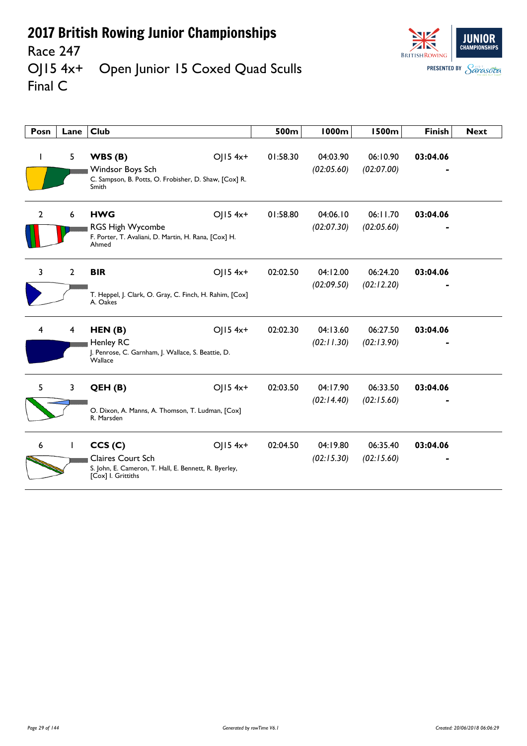# 2017 British Rowing Junior Championships

## Race 247

## OJ15 4x+ Open Junior 15 Coxed Quad Sculls

## Final C

| Posn | Lane | Club | | 500m | 1000m | 1500m | Finish | Next |
|---|---|---|---|---|---|---|---|---|
| 1 | 5 | **WBS (B)**<br>Windsor Boys Sch<br>C. Sampson, B. Potts, O. Frobisher, D. Shaw, [Cox] R. Smith | OJ15 4x+ | 01:58.30 | 04:03.90<br>*(02:05.60)* | 06:10.90<br>*(02:07.00)* | **03:04.06**<br>- | |
| 2 | 6 | **HWG**<br>RGS High Wycombe<br>F. Porter, T. Avaliani, D. Martin, H. Rana, [Cox] H. Ahmed | OJ15 4x+ | 01:58.80 | 04:06.10<br>*(02:07.30)* | 06:11.70<br>*(02:05.60)* | **03:04.06**<br>- | |
| 3 | 2 | **BIR**<br>T. Heppel, J. Clark, O. Gray, C. Finch, H. Rahim, [Cox] A. Oakes | OJ15 4x+ | 02:02.50 | 04:12.00<br>*(02:09.50)* | 06:24.20<br>*(02:12.20)* | **03:04.06**<br>- | |
| 4 | 4 | **HEN (B)**<br>Henley RC<br>J. Penrose, C. Garnham, J. Wallace, S. Beattie, D. Wallace | OJ15 4x+ | 02:02.30 | 04:13.60<br>*(02:11.30)* | 06:27.50<br>*(02:13.90)* | **03:04.06**<br>- | |
| 5 | 3 | **QEH (B)**<br>O. Dixon, A. Manns, A. Thomson, T. Ludman, [Cox] R. Marsden | OJ15 4x+ | 02:03.50 | 04:17.90<br>*(02:14.40)* | 06:33.50<br>*(02:15.60)* | **03:04.06**<br>- | |
| 6 | 1 | **CCS (C)**<br>Claires Court Sch<br>S. John, E. Cameron, T. Hall, E. Bennett, R. Byerley, [Cox] I. Grittiths | OJ15 4x+ | 02:04.50 | 04:19.80<br>*(02:15.30)* | 06:35.40<br>*(02:15.60)* | **03:04.06**<br>- | |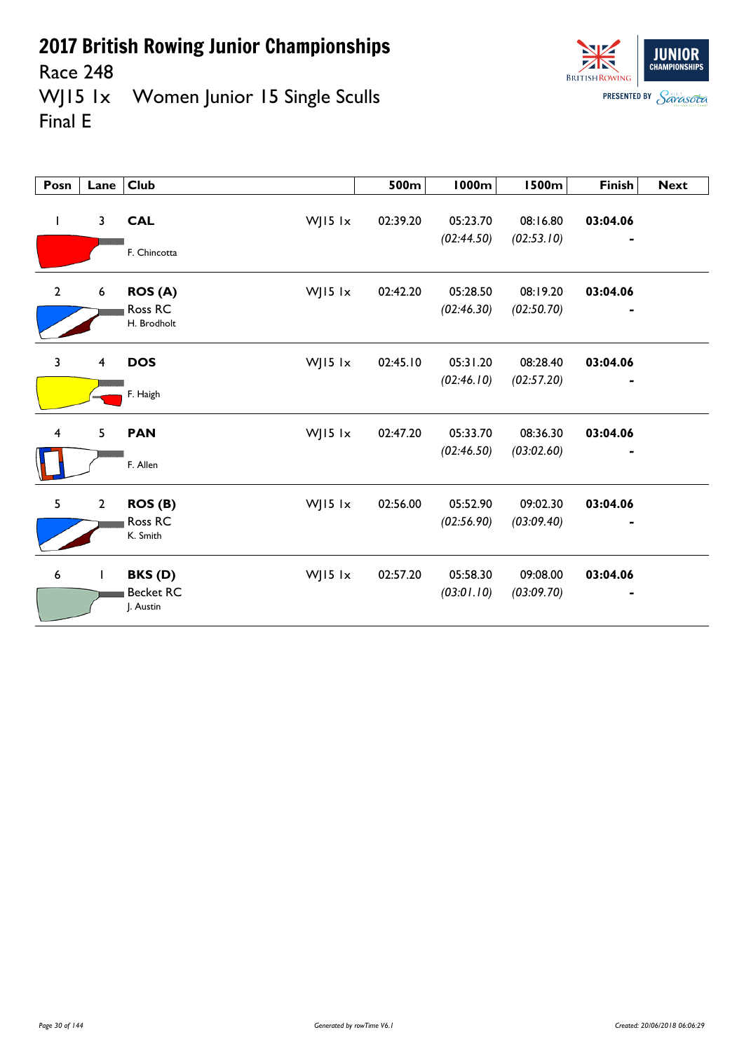# 2017 British Rowing Junior Championships

Race 248

WJ15 1x Women Junior 15 Single Sculls

Final E

| Posn | Lane | Club | | 500m | 1000m | 1500m | Finish | Next |
|---|---|---|---|---|---|---|---|---|
| 1 | 3 | **CAL**<br>F. Chincotta | WJ15 1x | 02:39.20 | 05:23.70<br>*(02:44.50)* | 08:16.80<br>*(02:53.10)* | **03:04.06**<br>- | |
| 2 | 6 | **ROS (A)**<br>Ross RC<br>H. Brodholt | WJ15 1x | 02:42.20 | 05:28.50<br>*(02:46.30)* | 08:19.20<br>*(02:50.70)* | **03:04.06**<br>- | |
| 3 | 4 | **DOS**<br>F. Haigh | WJ15 1x | 02:45.10 | 05:31.20<br>*(02:46.10)* | 08:28.40<br>*(02:57.20)* | **03:04.06**<br>- | |
| 4 | 5 | **PAN**<br>F. Allen | WJ15 1x | 02:47.20 | 05:33.70<br>*(02:46.50)* | 08:36.30<br>*(03:02.60)* | **03:04.06**<br>- | |
| 5 | 2 | **ROS (B)**<br>Ross RC<br>K. Smith | WJ15 1x | 02:56.00 | 05:52.90<br>*(02:56.90)* | 09:02.30<br>*(03:09.40)* | **03:04.06**<br>- | |
| 6 | 1 | **BKS (D)**<br>Becket RC<br>J. Austin | WJ15 1x | 02:57.20 | 05:58.30<br>*(03:01.10)* | 09:08.00<br>*(03:09.70)* | **03:04.06**<br>- | |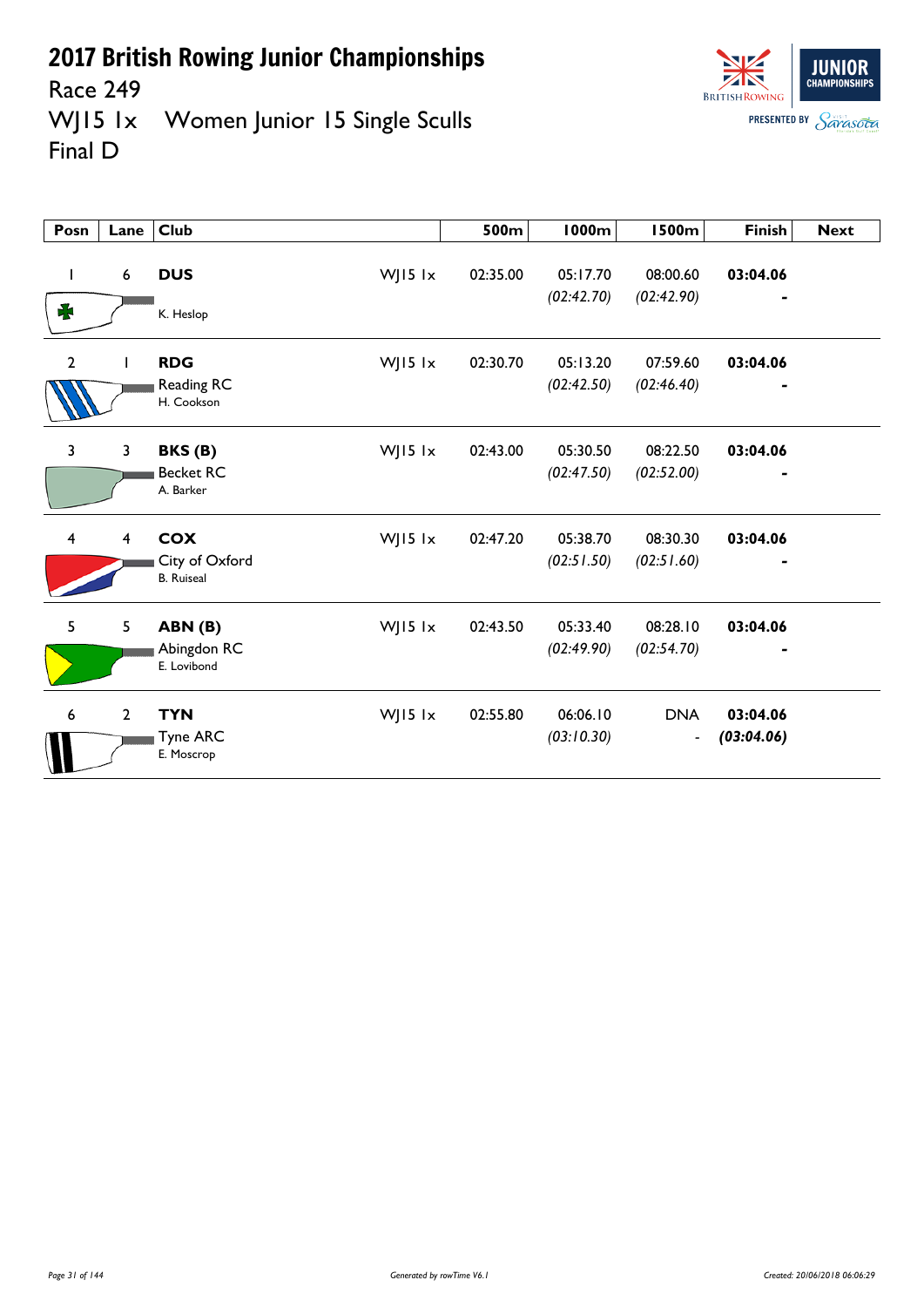# 2017 British Rowing Junior Championships

## Race 249

## WJ15 1x Women Junior 15 Single Sculls

## Final D

| Posn | Lane | Club | | 500m | 1000m | 1500m | Finish | Next |
|---|---|---|---|---|---|---|---|---|
| 1 | 6 | **DUS**<br>K. Heslop | WJ15 1x | 02:35.00 | 05:17.70<br>*(02:42.70)* | 08:00.60<br>*(02:42.90)* | **03:04.06**<br>**-** | |
| 2 | 1 | **RDG**<br>Reading RC<br>H. Cookson | WJ15 1x | 02:30.70 | 05:13.20<br>*(02:42.50)* | 07:59.60<br>*(02:46.40)* | **03:04.06**<br>**-** | |
| 3 | 3 | **BKS (B)**<br>Becket RC<br>A. Barker | WJ15 1x | 02:43.00 | 05:30.50<br>*(02:47.50)* | 08:22.50<br>*(02:52.00)* | **03:04.06**<br>**-** | |
| 4 | 4 | **COX**<br>City of Oxford<br>B. Ruiseal | WJ15 1x | 02:47.20 | 05:38.70<br>*(02:51.50)* | 08:30.30<br>*(02:51.60)* | **03:04.06**<br>**-** | |
| 5 | 5 | **ABN (B)**<br>Abingdon RC<br>E. Lovibond | WJ15 1x | 02:43.50 | 05:33.40<br>*(02:49.90)* | 08:28.10<br>*(02:54.70)* | **03:04.06**<br>**-** | |
| 6 | 2 | **TYN**<br>Tyne ARC<br>E. Moscrop | WJ15 1x | 02:55.80 | 06:06.10<br>*(03:10.30)* | DNA<br>- | **03:04.06**<br>***(03:04.06)*** | |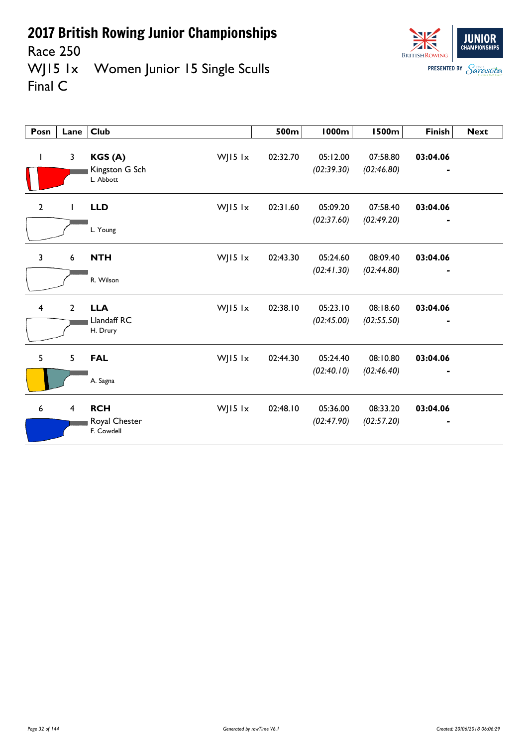# 2017 British Rowing Junior Championships

Race 250

WJ15 1x Women Junior 15 Single Sculls

Final C

| Posn | Lane | Club | | 500m | 1000m | 1500m | Finish | Next |
|---|---|---|---|---|---|---|---|---|
| 1 | 3 | **KGS (A)** Kingston G Sch L. Abbott | WJ15 1x | 02:32.70 | 05:12.00 *(02:39.30)* | 07:58.80 *(02:46.80)* | **03:04.06** - | |
| 2 | 1 | **LLD** L. Young | WJ15 1x | 02:31.60 | 05:09.20 *(02:37.60)* | 07:58.40 *(02:49.20)* | **03:04.06** - | |
| 3 | 6 | **NTH** R. Wilson | WJ15 1x | 02:43.30 | 05:24.60 *(02:41.30)* | 08:09.40 *(02:44.80)* | **03:04.06** - | |
| 4 | 2 | **LLA** Llandaff RC H. Drury | WJ15 1x | 02:38.10 | 05:23.10 *(02:45.00)* | 08:18.60 *(02:55.50)* | **03:04.06** - | |
| 5 | 5 | **FAL** A. Sagna | WJ15 1x | 02:44.30 | 05:24.40 *(02:40.10)* | 08:10.80 *(02:46.40)* | **03:04.06** - | |
| 6 | 4 | **RCH** Royal Chester F. Cowdell | WJ15 1x | 02:48.10 | 05:36.00 *(02:47.90)* | 08:33.20 *(02:57.20)* | **03:04.06** - | |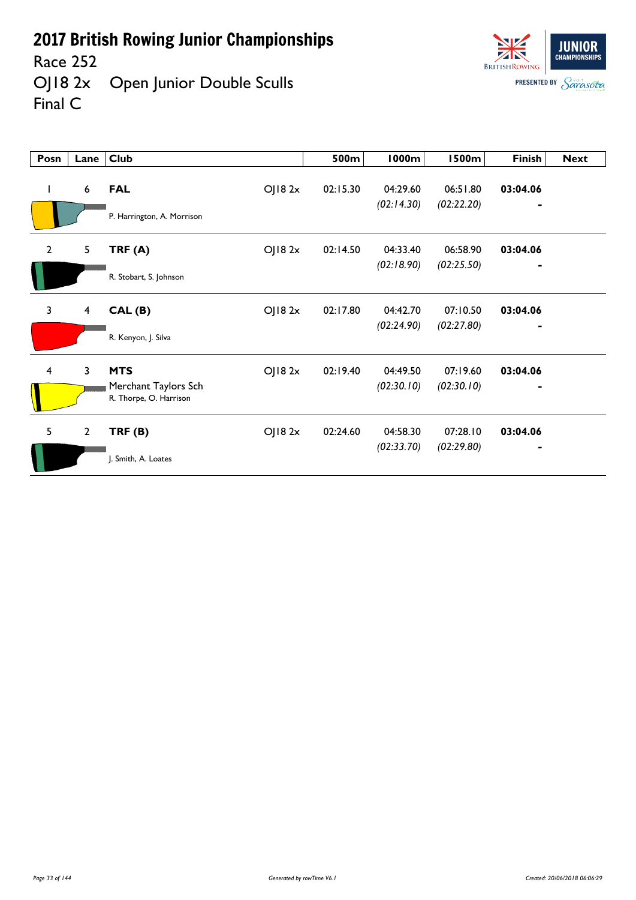# 2017 British Rowing Junior Championships

## Race 252

## OJ18 2x Open Junior Double Sculls

## Final C

| Posn | Lane | Club | | 500m | 1000m | 1500m | Finish | Next |
|---|---|---|---|---|---|---|---|---|
| 1 | 6 | **FAL**<br>P. Harrington, A. Morrison | OJ18 2x | 02:15.30 | 04:29.60<br>*(02:14.30)* | 06:51.80<br>*(02:22.20)* | **03:04.06**<br>- | |
| 2 | 5 | **TRF (A)**<br>R. Stobart, S. Johnson | OJ18 2x | 02:14.50 | 04:33.40<br>*(02:18.90)* | 06:58.90<br>*(02:25.50)* | **03:04.06**<br>- | |
| 3 | 4 | **CAL (B)**<br>R. Kenyon, J. Silva | OJ18 2x | 02:17.80 | 04:42.70<br>*(02:24.90)* | 07:10.50<br>*(02:27.80)* | **03:04.06**<br>- | |
| 4 | 3 | **MTS**<br>Merchant Taylors Sch<br>R. Thorpe, O. Harrison | OJ18 2x | 02:19.40 | 04:49.50<br>*(02:30.10)* | 07:19.60<br>*(02:30.10)* | **03:04.06**<br>- | |
| 5 | 2 | **TRF (B)**<br>J. Smith, A. Loates | OJ18 2x | 02:24.60 | 04:58.30<br>*(02:33.70)* | 07:28.10<br>*(02:29.80)* | **03:04.06**<br>- | |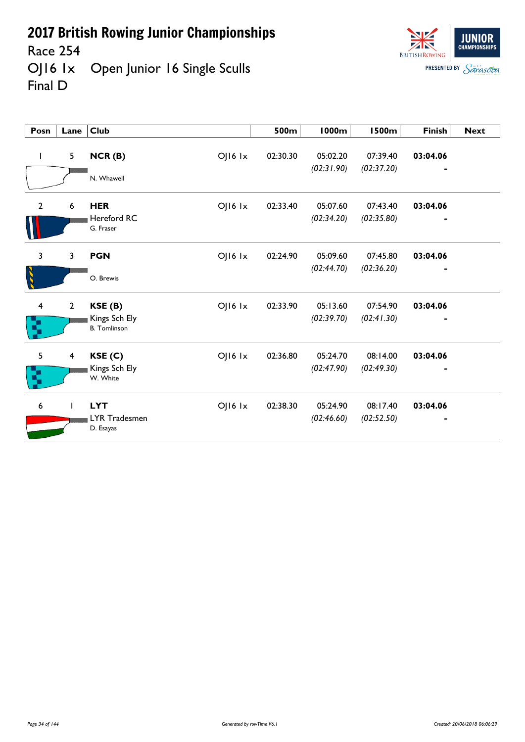# 2017 British Rowing Junior Championships

Race 254

OJ16 1x Open Junior 16 Single Sculls

Final D

| Posn | Lane | Club | | 500m | 1000m | 1500m | Finish | Next |
|---|---|---|---|---|---|---|---|---|
| 1 | 5 | **NCR (B)**<br>N. Whawell | OJ16 1x | 02:30.30 | 05:02.20<br>*(02:31.90)* | 07:39.40<br>*(02:37.20)* | **03:04.06**<br>- | |
| 2 | 6 | **HER**<br>Hereford RC<br>G. Fraser | OJ16 1x | 02:33.40 | 05:07.60<br>*(02:34.20)* | 07:43.40<br>*(02:35.80)* | **03:04.06**<br>- | |
| 3 | 3 | **PGN**<br>O. Brewis | OJ16 1x | 02:24.90 | 05:09.60<br>*(02:44.70)* | 07:45.80<br>*(02:36.20)* | **03:04.06**<br>- | |
| 4 | 2 | **KSE (B)**<br>Kings Sch Ely<br>B. Tomlinson | OJ16 1x | 02:33.90 | 05:13.60<br>*(02:39.70)* | 07:54.90<br>*(02:41.30)* | **03:04.06**<br>- | |
| 5 | 4 | **KSE (C)**<br>Kings Sch Ely<br>W. White | OJ16 1x | 02:36.80 | 05:24.70<br>*(02:47.90)* | 08:14.00<br>*(02:49.30)* | **03:04.06**<br>- | |
| 6 | 1 | **LYT**<br>LYR Tradesmen<br>D. Esayas | OJ16 1x | 02:38.30 | 05:24.90<br>*(02:46.60)* | 08:17.40<br>*(02:52.50)* | **03:04.06**<br>- | |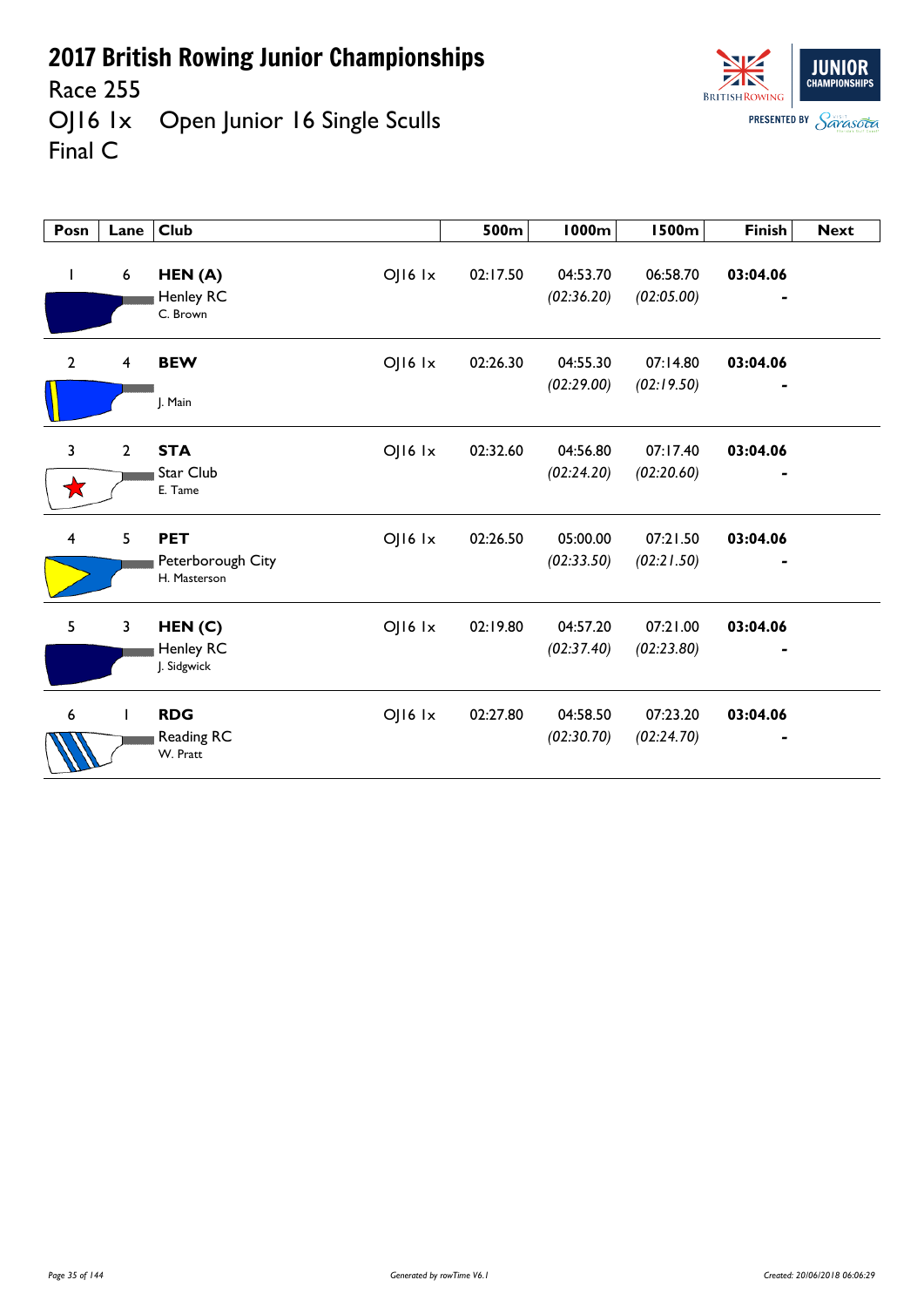# 2017 British Rowing Junior Championships

Race 255

OJ16 1x Open Junior 16 Single Sculls

Final C

| Posn | Lane | Club | | 500m | 1000m | 1500m | Finish | Next |
|---|---|---|---|---|---|---|---|---|
| 1 | 6 | **HEN (A)** Henley RC C. Brown | OJ16 1x | 02:17.50 | 04:53.70 *(02:36.20)* | 06:58.70 *(02:05.00)* | **03:04.06** - | |
| 2 | 4 | **BEW** J. Main | OJ16 1x | 02:26.30 | 04:55.30 *(02:29.00)* | 07:14.80 *(02:19.50)* | **03:04.06** - | |
| 3 | 2 | **STA** Star Club E. Tame | OJ16 1x | 02:32.60 | 04:56.80 *(02:24.20)* | 07:17.40 *(02:20.60)* | **03:04.06** - | |
| 4 | 5 | **PET** Peterborough City H. Masterson | OJ16 1x | 02:26.50 | 05:00.00 *(02:33.50)* | 07:21.50 *(02:21.50)* | **03:04.06** - | |
| 5 | 3 | **HEN (C)** Henley RC J. Sidgwick | OJ16 1x | 02:19.80 | 04:57.20 *(02:37.40)* | 07:21.00 *(02:23.80)* | **03:04.06** - | |
| 6 | 1 | **RDG** Reading RC W. Pratt | OJ16 1x | 02:27.80 | 04:58.50 *(02:30.70)* | 07:23.20 *(02:24.70)* | **03:04.06** - | |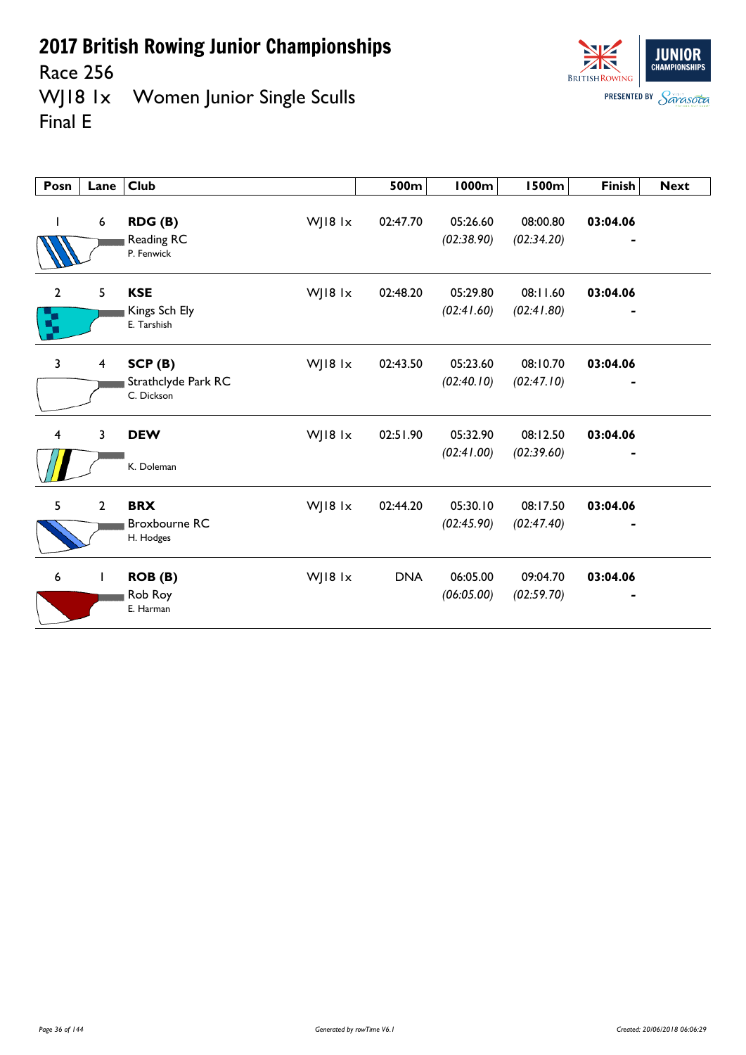# 2017 British Rowing Junior Championships

## Race 256

## WJ18 1x Women Junior Single Sculls

## Final E

| Posn | Lane | Club | | 500m | 1000m | 1500m | Finish | Next |
|---|---|---|---|---|---|---|---|---|
| 1 | 6 | **RDG (B)** Reading RC P. Fenwick | WJ18 1x | 02:47.70 | 05:26.60 *(02:38.90)* | 08:00.80 *(02:34.20)* | **03:04.06** - | |
| 2 | 5 | **KSE** Kings Sch Ely E. Tarshish | WJ18 1x | 02:48.20 | 05:29.80 *(02:41.60)* | 08:11.60 *(02:41.80)* | **03:04.06** - | |
| 3 | 4 | **SCP (B)** Strathclyde Park RC C. Dickson | WJ18 1x | 02:43.50 | 05:23.60 *(02:40.10)* | 08:10.70 *(02:47.10)* | **03:04.06** - | |
| 4 | 3 | **DEW** K. Doleman | WJ18 1x | 02:51.90 | 05:32.90 *(02:41.00)* | 08:12.50 *(02:39.60)* | **03:04.06** - | |
| 5 | 2 | **BRX** Broxbourne RC H. Hodges | WJ18 1x | 02:44.20 | 05:30.10 *(02:45.90)* | 08:17.50 *(02:47.40)* | **03:04.06** - | |
| 6 | 1 | **ROB (B)** Rob Roy E. Harman | WJ18 1x | DNA | 06:05.00 *(06:05.00)* | 09:04.70 *(02:59.70)* | **03:04.06** - | |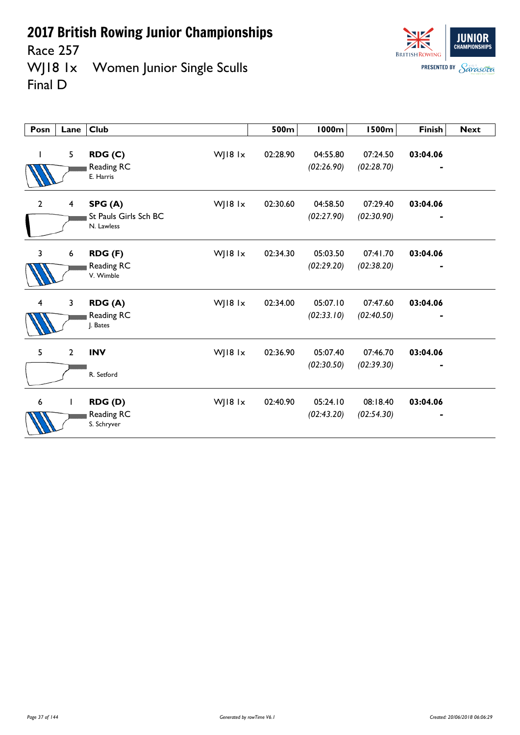# 2017 British Rowing Junior Championships

Race 257

WJ18 1x Women Junior Single Sculls

Final D

BRITISH ROWING JUNIOR CHAMPIONSHIPS PRESENTED BY Sarasota

| Posn | Lane | Club | | 500m | 1000m | 1500m | Finish | Next |
|---|---|---|---|---|---|---|---|---|
| 1 | 5 | **RDG (C)** Reading RC E. Harris | WJ18 1x | 02:28.90 | 04:55.80 *(02:26.90)* | 07:24.50 *(02:28.70)* | **03:04.06** - | |
| 2 | 4 | **SPG (A)** St Pauls Girls Sch BC N. Lawless | WJ18 1x | 02:30.60 | 04:58.50 *(02:27.90)* | 07:29.40 *(02:30.90)* | **03:04.06** - | |
| 3 | 6 | **RDG (F)** Reading RC V. Wimble | WJ18 1x | 02:34.30 | 05:03.50 *(02:29.20)* | 07:41.70 *(02:38.20)* | **03:04.06** - | |
| 4 | 3 | **RDG (A)** Reading RC J. Bates | WJ18 1x | 02:34.00 | 05:07.10 *(02:33.10)* | 07:47.60 *(02:40.50)* | **03:04.06** - | |
| 5 | 2 | **INV** R. Setford | WJ18 1x | 02:36.90 | 05:07.40 *(02:30.50)* | 07:46.70 *(02:39.30)* | **03:04.06** - | |
| 6 | 1 | **RDG (D)** Reading RC S. Schryver | WJ18 1x | 02:40.90 | 05:24.10 *(02:43.20)* | 08:18.40 *(02:54.30)* | **03:04.06** - | |

*Generated by rowTime V6.1*

*Created: 20/06/2018 06:06:29*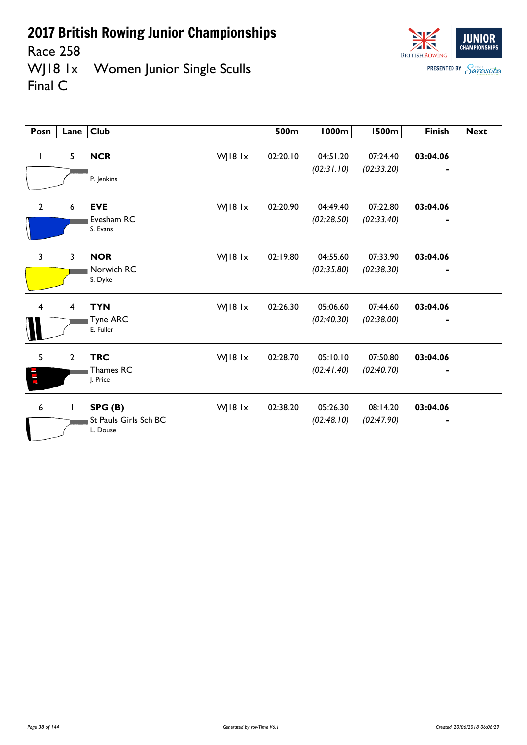# 2017 British Rowing Junior Championships

Race 258

WJ18 1x Women Junior Single Sculls

Final C

| Posn | Lane | Club | | 500m | 1000m | 1500m | Finish | Next |
|---|---|---|---|---|---|---|---|---|
| 1 | 5 | **NCR**<br>P. Jenkins | WJ18 1x | 02:20.10 | 04:51.20<br>*(02:31.10)* | 07:24.40<br>*(02:33.20)* | **03:04.06**<br>- | |
| 2 | 6 | **EVE**<br>Evesham RC<br>S. Evans | WJ18 1x | 02:20.90 | 04:49.40<br>*(02:28.50)* | 07:22.80<br>*(02:33.40)* | **03:04.06**<br>- | |
| 3 | 3 | **NOR**<br>Norwich RC<br>S. Dyke | WJ18 1x | 02:19.80 | 04:55.60<br>*(02:35.80)* | 07:33.90<br>*(02:38.30)* | **03:04.06**<br>- | |
| 4 | 4 | **TYN**<br>Tyne ARC<br>E. Fuller | WJ18 1x | 02:26.30 | 05:06.60<br>*(02:40.30)* | 07:44.60<br>*(02:38.00)* | **03:04.06**<br>- | |
| 5 | 2 | **TRC**<br>Thames RC<br>J. Price | WJ18 1x | 02:28.70 | 05:10.10<br>*(02:41.40)* | 07:50.80<br>*(02:40.70)* | **03:04.06**<br>- | |
| 6 | 1 | **SPG (B)**<br>St Pauls Girls Sch BC<br>L. Douse | WJ18 1x | 02:38.20 | 05:26.30<br>*(02:48.10)* | 08:14.20<br>*(02:47.90)* | **03:04.06**<br>- | |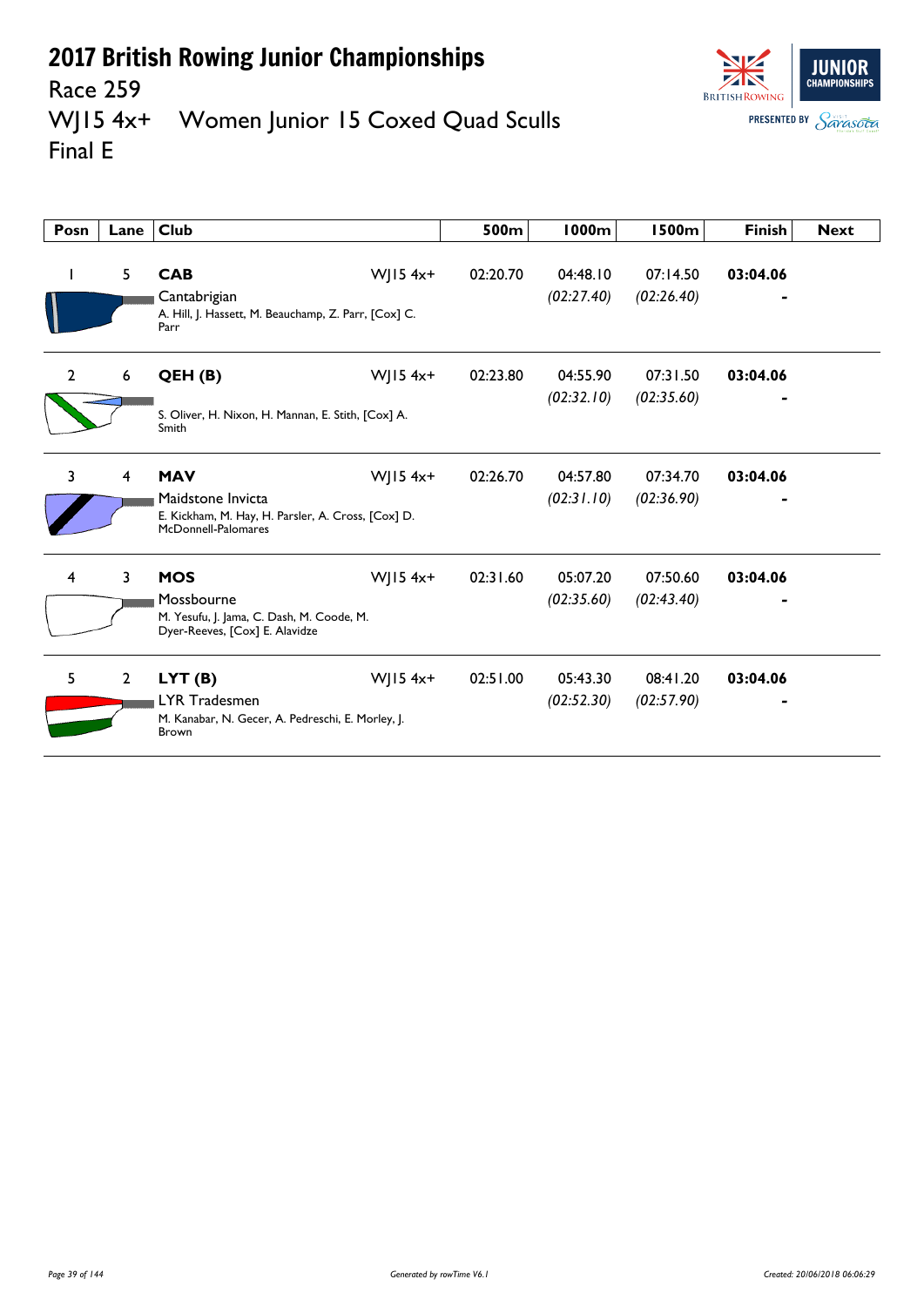# 2017 British Rowing Junior Championships

Race 259

WJ15 4x+ Women Junior 15 Coxed Quad Sculls

Final E

| Posn | Lane | Club | | 500m | 1000m | 1500m | Finish | Next |
|---|---|---|---|---|---|---|---|---|
| 1 | 5 | **CAB** Cantabrigian A. Hill, J. Hassett, M. Beauchamp, Z. Parr, [Cox] C. Parr | WJ15 4x+ | 02:20.70 | 04:48.10 *(02:27.40)* | 07:14.50 *(02:26.40)* | **03:04.06** - | |
| 2 | 6 | **QEH (B)** S. Oliver, H. Nixon, H. Mannan, E. Stith, [Cox] A. Smith | WJ15 4x+ | 02:23.80 | 04:55.90 *(02:32.10)* | 07:31.50 *(02:35.60)* | **03:04.06** - | |
| 3 | 4 | **MAV** Maidstone Invicta E. Kickham, M. Hay, H. Parsler, A. Cross, [Cox] D. McDonnell-Palomares | WJ15 4x+ | 02:26.70 | 04:57.80 *(02:31.10)* | 07:34.70 *(02:36.90)* | **03:04.06** - | |
| 4 | 3 | **MOS** Mossbourne M. Yesufu, J. Jama, C. Dash, M. Coode, M. Dyer-Reeves, [Cox] E. Alavidze | WJ15 4x+ | 02:31.60 | 05:07.20 *(02:35.60)* | 07:50.60 *(02:43.40)* | **03:04.06** - | |
| 5 | 2 | **LYT (B)** LYR Tradesmen M. Kanabar, N. Gecer, A. Pedreschi, E. Morley, J. Brown | WJ15 4x+ | 02:51.00 | 05:43.30 *(02:52.30)* | 08:41.20 *(02:57.90)* | **03:04.06** - | |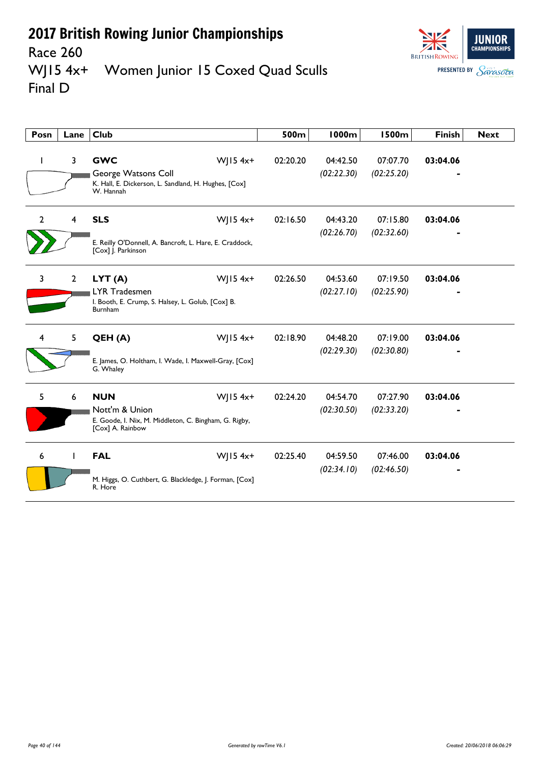# 2017 British Rowing Junior Championships

## Race 260

## WJ15 4x+ Women Junior 15 Coxed Quad Sculls

## Final D

| Posn | Lane | Club | | 500m | 1000m | 1500m | Finish | Next |
|---|---|---|---|---|---|---|---|---|
| 1 | 3 | **GWC** George Watsons Coll K. Hall, E. Dickerson, L. Sandland, H. Hughes, [Cox] W. Hannah | WJ15 4x+ | 02:20.20 | 04:42.50 *(02:22.30)* | 07:07.70 *(02:25.20)* | **03:04.06** - | |
| 2 | 4 | **SLS** E. Reilly O'Donnell, A. Bancroft, L. Hare, E. Craddock, [Cox] J. Parkinson | WJ15 4x+ | 02:16.50 | 04:43.20 *(02:26.70)* | 07:15.80 *(02:32.60)* | **03:04.06** - | |
| 3 | 2 | **LYT (A)** LYR Tradesmen I. Booth, E. Crump, S. Halsey, L. Golub, [Cox] B. Burnham | WJ15 4x+ | 02:26.50 | 04:53.60 *(02:27.10)* | 07:19.50 *(02:25.90)* | **03:04.06** - | |
| 4 | 5 | **QEH (A)** E. James, O. Holtham, I. Wade, I. Maxwell-Gray, [Cox] G. Whaley | WJ15 4x+ | 02:18.90 | 04:48.20 *(02:29.30)* | 07:19.00 *(02:30.80)* | **03:04.06** - | |
| 5 | 6 | **NUN** Nott'm & Union E. Goode, I. Nix, M. Middleton, C. Bingham, G. Rigby, [Cox] A. Rainbow | WJ15 4x+ | 02:24.20 | 04:54.70 *(02:30.50)* | 07:27.90 *(02:33.20)* | **03:04.06** - | |
| 6 | 1 | **FAL** M. Higgs, O. Cuthbert, G. Blackledge, J. Forman, [Cox] R. Hore | WJ15 4x+ | 02:25.40 | 04:59.50 *(02:34.10)* | 07:46.00 *(02:46.50)* | **03:04.06** - | |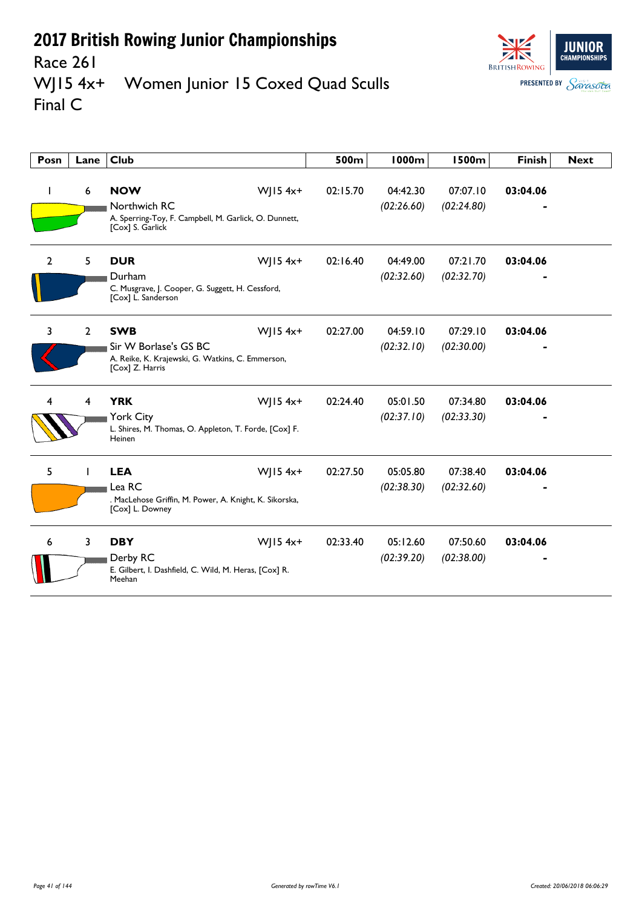# 2017 British Rowing Junior Championships

Race 261

WJ15 4x+ Women Junior 15 Coxed Quad Sculls

Final C

| Posn | Lane | Club | | 500m | 1000m | 1500m | Finish | Next |
|---|---|---|---|---|---|---|---|---|
| 1 | 6 | **NOW** Northwich RC A. Sperring-Toy, F. Campbell, M. Garlick, O. Dunnett, [Cox] S. Garlick | WJ15 4x+ | 02:15.70 | 04:42.30 *(02:26.60)* | 07:07.10 *(02:24.80)* | **03:04.06** - | |
| 2 | 5 | **DUR** Durham C. Musgrave, J. Cooper, G. Suggett, H. Cessford, [Cox] L. Sanderson | WJ15 4x+ | 02:16.40 | 04:49.00 *(02:32.60)* | 07:21.70 *(02:32.70)* | **03:04.06** - | |
| 3 | 2 | **SWB** Sir W Borlase's GS BC A. Reike, K. Krajewski, G. Watkins, C. Emmerson, [Cox] Z. Harris | WJ15 4x+ | 02:27.00 | 04:59.10 *(02:32.10)* | 07:29.10 *(02:30.00)* | **03:04.06** - | |
| 4 | 4 | **YRK** York City L. Shires, M. Thomas, O. Appleton, T. Forde, [Cox] F. Heinen | WJ15 4x+ | 02:24.40 | 05:01.50 *(02:37.10)* | 07:34.80 *(02:33.30)* | **03:04.06** - | |
| 5 | 1 | **LEA** Lea RC . MacLehose Griffin, M. Power, A. Knight, K. Sikorska, [Cox] L. Downey | WJ15 4x+ | 02:27.50 | 05:05.80 *(02:38.30)* | 07:38.40 *(02:32.60)* | **03:04.06** - | |
| 6 | 3 | **DBY** Derby RC E. Gilbert, I. Dashfield, C. Wild, M. Heras, [Cox] R. Meehan | WJ15 4x+ | 02:33.40 | 05:12.60 *(02:39.20)* | 07:50.60 *(02:38.00)* | **03:04.06** - | |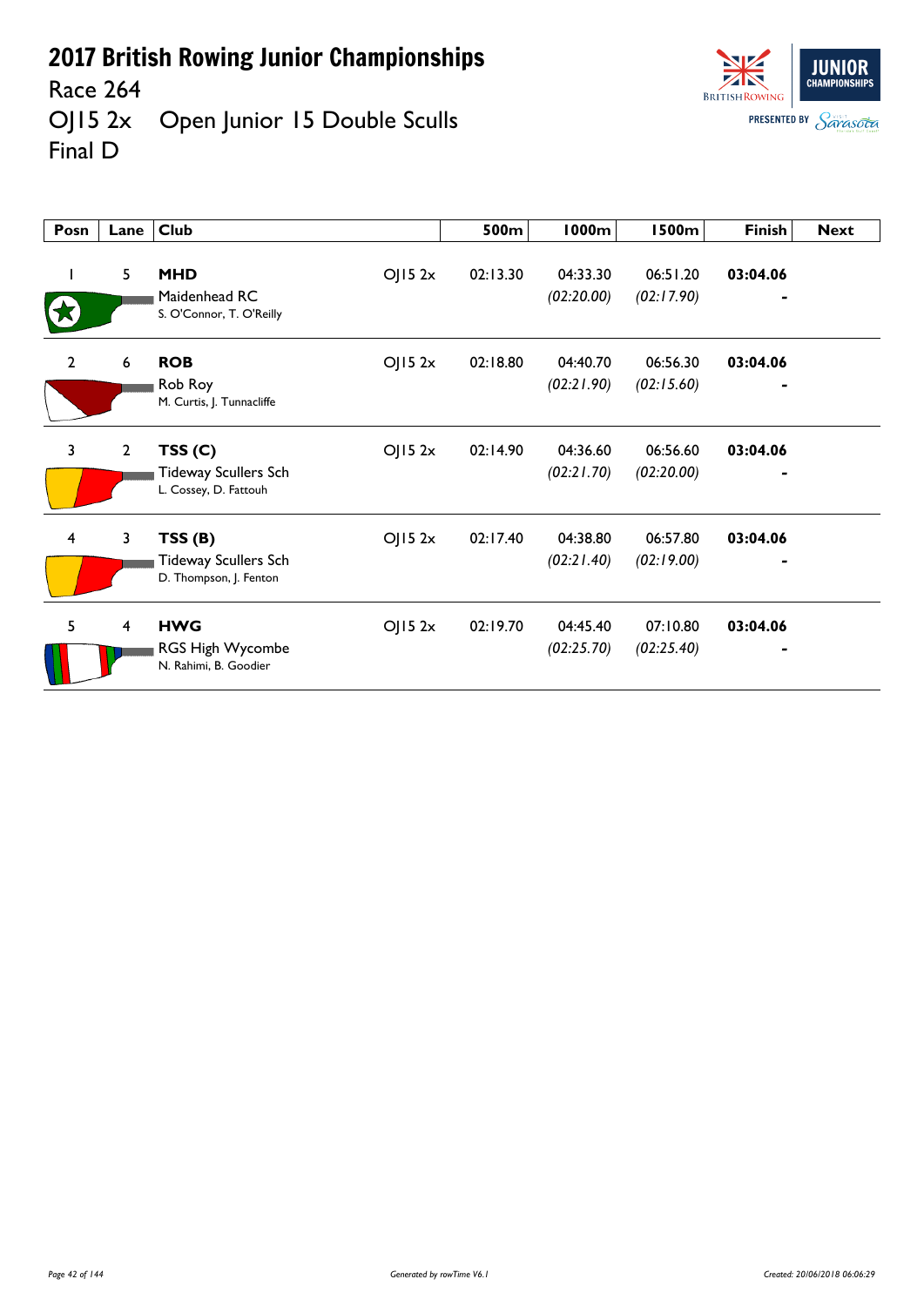# 2017 British Rowing Junior Championships

Race 264

OJ15 2x Open Junior 15 Double Sculls

Final D

| Posn | Lane | Club | | 500m | 1000m | 1500m | Finish | Next |
|---|---|---|---|---|---|---|---|---|
| 1 | 5 | **MHD** Maidenhead RC S. O'Connor, T. O'Reilly | OJ15 2x | 02:13.30 | 04:33.30 *(02:20.00)* | 06:51.20 *(02:17.90)* | **03:04.06** - | |
| 2 | 6 | **ROB** Rob Roy M. Curtis, J. Tunnacliffe | OJ15 2x | 02:18.80 | 04:40.70 *(02:21.90)* | 06:56.30 *(02:15.60)* | **03:04.06** - | |
| 3 | 2 | **TSS (C)** Tideway Scullers Sch L. Cossey, D. Fattouh | OJ15 2x | 02:14.90 | 04:36.60 *(02:21.70)* | 06:56.60 *(02:20.00)* | **03:04.06** - | |
| 4 | 3 | **TSS (B)** Tideway Scullers Sch D. Thompson, J. Fenton | OJ15 2x | 02:17.40 | 04:38.80 *(02:21.40)* | 06:57.80 *(02:19.00)* | **03:04.06** - | |
| 5 | 4 | **HWG** RGS High Wycombe N. Rahimi, B. Goodier | OJ15 2x | 02:19.70 | 04:45.40 *(02:25.70)* | 07:10.80 *(02:25.40)* | **03:04.06** - | |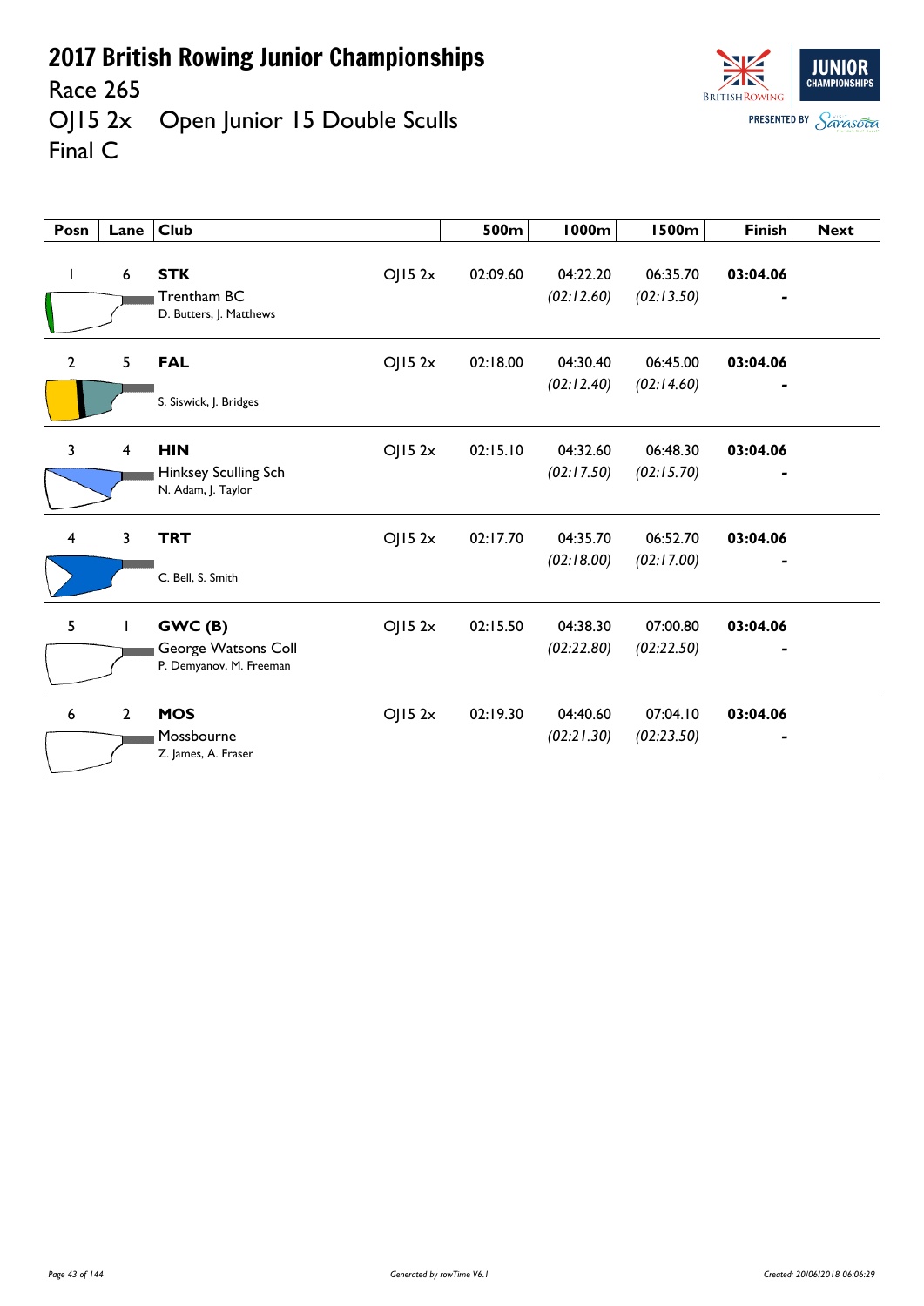# 2017 British Rowing Junior Championships

Race 265

OJ15 2x Open Junior 15 Double Sculls

Final C

| Posn | Lane | Club | | 500m | 1000m | 1500m | Finish | Next |
|---|---|---|---|---|---|---|---|---|
| 1 | 6 | **STK** Trentham BC D. Butters, J. Matthews | OJ15 2x | 02:09.60 | 04:22.20 *(02:12.60)* | 06:35.70 *(02:13.50)* | **03:04.06** - | |
| 2 | 5 | **FAL** S. Siswick, J. Bridges | OJ15 2x | 02:18.00 | 04:30.40 *(02:12.40)* | 06:45.00 *(02:14.60)* | **03:04.06** - | |
| 3 | 4 | **HIN** Hinksey Sculling Sch N. Adam, J. Taylor | OJ15 2x | 02:15.10 | 04:32.60 *(02:17.50)* | 06:48.30 *(02:15.70)* | **03:04.06** - | |
| 4 | 3 | **TRT** C. Bell, S. Smith | OJ15 2x | 02:17.70 | 04:35.70 *(02:18.00)* | 06:52.70 *(02:17.00)* | **03:04.06** - | |
| 5 | 1 | **GWC (B)** George Watsons Coll P. Demyanov, M. Freeman | OJ15 2x | 02:15.50 | 04:38.30 *(02:22.80)* | 07:00.80 *(02:22.50)* | **03:04.06** - | |
| 6 | 2 | **MOS** Mossbourne Z. James, A. Fraser | OJ15 2x | 02:19.30 | 04:40.60 *(02:21.30)* | 07:04.10 *(02:23.50)* | **03:04.06** - | |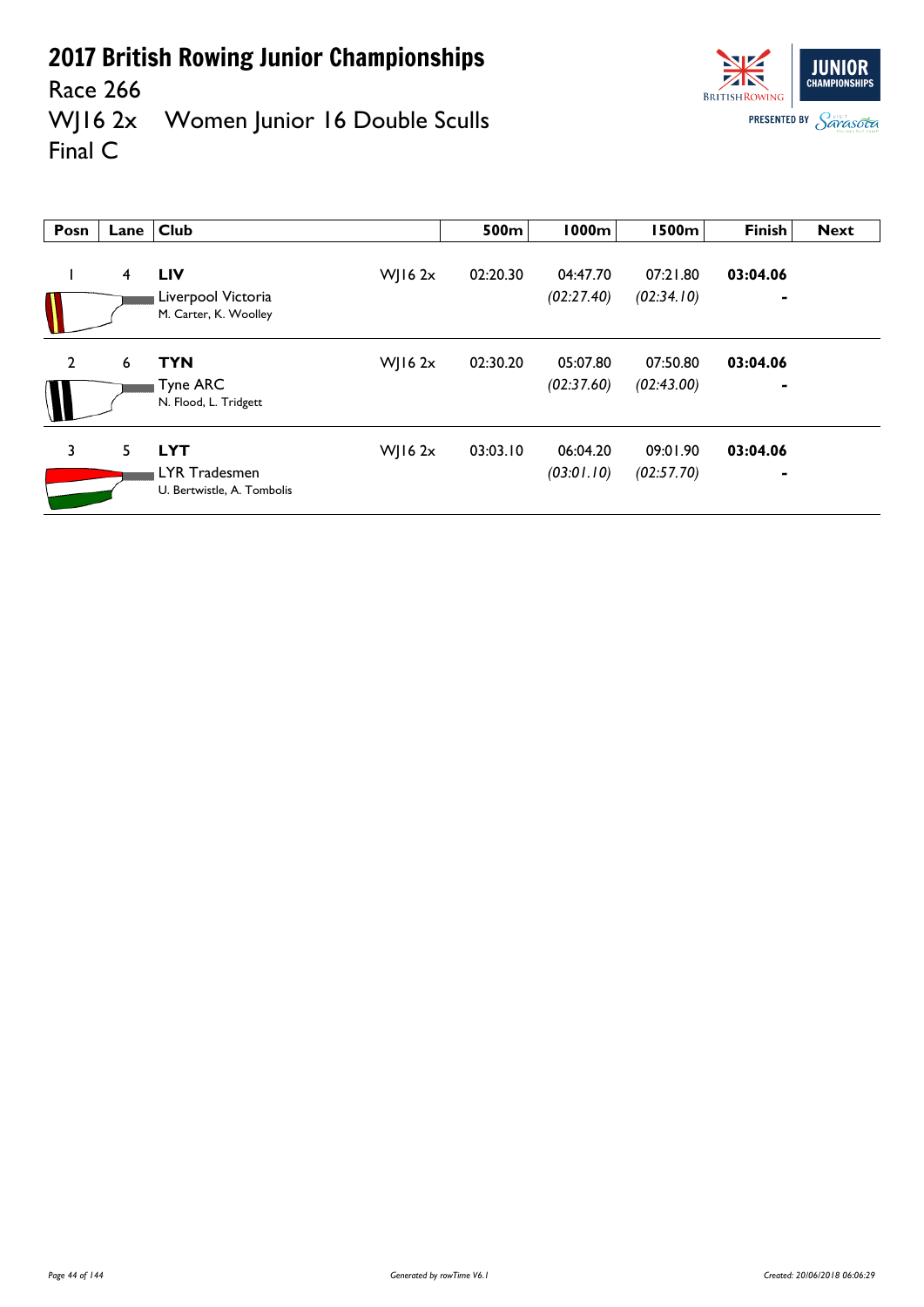# 2017 British Rowing Junior Championships

Race 266

WJ16 2x    Women Junior 16 Double Sculls

Final C

| Posn | Lane | Club | | 500m | 1000m | 1500m | Finish | Next |
|---|---|---|---|---|---|---|---|---|
| 1 | 4 | **LIV** Liverpool Victoria M. Carter, K. Woolley | WJ16 2x | 02:20.30 | 04:47.70 *(02:27.40)* | 07:21.80 *(02:34.10)* | **03:04.06** - | |
| 2 | 6 | **TYN** Tyne ARC N. Flood, L. Tridgett | WJ16 2x | 02:30.20 | 05:07.80 *(02:37.60)* | 07:50.80 *(02:43.00)* | **03:04.06** - | |
| 3 | 5 | **LYT** LYR Tradesmen U. Bertwistle, A. Tombolis | WJ16 2x | 03:03.10 | 06:04.20 *(03:01.10)* | 09:01.90 *(02:57.70)* | **03:04.06** - | |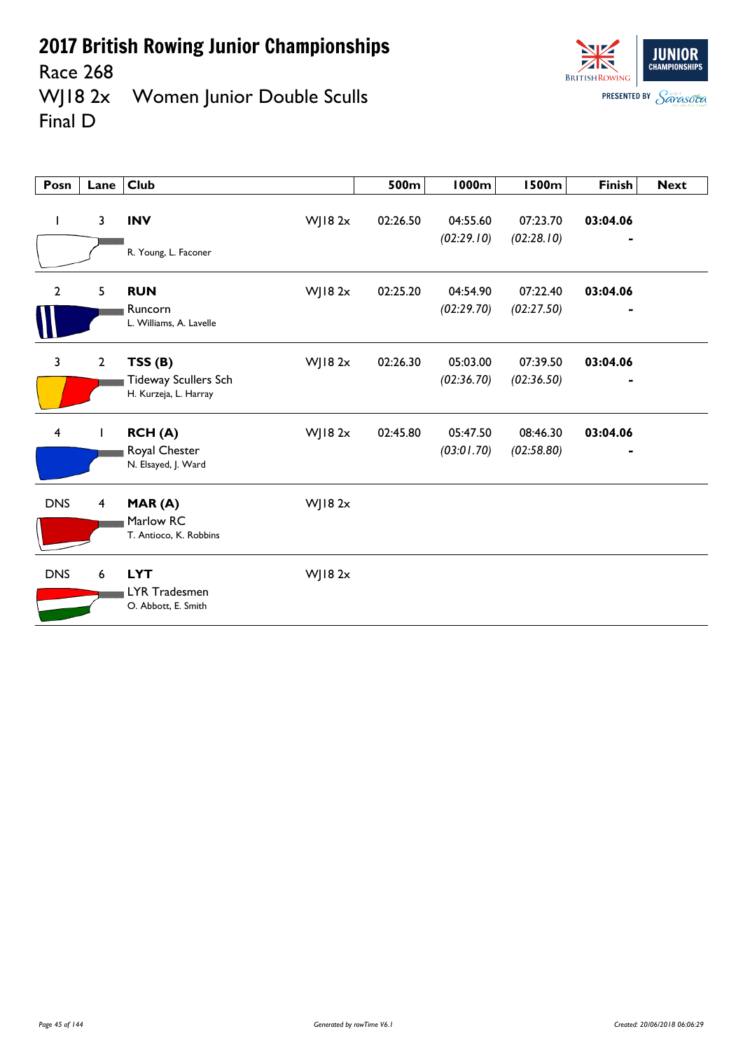# 2017 British Rowing Junior Championships

Race 268

WJ18 2x Women Junior Double Sculls

Final D

| Posn | Lane | Club | | 500m | 1000m | 1500m | Finish | Next |
|---|---|---|---|---|---|---|---|---|
| 1 | 3 | **INV**<br>R. Young, L. Faconer | WJ18 2x | 02:26.50 | 04:55.60<br>*(02:29.10)* | 07:23.70<br>*(02:28.10)* | **03:04.06**<br>- | |
| 2 | 5 | **RUN**<br>Runcorn<br>L. Williams, A. Lavelle | WJ18 2x | 02:25.20 | 04:54.90<br>*(02:29.70)* | 07:22.40<br>*(02:27.50)* | **03:04.06**<br>- | |
| 3 | 2 | **TSS (B)**<br>Tideway Scullers Sch<br>H. Kurzeja, L. Harray | WJ18 2x | 02:26.30 | 05:03.00<br>*(02:36.70)* | 07:39.50<br>*(02:36.50)* | **03:04.06**<br>- | |
| 4 | 1 | **RCH (A)**<br>Royal Chester<br>N. Elsayed, J. Ward | WJ18 2x | 02:45.80 | 05:47.50<br>*(03:01.70)* | 08:46.30<br>*(02:58.80)* | **03:04.06**<br>- | |
| DNS | 4 | **MAR (A)**<br>Marlow RC<br>T. Antioco, K. Robbins | WJ18 2x | | | | | |
| DNS | 6 | **LYT**<br>LYR Tradesmen<br>O. Abbott, E. Smith | WJ18 2x | | | | | |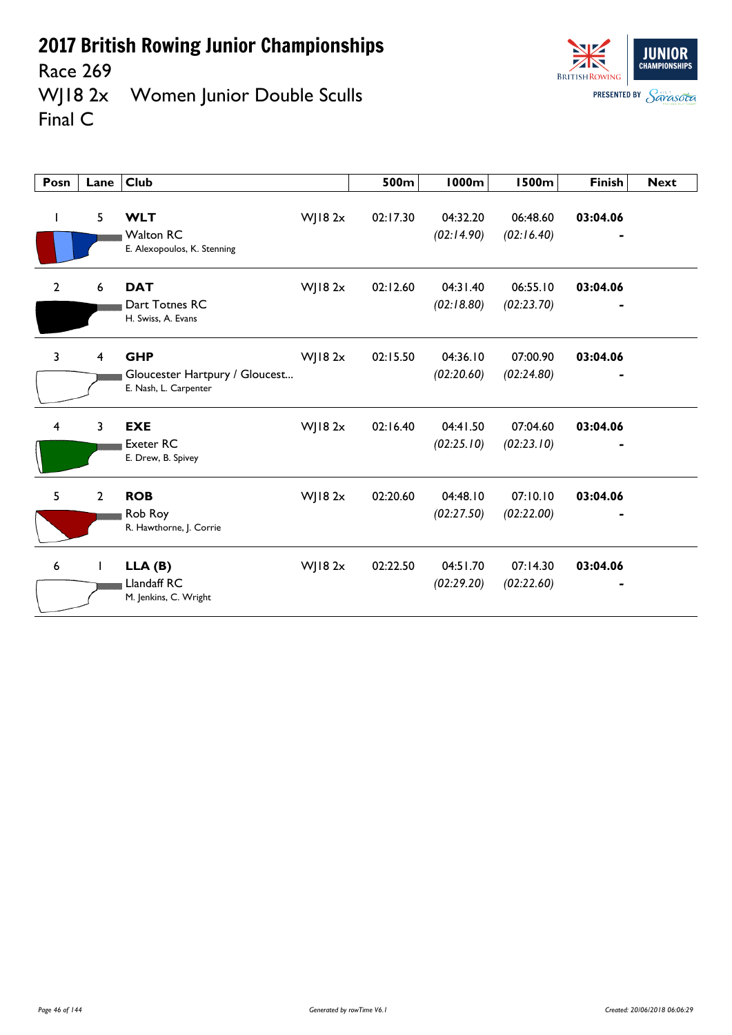# 2017 British Rowing Junior Championships

Race 269

WJ18 2x Women Junior Double Sculls

Final C

| Posn | Lane | Club | | 500m | 1000m | 1500m | Finish | Next |
|---|---|---|---|---|---|---|---|---|
| 1 | 5 | **WLT** Walton RC E. Alexopoulos, K. Stenning | WJ18 2x | 02:17.30 | 04:32.20 *(02:14.90)* | 06:48.60 *(02:16.40)* | **03:04.06** - | |
| 2 | 6 | **DAT** Dart Totnes RC H. Swiss, A. Evans | WJ18 2x | 02:12.60 | 04:31.40 *(02:18.80)* | 06:55.10 *(02:23.70)* | **03:04.06** - | |
| 3 | 4 | **GHP** Gloucester Hartpury / Gloucest... E. Nash, L. Carpenter | WJ18 2x | 02:15.50 | 04:36.10 *(02:20.60)* | 07:00.90 *(02:24.80)* | **03:04.06** - | |
| 4 | 3 | **EXE** Exeter RC E. Drew, B. Spivey | WJ18 2x | 02:16.40 | 04:41.50 *(02:25.10)* | 07:04.60 *(02:23.10)* | **03:04.06** - | |
| 5 | 2 | **ROB** Rob Roy R. Hawthorne, J. Corrie | WJ18 2x | 02:20.60 | 04:48.10 *(02:27.50)* | 07:10.10 *(02:22.00)* | **03:04.06** - | |
| 6 | 1 | **LLA (B)** Llandaff RC M. Jenkins, C. Wright | WJ18 2x | 02:22.50 | 04:51.70 *(02:29.20)* | 07:14.30 *(02:22.60)* | **03:04.06** - | |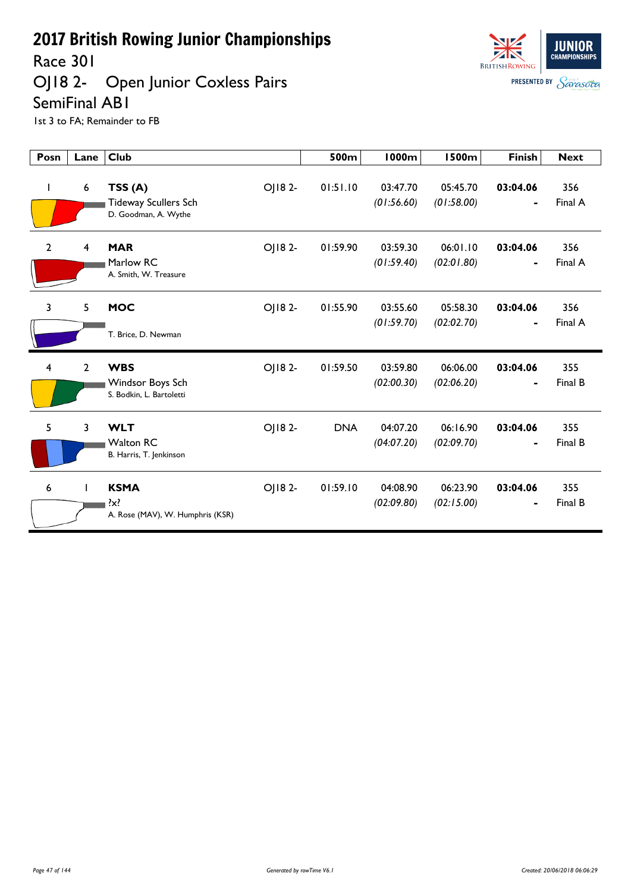# 2017 British Rowing Junior Championships

Race 301

OJ18 2- Open Junior Coxless Pairs

SemiFinal AB1

1st 3 to FA; Remainder to FB

| Posn | Lane | Club | | 500m | 1000m | 1500m | Finish | Next |
|---|---|---|---|---|---|---|---|---|
| 1 | 6 | **TSS (A)** Tideway Scullers Sch D. Goodman, A. Wythe | OJ18 2- | 01:51.10 | 03:47.70 *(01:56.60)* | 05:45.70 *(01:58.00)* | **03:04.06** - | 356 Final A |
| 2 | 4 | **MAR** Marlow RC A. Smith, W. Treasure | OJ18 2- | 01:59.90 | 03:59.30 *(01:59.40)* | 06:01.10 *(02:01.80)* | **03:04.06** - | 356 Final A |
| 3 | 5 | **MOC** T. Brice, D. Newman | OJ18 2- | 01:55.90 | 03:55.60 *(01:59.70)* | 05:58.30 *(02:02.70)* | **03:04.06** - | 356 Final A |
| 4 | 2 | **WBS** Windsor Boys Sch S. Bodkin, L. Bartoletti | OJ18 2- | 01:59.50 | 03:59.80 *(02:00.30)* | 06:06.00 *(02:06.20)* | **03:04.06** - | 355 Final B |
| 5 | 3 | **WLT** Walton RC B. Harris, T. Jenkinson | OJ18 2- | DNA | 04:07.20 *(04:07.20)* | 06:16.90 *(02:09.70)* | **03:04.06** - | 355 Final B |
| 6 | 1 | **KSMA** ?x? A. Rose (MAV), W. Humphris (KSR) | OJ18 2- | 01:59.10 | 04:08.90 *(02:09.80)* | 06:23.90 *(02:15.00)* | **03:04.06** - | 355 Final B |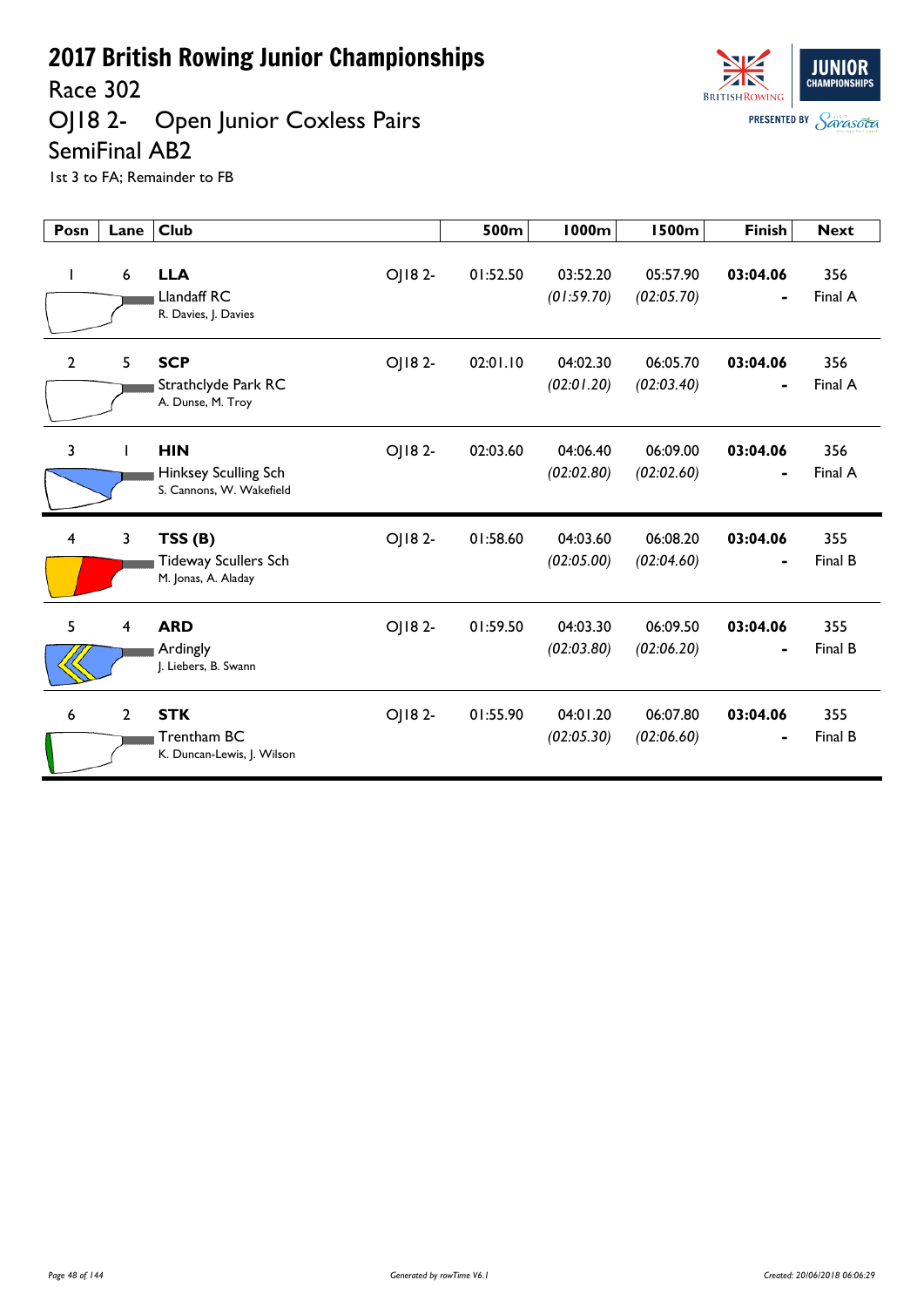# 2017 British Rowing Junior Championships

## Race 302

## OJ18 2- Open Junior Coxless Pairs

## SemiFinal AB2

1st 3 to FA; Remainder to FB

| Posn | Lane | Club | | 500m | 1000m | 1500m | Finish | Next |
|---|---|---|---|---|---|---|---|---|
| 1 | 6 | **LLA** Llandaff RC R. Davies, J. Davies | OJ18 2- | 01:52.50 | 03:52.20 *(01:59.70)* | 05:57.90 *(02:05.70)* | **03:04.06** - | 356 Final A |
| 2 | 5 | **SCP** Strathclyde Park RC A. Dunse, M. Troy | OJ18 2- | 02:01.10 | 04:02.30 *(02:01.20)* | 06:05.70 *(02:03.40)* | **03:04.06** - | 356 Final A |
| 3 | 1 | **HIN** Hinksey Sculling Sch S. Cannons, W. Wakefield | OJ18 2- | 02:03.60 | 04:06.40 *(02:02.80)* | 06:09.00 *(02:02.60)* | **03:04.06** - | 356 Final A |
| 4 | 3 | **TSS (B)** Tideway Scullers Sch M. Jonas, A. Aladay | OJ18 2- | 01:58.60 | 04:03.60 *(02:05.00)* | 06:08.20 *(02:04.60)* | **03:04.06** - | 355 Final B |
| 5 | 4 | **ARD** Ardingly J. Liebers, B. Swann | OJ18 2- | 01:59.50 | 04:03.30 *(02:03.80)* | 06:09.50 *(02:06.20)* | **03:04.06** - | 355 Final B |
| 6 | 2 | **STK** Trentham BC K. Duncan-Lewis, J. Wilson | OJ18 2- | 01:55.90 | 04:01.20 *(02:05.30)* | 06:07.80 *(02:06.60)* | **03:04.06** - | 355 Final B |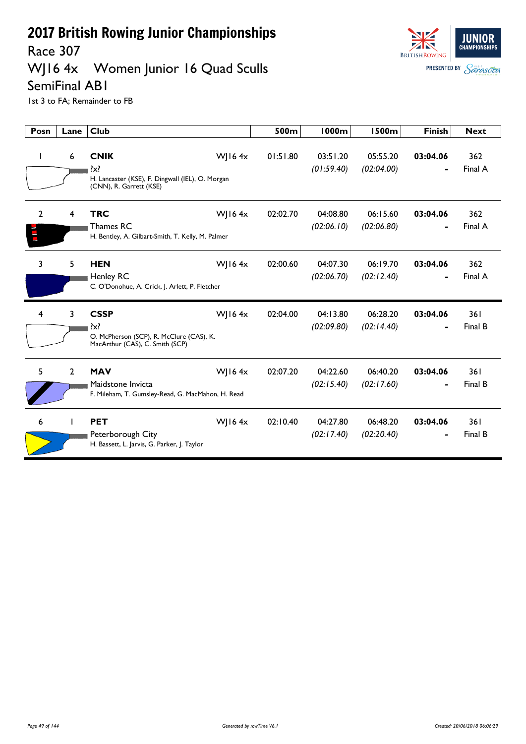# 2017 British Rowing Junior Championships

## Race 307

## WJ16 4x Women Junior 16 Quad Sculls

## SemiFinal AB1

1st 3 to FA; Remainder to FB

| Posn | Lane | Club | | 500m | 1000m | 1500m | Finish | Next |
|---|---|---|---|---|---|---|---|---|
| 1 | 6 | **CNIK**<br>?x?<br>H. Lancaster (KSE), F. Dingwall (IEL), O. Morgan (CNN), R. Garrett (KSE) | WJ16 4x | 01:51.80 | 03:51.20<br>*(01:59.40)* | 05:55.20<br>*(02:04.00)* | **03:04.06**<br>- | 362<br>Final A |
| 2 | 4 | **TRC**<br>Thames RC<br>H. Bentley, A. Gilbart-Smith, T. Kelly, M. Palmer | WJ16 4x | 02:02.70 | 04:08.80<br>*(02:06.10)* | 06:15.60<br>*(02:06.80)* | **03:04.06**<br>- | 362<br>Final A |
| 3 | 5 | **HEN**<br>Henley RC<br>C. O'Donohue, A. Crick, J. Arlett, P. Fletcher | WJ16 4x | 02:00.60 | 04:07.30<br>*(02:06.70)* | 06:19.70<br>*(02:12.40)* | **03:04.06**<br>- | 362<br>Final A |
| 4 | 3 | **CSSP**<br>?x?<br>O. McPherson (SCP), R. McClure (CAS), K. MacArthur (CAS), C. Smith (SCP) | WJ16 4x | 02:04.00 | 04:13.80<br>*(02:09.80)* | 06:28.20<br>*(02:14.40)* | **03:04.06**<br>- | 361<br>Final B |
| 5 | 2 | **MAV**<br>Maidstone Invicta<br>F. Mileham, T. Gumsley-Read, G. MacMahon, H. Read | WJ16 4x | 02:07.20 | 04:22.60<br>*(02:15.40)* | 06:40.20<br>*(02:17.60)* | **03:04.06**<br>- | 361<br>Final B |
| 6 | 1 | **PET**<br>Peterborough City<br>H. Bassett, L. Jarvis, G. Parker, J. Taylor | WJ16 4x | 02:10.40 | 04:27.80<br>*(02:17.40)* | 06:48.20<br>*(02:20.40)* | **03:04.06**<br>- | 361<br>Final B |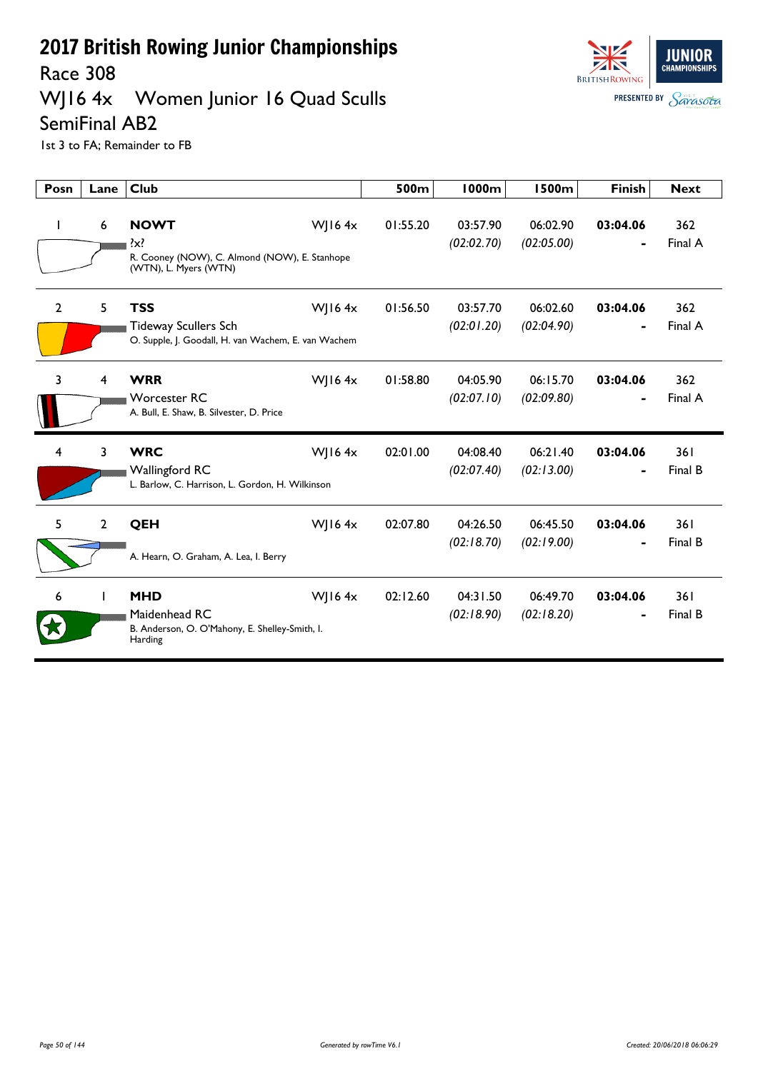# 2017 British Rowing Junior Championships

## Race 308

## WJ16 4x Women Junior 16 Quad Sculls

## SemiFinal AB2

1st 3 to FA; Remainder to FB

| Posn | Lane | Club | | 500m | 1000m | 1500m | Finish | Next |
|---|---|---|---|---|---|---|---|---|
| 1 | 6 | **NOWT**<br>?x?<br>R. Cooney (NOW), C. Almond (NOW), E. Stanhope (WTN), L. Myers (WTN) | WJ16 4x | 01:55.20 | 03:57.90<br>*(02:02.70)* | 06:02.90<br>*(02:05.00)* | **03:04.06**<br>**-** | 362<br>Final A |
| 2 | 5 | **TSS**<br>Tideway Scullers Sch<br>O. Supple, J. Goodall, H. van Wachem, E. van Wachem | WJ16 4x | 01:56.50 | 03:57.70<br>*(02:01.20)* | 06:02.60<br>*(02:04.90)* | **03:04.06**<br>**-** | 362<br>Final A |
| 3 | 4 | **WRR**<br>Worcester RC<br>A. Bull, E. Shaw, B. Silvester, D. Price | WJ16 4x | 01:58.80 | 04:05.90<br>*(02:07.10)* | 06:15.70<br>*(02:09.80)* | **03:04.06**<br>**-** | 362<br>Final A |
| 4 | 3 | **WRC**<br>Wallingford RC<br>L. Barlow, C. Harrison, L. Gordon, H. Wilkinson | WJ16 4x | 02:01.00 | 04:08.40<br>*(02:07.40)* | 06:21.40<br>*(02:13.00)* | **03:04.06**<br>**-** | 361<br>Final B |
| 5 | 2 | **QEH**<br>A. Hearn, O. Graham, A. Lea, I. Berry | WJ16 4x | 02:07.80 | 04:26.50<br>*(02:18.70)* | 06:45.50<br>*(02:19.00)* | **03:04.06**<br>**-** | 361<br>Final B |
| 6 | 1 | **MHD**<br>Maidenhead RC<br>B. Anderson, O. O'Mahony, E. Shelley-Smith, I. Harding | WJ16 4x | 02:12.60 | 04:31.50<br>*(02:18.90)* | 06:49.70<br>*(02:18.20)* | **03:04.06**<br>**-** | 361<br>Final B |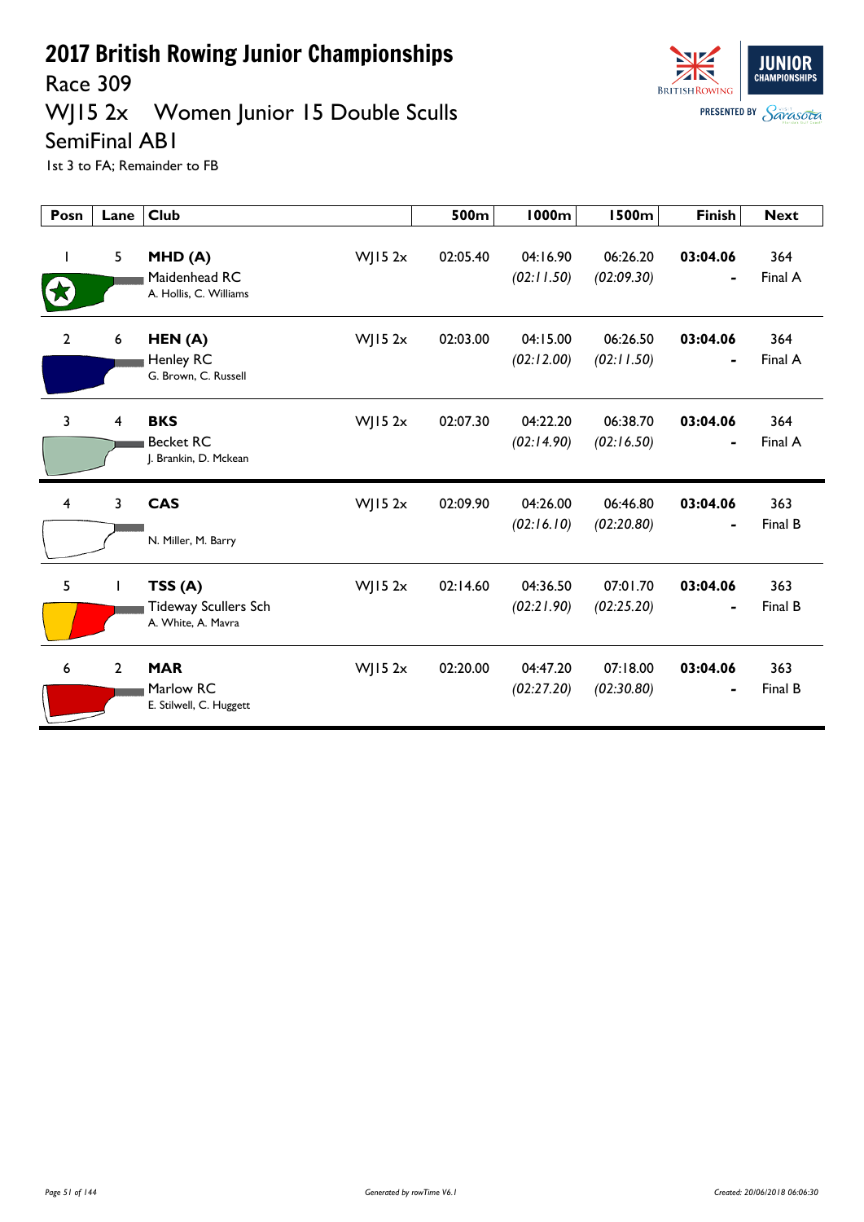# 2017 British Rowing Junior Championships

## Race 309

## WJ15 2x Women Junior 15 Double Sculls

## SemiFinal AB1

1st 3 to FA; Remainder to FB

| Posn | Lane | Club | | 500m | 1000m | 1500m | Finish | Next |
|---|---|---|---|---|---|---|---|---|
| 1 | 5 | **MHD (A)** Maidenhead RC A. Hollis, C. Williams | WJ15 2x | 02:05.40 | 04:16.90 *(02:11.50)* | 06:26.20 *(02:09.30)* | **03:04.06** - | 364 Final A |
| 2 | 6 | **HEN (A)** Henley RC G. Brown, C. Russell | WJ15 2x | 02:03.00 | 04:15.00 *(02:12.00)* | 06:26.50 *(02:11.50)* | **03:04.06** - | 364 Final A |
| 3 | 4 | **BKS** Becket RC J. Brankin, D. Mckean | WJ15 2x | 02:07.30 | 04:22.20 *(02:14.90)* | 06:38.70 *(02:16.50)* | **03:04.06** - | 364 Final A |
| 4 | 3 | **CAS** N. Miller, M. Barry | WJ15 2x | 02:09.90 | 04:26.00 *(02:16.10)* | 06:46.80 *(02:20.80)* | **03:04.06** - | 363 Final B |
| 5 | 1 | **TSS (A)** Tideway Scullers Sch A. White, A. Mavra | WJ15 2x | 02:14.60 | 04:36.50 *(02:21.90)* | 07:01.70 *(02:25.20)* | **03:04.06** - | 363 Final B |
| 6 | 2 | **MAR** Marlow RC E. Stilwell, C. Huggett | WJ15 2x | 02:20.00 | 04:47.20 *(02:27.20)* | 07:18.00 *(02:30.80)* | **03:04.06** - | 363 Final B |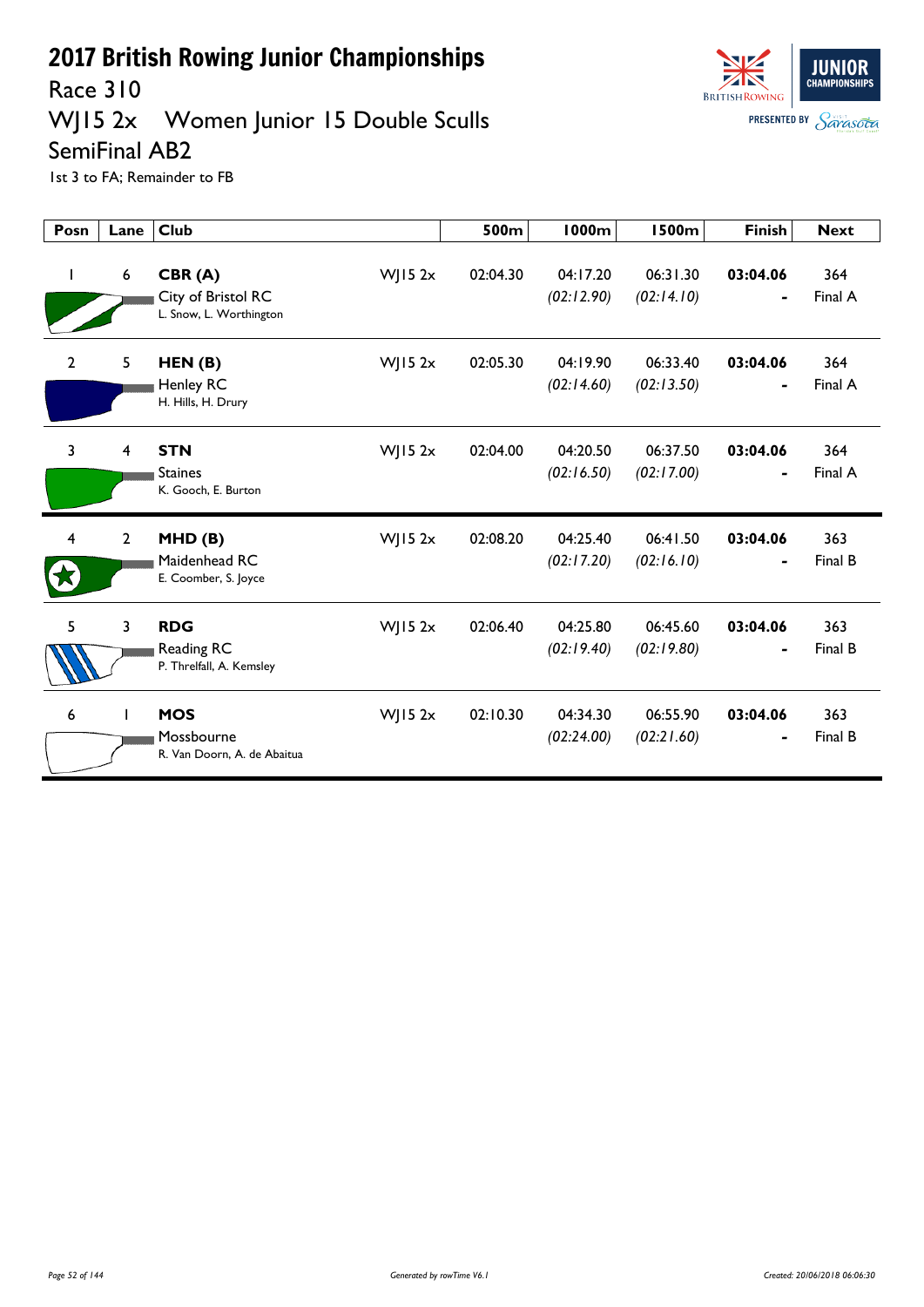# 2017 British Rowing Junior Championships

## Race 310

## WJ15 2x Women Junior 15 Double Sculls

## SemiFinal AB2

1st 3 to FA; Remainder to FB

| Posn | Lane | Club | | 500m | 1000m | 1500m | Finish | Next |
|---|---|---|---|---|---|---|---|---|
| 1 | 6 | **CBR (A)** City of Bristol RC L. Snow, L. Worthington | WJ15 2x | 02:04.30 | 04:17.20 *(02:12.90)* | 06:31.30 *(02:14.10)* | **03:04.06** - | 364 Final A |
| 2 | 5 | **HEN (B)** Henley RC H. Hills, H. Drury | WJ15 2x | 02:05.30 | 04:19.90 *(02:14.60)* | 06:33.40 *(02:13.50)* | **03:04.06** - | 364 Final A |
| 3 | 4 | **STN** Staines K. Gooch, E. Burton | WJ15 2x | 02:04.00 | 04:20.50 *(02:16.50)* | 06:37.50 *(02:17.00)* | **03:04.06** - | 364 Final A |
| 4 | 2 | **MHD (B)** Maidenhead RC E. Coomber, S. Joyce | WJ15 2x | 02:08.20 | 04:25.40 *(02:17.20)* | 06:41.50 *(02:16.10)* | **03:04.06** - | 363 Final B |
| 5 | 3 | **RDG** Reading RC P. Threlfall, A. Kemsley | WJ15 2x | 02:06.40 | 04:25.80 *(02:19.40)* | 06:45.60 *(02:19.80)* | **03:04.06** - | 363 Final B |
| 6 | 1 | **MOS** Mossbourne R. Van Doorn, A. de Abaitua | WJ15 2x | 02:10.30 | 04:34.30 *(02:24.00)* | 06:55.90 *(02:21.60)* | **03:04.06** - | 363 Final B |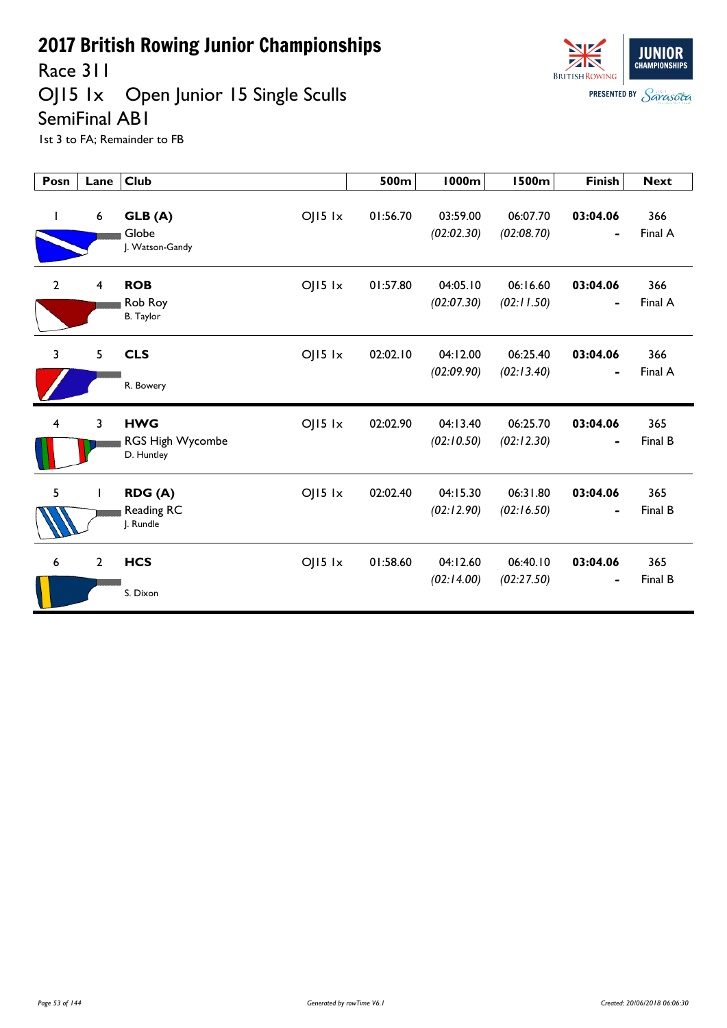# 2017 British Rowing Junior Championships

## Race 311

## OJ15 1x Open Junior 15 Single Sculls

## SemiFinal AB1

1st 3 to FA; Remainder to FB

| Posn | Lane | Club | | 500m | 1000m | 1500m | Finish | Next |
|---|---|---|---|---|---|---|---|---|
| 1 | 6 | **GLB (A)** Globe J. Watson-Gandy | OJ15 1x | 01:56.70 | 03:59.00 *(02:02.30)* | 06:07.70 *(02:08.70)* | **03:04.06** - | 366 Final A |
| 2 | 4 | **ROB** Rob Roy B. Taylor | OJ15 1x | 01:57.80 | 04:05.10 *(02:07.30)* | 06:16.60 *(02:11.50)* | **03:04.06** - | 366 Final A |
| 3 | 5 | **CLS** R. Bowery | OJ15 1x | 02:02.10 | 04:12.00 *(02:09.90)* | 06:25.40 *(02:13.40)* | **03:04.06** - | 366 Final A |
| 4 | 3 | **HWG** RGS High Wycombe D. Huntley | OJ15 1x | 02:02.90 | 04:13.40 *(02:10.50)* | 06:25.70 *(02:12.30)* | **03:04.06** - | 365 Final B |
| 5 | 1 | **RDG (A)** Reading RC J. Rundle | OJ15 1x | 02:02.40 | 04:15.30 *(02:12.90)* | 06:31.80 *(02:16.50)* | **03:04.06** - | 365 Final B |
| 6 | 2 | **HCS** S. Dixon | OJ15 1x | 01:58.60 | 04:12.60 *(02:14.00)* | 06:40.10 *(02:27.50)* | **03:04.06** - | 365 Final B |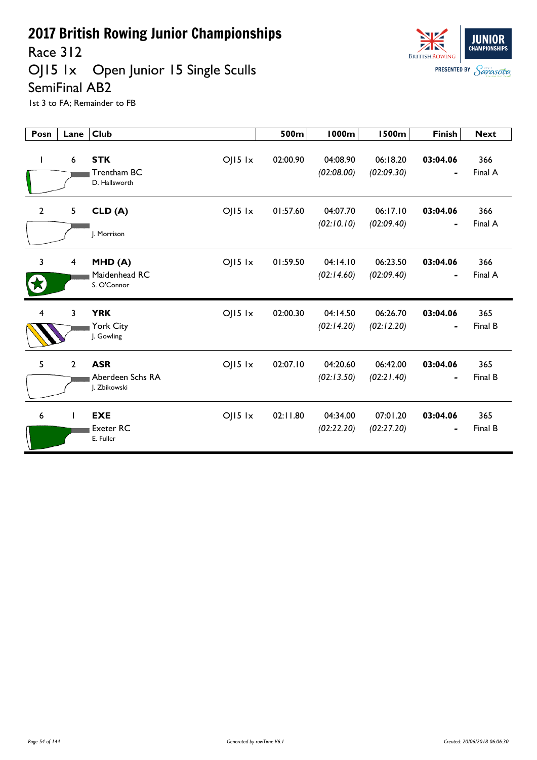# 2017 British Rowing Junior Championships

## Race 312

## OJ15 1x  Open Junior 15 Single Sculls

## SemiFinal AB2

1st 3 to FA; Remainder to FB

| Posn | Lane | Club | | 500m | 1000m | 1500m | Finish | Next |
|---|---|---|---|---|---|---|---|---|
| 1 | 6 | **STK** Trentham BC D. Hallsworth | OJ15 1x | 02:00.90 | 04:08.90 *(02:08.00)* | 06:18.20 *(02:09.30)* | **03:04.06** - | 366 Final A |
| 2 | 5 | **CLD (A)** J. Morrison | OJ15 1x | 01:57.60 | 04:07.70 *(02:10.10)* | 06:17.10 *(02:09.40)* | **03:04.06** - | 366 Final A |
| 3 | 4 | **MHD (A)** Maidenhead RC S. O'Connor | OJ15 1x | 01:59.50 | 04:14.10 *(02:14.60)* | 06:23.50 *(02:09.40)* | **03:04.06** - | 366 Final A |
| 4 | 3 | **YRK** York City J. Gowling | OJ15 1x | 02:00.30 | 04:14.50 *(02:14.20)* | 06:26.70 *(02:12.20)* | **03:04.06** - | 365 Final B |
| 5 | 2 | **ASR** Aberdeen Schs RA J. Zbikowski | OJ15 1x | 02:07.10 | 04:20.60 *(02:13.50)* | 06:42.00 *(02:21.40)* | **03:04.06** - | 365 Final B |
| 6 | 1 | **EXE** Exeter RC E. Fuller | OJ15 1x | 02:11.80 | 04:34.00 *(02:22.20)* | 07:01.20 *(02:27.20)* | **03:04.06** - | 365 Final B |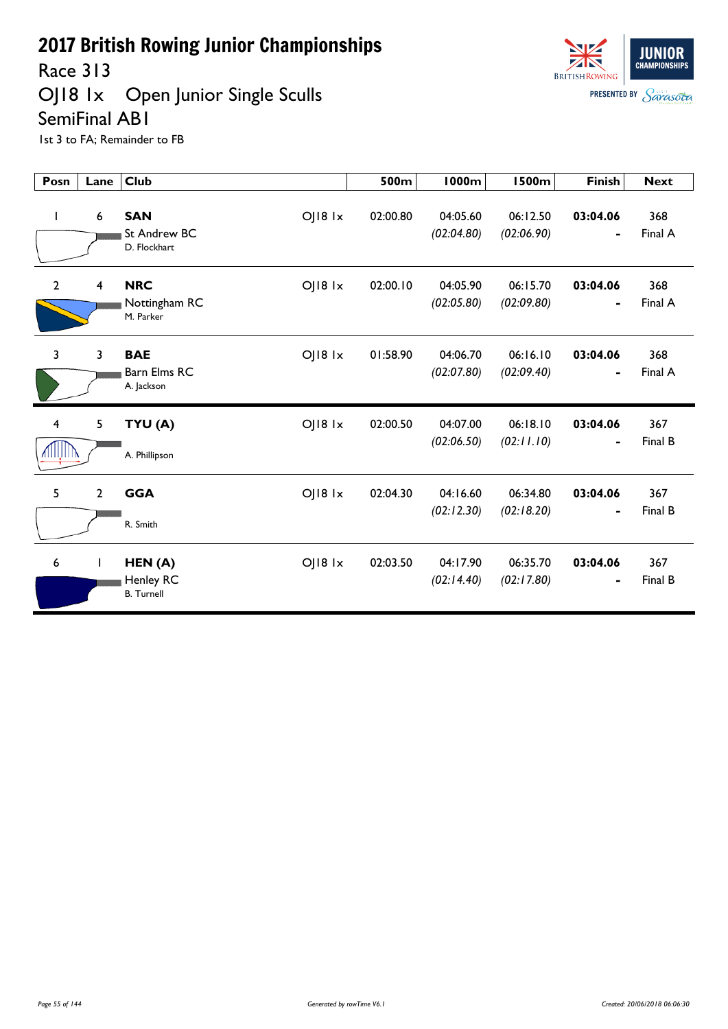# 2017 British Rowing Junior Championships

## Race 313

## OJ18 1x Open Junior Single Sculls

## SemiFinal AB1

1st 3 to FA; Remainder to FB

| Posn | Lane | Club | | 500m | 1000m | 1500m | Finish | Next |
|---|---|---|---|---|---|---|---|---|
| 1 | 6 | **SAN** St Andrew BC D. Flockhart | OJ18 1x | 02:00.80 | 04:05.60 *(02:04.80)* | 06:12.50 *(02:06.90)* | **03:04.06** - | 368 Final A |
| 2 | 4 | **NRC** Nottingham RC M. Parker | OJ18 1x | 02:00.10 | 04:05.90 *(02:05.80)* | 06:15.70 *(02:09.80)* | **03:04.06** - | 368 Final A |
| 3 | 3 | **BAE** Barn Elms RC A. Jackson | OJ18 1x | 01:58.90 | 04:06.70 *(02:07.80)* | 06:16.10 *(02:09.40)* | **03:04.06** - | 368 Final A |
| 4 | 5 | **TYU (A)** A. Phillipson | OJ18 1x | 02:00.50 | 04:07.00 *(02:06.50)* | 06:18.10 *(02:11.10)* | **03:04.06** - | 367 Final B |
| 5 | 2 | **GGA** R. Smith | OJ18 1x | 02:04.30 | 04:16.60 *(02:12.30)* | 06:34.80 *(02:18.20)* | **03:04.06** - | 367 Final B |
| 6 | 1 | **HEN (A)** Henley RC B. Turnell | OJ18 1x | 02:03.50 | 04:17.90 *(02:14.40)* | 06:35.70 *(02:17.80)* | **03:04.06** - | 367 Final B |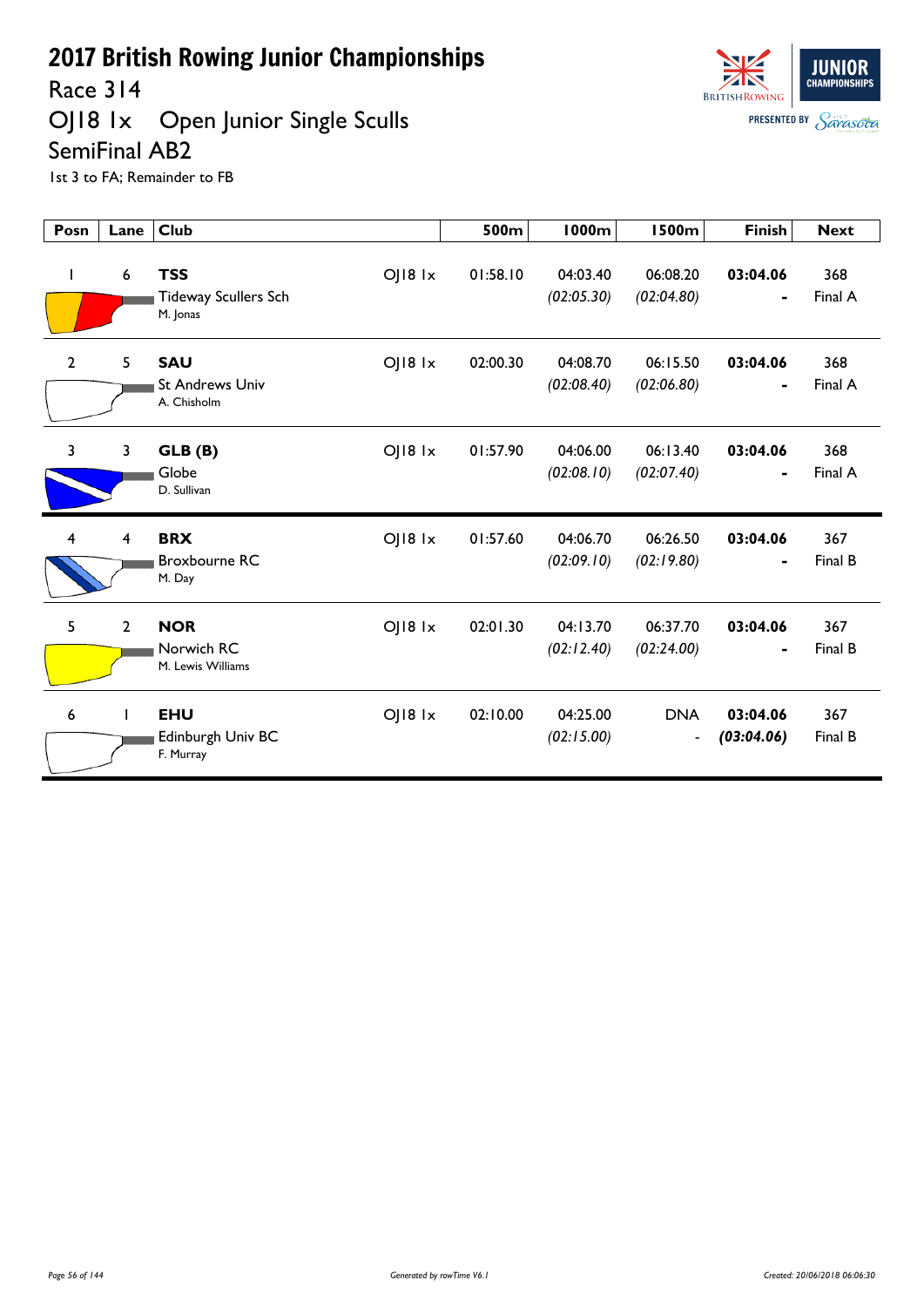# 2017 British Rowing Junior Championships

## Race 314

## OJ18 1x Open Junior Single Sculls

## SemiFinal AB2

1st 3 to FA; Remainder to FB

| Posn | Lane | Club | | 500m | 1000m | 1500m | Finish | Next |
|---|---|---|---|---|---|---|---|---|
| 1 | 6 | **TSS** Tideway Scullers Sch M. Jonas | OJ18 1x | 01:58.10 | 04:03.40 *(02:05.30)* | 06:08.20 *(02:04.80)* | **03:04.06** - | 368 Final A |
| 2 | 5 | **SAU** St Andrews Univ A. Chisholm | OJ18 1x | 02:00.30 | 04:08.70 *(02:08.40)* | 06:15.50 *(02:06.80)* | **03:04.06** - | 368 Final A |
| 3 | 3 | **GLB (B)** Globe D. Sullivan | OJ18 1x | 01:57.90 | 04:06.00 *(02:08.10)* | 06:13.40 *(02:07.40)* | **03:04.06** - | 368 Final A |
| 4 | 4 | **BRX** Broxbourne RC M. Day | OJ18 1x | 01:57.60 | 04:06.70 *(02:09.10)* | 06:26.50 *(02:19.80)* | **03:04.06** - | 367 Final B |
| 5 | 2 | **NOR** Norwich RC M. Lewis Williams | OJ18 1x | 02:01.30 | 04:13.70 *(02:12.40)* | 06:37.70 *(02:24.00)* | **03:04.06** - | 367 Final B |
| 6 | 1 | **EHU** Edinburgh Univ BC F. Murray | OJ18 1x | 02:10.00 | 04:25.00 *(02:15.00)* | DNA - | **03:04.06** ***(03:04.06)*** | 367 Final B |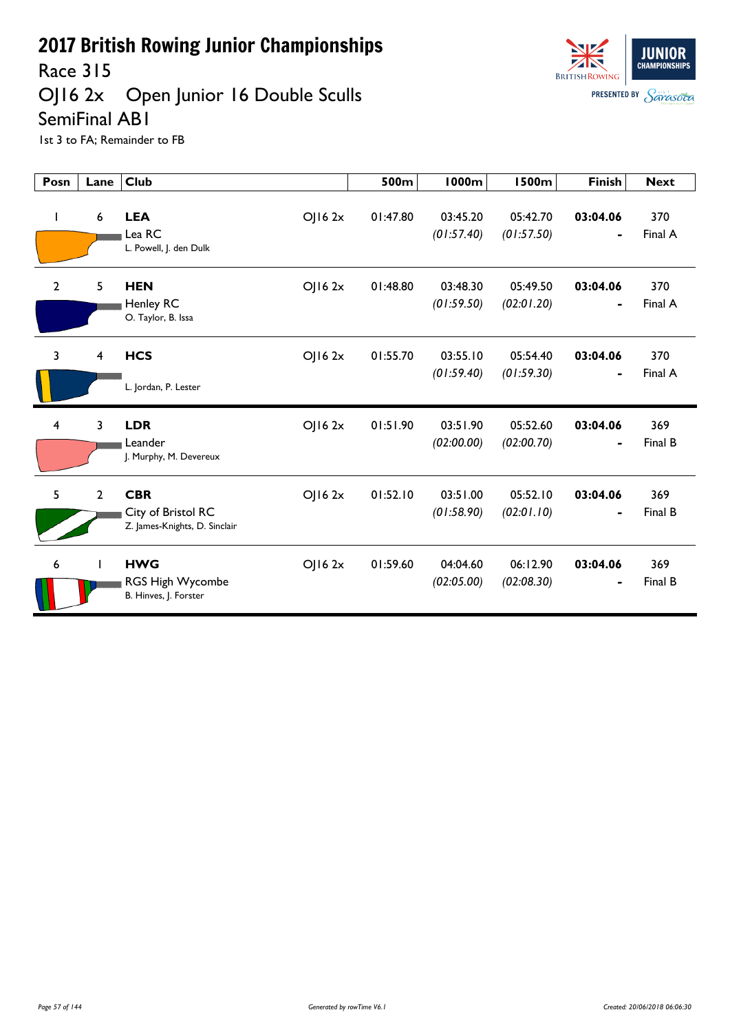# 2017 British Rowing Junior Championships

## Race 315

## OJ16 2x Open Junior 16 Double Sculls

## SemiFinal AB1

1st 3 to FA; Remainder to FB

| Posn | Lane | Club | | 500m | 1000m | 1500m | Finish | Next |
|---|---|---|---|---|---|---|---|---|
| 1 | 6 | **LEA** Lea RC L. Powell, J. den Dulk | OJ16 2x | 01:47.80 | 03:45.20 *(01:57.40)* | 05:42.70 *(01:57.50)* | **03:04.06** - | 370 Final A |
| 2 | 5 | **HEN** Henley RC O. Taylor, B. Issa | OJ16 2x | 01:48.80 | 03:48.30 *(01:59.50)* | 05:49.50 *(02:01.20)* | **03:04.06** - | 370 Final A |
| 3 | 4 | **HCS** L. Jordan, P. Lester | OJ16 2x | 01:55.70 | 03:55.10 *(01:59.40)* | 05:54.40 *(01:59.30)* | **03:04.06** - | 370 Final A |
| 4 | 3 | **LDR** Leander J. Murphy, M. Devereux | OJ16 2x | 01:51.90 | 03:51.90 *(02:00.00)* | 05:52.60 *(02:00.70)* | **03:04.06** - | 369 Final B |
| 5 | 2 | **CBR** City of Bristol RC Z. James-Knights, D. Sinclair | OJ16 2x | 01:52.10 | 03:51.00 *(01:58.90)* | 05:52.10 *(02:01.10)* | **03:04.06** - | 369 Final B |
| 6 | 1 | **HWG** RGS High Wycombe B. Hinves, J. Forster | OJ16 2x | 01:59.60 | 04:04.60 *(02:05.00)* | 06:12.90 *(02:08.30)* | **03:04.06** - | 369 Final B |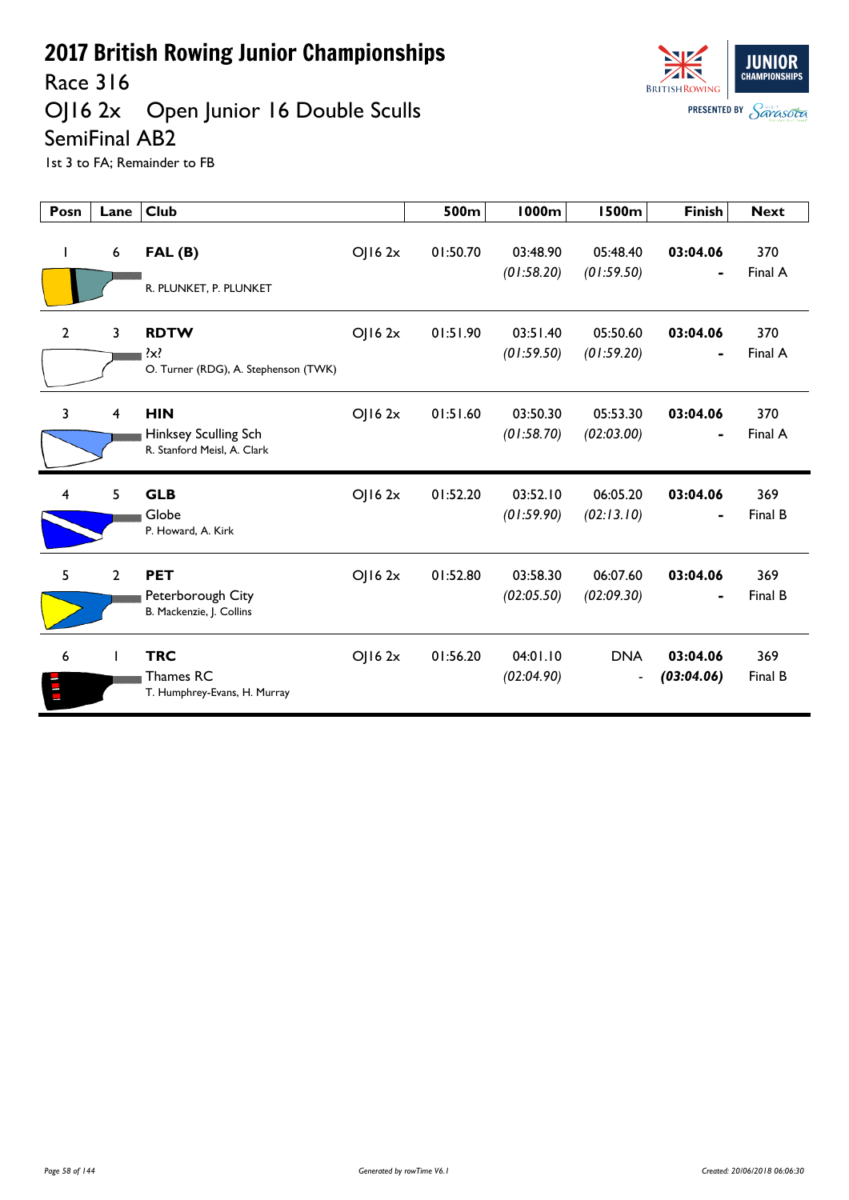# 2017 British Rowing Junior Championships

## Race 316

## OJ16 2x Open Junior 16 Double Sculls

## SemiFinal AB2

1st 3 to FA; Remainder to FB

| Posn | Lane | Club | | 500m | 1000m | 1500m | Finish | Next |
|---|---|---|---|---|---|---|---|---|
| 1 | 6 | **FAL (B)**<br>R. PLUNKET, P. PLUNKET | OJ16 2x | 01:50.70 | 03:48.90<br>*(01:58.20)* | 05:48.40<br>*(01:59.50)* | **03:04.06**<br>- | 370<br>Final A |
| 2 | 3 | **RDTW**<br>?x?<br>O. Turner (RDG), A. Stephenson (TWK) | OJ16 2x | 01:51.90 | 03:51.40<br>*(01:59.50)* | 05:50.60<br>*(01:59.20)* | **03:04.06**<br>- | 370<br>Final A |
| 3 | 4 | **HIN**<br>Hinksey Sculling Sch<br>R. Stanford Meisl, A. Clark | OJ16 2x | 01:51.60 | 03:50.30<br>*(01:58.70)* | 05:53.30<br>*(02:03.00)* | **03:04.06**<br>- | 370<br>Final A |
| 4 | 5 | **GLB**<br>Globe<br>P. Howard, A. Kirk | OJ16 2x | 01:52.20 | 03:52.10<br>*(01:59.90)* | 06:05.20<br>*(02:13.10)* | **03:04.06**<br>- | 369<br>Final B |
| 5 | 2 | **PET**<br>Peterborough City<br>B. Mackenzie, J. Collins | OJ16 2x | 01:52.80 | 03:58.30<br>*(02:05.50)* | 06:07.60<br>*(02:09.30)* | **03:04.06**<br>- | 369<br>Final B |
| 6 | 1 | **TRC**<br>Thames RC<br>T. Humphrey-Evans, H. Murray | OJ16 2x | 01:56.20 | 04:01.10<br>*(02:04.90)* | DNA<br>- | **03:04.06**<br>***(03:04.06)*** | 369<br>Final B |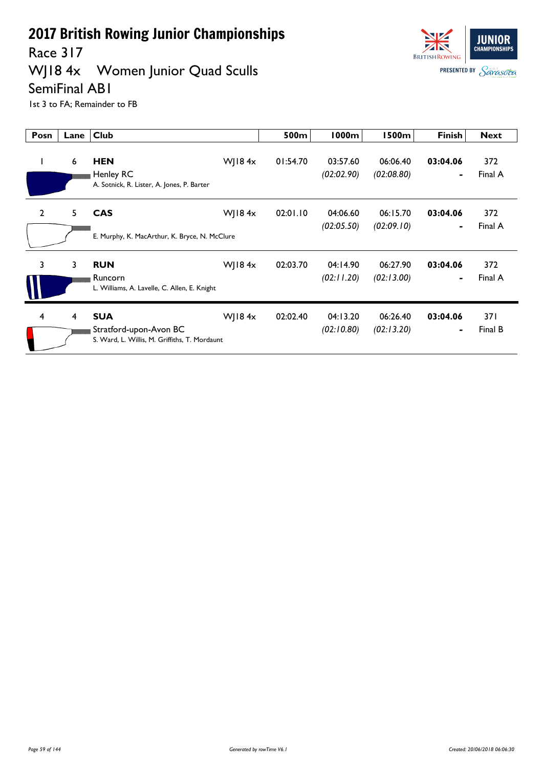# 2017 British Rowing Junior Championships

## Race 317

## WJ18 4x Women Junior Quad Sculls

## SemiFinal AB1

1st 3 to FA; Remainder to FB

| Posn | Lane | Club | | 500m | 1000m | 1500m | Finish | Next |
|---|---|---|---|---|---|---|---|---|
| 1 | 6 | **HEN** Henley RC A. Sotnick, R. Lister, A. Jones, P. Barter | WJ18 4x | 01:54.70 | 03:57.60 *(02:02.90)* | 06:06.40 *(02:08.80)* | **03:04.06** - | 372 Final A |
| 2 | 5 | **CAS** E. Murphy, K. MacArthur, K. Bryce, N. McClure | WJ18 4x | 02:01.10 | 04:06.60 *(02:05.50)* | 06:15.70 *(02:09.10)* | **03:04.06** - | 372 Final A |
| 3 | 3 | **RUN** Runcorn L. Williams, A. Lavelle, C. Allen, E. Knight | WJ18 4x | 02:03.70 | 04:14.90 *(02:11.20)* | 06:27.90 *(02:13.00)* | **03:04.06** - | 372 Final A |
| 4 | 4 | **SUA** Stratford-upon-Avon BC S. Ward, L. Willis, M. Griffiths, T. Mordaunt | WJ18 4x | 02:02.40 | 04:13.20 *(02:10.80)* | 06:26.40 *(02:13.20)* | **03:04.06** - | 371 Final B |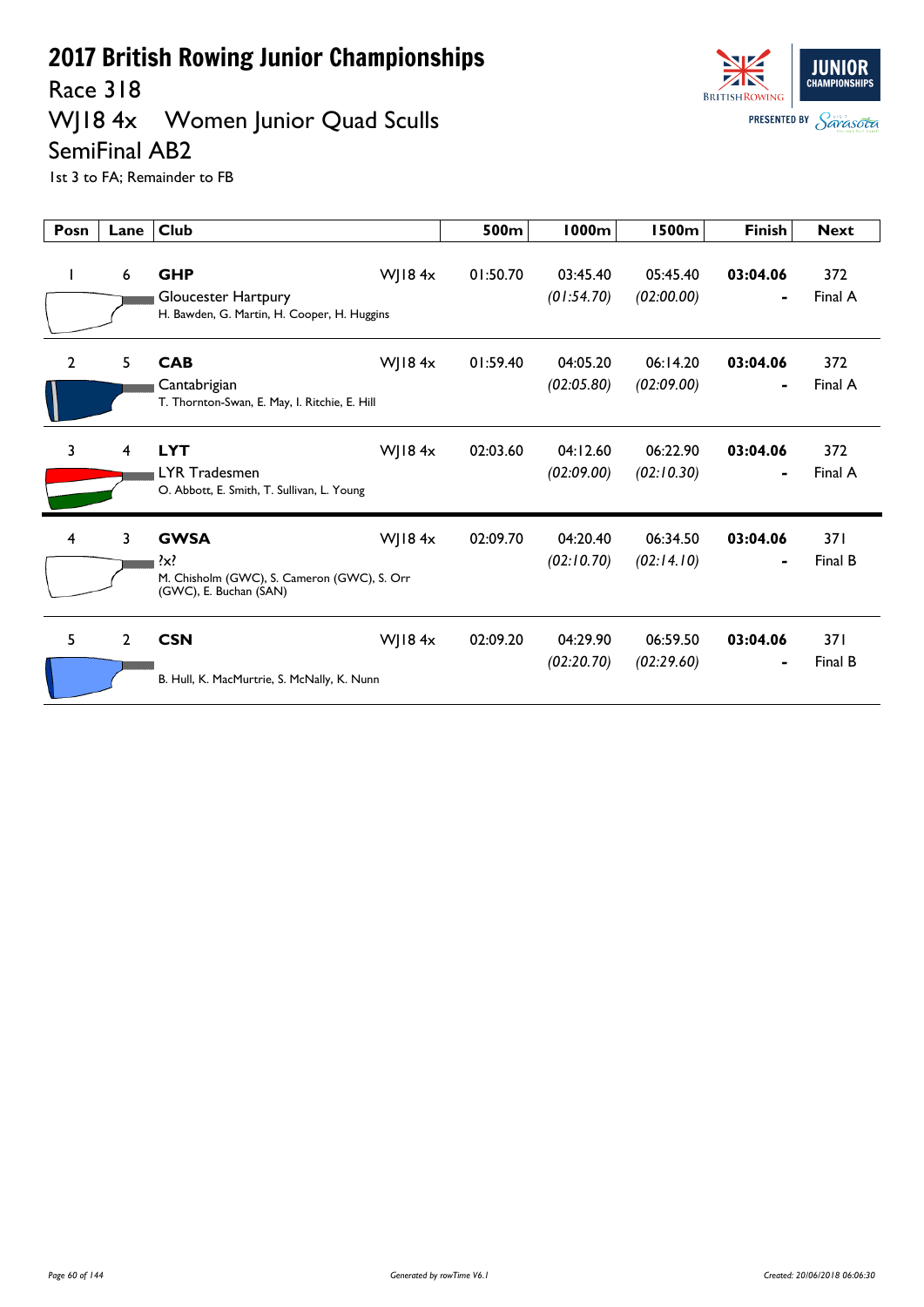# 2017 British Rowing Junior Championships

## Race 318

## WJ18 4x Women Junior Quad Sculls

## SemiFinal AB2

1st 3 to FA; Remainder to FB

| Posn | Lane | Club | | 500m | 1000m | 1500m | Finish | Next |
|---|---|---|---|---|---|---|---|---|
| 1 | 6 | **GHP**<br>Gloucester Hartpury<br>H. Bawden, G. Martin, H. Cooper, H. Huggins | WJ18 4x | 01:50.70 | 03:45.40<br>*(01:54.70)* | 05:45.40<br>*(02:00.00)* | **03:04.06**<br>- | 372<br>Final A |
| 2 | 5 | **CAB**<br>Cantabrigian<br>T. Thornton-Swan, E. May, I. Ritchie, E. Hill | WJ18 4x | 01:59.40 | 04:05.20<br>*(02:05.80)* | 06:14.20<br>*(02:09.00)* | **03:04.06**<br>- | 372<br>Final A |
| 3 | 4 | **LYT**<br>LYR Tradesmen<br>O. Abbott, E. Smith, T. Sullivan, L. Young | WJ18 4x | 02:03.60 | 04:12.60<br>*(02:09.00)* | 06:22.90<br>*(02:10.30)* | **03:04.06**<br>- | 372<br>Final A |
| 4 | 3 | **GWSA**<br>?x?<br>M. Chisholm (GWC), S. Cameron (GWC), S. Orr (GWC), E. Buchan (SAN) | WJ18 4x | 02:09.70 | 04:20.40<br>*(02:10.70)* | 06:34.50<br>*(02:14.10)* | **03:04.06**<br>- | 371<br>Final B |
| 5 | 2 | **CSN**<br>B. Hull, K. MacMurtrie, S. McNally, K. Nunn | WJ18 4x | 02:09.20 | 04:29.90<br>*(02:20.70)* | 06:59.50<br>*(02:29.60)* | **03:04.06**<br>- | 371<br>Final B |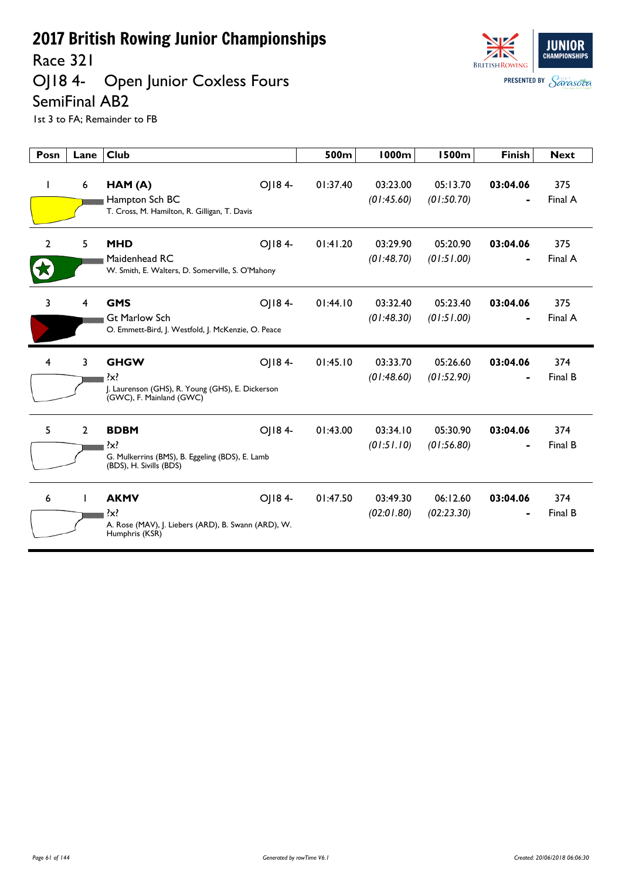# 2017 British Rowing Junior Championships

Race 321

## OJ18 4- Open Junior Coxless Fours

SemiFinal AB2

1st 3 to FA; Remainder to FB

| Posn | Lane | Club | | 500m | 1000m | 1500m | Finish | Next |
|---|---|---|---|---|---|---|---|---|
| 1 | 6 | **HAM (A)** Hampton Sch BC T. Cross, M. Hamilton, R. Gilligan, T. Davis | OJ18 4- | 01:37.40 | 03:23.00 *(01:45.60)* | 05:13.70 *(01:50.70)* | **03:04.06** - | 375 Final A |
| 2 | 5 | **MHD** Maidenhead RC W. Smith, E. Walters, D. Somerville, S. O'Mahony | OJ18 4- | 01:41.20 | 03:29.90 *(01:48.70)* | 05:20.90 *(01:51.00)* | **03:04.06** - | 375 Final A |
| 3 | 4 | **GMS** Gt Marlow Sch O. Emmett-Bird, J. Westfold, J. McKenzie, O. Peace | OJ18 4- | 01:44.10 | 03:32.40 *(01:48.30)* | 05:23.40 *(01:51.00)* | **03:04.06** - | 375 Final A |
| 4 | 3 | **GHGW** ?x? J. Laurenson (GHS), R. Young (GHS), E. Dickerson (GWC), F. Mainland (GWC) | OJ18 4- | 01:45.10 | 03:33.70 *(01:48.60)* | 05:26.60 *(01:52.90)* | **03:04.06** - | 374 Final B |
| 5 | 2 | **BDBM** ?x? G. Mulkerrins (BMS), B. Eggeling (BDS), E. Lamb (BDS), H. Sivills (BDS) | OJ18 4- | 01:43.00 | 03:34.10 *(01:51.10)* | 05:30.90 *(01:56.80)* | **03:04.06** - | 374 Final B |
| 6 | 1 | **AKMV** ?x? A. Rose (MAV), J. Liebers (ARD), B. Swann (ARD), W. Humphris (KSR) | OJ18 4- | 01:47.50 | 03:49.30 *(02:01.80)* | 06:12.60 *(02:23.30)* | **03:04.06** - | 374 Final B |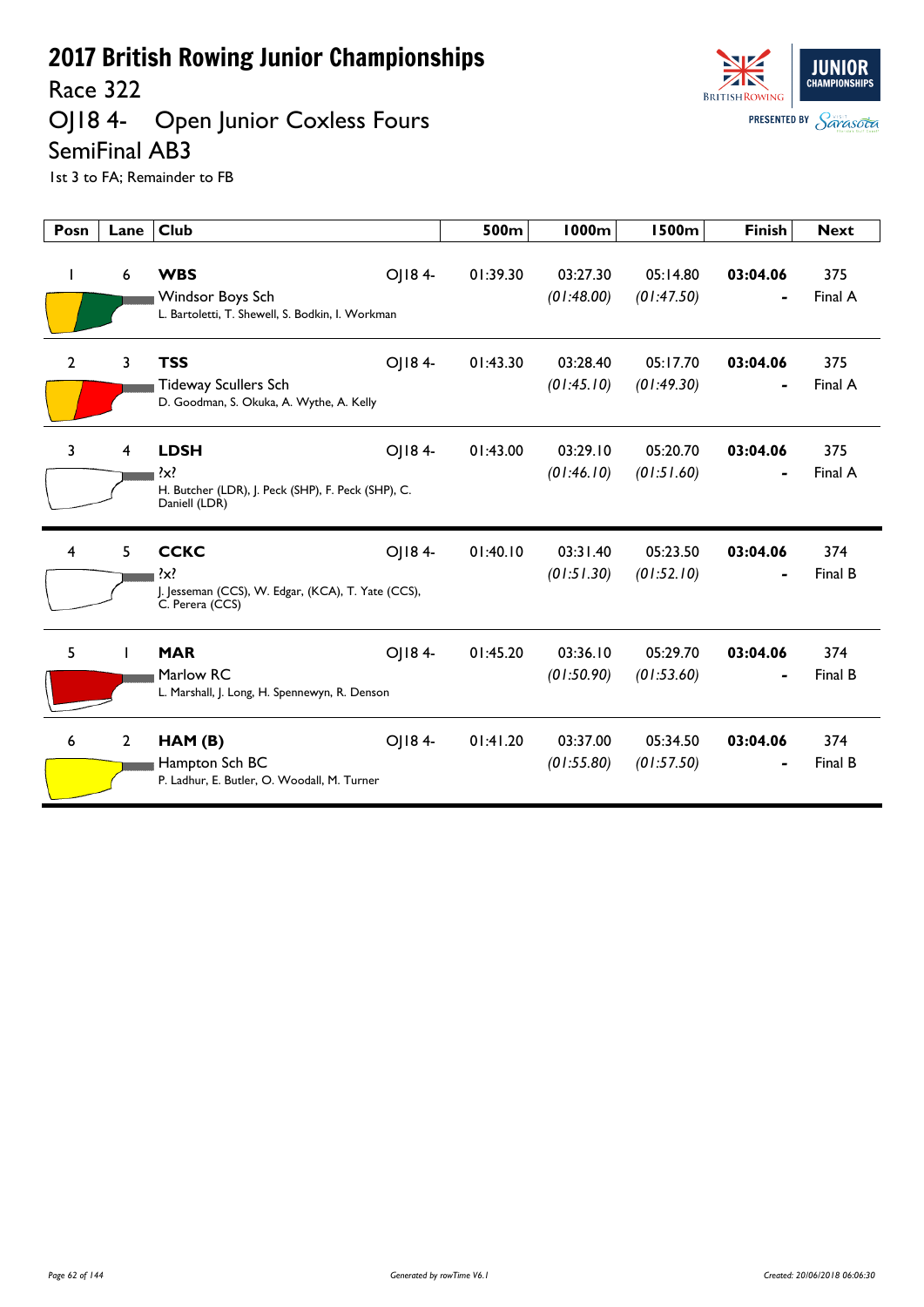# 2017 British Rowing Junior Championships

## Race 322

## OJ18 4-    Open Junior Coxless Fours

## SemiFinal AB3

1st 3 to FA; Remainder to FB

| Posn | Lane | Club | | 500m | 1000m | 1500m | Finish | Next |
|---|---|---|---|---|---|---|---|---|
| 1 | 6 | **WBS**<br>Windsor Boys Sch<br>L. Bartoletti, T. Shewell, S. Bodkin, I. Workman | OJ18 4- | 01:39.30 | 03:27.30<br>*(01:48.00)* | 05:14.80<br>*(01:47.50)* | **03:04.06**<br>- | 375<br>Final A |
| 2 | 3 | **TSS**<br>Tideway Scullers Sch<br>D. Goodman, S. Okuka, A. Wythe, A. Kelly | OJ18 4- | 01:43.30 | 03:28.40<br>*(01:45.10)* | 05:17.70<br>*(01:49.30)* | **03:04.06**<br>- | 375<br>Final A |
| 3 | 4 | **LDSH**<br>?x?<br>H. Butcher (LDR), J. Peck (SHP), F. Peck (SHP), C. Daniell (LDR) | OJ18 4- | 01:43.00 | 03:29.10<br>*(01:46.10)* | 05:20.70<br>*(01:51.60)* | **03:04.06**<br>- | 375<br>Final A |
| 4 | 5 | **CCKC**<br>?x?<br>J. Jesseman (CCS), W. Edgar, (KCA), T. Yate (CCS), C. Perera (CCS) | OJ18 4- | 01:40.10 | 03:31.40<br>*(01:51.30)* | 05:23.50<br>*(01:52.10)* | **03:04.06**<br>- | 374<br>Final B |
| 5 | 1 | **MAR**<br>Marlow RC<br>L. Marshall, J. Long, H. Spennewyn, R. Denson | OJ18 4- | 01:45.20 | 03:36.10<br>*(01:50.90)* | 05:29.70<br>*(01:53.60)* | **03:04.06**<br>- | 374<br>Final B |
| 6 | 2 | **HAM (B)**<br>Hampton Sch BC<br>P. Ladhur, E. Butler, O. Woodall, M. Turner | OJ18 4- | 01:41.20 | 03:37.00<br>*(01:55.80)* | 05:34.50<br>*(01:57.50)* | **03:04.06**<br>- | 374<br>Final B |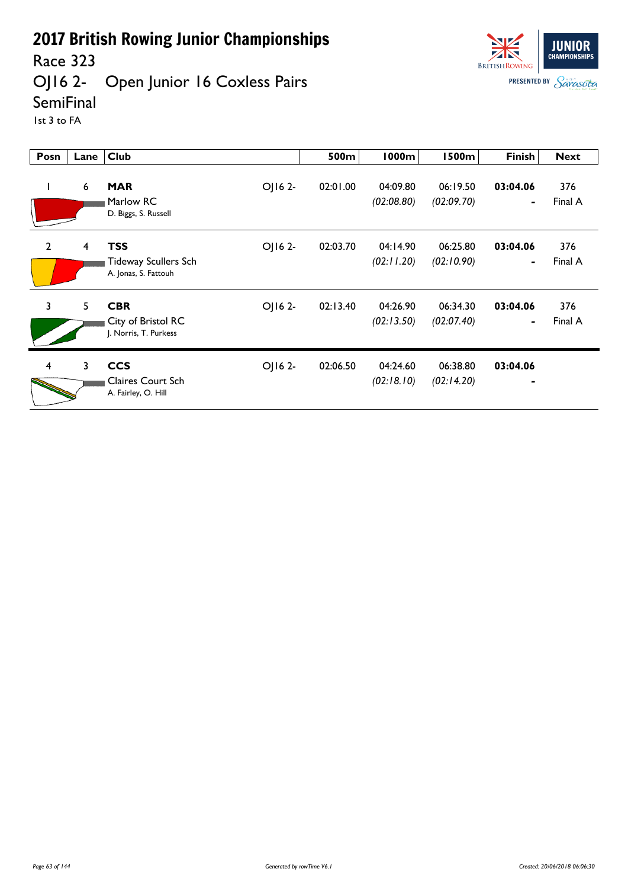# 2017 British Rowing Junior Championships

Race 323

## OJ16 2- Open Junior 16 Coxless Pairs

SemiFinal

1st 3 to FA

| Posn | Lane | Club | | 500m | 1000m | 1500m | Finish | Next |
|---|---|---|---|---|---|---|---|---|
| 1 | 6 | **MAR** Marlow RC D. Biggs, S. Russell | OJ16 2- | 02:01.00 | 04:09.80 *(02:08.80)* | 06:19.50 *(02:09.70)* | **03:04.06** - | 376 Final A |
| 2 | 4 | **TSS** Tideway Scullers Sch A. Jonas, S. Fattouh | OJ16 2- | 02:03.70 | 04:14.90 *(02:11.20)* | 06:25.80 *(02:10.90)* | **03:04.06** - | 376 Final A |
| 3 | 5 | **CBR** City of Bristol RC J. Norris, T. Purkess | OJ16 2- | 02:13.40 | 04:26.90 *(02:13.50)* | 06:34.30 *(02:07.40)* | **03:04.06** - | 376 Final A |
| 4 | 3 | **CCS** Claires Court Sch A. Fairley, O. Hill | OJ16 2- | 02:06.50 | 04:24.60 *(02:18.10)* | 06:38.80 *(02:14.20)* | **03:04.06** - | |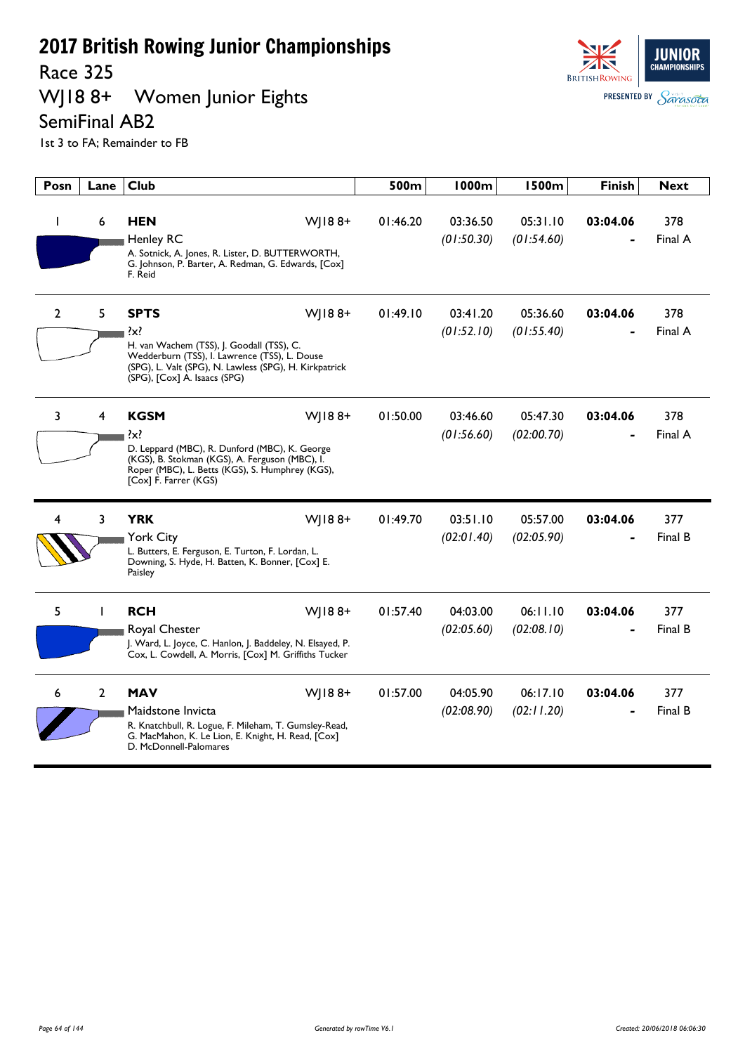# 2017 British Rowing Junior Championships

## Race 325

## WJ18 8+ Women Junior Eights

## SemiFinal AB2

1st 3 to FA; Remainder to FB

| Posn | Lane | Club | | 500m | 1000m | 1500m | Finish | Next |
|---|---|---|---|---|---|---|---|---|
| 1 | 6 | **HEN** Henley RC A. Sotnick, A. Jones, R. Lister, D. BUTTERWORTH, G. Johnson, P. Barter, A. Redman, G. Edwards, [Cox] F. Reid | WJ18 8+ | 01:46.20 | 03:36.50 *(01:50.30)* | 05:31.10 *(01:54.60)* | **03:04.06** - | 378 Final A |
| 2 | 5 | **SPTS** ?x? H. van Wachem (TSS), J. Goodall (TSS), C. Wedderburn (TSS), I. Lawrence (TSS), L. Douse (SPG), L. Valt (SPG), N. Lawless (SPG), H. Kirkpatrick (SPG), [Cox] A. Isaacs (SPG) | WJ18 8+ | 01:49.10 | 03:41.20 *(01:52.10)* | 05:36.60 *(01:55.40)* | **03:04.06** - | 378 Final A |
| 3 | 4 | **KGSM** ?x? D. Leppard (MBC), R. Dunford (MBC), K. George (KGS), B. Stokman (KGS), A. Ferguson (MBC), I. Roper (MBC), L. Betts (KGS), S. Humphrey (KGS), [Cox] F. Farrer (KGS) | WJ18 8+ | 01:50.00 | 03:46.60 *(01:56.60)* | 05:47.30 *(02:00.70)* | **03:04.06** - | 378 Final A |
| 4 | 3 | **YRK** York City L. Butters, E. Ferguson, E. Turton, F. Lordan, L. Downing, S. Hyde, H. Batten, K. Bonner, [Cox] E. Paisley | WJ18 8+ | 01:49.70 | 03:51.10 *(02:01.40)* | 05:57.00 *(02:05.90)* | **03:04.06** - | 377 Final B |
| 5 | 1 | **RCH** Royal Chester J. Ward, L. Joyce, C. Hanlon, J. Baddeley, N. Elsayed, P. Cox, L. Cowdell, A. Morris, [Cox] M. Griffiths Tucker | WJ18 8+ | 01:57.40 | 04:03.00 *(02:05.60)* | 06:11.10 *(02:08.10)* | **03:04.06** - | 377 Final B |
| 6 | 2 | **MAV** Maidstone Invicta R. Knatchbull, R. Logue, F. Mileham, T. Gumsley-Read, G. MacMahon, K. Le Lion, E. Knight, H. Read, [Cox] D. McDonnell-Palomares | WJ18 8+ | 01:57.00 | 04:05.90 *(02:08.90)* | 06:17.10 *(02:11.20)* | **03:04.06** - | 377 Final B |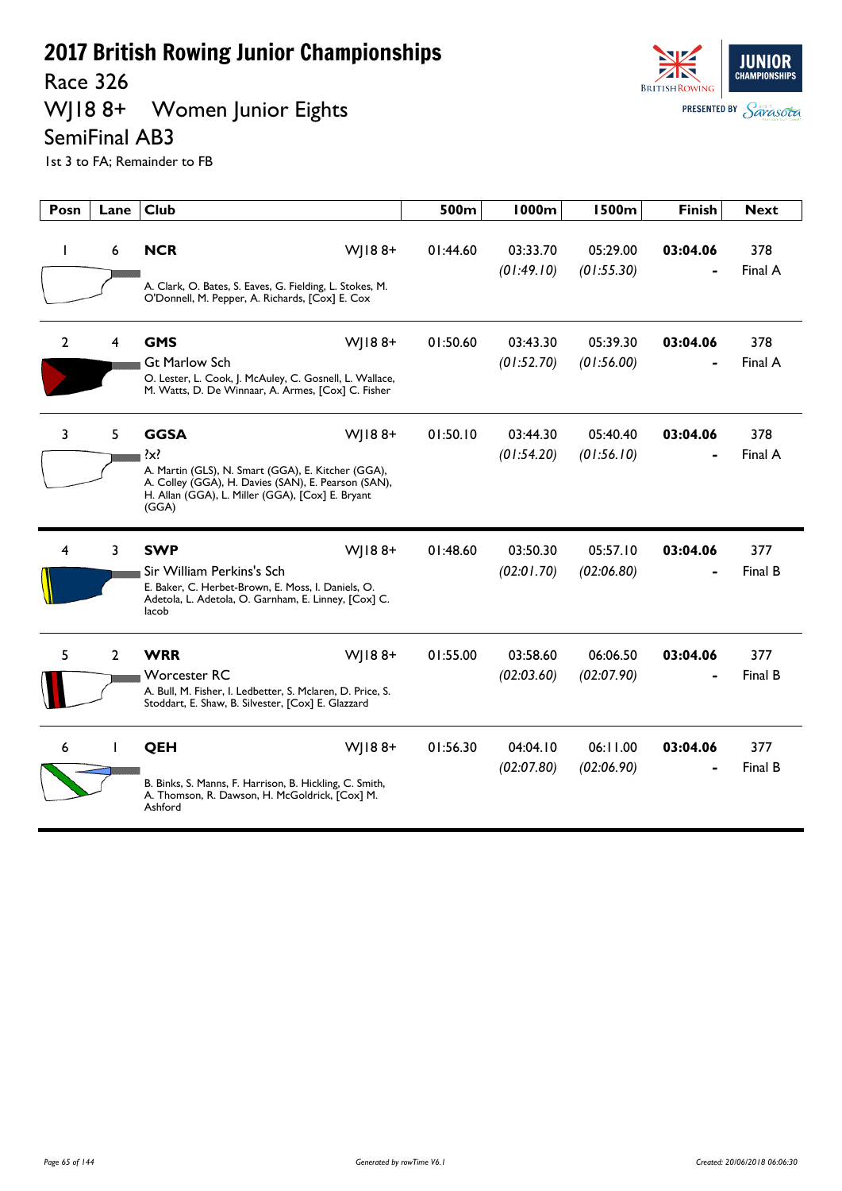# 2017 British Rowing Junior Championships

## Race 326

## WJ18 8+ Women Junior Eights

## SemiFinal AB3

1st 3 to FA; Remainder to FB

| Posn | Lane | Club | | 500m | 1000m | 1500m | Finish | Next |
|---|---|---|---|---|---|---|---|---|
| 1 | 6 | **NCR**<br>A. Clark, O. Bates, S. Eaves, G. Fielding, L. Stokes, M. O'Donnell, M. Pepper, A. Richards, [Cox] E. Cox | WJ18 8+ | 01:44.60 | 03:33.70<br>*(01:49.10)* | 05:29.00<br>*(01:55.30)* | **03:04.06**<br>- | 378<br>Final A |
| 2 | 4 | **GMS**<br>Gt Marlow Sch<br>O. Lester, L. Cook, J. McAuley, C. Gosnell, L. Wallace, M. Watts, D. De Winnaar, A. Armes, [Cox] C. Fisher | WJ18 8+ | 01:50.60 | 03:43.30<br>*(01:52.70)* | 05:39.30<br>*(01:56.00)* | **03:04.06**<br>- | 378<br>Final A |
| 3 | 5 | **GGSA**<br>?x?<br>A. Martin (GLS), N. Smart (GGA), E. Kitcher (GGA), A. Colley (GGA), H. Davies (SAN), E. Pearson (SAN), H. Allan (GGA), L. Miller (GGA), [Cox] E. Bryant (GGA) | WJ18 8+ | 01:50.10 | 03:44.30<br>*(01:54.20)* | 05:40.40<br>*(01:56.10)* | **03:04.06**<br>- | 378<br>Final A |
| 4 | 3 | **SWP**<br>Sir William Perkins's Sch<br>E. Baker, C. Herbet-Brown, E. Moss, I. Daniels, O. Adetola, L. Adetola, O. Garnham, E. Linney, [Cox] C. Iacob | WJ18 8+ | 01:48.60 | 03:50.30<br>*(02:01.70)* | 05:57.10<br>*(02:06.80)* | **03:04.06**<br>- | 377<br>Final B |
| 5 | 2 | **WRR**<br>Worcester RC<br>A. Bull, M. Fisher, I. Ledbetter, S. Mclaren, D. Price, S. Stoddart, E. Shaw, B. Silvester, [Cox] E. Glazzard | WJ18 8+ | 01:55.00 | 03:58.60<br>*(02:03.60)* | 06:06.50<br>*(02:07.90)* | **03:04.06**<br>- | 377<br>Final B |
| 6 | 1 | **QEH**<br>B. Binks, S. Manns, F. Harrison, B. Hickling, C. Smith, A. Thomson, R. Dawson, H. McGoldrick, [Cox] M. Ashford | WJ18 8+ | 01:56.30 | 04:04.10<br>*(02:07.80)* | 06:11.00<br>*(02:06.90)* | **03:04.06**<br>- | 377<br>Final B |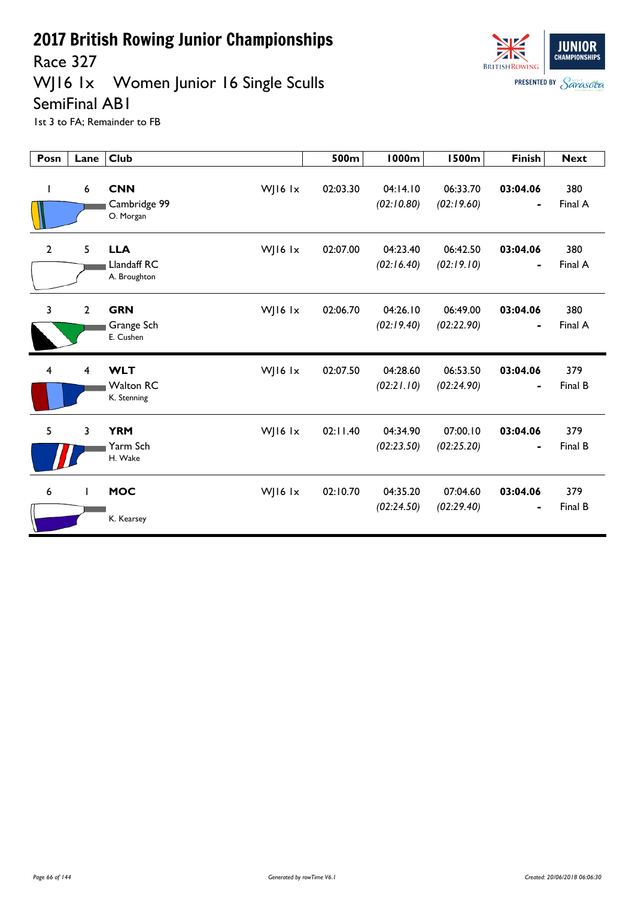# 2017 British Rowing Junior Championships

## Race 327

## WJ16 1x Women Junior 16 Single Sculls

## SemiFinal AB1

1st 3 to FA; Remainder to FB

| Posn | Lane | Club | | 500m | 1000m | 1500m | Finish | Next |
|---|---|---|---|---|---|---|---|---|
| 1 | 6 | **CNN** Cambridge 99 O. Morgan | WJ16 1x | 02:03.30 | 04:14.10 *(02:10.80)* | 06:33.70 *(02:19.60)* | **03:04.06** - | 380 Final A |
| 2 | 5 | **LLA** Llandaff RC A. Broughton | WJ16 1x | 02:07.00 | 04:23.40 *(02:16.40)* | 06:42.50 *(02:19.10)* | **03:04.06** - | 380 Final A |
| 3 | 2 | **GRN** Grange Sch E. Cushen | WJ16 1x | 02:06.70 | 04:26.10 *(02:19.40)* | 06:49.00 *(02:22.90)* | **03:04.06** - | 380 Final A |
| 4 | 4 | **WLT** Walton RC K. Stenning | WJ16 1x | 02:07.50 | 04:28.60 *(02:21.10)* | 06:53.50 *(02:24.90)* | **03:04.06** - | 379 Final B |
| 5 | 3 | **YRM** Yarm Sch H. Wake | WJ16 1x | 02:11.40 | 04:34.90 *(02:23.50)* | 07:00.10 *(02:25.20)* | **03:04.06** - | 379 Final B |
| 6 | 1 | **MOC** K. Kearsey | WJ16 1x | 02:10.70 | 04:35.20 *(02:24.50)* | 07:04.60 *(02:29.40)* | **03:04.06** - | 379 Final B |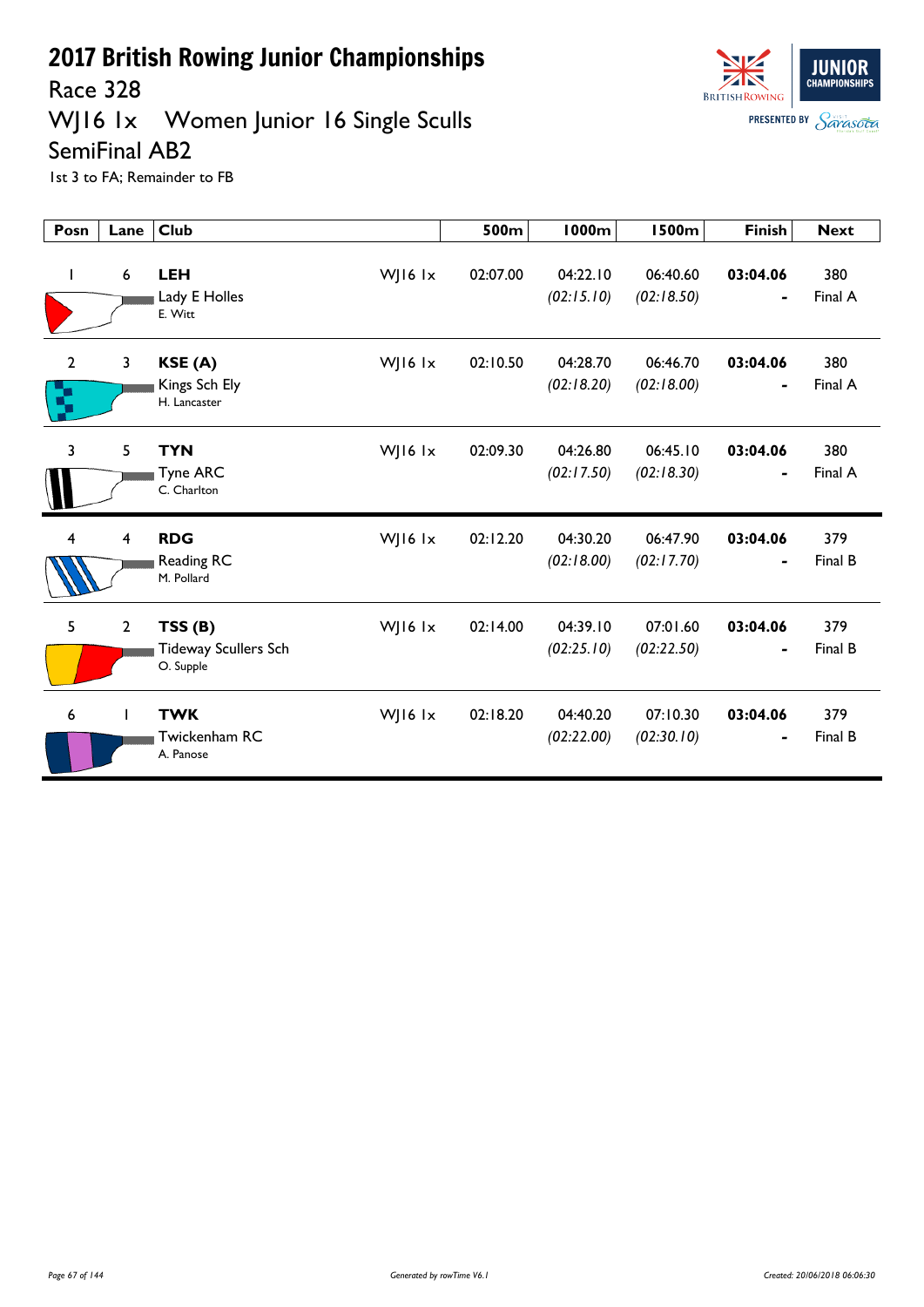# 2017 British Rowing Junior Championships

## Race 328

## WJ16 1x Women Junior 16 Single Sculls

## SemiFinal AB2

1st 3 to FA; Remainder to FB

| Posn | Lane | Club | | 500m | 1000m | 1500m | Finish | Next |
|---|---|---|---|---|---|---|---|---|
| 1 | 6 | **LEH** Lady E Holles E. Witt | WJ16 1x | 02:07.00 | 04:22.10 *(02:15.10)* | 06:40.60 *(02:18.50)* | **03:04.06** - | 380 Final A |
| 2 | 3 | **KSE (A)** Kings Sch Ely H. Lancaster | WJ16 1x | 02:10.50 | 04:28.70 *(02:18.20)* | 06:46.70 *(02:18.00)* | **03:04.06** - | 380 Final A |
| 3 | 5 | **TYN** Tyne ARC C. Charlton | WJ16 1x | 02:09.30 | 04:26.80 *(02:17.50)* | 06:45.10 *(02:18.30)* | **03:04.06** - | 380 Final A |
| 4 | 4 | **RDG** Reading RC M. Pollard | WJ16 1x | 02:12.20 | 04:30.20 *(02:18.00)* | 06:47.90 *(02:17.70)* | **03:04.06** - | 379 Final B |
| 5 | 2 | **TSS (B)** Tideway Scullers Sch O. Supple | WJ16 1x | 02:14.00 | 04:39.10 *(02:25.10)* | 07:01.60 *(02:22.50)* | **03:04.06** - | 379 Final B |
| 6 | 1 | **TWK** Twickenham RC A. Panose | WJ16 1x | 02:18.20 | 04:40.20 *(02:22.00)* | 07:10.30 *(02:30.10)* | **03:04.06** - | 379 Final B |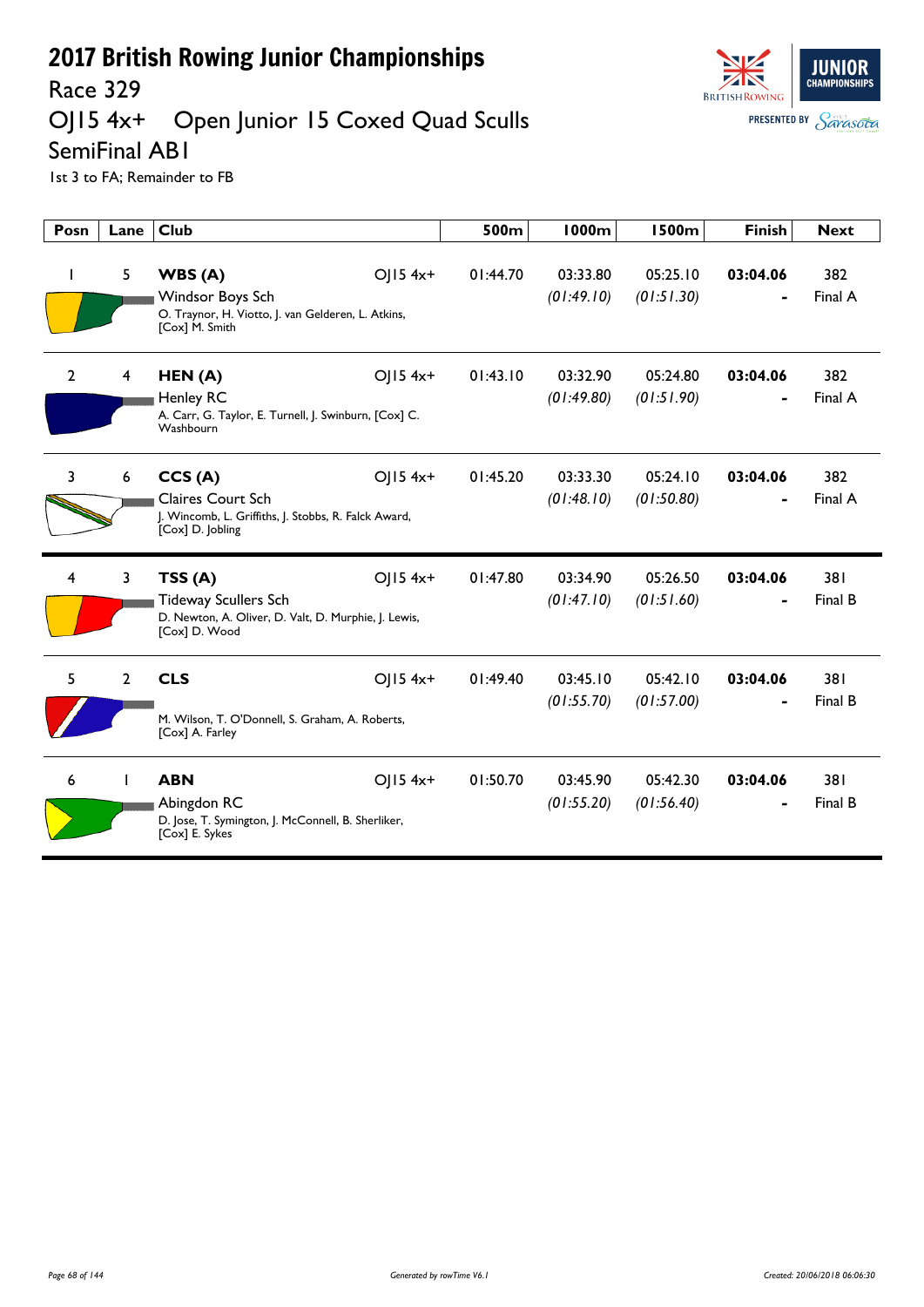# 2017 British Rowing Junior Championships

## Race 329

## OJ15 4x+ Open Junior 15 Coxed Quad Sculls

## SemiFinal AB1

1st 3 to FA; Remainder to FB

| Posn | Lane | Club | | 500m | 1000m | 1500m | Finish | Next |
|---|---|---|---|---|---|---|---|---|
| 1 | 5 | **WBS (A)** Windsor Boys Sch O. Traynor, H. Viotto, J. van Gelderen, L. Atkins, [Cox] M. Smith | OJ15 4x+ | 01:44.70 | 03:33.80 *(01:49.10)* | 05:25.10 *(01:51.30)* | **03:04.06** - | 382 Final A |
| 2 | 4 | **HEN (A)** Henley RC A. Carr, G. Taylor, E. Turnell, J. Swinburn, [Cox] C. Washbourn | OJ15 4x+ | 01:43.10 | 03:32.90 *(01:49.80)* | 05:24.80 *(01:51.90)* | **03:04.06** - | 382 Final A |
| 3 | 6 | **CCS (A)** Claires Court Sch J. Wincomb, L. Griffiths, J. Stobbs, R. Falck Award, [Cox] D. Jobling | OJ15 4x+ | 01:45.20 | 03:33.30 *(01:48.10)* | 05:24.10 *(01:50.80)* | **03:04.06** - | 382 Final A |
| 4 | 3 | **TSS (A)** Tideway Scullers Sch D. Newton, A. Oliver, D. Valt, D. Murphie, J. Lewis, [Cox] D. Wood | OJ15 4x+ | 01:47.80 | 03:34.90 *(01:47.10)* | 05:26.50 *(01:51.60)* | **03:04.06** - | 381 Final B |
| 5 | 2 | **CLS** M. Wilson, T. O'Donnell, S. Graham, A. Roberts, [Cox] A. Farley | OJ15 4x+ | 01:49.40 | 03:45.10 *(01:55.70)* | 05:42.10 *(01:57.00)* | **03:04.06** - | 381 Final B |
| 6 | 1 | **ABN** Abingdon RC D. Jose, T. Symington, J. McConnell, B. Sherliker, [Cox] E. Sykes | OJ15 4x+ | 01:50.70 | 03:45.90 *(01:55.20)* | 05:42.30 *(01:56.40)* | **03:04.06** - | 381 Final B |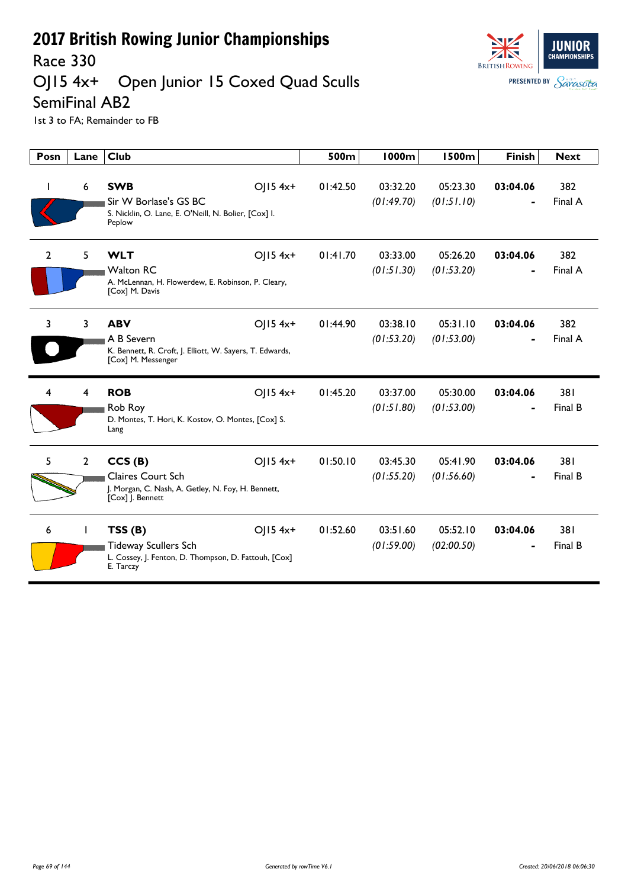# 2017 British Rowing Junior Championships

## Race 330

## OJ15 4x+ Open Junior 15 Coxed Quad Sculls

## SemiFinal AB2

1st 3 to FA; Remainder to FB

| Posn | Lane | Club | | 500m | 1000m | 1500m | Finish | Next |
|---|---|---|---|---|---|---|---|---|
| 1 | 6 | **SWB** Sir W Borlase's GS BC S. Nicklin, O. Lane, E. O'Neill, N. Bolier, [Cox] I. Peplow | OJ15 4x+ | 01:42.50 | 03:32.20 *(01:49.70)* | 05:23.30 *(01:51.10)* | **03:04.06** - | 382 Final A |
| 2 | 5 | **WLT** Walton RC A. McLennan, H. Flowerdew, E. Robinson, P. Cleary, [Cox] M. Davis | OJ15 4x+ | 01:41.70 | 03:33.00 *(01:51.30)* | 05:26.20 *(01:53.20)* | **03:04.06** - | 382 Final A |
| 3 | 3 | **ABV** A B Severn K. Bennett, R. Croft, J. Elliott, W. Sayers, T. Edwards, [Cox] M. Messenger | OJ15 4x+ | 01:44.90 | 03:38.10 *(01:53.20)* | 05:31.10 *(01:53.00)* | **03:04.06** - | 382 Final A |
| 4 | 4 | **ROB** Rob Roy D. Montes, T. Hori, K. Kostov, O. Montes, [Cox] S. Lang | OJ15 4x+ | 01:45.20 | 03:37.00 *(01:51.80)* | 05:30.00 *(01:53.00)* | **03:04.06** - | 381 Final B |
| 5 | 2 | **CCS (B)** Claires Court Sch J. Morgan, C. Nash, A. Getley, N. Foy, H. Bennett, [Cox] J. Bennett | OJ15 4x+ | 01:50.10 | 03:45.30 *(01:55.20)* | 05:41.90 *(01:56.60)* | **03:04.06** - | 381 Final B |
| 6 | 1 | **TSS (B)** Tideway Scullers Sch L. Cossey, J. Fenton, D. Thompson, D. Fattouh, [Cox] E. Tarczy | OJ15 4x+ | 01:52.60 | 03:51.60 *(01:59.00)* | 05:52.10 *(02:00.50)* | **03:04.06** - | 381 Final B |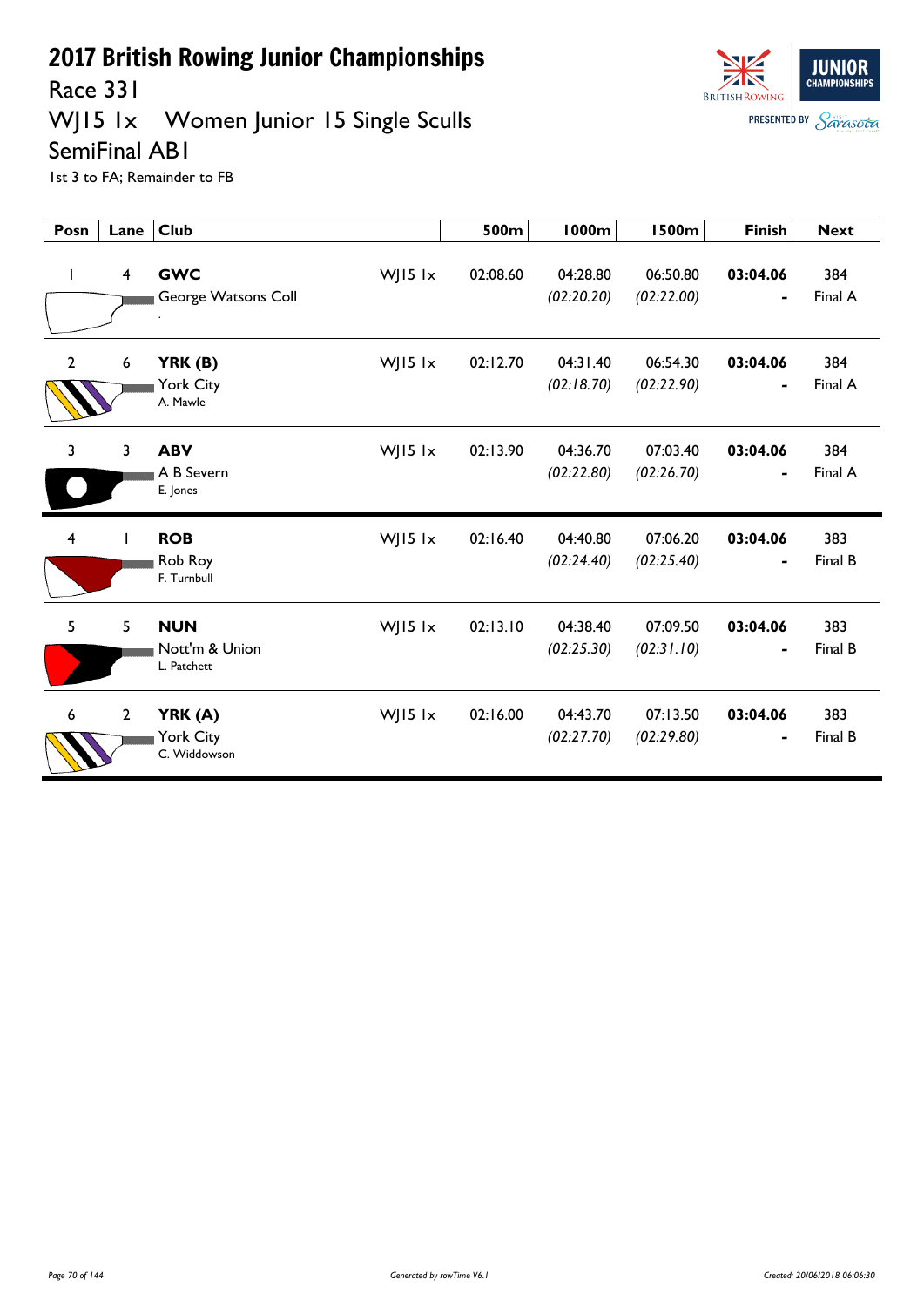# 2017 British Rowing Junior Championships

## Race 331

## WJ15 1x Women Junior 15 Single Sculls

## SemiFinal AB1

1st 3 to FA; Remainder to FB

| Posn | Lane | Club | | 500m | 1000m | 1500m | Finish | Next |
|---|---|---|---|---|---|---|---|---|
| 1 | 4 | **GWC** George Watsons Coll . | WJ15 1x | 02:08.60 | 04:28.80 *(02:20.20)* | 06:50.80 *(02:22.00)* | **03:04.06** - | 384 Final A |
| 2 | 6 | **YRK (B)** York City A. Mawle | WJ15 1x | 02:12.70 | 04:31.40 *(02:18.70)* | 06:54.30 *(02:22.90)* | **03:04.06** - | 384 Final A |
| 3 | 3 | **ABV** A B Severn E. Jones | WJ15 1x | 02:13.90 | 04:36.70 *(02:22.80)* | 07:03.40 *(02:26.70)* | **03:04.06** - | 384 Final A |
| 4 | 1 | **ROB** Rob Roy F. Turnbull | WJ15 1x | 02:16.40 | 04:40.80 *(02:24.40)* | 07:06.20 *(02:25.40)* | **03:04.06** - | 383 Final B |
| 5 | 5 | **NUN** Nott'm & Union L. Patchett | WJ15 1x | 02:13.10 | 04:38.40 *(02:25.30)* | 07:09.50 *(02:31.10)* | **03:04.06** - | 383 Final B |
| 6 | 2 | **YRK (A)** York City C. Widdowson | WJ15 1x | 02:16.00 | 04:43.70 *(02:27.70)* | 07:13.50 *(02:29.80)* | **03:04.06** - | 383 Final B |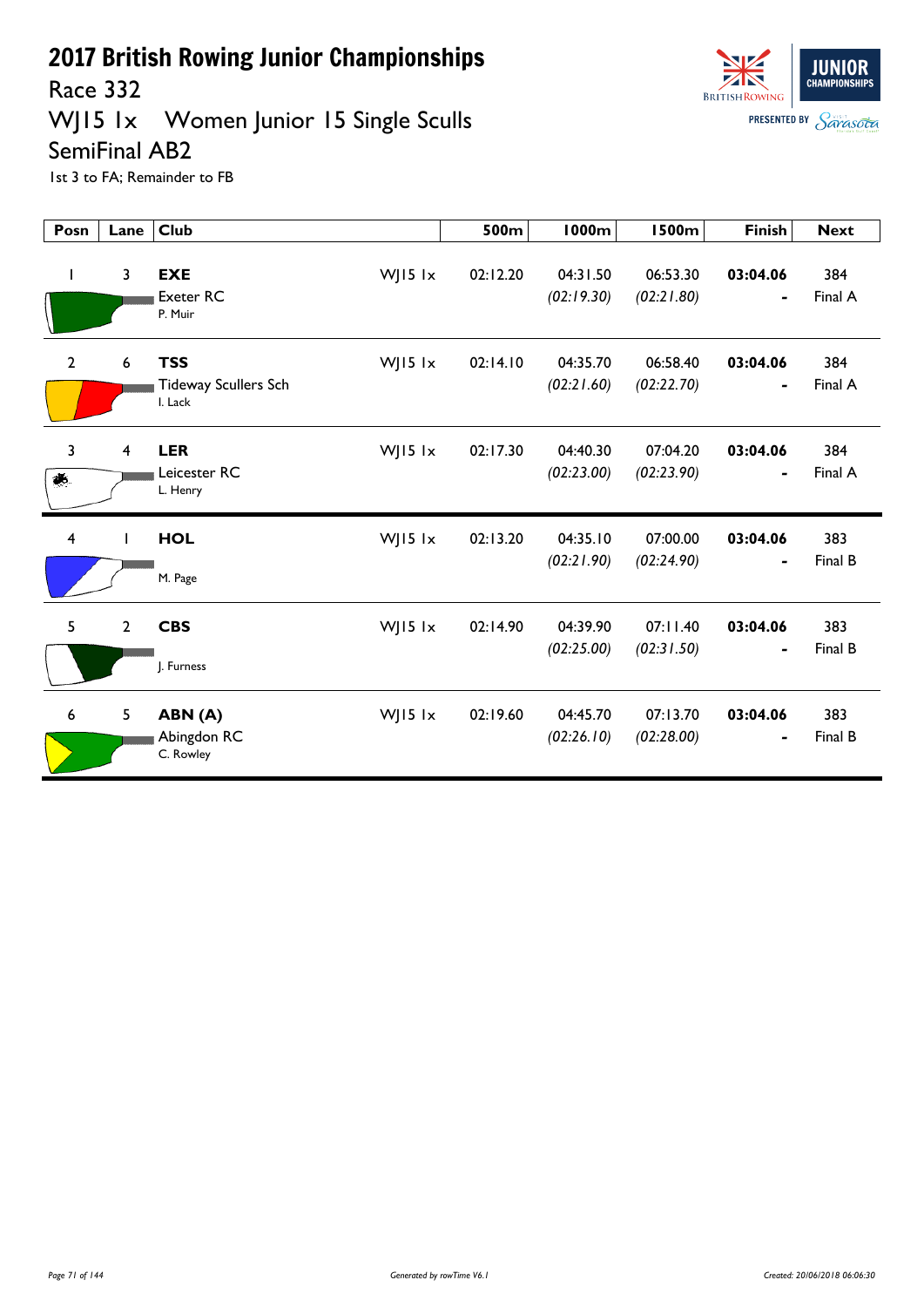# 2017 British Rowing Junior Championships

## Race 332

## WJ15 1x Women Junior 15 Single Sculls

## SemiFinal AB2

1st 3 to FA; Remainder to FB

| Posn | Lane | Club | | 500m | 1000m | 1500m | Finish | Next |
|---|---|---|---|---|---|---|---|---|
| 1 | 3 | **EXE** Exeter RC P. Muir | WJ15 1x | 02:12.20 | 04:31.50 *(02:19.30)* | 06:53.30 *(02:21.80)* | **03:04.06** - | 384 Final A |
| 2 | 6 | **TSS** Tideway Scullers Sch I. Lack | WJ15 1x | 02:14.10 | 04:35.70 *(02:21.60)* | 06:58.40 *(02:22.70)* | **03:04.06** - | 384 Final A |
| 3 | 4 | **LER** Leicester RC L. Henry | WJ15 1x | 02:17.30 | 04:40.30 *(02:23.00)* | 07:04.20 *(02:23.90)* | **03:04.06** - | 384 Final A |
| 4 | 1 | **HOL** M. Page | WJ15 1x | 02:13.20 | 04:35.10 *(02:21.90)* | 07:00.00 *(02:24.90)* | **03:04.06** - | 383 Final B |
| 5 | 2 | **CBS** J. Furness | WJ15 1x | 02:14.90 | 04:39.90 *(02:25.00)* | 07:11.40 *(02:31.50)* | **03:04.06** - | 383 Final B |
| 6 | 5 | **ABN (A)** Abingdon RC C. Rowley | WJ15 1x | 02:19.60 | 04:45.70 *(02:26.10)* | 07:13.70 *(02:28.00)* | **03:04.06** - | 383 Final B |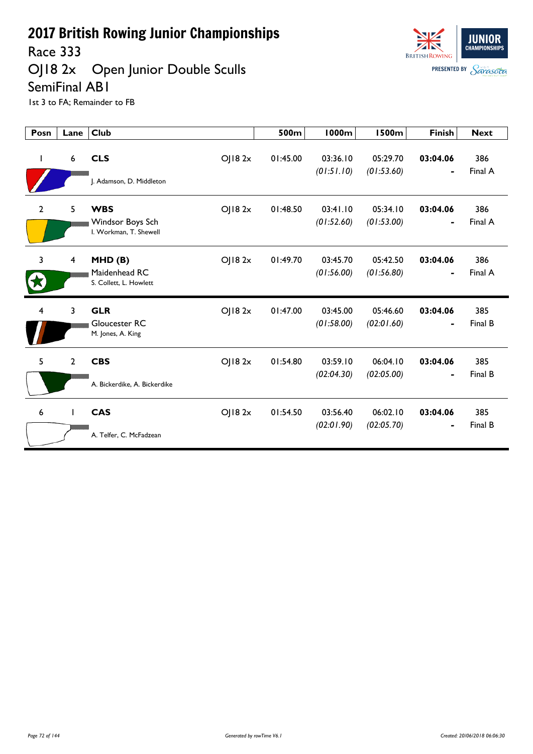# 2017 British Rowing Junior Championships

## Race 333

## OJ18 2x Open Junior Double Sculls

## SemiFinal AB1

1st 3 to FA; Remainder to FB

| Posn | Lane | Club | | 500m | 1000m | 1500m | Finish | Next |
|---|---|---|---|---|---|---|---|---|
| 1 | 6 | **CLS**<br>J. Adamson, D. Middleton | OJ18 2x | 01:45.00 | 03:36.10<br>*(01:51.10)* | 05:29.70<br>*(01:53.60)* | **03:04.06**<br>- | 386<br>Final A |
| 2 | 5 | **WBS**<br>Windsor Boys Sch<br>I. Workman, T. Shewell | OJ18 2x | 01:48.50 | 03:41.10<br>*(01:52.60)* | 05:34.10<br>*(01:53.00)* | **03:04.06**<br>- | 386<br>Final A |
| 3 | 4 | **MHD (B)**<br>Maidenhead RC<br>S. Collett, L. Howlett | OJ18 2x | 01:49.70 | 03:45.70<br>*(01:56.00)* | 05:42.50<br>*(01:56.80)* | **03:04.06**<br>- | 386<br>Final A |
| 4 | 3 | **GLR**<br>Gloucester RC<br>M. Jones, A. King | OJ18 2x | 01:47.00 | 03:45.00<br>*(01:58.00)* | 05:46.60<br>*(02:01.60)* | **03:04.06**<br>- | 385<br>Final B |
| 5 | 2 | **CBS**<br>A. Bickerdike, A. Bickerdike | OJ18 2x | 01:54.80 | 03:59.10<br>*(02:04.30)* | 06:04.10<br>*(02:05.00)* | **03:04.06**<br>- | 385<br>Final B |
| 6 | 1 | **CAS**<br>A. Telfer, C. McFadzean | OJ18 2x | 01:54.50 | 03:56.40<br>*(02:01.90)* | 06:02.10<br>*(02:05.70)* | **03:04.06**<br>- | 385<br>Final B |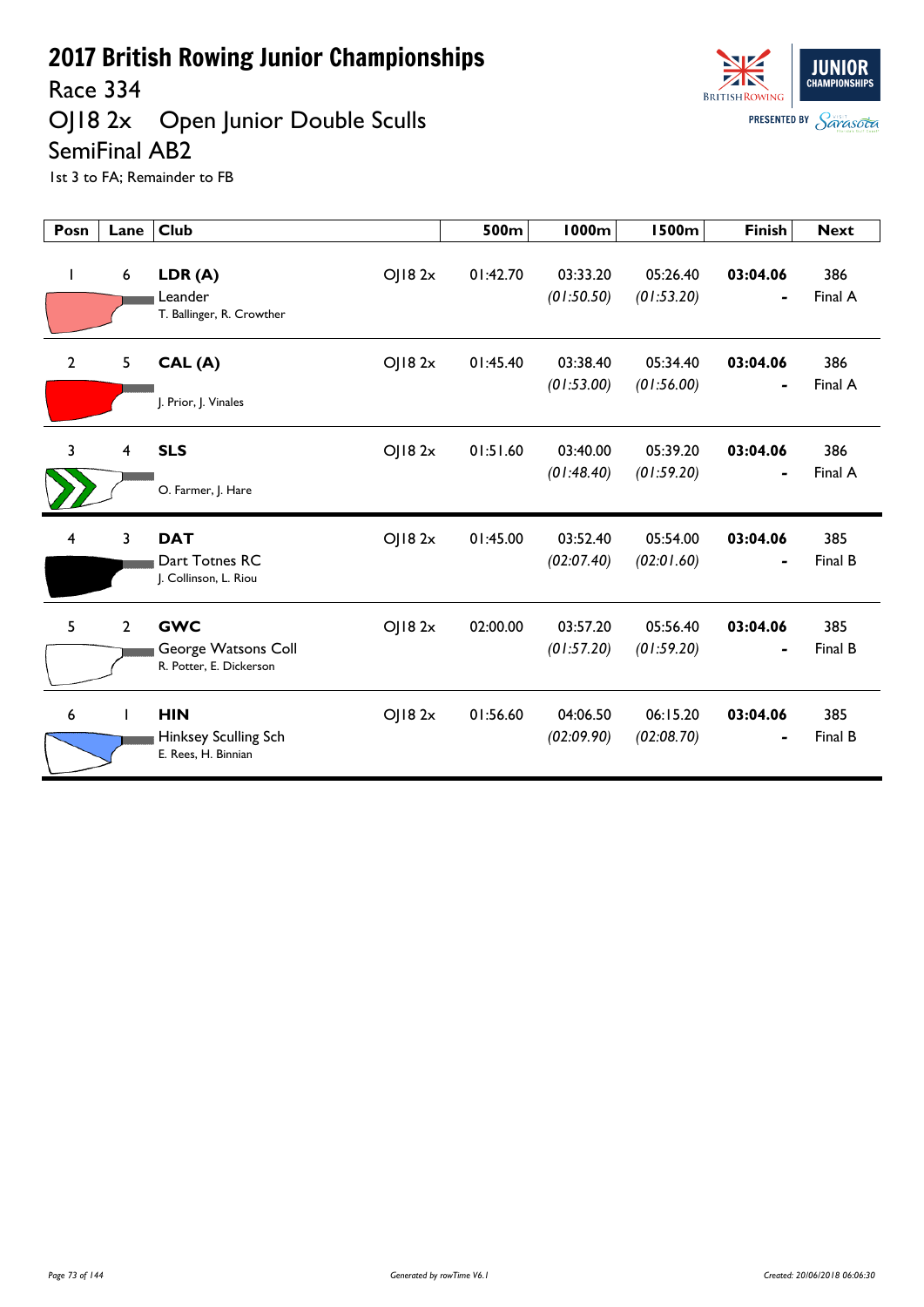# 2017 British Rowing Junior Championships

## Race 334

## OJ18 2x Open Junior Double Sculls

## SemiFinal AB2

1st 3 to FA; Remainder to FB

| Posn | Lane | Club | | 500m | 1000m | 1500m | Finish | Next |
|---|---|---|---|---|---|---|---|---|
| 1 | 6 | **LDR (A)** Leander T. Ballinger, R. Crowther | OJ18 2x | 01:42.70 | 03:33.20 *(01:50.50)* | 05:26.40 *(01:53.20)* | **03:04.06** - | 386 Final A |
| 2 | 5 | **CAL (A)** J. Prior, J. Vinales | OJ18 2x | 01:45.40 | 03:38.40 *(01:53.00)* | 05:34.40 *(01:56.00)* | **03:04.06** - | 386 Final A |
| 3 | 4 | **SLS** O. Farmer, J. Hare | OJ18 2x | 01:51.60 | 03:40.00 *(01:48.40)* | 05:39.20 *(01:59.20)* | **03:04.06** - | 386 Final A |
| 4 | 3 | **DAT** Dart Totnes RC J. Collinson, L. Riou | OJ18 2x | 01:45.00 | 03:52.40 *(02:07.40)* | 05:54.00 *(02:01.60)* | **03:04.06** - | 385 Final B |
| 5 | 2 | **GWC** George Watsons Coll R. Potter, E. Dickerson | OJ18 2x | 02:00.00 | 03:57.20 *(01:57.20)* | 05:56.40 *(01:59.20)* | **03:04.06** - | 385 Final B |
| 6 | 1 | **HIN** Hinksey Sculling Sch E. Rees, H. Binnian | OJ18 2x | 01:56.60 | 04:06.50 *(02:09.90)* | 06:15.20 *(02:08.70)* | **03:04.06** - | 385 Final B |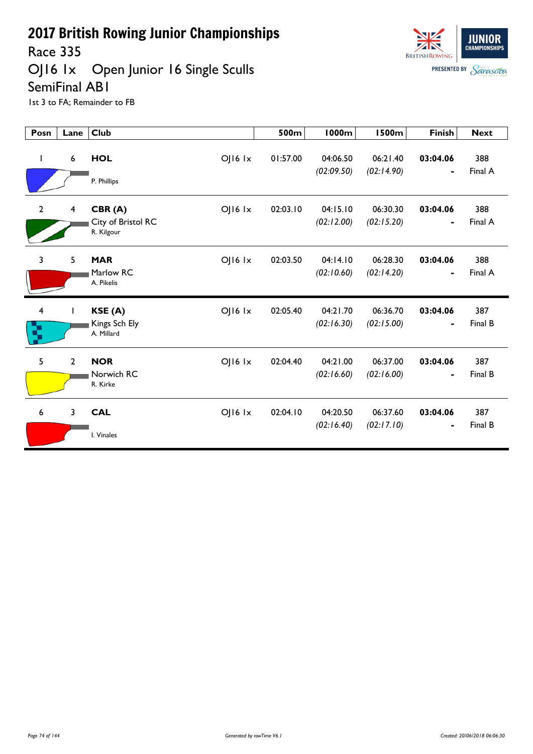# 2017 British Rowing Junior Championships

## Race 335

## OJ16 1x Open Junior 16 Single Sculls

## SemiFinal AB1

1st 3 to FA; Remainder to FB

| Posn | Lane | Club | | 500m | 1000m | 1500m | Finish | Next |
|---|---|---|---|---|---|---|---|---|
| 1 | 6 | **HOL**<br>P. Phillips | OJ16 1x | 01:57.00 | 04:06.50<br>*(02:09.50)* | 06:21.40<br>*(02:14.90)* | **03:04.06**<br>- | 388<br>Final A |
| 2 | 4 | **CBR (A)**<br>City of Bristol RC<br>R. Kilgour | OJ16 1x | 02:03.10 | 04:15.10<br>*(02:12.00)* | 06:30.30<br>*(02:15.20)* | **03:04.06**<br>- | 388<br>Final A |
| 3 | 5 | **MAR**<br>Marlow RC<br>A. Pikelis | OJ16 1x | 02:03.50 | 04:14.10<br>*(02:10.60)* | 06:28.30<br>*(02:14.20)* | **03:04.06**<br>- | 388<br>Final A |
| 4 | 1 | **KSE (A)**<br>Kings Sch Ely<br>A. Millard | OJ16 1x | 02:05.40 | 04:21.70<br>*(02:16.30)* | 06:36.70<br>*(02:15.00)* | **03:04.06**<br>- | 387<br>Final B |
| 5 | 2 | **NOR**<br>Norwich RC<br>R. Kirke | OJ16 1x | 02:04.40 | 04:21.00<br>*(02:16.60)* | 06:37.00<br>*(02:16.00)* | **03:04.06**<br>- | 387<br>Final B |
| 6 | 3 | **CAL**<br>I. Vinales | OJ16 1x | 02:04.10 | 04:20.50<br>*(02:16.40)* | 06:37.60<br>*(02:17.10)* | **03:04.06**<br>- | 387<br>Final B |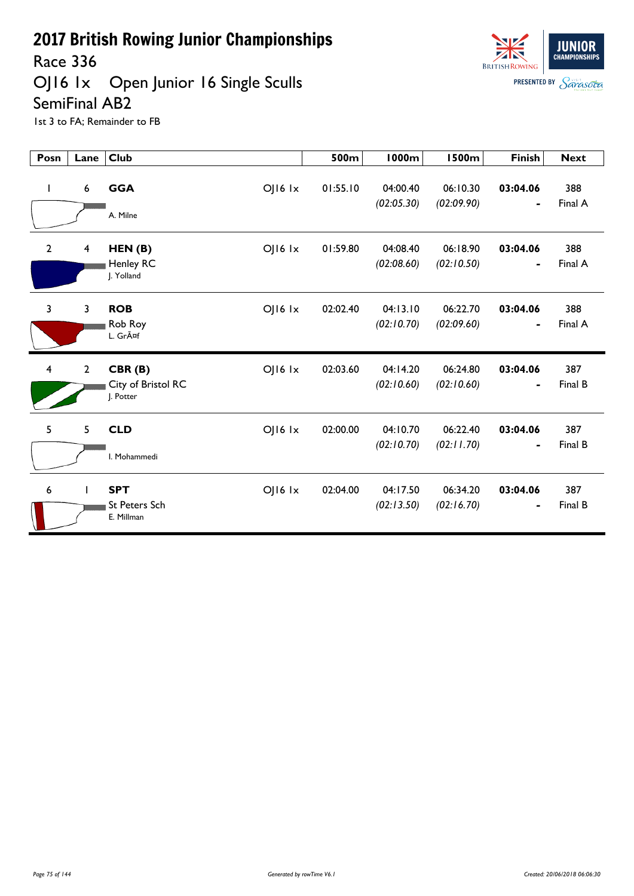# 2017 British Rowing Junior Championships

## Race 336

## OJ16 1x    Open Junior 16 Single Sculls

## SemiFinal AB2

1st 3 to FA; Remainder to FB

| Posn | Lane | Club | | 500m | 1000m | 1500m | Finish | Next |
|---|---|---|---|---|---|---|---|---|
| 1 | 6 | **GGA**<br>A. Milne | OJ16 1x | 01:55.10 | 04:00.40<br>*(02:05.30)* | 06:10.30<br>*(02:09.90)* | **03:04.06**<br>- | 388<br>Final A |
| 2 | 4 | **HEN (B)**<br>Henley RC<br>J. Yolland | OJ16 1x | 01:59.80 | 04:08.40<br>*(02:08.60)* | 06:18.90<br>*(02:10.50)* | **03:04.06**<br>- | 388<br>Final A |
| 3 | 3 | **ROB**<br>Rob Roy<br>L. GrÃ¤f | OJ16 1x | 02:02.40 | 04:13.10<br>*(02:10.70)* | 06:22.70<br>*(02:09.60)* | **03:04.06**<br>- | 388<br>Final A |
| 4 | 2 | **CBR (B)**<br>City of Bristol RC<br>J. Potter | OJ16 1x | 02:03.60 | 04:14.20<br>*(02:10.60)* | 06:24.80<br>*(02:10.60)* | **03:04.06**<br>- | 387<br>Final B |
| 5 | 5 | **CLD**<br>I. Mohammedi | OJ16 1x | 02:00.00 | 04:10.70<br>*(02:10.70)* | 06:22.40<br>*(02:11.70)* | **03:04.06**<br>- | 387<br>Final B |
| 6 | 1 | **SPT**<br>St Peters Sch<br>E. Millman | OJ16 1x | 02:04.00 | 04:17.50<br>*(02:13.50)* | 06:34.20<br>*(02:16.70)* | **03:04.06**<br>- | 387<br>Final B |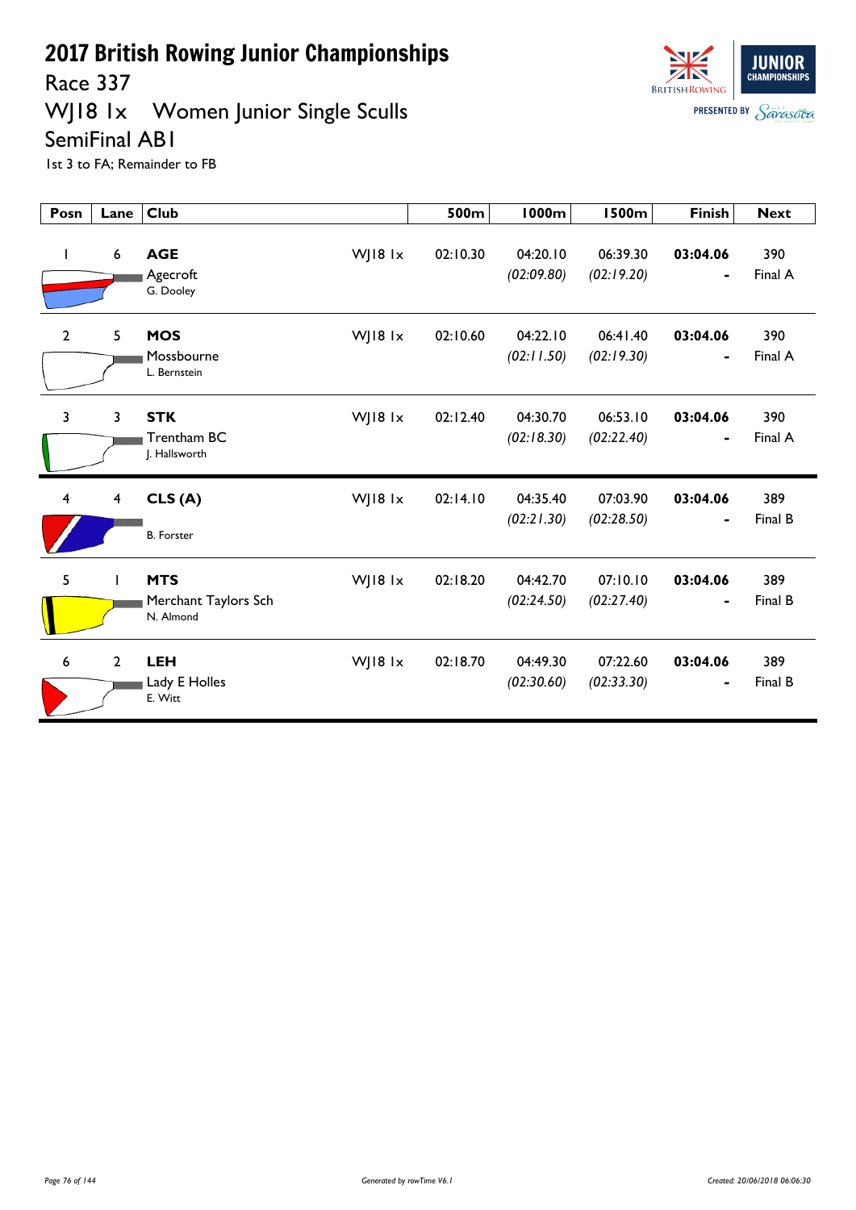# 2017 British Rowing Junior Championships

## Race 337

## WJ18 1x Women Junior Single Sculls

## SemiFinal AB1

1st 3 to FA; Remainder to FB

| Posn | Lane | Club | | 500m | 1000m | 1500m | Finish | Next |
|---|---|---|---|---|---|---|---|---|
| 1 | 6 | **AGE** Agecroft G. Dooley | WJ18 1x | 02:10.30 | 04:20.10 *(02:09.80)* | 06:39.30 *(02:19.20)* | **03:04.06** - | 390 Final A |
| 2 | 5 | **MOS** Mossbourne L. Bernstein | WJ18 1x | 02:10.60 | 04:22.10 *(02:11.50)* | 06:41.40 *(02:19.30)* | **03:04.06** - | 390 Final A |
| 3 | 3 | **STK** Trentham BC J. Hallsworth | WJ18 1x | 02:12.40 | 04:30.70 *(02:18.30)* | 06:53.10 *(02:22.40)* | **03:04.06** - | 390 Final A |
| 4 | 4 | **CLS (A)** B. Forster | WJ18 1x | 02:14.10 | 04:35.40 *(02:21.30)* | 07:03.90 *(02:28.50)* | **03:04.06** - | 389 Final B |
| 5 | 1 | **MTS** Merchant Taylors Sch N. Almond | WJ18 1x | 02:18.20 | 04:42.70 *(02:24.50)* | 07:10.10 *(02:27.40)* | **03:04.06** - | 389 Final B |
| 6 | 2 | **LEH** Lady E Holles E. Witt | WJ18 1x | 02:18.70 | 04:49.30 *(02:30.60)* | 07:22.60 *(02:33.30)* | **03:04.06** - | 389 Final B |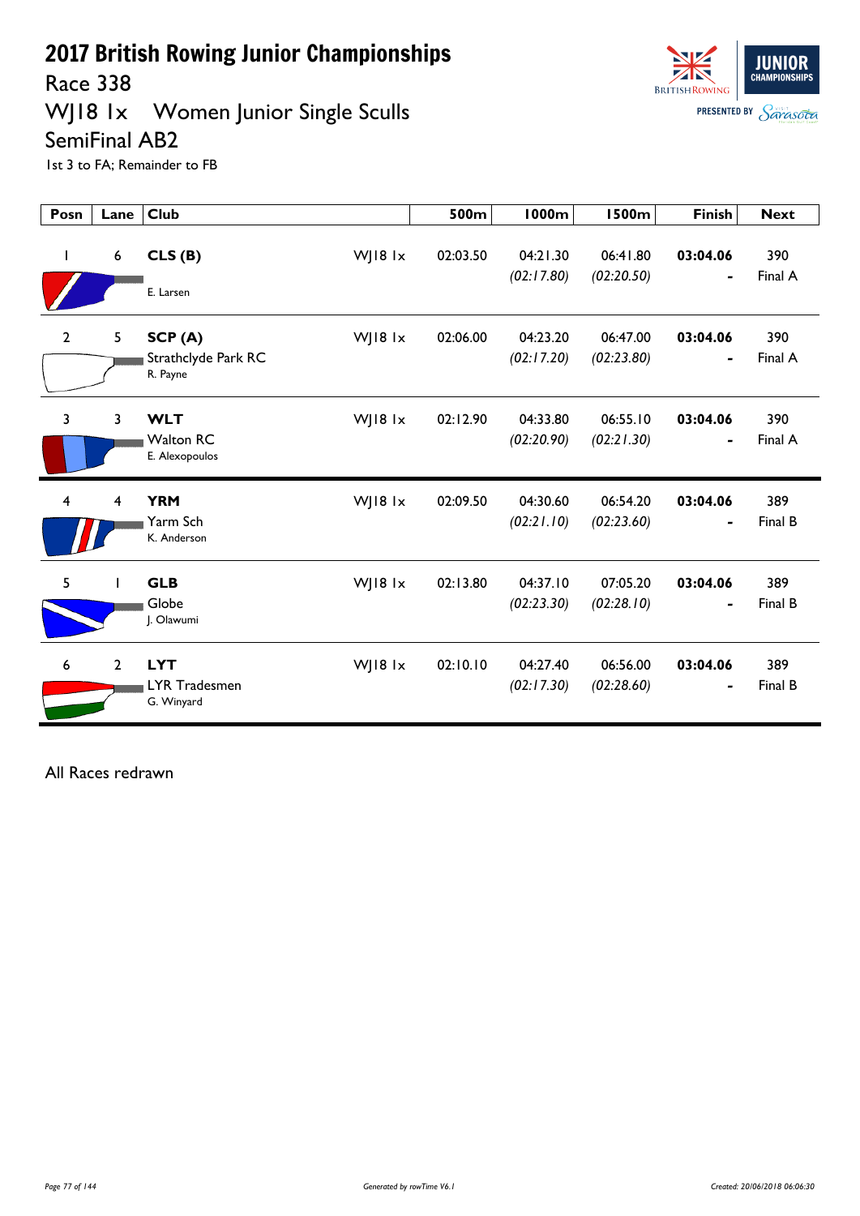# 2017 British Rowing Junior Championships

## Race 338

## WJ18 1x Women Junior Single Sculls

## SemiFinal AB2

1st 3 to FA; Remainder to FB

| Posn | Lane | Club | | 500m | 1000m | 1500m | Finish | Next |
|---|---|---|---|---|---|---|---|---|
| 1 | 6 | **CLS (B)**<br>E. Larsen | WJ18 1x | 02:03.50 | 04:21.30<br>*(02:17.80)* | 06:41.80<br>*(02:20.50)* | **03:04.06**<br>- | 390<br>Final A |
| 2 | 5 | **SCP (A)**<br>Strathclyde Park RC<br>R. Payne | WJ18 1x | 02:06.00 | 04:23.20<br>*(02:17.20)* | 06:47.00<br>*(02:23.80)* | **03:04.06**<br>- | 390<br>Final A |
| 3 | 3 | **WLT**<br>Walton RC<br>E. Alexopoulos | WJ18 1x | 02:12.90 | 04:33.80<br>*(02:20.90)* | 06:55.10<br>*(02:21.30)* | **03:04.06**<br>- | 390<br>Final A |
| 4 | 4 | **YRM**<br>Yarm Sch<br>K. Anderson | WJ18 1x | 02:09.50 | 04:30.60<br>*(02:21.10)* | 06:54.20<br>*(02:23.60)* | **03:04.06**<br>- | 389<br>Final B |
| 5 | 1 | **GLB**<br>Globe<br>J. Olawumi | WJ18 1x | 02:13.80 | 04:37.10<br>*(02:23.30)* | 07:05.20<br>*(02:28.10)* | **03:04.06**<br>- | 389<br>Final B |
| 6 | 2 | **LYT**<br>LYR Tradesmen<br>G. Winyard | WJ18 1x | 02:10.10 | 04:27.40<br>*(02:17.30)* | 06:56.00<br>*(02:28.60)* | **03:04.06**<br>- | 389<br>Final B |

All Races redrawn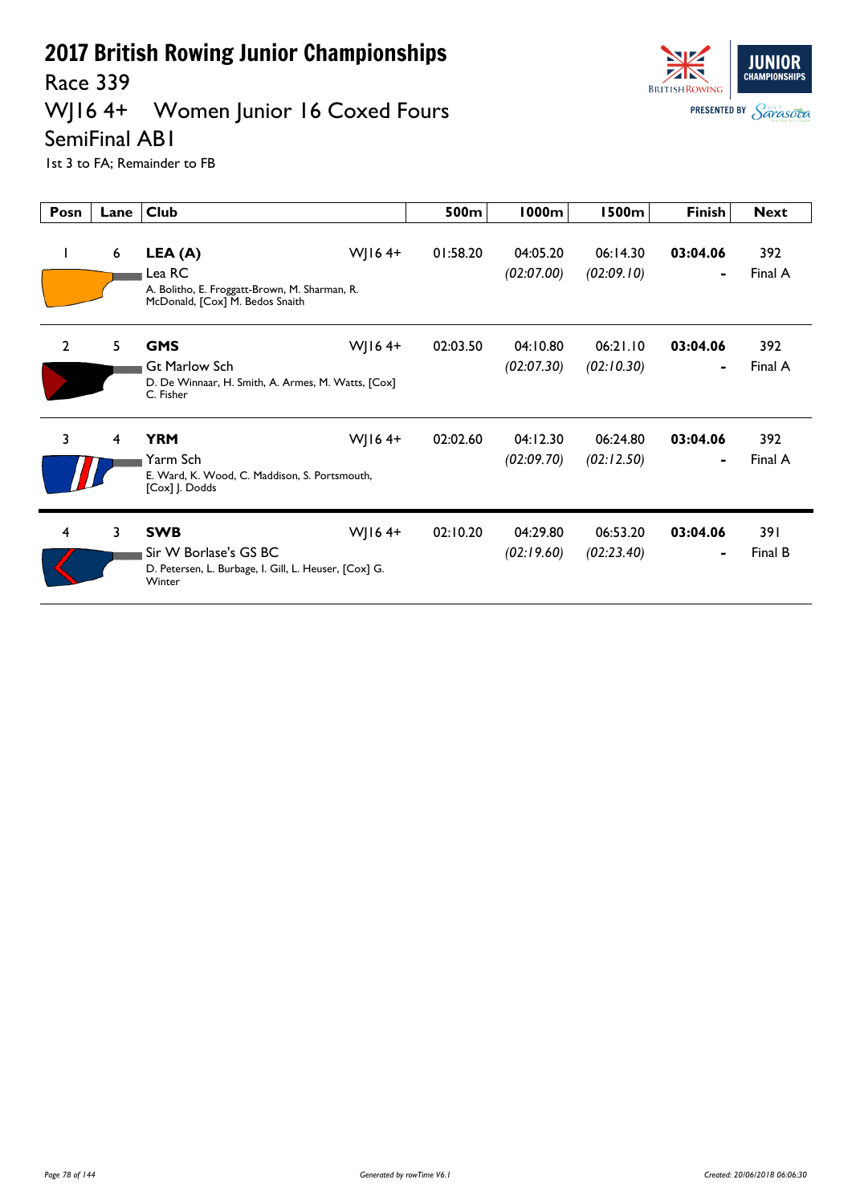# 2017 British Rowing Junior Championships

## Race 339

## WJ16 4+ Women Junior 16 Coxed Fours

## SemiFinal AB1

1st 3 to FA; Remainder to FB

| Posn | Lane | Club | | 500m | 1000m | 1500m | Finish | Next |
|---|---|---|---|---|---|---|---|---|
| 1 | 6 | **LEA (A)**<br>Lea RC<br>A. Bolitho, E. Froggatt-Brown, M. Sharman, R. McDonald, [Cox] M. Bedos Snaith | WJ16 4+ | 01:58.20 | 04:05.20<br>*(02:07.00)* | 06:14.30<br>*(02:09.10)* | **03:04.06**<br>- | 392<br>Final A |
| 2 | 5 | **GMS**<br>Gt Marlow Sch<br>D. De Winnaar, H. Smith, A. Armes, M. Watts, [Cox] C. Fisher | WJ16 4+ | 02:03.50 | 04:10.80<br>*(02:07.30)* | 06:21.10<br>*(02:10.30)* | **03:04.06**<br>- | 392<br>Final A |
| 3 | 4 | **YRM**<br>Yarm Sch<br>E. Ward, K. Wood, C. Maddison, S. Portsmouth, [Cox] J. Dodds | WJ16 4+ | 02:02.60 | 04:12.30<br>*(02:09.70)* | 06:24.80<br>*(02:12.50)* | **03:04.06**<br>- | 392<br>Final A |
| 4 | 3 | **SWB**<br>Sir W Borlase's GS BC<br>D. Petersen, L. Burbage, I. Gill, L. Heuser, [Cox] G. Winter | WJ16 4+ | 02:10.20 | 04:29.80<br>*(02:19.60)* | 06:53.20<br>*(02:23.40)* | **03:04.06**<br>- | 391<br>Final B |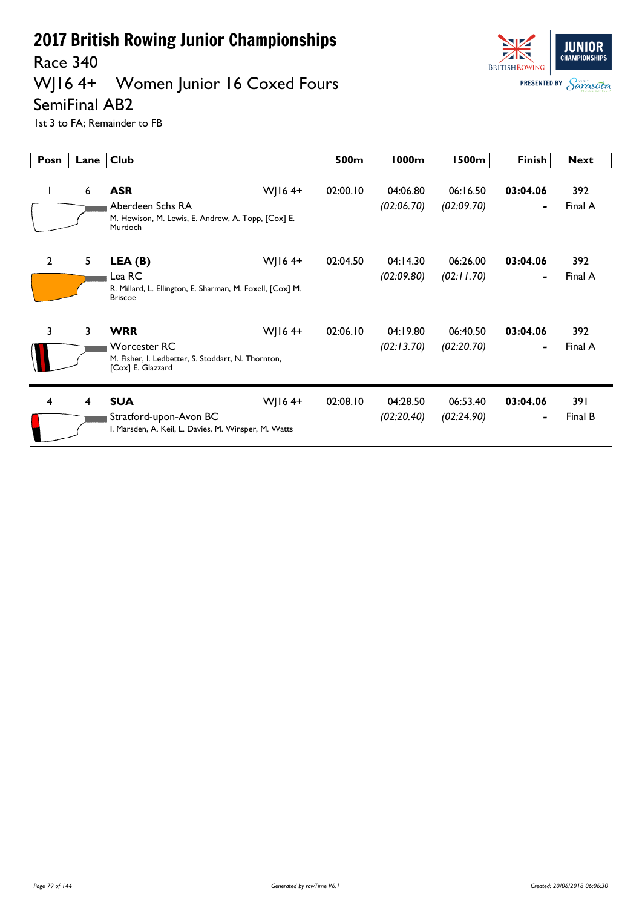# 2017 British Rowing Junior Championships

## Race 340

## WJ16 4+ Women Junior 16 Coxed Fours

## SemiFinal AB2

1st 3 to FA; Remainder to FB

| Posn | Lane | Club | | 500m | 1000m | 1500m | Finish | Next |
|---|---|---|---|---|---|---|---|---|
| 1 | 6 | **ASR**<br>Aberdeen Schs RA<br>M. Hewison, M. Lewis, E. Andrew, A. Topp, [Cox] E. Murdoch | WJ16 4+ | 02:00.10 | 04:06.80<br>*(02:06.70)* | 06:16.50<br>*(02:09.70)* | **03:04.06**<br>**-** | 392<br>Final A |
| 2 | 5 | **LEA (B)**<br>Lea RC<br>R. Millard, L. Ellington, E. Sharman, M. Foxell, [Cox] M. Briscoe | WJ16 4+ | 02:04.50 | 04:14.30<br>*(02:09.80)* | 06:26.00<br>*(02:11.70)* | **03:04.06**<br>**-** | 392<br>Final A |
| 3 | 3 | **WRR**<br>Worcester RC<br>M. Fisher, I. Ledbetter, S. Stoddart, N. Thornton, [Cox] E. Glazzard | WJ16 4+ | 02:06.10 | 04:19.80<br>*(02:13.70)* | 06:40.50<br>*(02:20.70)* | **03:04.06**<br>**-** | 392<br>Final A |
| 4 | 4 | **SUA**<br>Stratford-upon-Avon BC<br>I. Marsden, A. Keil, L. Davies, M. Winsper, M. Watts | WJ16 4+ | 02:08.10 | 04:28.50<br>*(02:20.40)* | 06:53.40<br>*(02:24.90)* | **03:04.06**<br>**-** | 391<br>Final B |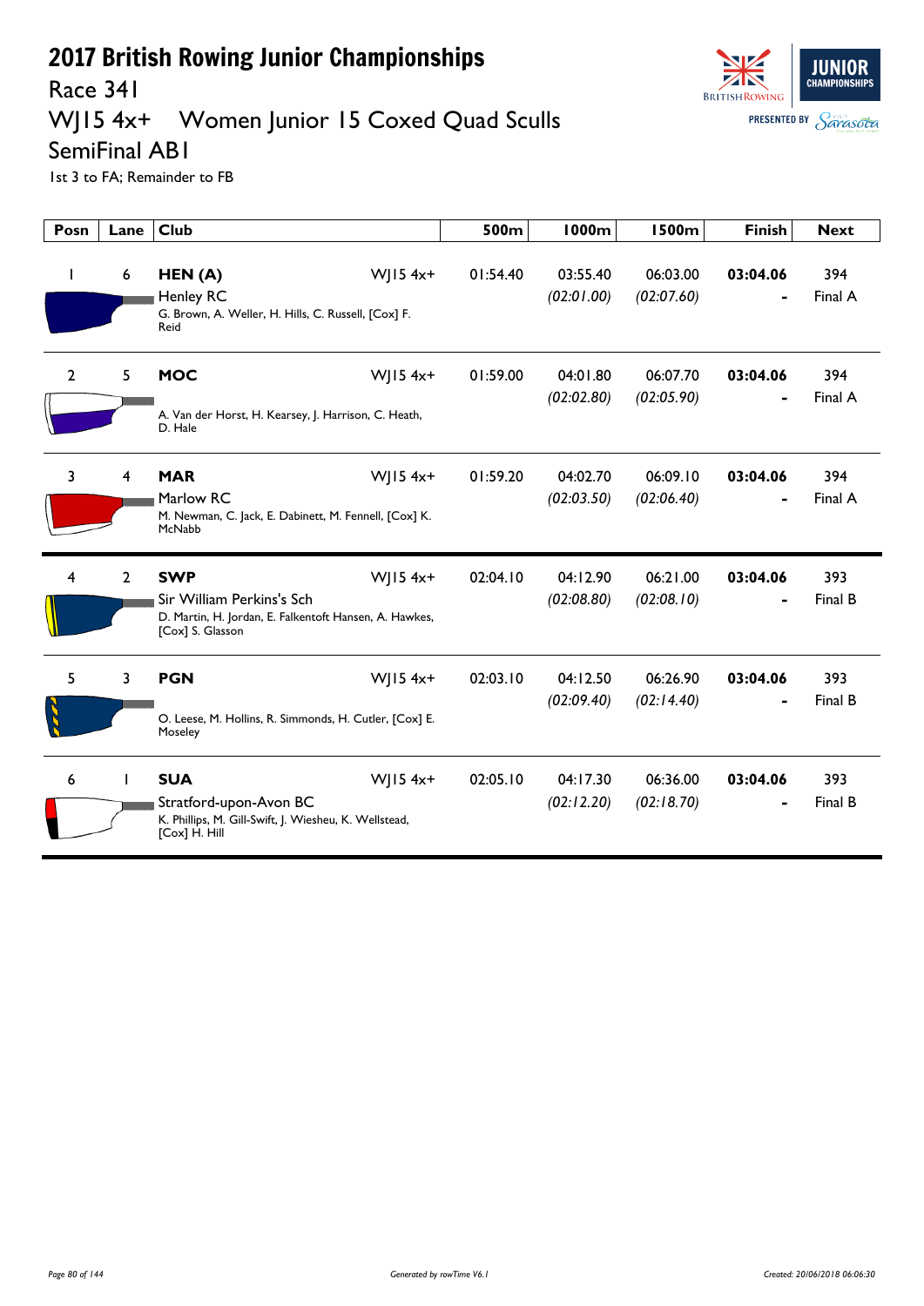# 2017 British Rowing Junior Championships

## Race 341

## WJ15 4x+ Women Junior 15 Coxed Quad Sculls

## SemiFinal AB1

1st 3 to FA; Remainder to FB

| Posn | Lane | Club | | 500m | 1000m | 1500m | Finish | Next |
|---|---|---|---|---|---|---|---|---|
| 1 | 6 | **HEN (A)** Henley RC G. Brown, A. Weller, H. Hills, C. Russell, [Cox] F. Reid | WJ15 4x+ | 01:54.40 | 03:55.40 *(02:01.00)* | 06:03.00 *(02:07.60)* | **03:04.06** - | 394 Final A |
| 2 | 5 | **MOC** A. Van der Horst, H. Kearsey, J. Harrison, C. Heath, D. Hale | WJ15 4x+ | 01:59.00 | 04:01.80 *(02:02.80)* | 06:07.70 *(02:05.90)* | **03:04.06** - | 394 Final A |
| 3 | 4 | **MAR** Marlow RC M. Newman, C. Jack, E. Dabinett, M. Fennell, [Cox] K. McNabb | WJ15 4x+ | 01:59.20 | 04:02.70 *(02:03.50)* | 06:09.10 *(02:06.40)* | **03:04.06** - | 394 Final A |
| 4 | 2 | **SWP** Sir William Perkins's Sch D. Martin, H. Jordan, E. Falkentoft Hansen, A. Hawkes, [Cox] S. Glasson | WJ15 4x+ | 02:04.10 | 04:12.90 *(02:08.80)* | 06:21.00 *(02:08.10)* | **03:04.06** - | 393 Final B |
| 5 | 3 | **PGN** O. Leese, M. Hollins, R. Simmonds, H. Cutler, [Cox] E. Moseley | WJ15 4x+ | 02:03.10 | 04:12.50 *(02:09.40)* | 06:26.90 *(02:14.40)* | **03:04.06** - | 393 Final B |
| 6 | 1 | **SUA** Stratford-upon-Avon BC K. Phillips, M. Gill-Swift, J. Wiesheu, K. Wellstead, [Cox] H. Hill | WJ15 4x+ | 02:05.10 | 04:17.30 *(02:12.20)* | 06:36.00 *(02:18.70)* | **03:04.06** - | 393 Final B |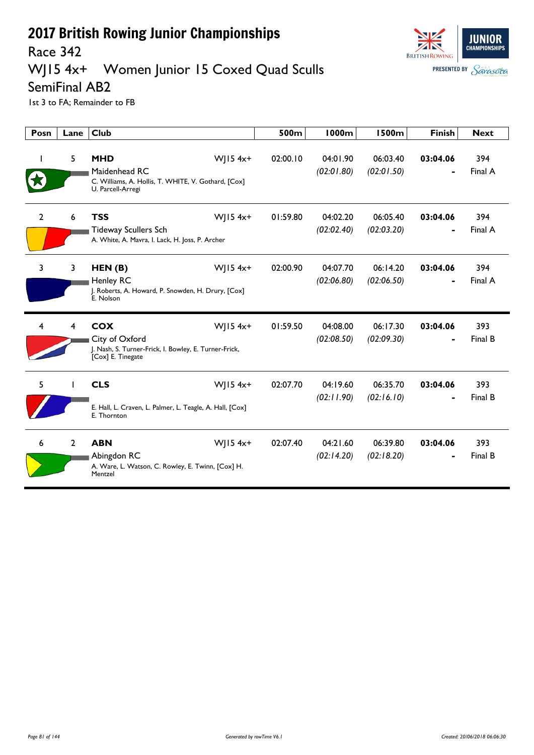# 2017 British Rowing Junior Championships

## Race 342

## WJ15 4x+ Women Junior 15 Coxed Quad Sculls

## SemiFinal AB2

1st 3 to FA; Remainder to FB

| Posn | Lane | Club | | 500m | 1000m | 1500m | Finish | Next |
|---|---|---|---|---|---|---|---|---|
| 1 | 5 | **MHD** Maidenhead RC C. Williams, A. Hollis, T. WHITE, V. Gothard, [Cox] U. Parcell-Arregi | WJ15 4x+ | 02:00.10 | 04:01.90 *(02:01.80)* | 06:03.40 *(02:01.50)* | **03:04.06** - | 394 Final A |
| 2 | 6 | **TSS** Tideway Scullers Sch A. White, A. Mavra, I. Lack, H. Joss, P. Archer | WJ15 4x+ | 01:59.80 | 04:02.20 *(02:02.40)* | 06:05.40 *(02:03.20)* | **03:04.06** - | 394 Final A |
| 3 | 3 | **HEN (B)** Henley RC J. Roberts, A. Howard, P. Snowden, H. Drury, [Cox] E. Nolson | WJ15 4x+ | 02:00.90 | 04:07.70 *(02:06.80)* | 06:14.20 *(02:06.50)* | **03:04.06** - | 394 Final A |
| 4 | 4 | **COX** City of Oxford J. Nash, S. Turner-Frick, I. Bowley, E. Turner-Frick, [Cox] E. Tinegate | WJ15 4x+ | 01:59.50 | 04:08.00 *(02:08.50)* | 06:17.30 *(02:09.30)* | **03:04.06** - | 393 Final B |
| 5 | 1 | **CLS** E. Hall, L. Craven, L. Palmer, L. Teagle, A. Hall, [Cox] E. Thornton | WJ15 4x+ | 02:07.70 | 04:19.60 *(02:11.90)* | 06:35.70 *(02:16.10)* | **03:04.06** - | 393 Final B |
| 6 | 2 | **ABN** Abingdon RC A. Ware, L. Watson, C. Rowley, E. Twinn, [Cox] H. Mentzel | WJ15 4x+ | 02:07.40 | 04:21.60 *(02:14.20)* | 06:39.80 *(02:18.20)* | **03:04.06** - | 393 Final B |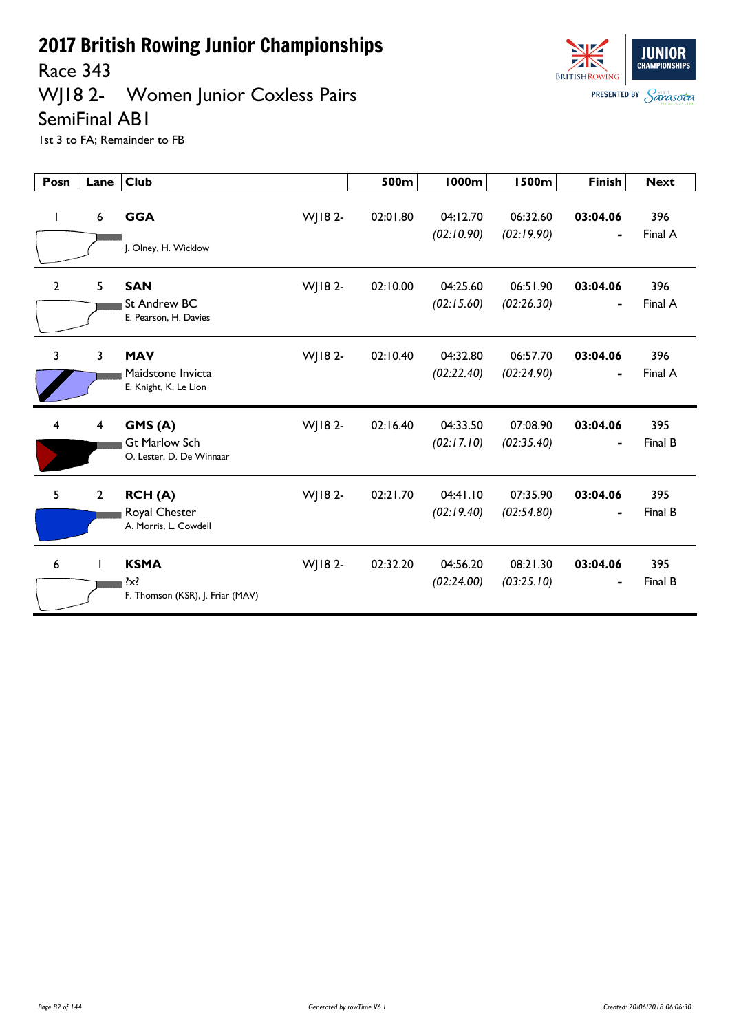# 2017 British Rowing Junior Championships

## Race 343

## WJ18 2- Women Junior Coxless Pairs

## SemiFinal AB1

1st 3 to FA; Remainder to FB

| Posn | Lane | Club | | 500m | 1000m | 1500m | Finish | Next |
|---|---|---|---|---|---|---|---|---|
| 1 | 6 | **GGA**<br>J. Olney, H. Wicklow | WJ18 2- | 02:01.80 | 04:12.70<br>*(02:10.90)* | 06:32.60<br>*(02:19.90)* | **03:04.06**<br>- | 396<br>Final A |
| 2 | 5 | **SAN**<br>St Andrew BC<br>E. Pearson, H. Davies | WJ18 2- | 02:10.00 | 04:25.60<br>*(02:15.60)* | 06:51.90<br>*(02:26.30)* | **03:04.06**<br>- | 396<br>Final A |
| 3 | 3 | **MAV**<br>Maidstone Invicta<br>E. Knight, K. Le Lion | WJ18 2- | 02:10.40 | 04:32.80<br>*(02:22.40)* | 06:57.70<br>*(02:24.90)* | **03:04.06**<br>- | 396<br>Final A |
| 4 | 4 | **GMS (A)**<br>Gt Marlow Sch<br>O. Lester, D. De Winnaar | WJ18 2- | 02:16.40 | 04:33.50<br>*(02:17.10)* | 07:08.90<br>*(02:35.40)* | **03:04.06**<br>- | 395<br>Final B |
| 5 | 2 | **RCH (A)**<br>Royal Chester<br>A. Morris, L. Cowdell | WJ18 2- | 02:21.70 | 04:41.10<br>*(02:19.40)* | 07:35.90<br>*(02:54.80)* | **03:04.06**<br>- | 395<br>Final B |
| 6 | 1 | **KSMA**<br>?x?<br>F. Thomson (KSR), J. Friar (MAV) | WJ18 2- | 02:32.20 | 04:56.20<br>*(02:24.00)* | 08:21.30<br>*(03:25.10)* | **03:04.06**<br>- | 395<br>Final B |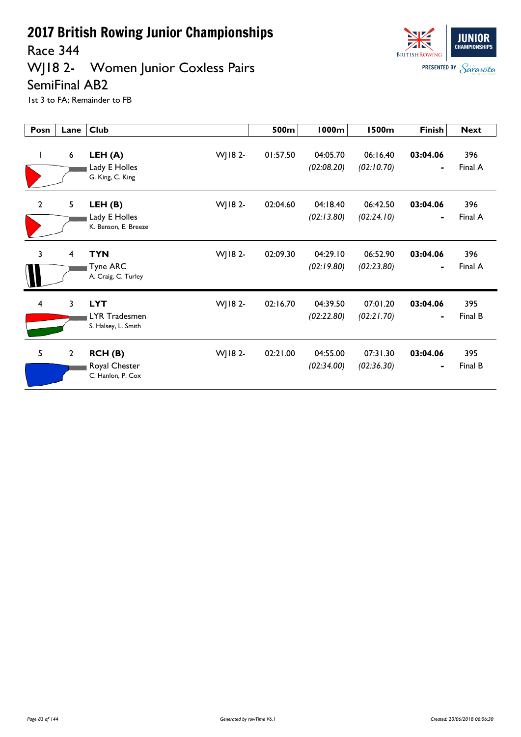# 2017 British Rowing Junior Championships

## Race 344

## WJ18 2-    Women Junior Coxless Pairs

## SemiFinal AB2

1st 3 to FA; Remainder to FB

| Posn | Lane | Club | | 500m | 1000m | 1500m | Finish | Next |
|---|---|---|---|---|---|---|---|---|
| 1 | 6 | **LEH (A)** Lady E Holles G. King, C. King | WJ18 2- | 01:57.50 | 04:05.70 *(02:08.20)* | 06:16.40 *(02:10.70)* | **03:04.06** - | 396 Final A |
| 2 | 5 | **LEH (B)** Lady E Holles K. Benson, E. Breeze | WJ18 2- | 02:04.60 | 04:18.40 *(02:13.80)* | 06:42.50 *(02:24.10)* | **03:04.06** - | 396 Final A |
| 3 | 4 | **TYN** Tyne ARC A. Craig, C. Turley | WJ18 2- | 02:09.30 | 04:29.10 *(02:19.80)* | 06:52.90 *(02:23.80)* | **03:04.06** - | 396 Final A |
| 4 | 3 | **LYT** LYR Tradesmen S. Halsey, L. Smith | WJ18 2- | 02:16.70 | 04:39.50 *(02:22.80)* | 07:01.20 *(02:21.70)* | **03:04.06** - | 395 Final B |
| 5 | 2 | **RCH (B)** Royal Chester C. Hanlon, P. Cox | WJ18 2- | 02:21.00 | 04:55.00 *(02:34.00)* | 07:31.30 *(02:36.30)* | **03:04.06** - | 395 Final B |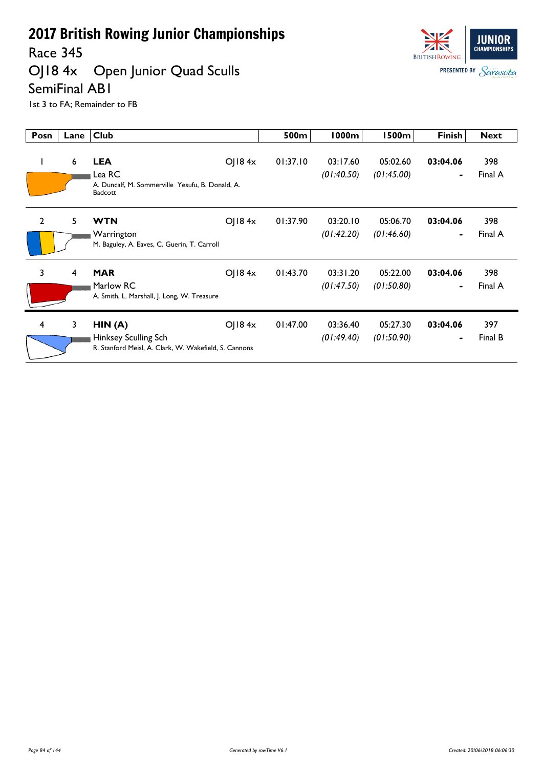# 2017 British Rowing Junior Championships

## Race 345

## OJ18 4x Open Junior Quad Sculls

## SemiFinal AB1

1st 3 to FA; Remainder to FB

| Posn | Lane | Club | | 500m | 1000m | 1500m | Finish | Next |
|---|---|---|---|---|---|---|---|---|
| 1 | 6 | **LEA**<br>Lea RC<br>A. Duncalf, M. Sommerville Yesufu, B. Donald, A. Badcott | OJ18 4x | 01:37.10 | 03:17.60<br>*(01:40.50)* | 05:02.60<br>*(01:45.00)* | **03:04.06**<br>- | 398<br>Final A |
| 2 | 5 | **WTN**<br>Warrington<br>M. Baguley, A. Eaves, C. Guerin, T. Carroll | OJ18 4x | 01:37.90 | 03:20.10<br>*(01:42.20)* | 05:06.70<br>*(01:46.60)* | **03:04.06**<br>- | 398<br>Final A |
| 3 | 4 | **MAR**<br>Marlow RC<br>A. Smith, L. Marshall, J. Long, W. Treasure | OJ18 4x | 01:43.70 | 03:31.20<br>*(01:47.50)* | 05:22.00<br>*(01:50.80)* | **03:04.06**<br>- | 398<br>Final A |
| 4 | 3 | **HIN (A)**<br>Hinksey Sculling Sch<br>R. Stanford Meisl, A. Clark, W. Wakefield, S. Cannons | OJ18 4x | 01:47.00 | 03:36.40<br>*(01:49.40)* | 05:27.30<br>*(01:50.90)* | **03:04.06**<br>- | 397<br>Final B |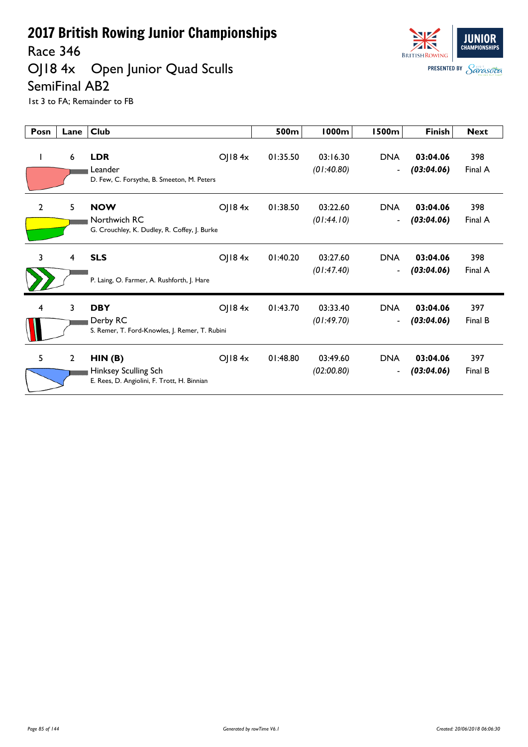# 2017 British Rowing Junior Championships

## Race 346

## OJ18 4x Open Junior Quad Sculls

## SemiFinal AB2

1st 3 to FA; Remainder to FB

| Posn | Lane | Club | | 500m | 1000m | 1500m | Finish | Next |
|---|---|---|---|---|---|---|---|---|
| 1 | 6 | **LDR** Leander D. Few, C. Forsythe, B. Smeeton, M. Peters | OJ18 4x | 01:35.50 | 03:16.30 *(01:40.80)* | DNA - | **03:04.06** ***(03:04.06)*** | 398 Final A |
| 2 | 5 | **NOW** Northwich RC G. Crouchley, K. Dudley, R. Coffey, J. Burke | OJ18 4x | 01:38.50 | 03:22.60 *(01:44.10)* | DNA - | **03:04.06** ***(03:04.06)*** | 398 Final A |
| 3 | 4 | **SLS** P. Laing, O. Farmer, A. Rushforth, J. Hare | OJ18 4x | 01:40.20 | 03:27.60 *(01:47.40)* | DNA - | **03:04.06** ***(03:04.06)*** | 398 Final A |
| 4 | 3 | **DBY** Derby RC S. Remer, T. Ford-Knowles, J. Remer, T. Rubini | OJ18 4x | 01:43.70 | 03:33.40 *(01:49.70)* | DNA - | **03:04.06** ***(03:04.06)*** | 397 Final B |
| 5 | 2 | **HIN (B)** Hinksey Sculling Sch E. Rees, D. Angiolini, F. Trott, H. Binnian | OJ18 4x | 01:48.80 | 03:49.60 *(02:00.80)* | DNA - | **03:04.06** ***(03:04.06)*** | 397 Final B |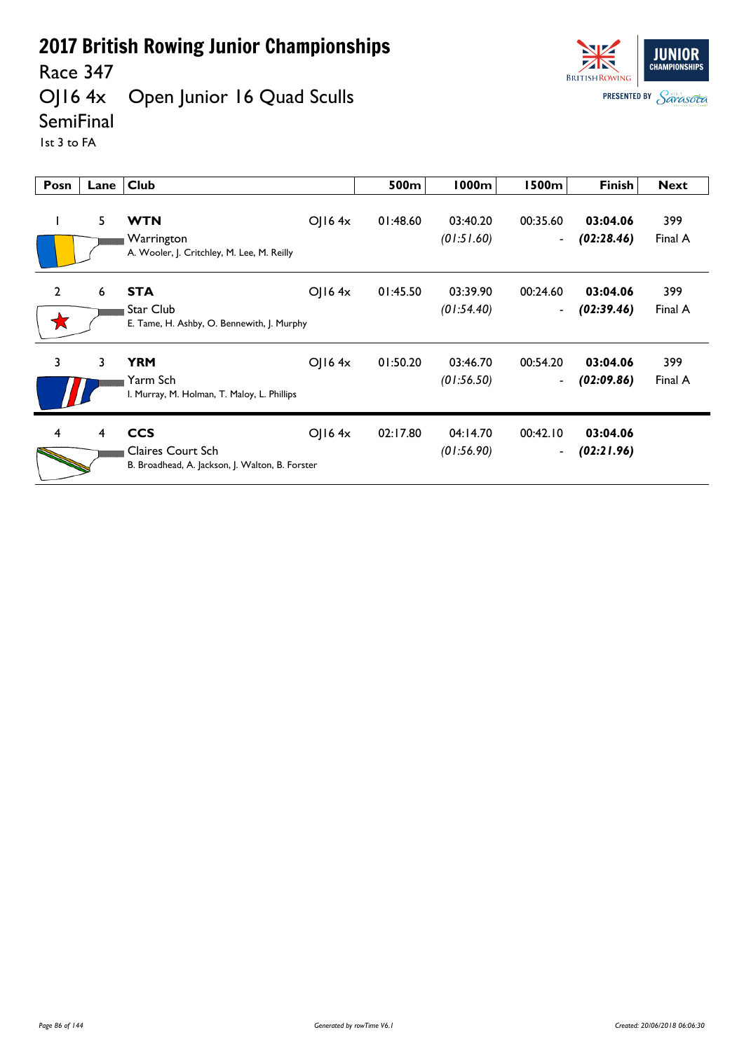# 2017 British Rowing Junior Championships

Race 347

OJ16 4x    Open Junior 16 Quad Sculls

SemiFinal

1st 3 to FA

| Posn | Lane | Club | | 500m | 1000m | 1500m | Finish | Next |
|---|---|---|---|---|---|---|---|---|
| 1 | 5 | **WTN** Warrington A. Wooler, J. Critchley, M. Lee, M. Reilly | OJ16 4x | 01:48.60 | 03:40.20 *(01:51.60)* | 00:35.60 - | **03:04.06** ***(02:28.46)*** | 399 Final A |
| 2 | 6 | **STA** Star Club E. Tame, H. Ashby, O. Bennewith, J. Murphy | OJ16 4x | 01:45.50 | 03:39.90 *(01:54.40)* | 00:24.60 - | **03:04.06** ***(02:39.46)*** | 399 Final A |
| 3 | 3 | **YRM** Yarm Sch I. Murray, M. Holman, T. Maloy, L. Phillips | OJ16 4x | 01:50.20 | 03:46.70 *(01:56.50)* | 00:54.20 - | **03:04.06** ***(02:09.86)*** | 399 Final A |
| 4 | 4 | **CCS** Claires Court Sch B. Broadhead, A. Jackson, J. Walton, B. Forster | OJ16 4x | 02:17.80 | 04:14.70 *(01:56.90)* | 00:42.10 - | **03:04.06** ***(02:21.96)*** | |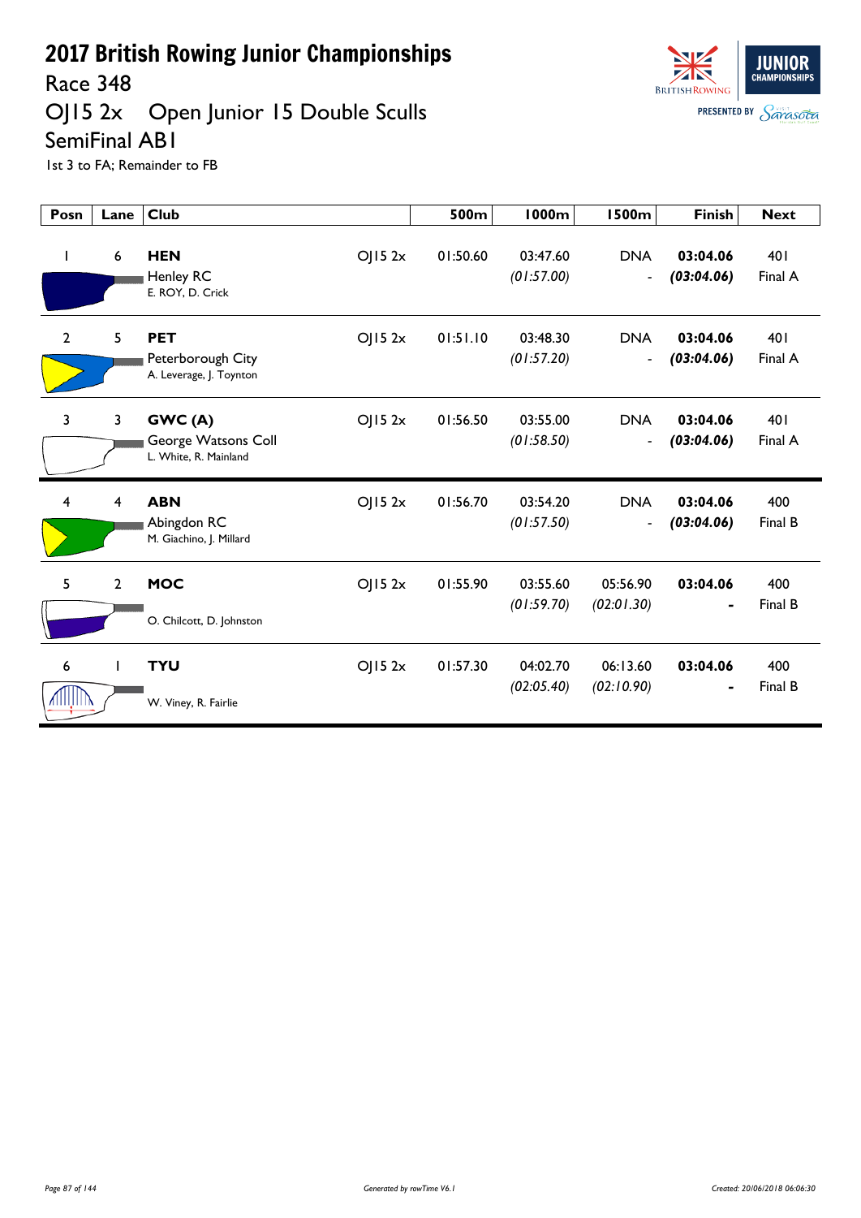# 2017 British Rowing Junior Championships

## Race 348

## OJ15 2x Open Junior 15 Double Sculls

## SemiFinal AB1

1st 3 to FA; Remainder to FB

| Posn | Lane | Club | | 500m | 1000m | 1500m | Finish | Next |
|---|---|---|---|---|---|---|---|---|
| 1 | 6 | **HEN** Henley RC E. ROY, D. Crick | OJ15 2x | 01:50.60 | 03:47.60 *(01:57.00)* | DNA - | **03:04.06** ***(03:04.06)*** | 401 Final A |
| 2 | 5 | **PET** Peterborough City A. Leverage, J. Toynton | OJ15 2x | 01:51.10 | 03:48.30 *(01:57.20)* | DNA - | **03:04.06** ***(03:04.06)*** | 401 Final A |
| 3 | 3 | **GWC (A)** George Watsons Coll L. White, R. Mainland | OJ15 2x | 01:56.50 | 03:55.00 *(01:58.50)* | DNA - | **03:04.06** ***(03:04.06)*** | 401 Final A |
| 4 | 4 | **ABN** Abingdon RC M. Giachino, J. Millard | OJ15 2x | 01:56.70 | 03:54.20 *(01:57.50)* | DNA - | **03:04.06** ***(03:04.06)*** | 400 Final B |
| 5 | 2 | **MOC** O. Chilcott, D. Johnston | OJ15 2x | 01:55.90 | 03:55.60 *(01:59.70)* | 05:56.90 *(02:01.30)* | **03:04.06** **-** | 400 Final B |
| 6 | 1 | **TYU** W. Viney, R. Fairlie | OJ15 2x | 01:57.30 | 04:02.70 *(02:05.40)* | 06:13.60 *(02:10.90)* | **03:04.06** **-** | 400 Final B |

*Generated by rowTime V6.1* *Created: 20/06/2018 06:06:30*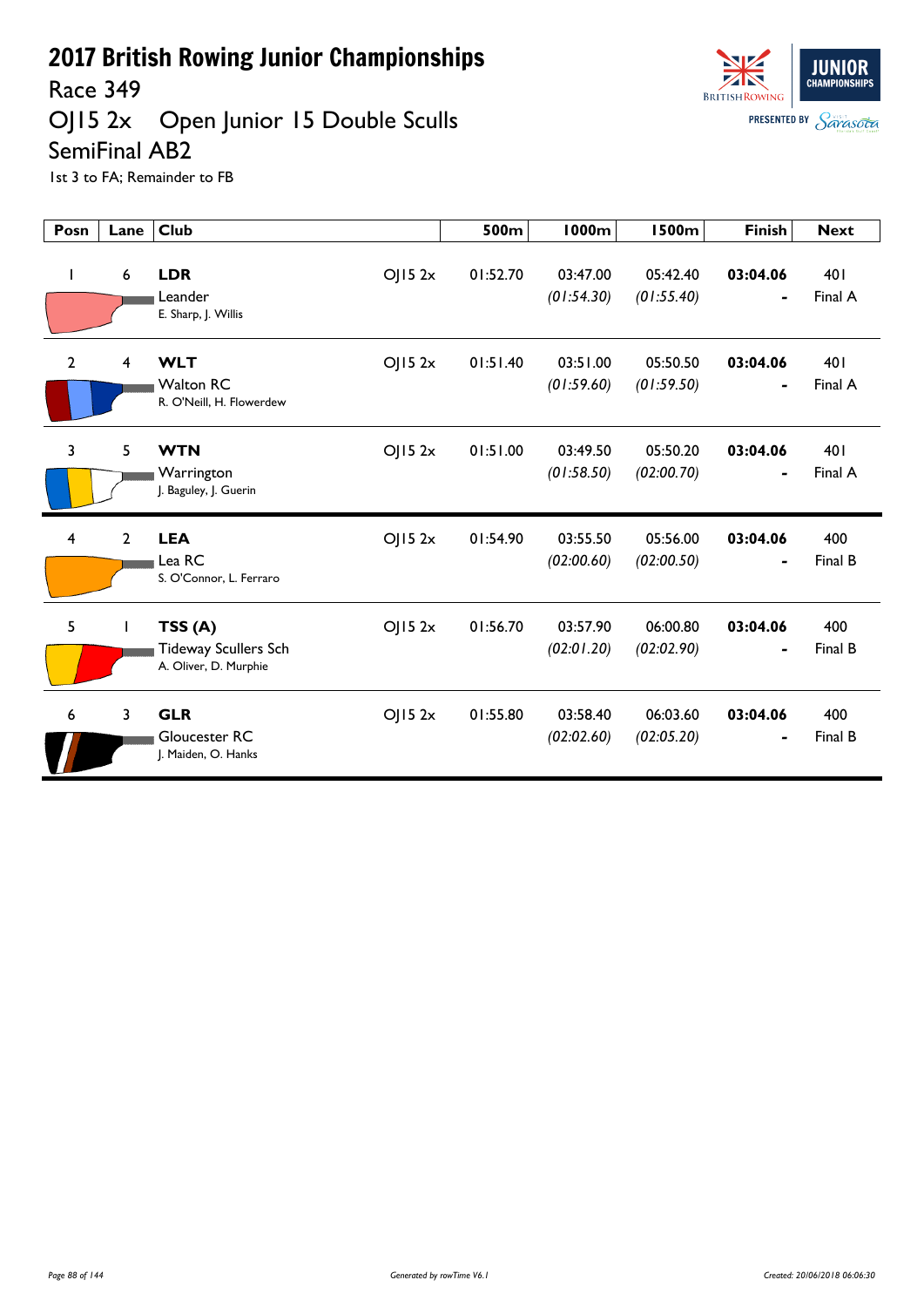# 2017 British Rowing Junior Championships

## Race 349

## OJ15 2x Open Junior 15 Double Sculls

## SemiFinal AB2

1st 3 to FA; Remainder to FB

| Posn | Lane | Club | | 500m | 1000m | 1500m | Finish | Next |
|---|---|---|---|---|---|---|---|---|
| 1 | 6 | **LDR** Leander E. Sharp, J. Willis | OJ15 2x | 01:52.70 | 03:47.00 *(01:54.30)* | 05:42.40 *(01:55.40)* | **03:04.06** - | 401 Final A |
| 2 | 4 | **WLT** Walton RC R. O'Neill, H. Flowerdew | OJ15 2x | 01:51.40 | 03:51.00 *(01:59.60)* | 05:50.50 *(01:59.50)* | **03:04.06** - | 401 Final A |
| 3 | 5 | **WTN** Warrington J. Baguley, J. Guerin | OJ15 2x | 01:51.00 | 03:49.50 *(01:58.50)* | 05:50.20 *(02:00.70)* | **03:04.06** - | 401 Final A |
| 4 | 2 | **LEA** Lea RC S. O'Connor, L. Ferraro | OJ15 2x | 01:54.90 | 03:55.50 *(02:00.60)* | 05:56.00 *(02:00.50)* | **03:04.06** - | 400 Final B |
| 5 | 1 | **TSS (A)** Tideway Scullers Sch A. Oliver, D. Murphie | OJ15 2x | 01:56.70 | 03:57.90 *(02:01.20)* | 06:00.80 *(02:02.90)* | **03:04.06** - | 400 Final B |
| 6 | 3 | **GLR** Gloucester RC J. Maiden, O. Hanks | OJ15 2x | 01:55.80 | 03:58.40 *(02:02.60)* | 06:03.60 *(02:05.20)* | **03:04.06** - | 400 Final B |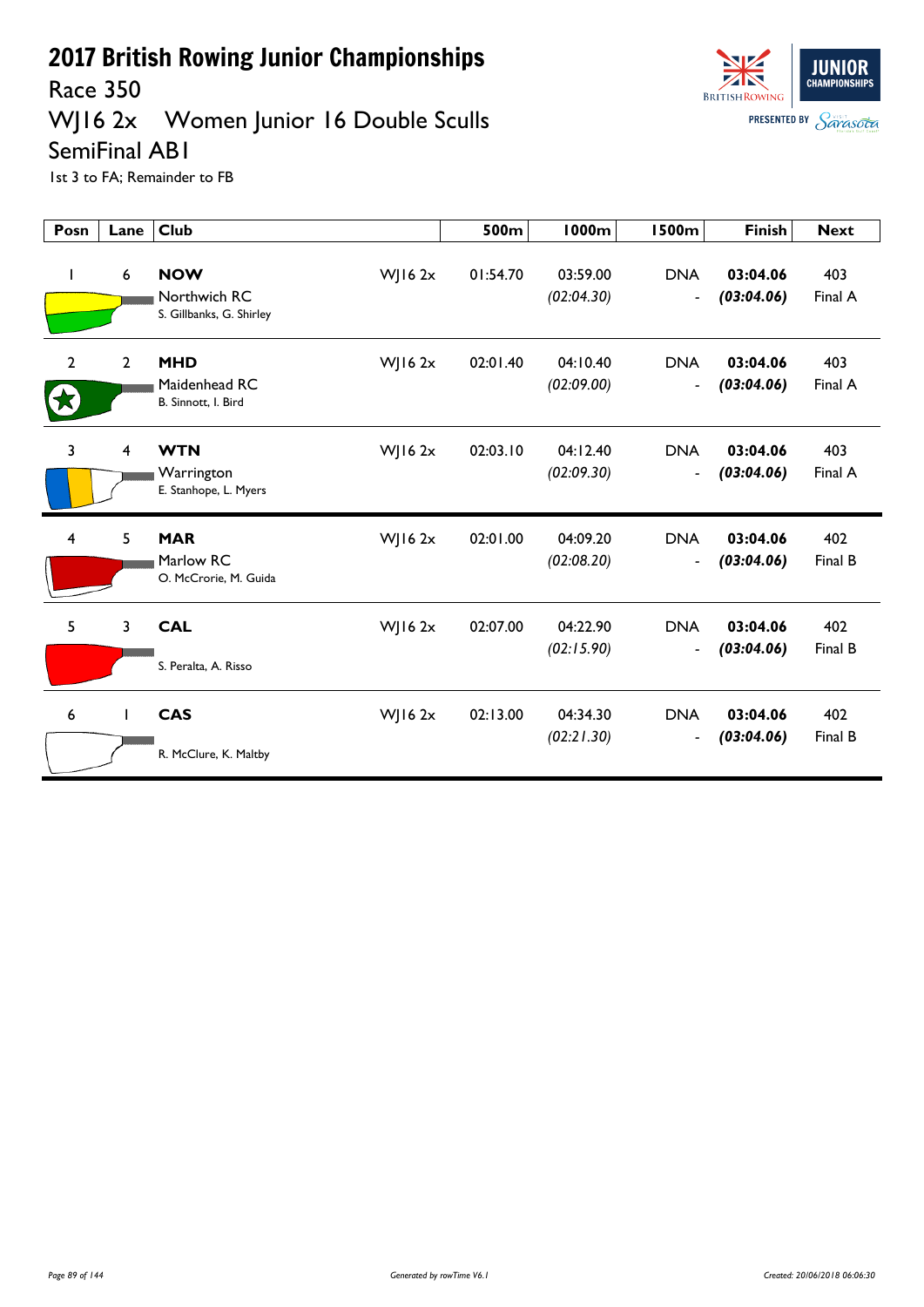# 2017 British Rowing Junior Championships

## Race 350

## WJ16 2x Women Junior 16 Double Sculls

## SemiFinal AB1

1st 3 to FA; Remainder to FB

| Posn | Lane | Club | | 500m | 1000m | 1500m | Finish | Next |
|---|---|---|---|---|---|---|---|---|
| 1 | 6 | **NOW** Northwich RC S. Gillbanks, G. Shirley | WJ16 2x | 01:54.70 | 03:59.00 *(02:04.30)* | DNA - | **03:04.06** ***(03:04.06)*** | 403 Final A |
| 2 | 2 | **MHD** Maidenhead RC B. Sinnott, I. Bird | WJ16 2x | 02:01.40 | 04:10.40 *(02:09.00)* | DNA - | **03:04.06** ***(03:04.06)*** | 403 Final A |
| 3 | 4 | **WTN** Warrington E. Stanhope, L. Myers | WJ16 2x | 02:03.10 | 04:12.40 *(02:09.30)* | DNA - | **03:04.06** ***(03:04.06)*** | 403 Final A |
| 4 | 5 | **MAR** Marlow RC O. McCrorie, M. Guida | WJ16 2x | 02:01.00 | 04:09.20 *(02:08.20)* | DNA - | **03:04.06** ***(03:04.06)*** | 402 Final B |
| 5 | 3 | **CAL** S. Peralta, A. Risso | WJ16 2x | 02:07.00 | 04:22.90 *(02:15.90)* | DNA - | **03:04.06** ***(03:04.06)*** | 402 Final B |
| 6 | 1 | **CAS** R. McClure, K. Maltby | WJ16 2x | 02:13.00 | 04:34.30 *(02:21.30)* | DNA - | **03:04.06** ***(03:04.06)*** | 402 Final B |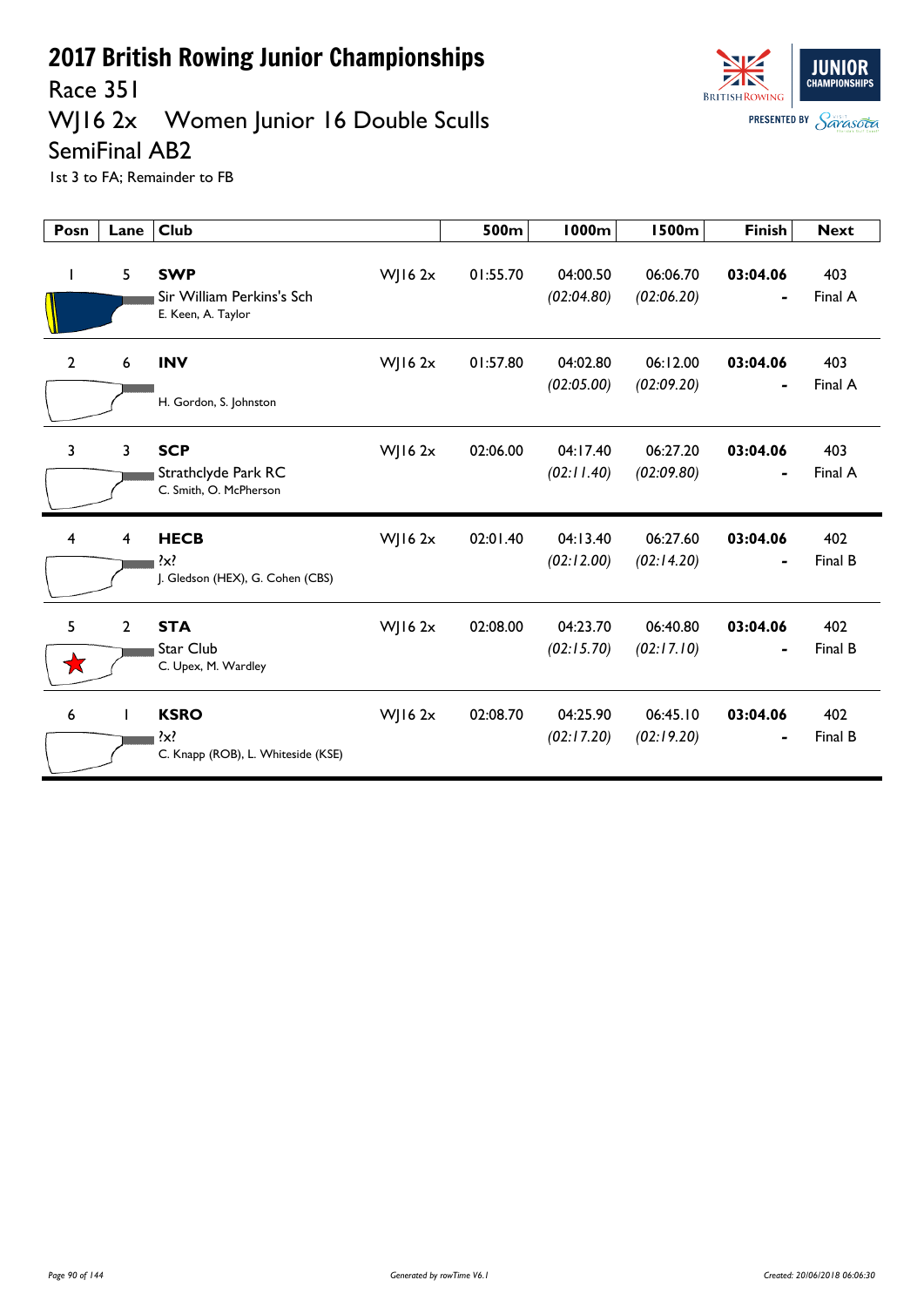# 2017 British Rowing Junior Championships

## Race 351

## WJ16 2x Women Junior 16 Double Sculls

## SemiFinal AB2

1st 3 to FA; Remainder to FB

| Posn | Lane | Club | | 500m | 1000m | 1500m | Finish | Next |
|---|---|---|---|---|---|---|---|---|
| 1 | 5 | **SWP** Sir William Perkins's Sch E. Keen, A. Taylor | WJ16 2x | 01:55.70 | 04:00.50 *(02:04.80)* | 06:06.70 *(02:06.20)* | **03:04.06** - | 403 Final A |
| 2 | 6 | **INV** H. Gordon, S. Johnston | WJ16 2x | 01:57.80 | 04:02.80 *(02:05.00)* | 06:12.00 *(02:09.20)* | **03:04.06** - | 403 Final A |
| 3 | 3 | **SCP** Strathclyde Park RC C. Smith, O. McPherson | WJ16 2x | 02:06.00 | 04:17.40 *(02:11.40)* | 06:27.20 *(02:09.80)* | **03:04.06** - | 403 Final A |
| 4 | 4 | **HECB** ?x? J. Gledson (HEX), G. Cohen (CBS) | WJ16 2x | 02:01.40 | 04:13.40 *(02:12.00)* | 06:27.60 *(02:14.20)* | **03:04.06** - | 402 Final B |
| 5 | 2 | **STA** Star Club C. Upex, M. Wardley | WJ16 2x | 02:08.00 | 04:23.70 *(02:15.70)* | 06:40.80 *(02:17.10)* | **03:04.06** - | 402 Final B |
| 6 | 1 | **KSRO** ?x? C. Knapp (ROB), L. Whiteside (KSE) | WJ16 2x | 02:08.70 | 04:25.90 *(02:17.20)* | 06:45.10 *(02:19.20)* | **03:04.06** - | 402 Final B |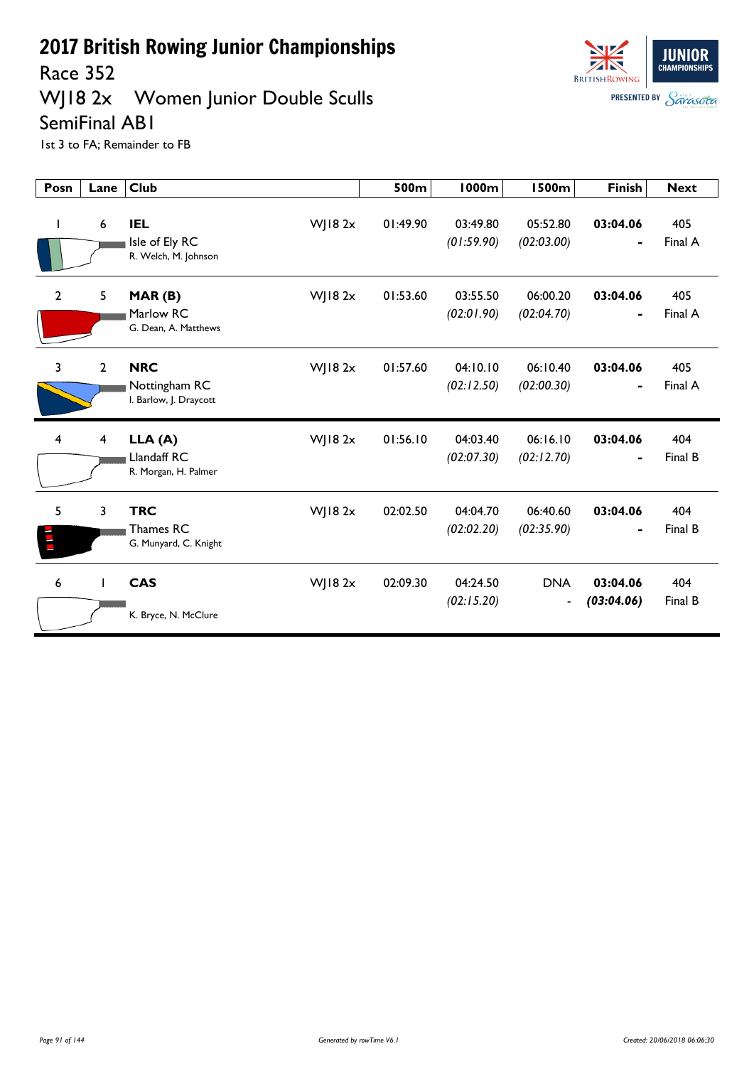# 2017 British Rowing Junior Championships

## Race 352

## WJ18 2x Women Junior Double Sculls

## SemiFinal AB1

1st 3 to FA; Remainder to FB

| Posn | Lane | Club | | 500m | 1000m | 1500m | Finish | Next |
|---|---|---|---|---|---|---|---|---|
| 1 | 6 | **IEL** Isle of Ely RC R. Welch, M. Johnson | WJ18 2x | 01:49.90 | 03:49.80 *(01:59.90)* | 05:52.80 *(02:03.00)* | **03:04.06** - | 405 Final A |
| 2 | 5 | **MAR (B)** Marlow RC G. Dean, A. Matthews | WJ18 2x | 01:53.60 | 03:55.50 *(02:01.90)* | 06:00.20 *(02:04.70)* | **03:04.06** - | 405 Final A |
| 3 | 2 | **NRC** Nottingham RC I. Barlow, J. Draycott | WJ18 2x | 01:57.60 | 04:10.10 *(02:12.50)* | 06:10.40 *(02:00.30)* | **03:04.06** - | 405 Final A |
| 4 | 4 | **LLA (A)** Llandaff RC R. Morgan, H. Palmer | WJ18 2x | 01:56.10 | 04:03.40 *(02:07.30)* | 06:16.10 *(02:12.70)* | **03:04.06** - | 404 Final B |
| 5 | 3 | **TRC** Thames RC G. Munyard, C. Knight | WJ18 2x | 02:02.50 | 04:04.70 *(02:02.20)* | 06:40.60 *(02:35.90)* | **03:04.06** - | 404 Final B |
| 6 | 1 | **CAS** K. Bryce, N. McClure | WJ18 2x | 02:09.30 | 04:24.50 *(02:15.20)* | DNA - | **03:04.06** ***(03:04.06)*** | 404 Final B |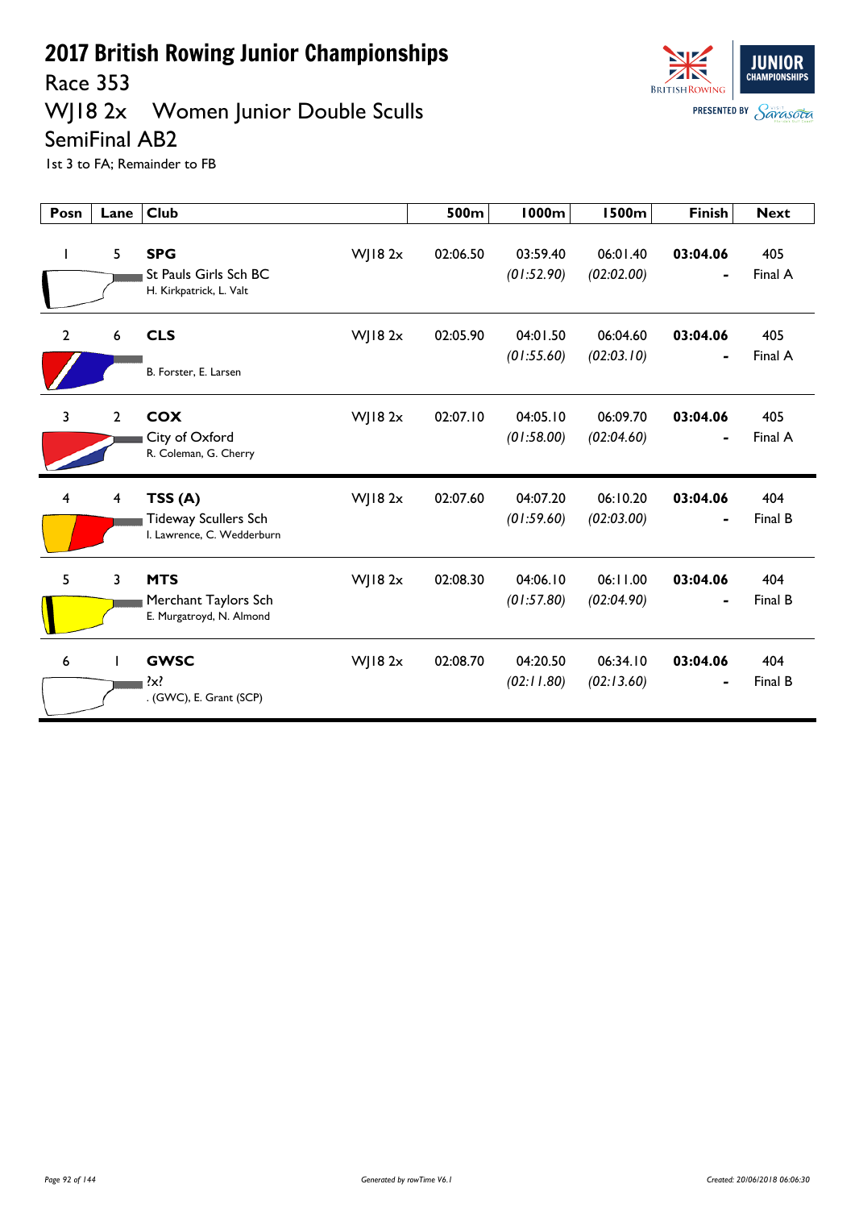# 2017 British Rowing Junior Championships

## Race 353

## WJ18 2x Women Junior Double Sculls

## SemiFinal AB2

1st 3 to FA; Remainder to FB

| Posn | Lane | Club | | 500m | 1000m | 1500m | Finish | Next |
|---|---|---|---|---|---|---|---|---|
| 1 | 5 | **SPG** St Pauls Girls Sch BC H. Kirkpatrick, L. Valt | WJ18 2x | 02:06.50 | 03:59.40 *(01:52.90)* | 06:01.40 *(02:02.00)* | **03:04.06** - | 405 Final A |
| 2 | 6 | **CLS** B. Forster, E. Larsen | WJ18 2x | 02:05.90 | 04:01.50 *(01:55.60)* | 06:04.60 *(02:03.10)* | **03:04.06** - | 405 Final A |
| 3 | 2 | **COX** City of Oxford R. Coleman, G. Cherry | WJ18 2x | 02:07.10 | 04:05.10 *(01:58.00)* | 06:09.70 *(02:04.60)* | **03:04.06** - | 405 Final A |
| 4 | 4 | **TSS (A)** Tideway Scullers Sch I. Lawrence, C. Wedderburn | WJ18 2x | 02:07.60 | 04:07.20 *(01:59.60)* | 06:10.20 *(02:03.00)* | **03:04.06** - | 404 Final B |
| 5 | 3 | **MTS** Merchant Taylors Sch E. Murgatroyd, N. Almond | WJ18 2x | 02:08.30 | 04:06.10 *(01:57.80)* | 06:11.00 *(02:04.90)* | **03:04.06** - | 404 Final B |
| 6 | 1 | **GWSC** ?x? . (GWC), E. Grant (SCP) | WJ18 2x | 02:08.70 | 04:20.50 *(02:11.80)* | 06:34.10 *(02:13.60)* | **03:04.06** - | 404 Final B |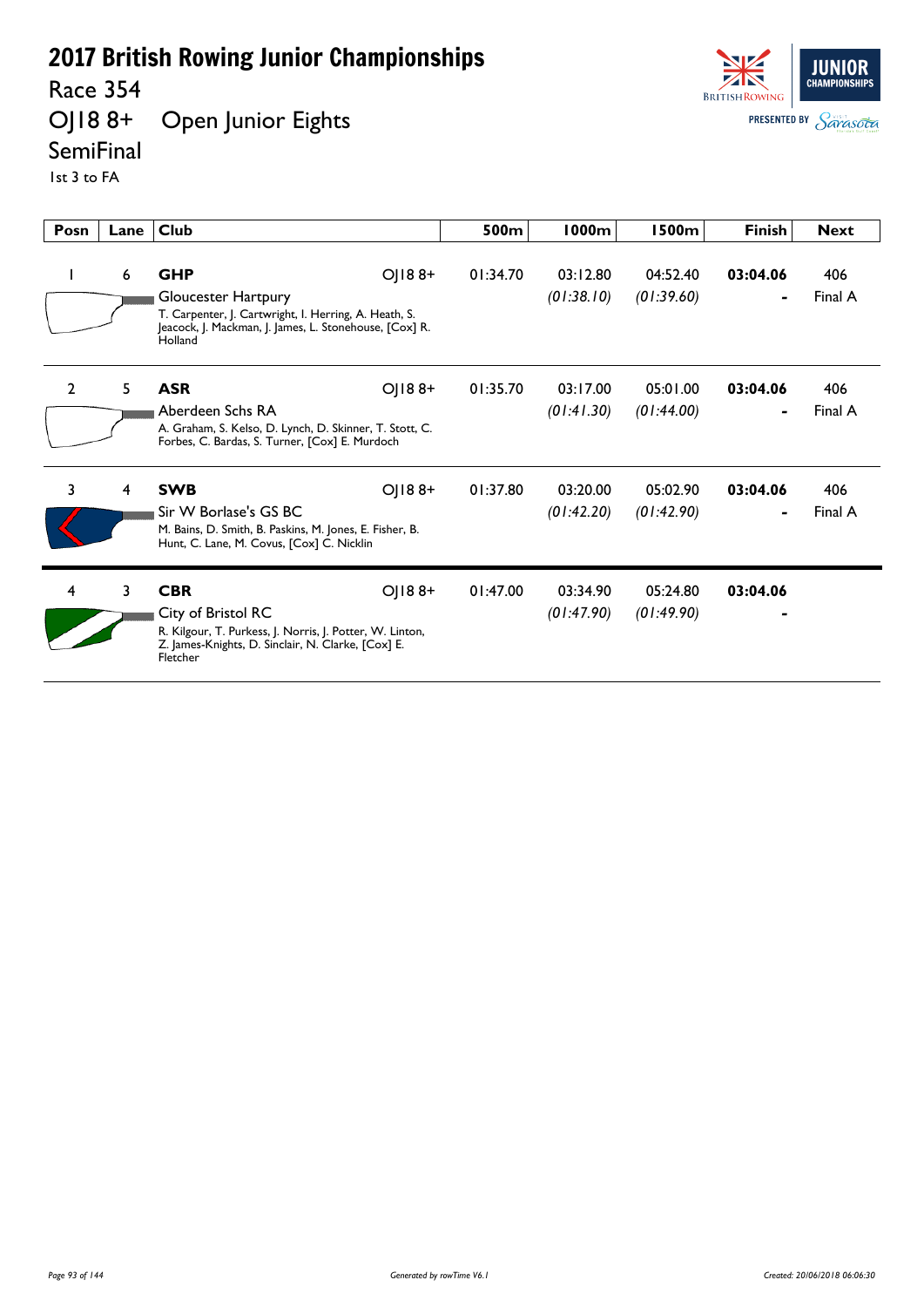# 2017 British Rowing Junior Championships

## Race 354

## OJ18 8+ Open Junior Eights

## SemiFinal

1st 3 to FA

| Posn | Lane | Club | | 500m | 1000m | 1500m | Finish | Next |
|---|---|---|---|---|---|---|---|---|
| 1 | 6 | **GHP** Gloucester Hartpury<br>T. Carpenter, J. Cartwright, I. Herring, A. Heath, S. Jeacock, J. Mackman, J. James, L. Stonehouse, [Cox] R. Holland | OJ18 8+ | 01:34.70 | 03:12.80<br>*(01:38.10)* | 04:52.40<br>*(01:39.60)* | **03:04.06**<br>- | 406<br>Final A |
| 2 | 5 | **ASR** Aberdeen Schs RA<br>A. Graham, S. Kelso, D. Lynch, D. Skinner, T. Stott, C. Forbes, C. Bardas, S. Turner, [Cox] E. Murdoch | OJ18 8+ | 01:35.70 | 03:17.00<br>*(01:41.30)* | 05:01.00<br>*(01:44.00)* | **03:04.06**<br>- | 406<br>Final A |
| 3 | 4 | **SWB** Sir W Borlase's GS BC<br>M. Bains, D. Smith, B. Paskins, M. Jones, E. Fisher, B. Hunt, C. Lane, M. Covus, [Cox] C. Nicklin | OJ18 8+ | 01:37.80 | 03:20.00<br>*(01:42.20)* | 05:02.90<br>*(01:42.90)* | **03:04.06**<br>- | 406<br>Final A |
| 4 | 3 | **CBR** City of Bristol RC<br>R. Kilgour, T. Purkess, J. Norris, J. Potter, W. Linton, Z. James-Knights, D. Sinclair, N. Clarke, [Cox] E. Fletcher | OJ18 8+ | 01:47.00 | 03:34.90<br>*(01:47.90)* | 05:24.80<br>*(01:49.90)* | **03:04.06**<br>- | |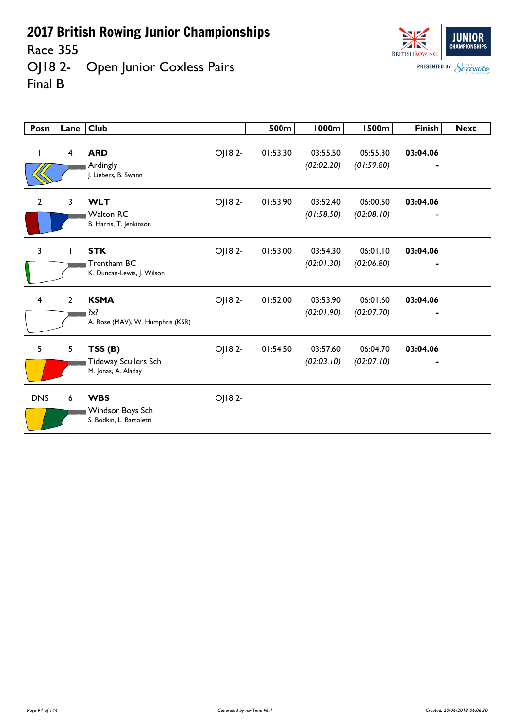# 2017 British Rowing Junior Championships

Race 355

OJ18 2- Open Junior Coxless Pairs

Final B

| Posn | Lane | Club | | 500m | 1000m | 1500m | Finish | Next |
|---|---|---|---|---|---|---|---|---|
| 1 | 4 | **ARD** Ardingly J. Liebers, B. Swann | OJ18 2- | 01:53.30 | 03:55.50 *(02:02.20)* | 05:55.30 *(01:59.80)* | **03:04.06** - | |
| 2 | 3 | **WLT** Walton RC B. Harris, T. Jenkinson | OJ18 2- | 01:53.90 | 03:52.40 *(01:58.50)* | 06:00.50 *(02:08.10)* | **03:04.06** - | |
| 3 | 1 | **STK** Trentham BC K. Duncan-Lewis, J. Wilson | OJ18 2- | 01:53.00 | 03:54.30 *(02:01.30)* | 06:01.10 *(02:06.80)* | **03:04.06** - | |
| 4 | 2 | **KSMA** ?x? A. Rose (MAV), W. Humphris (KSR) | OJ18 2- | 01:52.00 | 03:53.90 *(02:01.90)* | 06:01.60 *(02:07.70)* | **03:04.06** - | |
| 5 | 5 | **TSS (B)** Tideway Scullers Sch M. Jonas, A. Aladay | OJ18 2- | 01:54.50 | 03:57.60 *(02:03.10)* | 06:04.70 *(02:07.10)* | **03:04.06** - | |
| DNS | 6 | **WBS** Windsor Boys Sch S. Bodkin, L. Bartoletti | OJ18 2- | | | | | |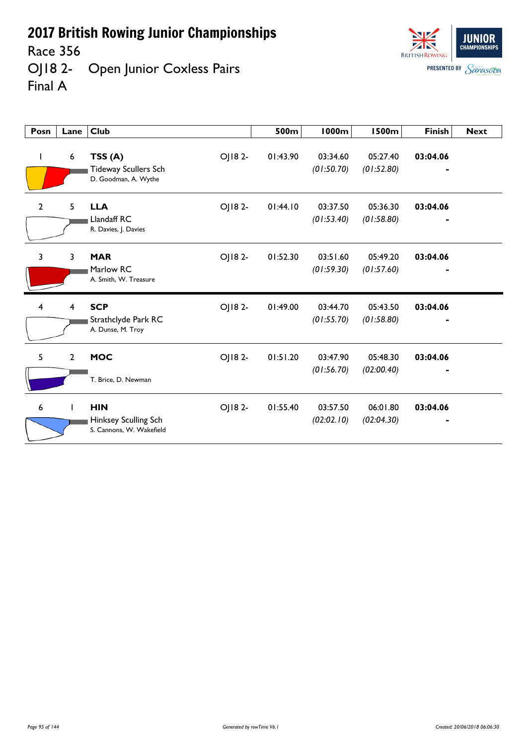# 2017 British Rowing Junior Championships

Race 356

OJ18 2-    Open Junior Coxless Pairs

Final A

| Posn | Lane | Club | | 500m | 1000m | 1500m | Finish | Next |
|---|---|---|---|---|---|---|---|---|
| 1 | 6 | **TSS (A)** Tideway Scullers Sch D. Goodman, A. Wythe | OJ18 2- | 01:43.90 | 03:34.60 *(01:50.70)* | 05:27.40 *(01:52.80)* | **03:04.06** - | |
| 2 | 5 | **LLA** Llandaff RC R. Davies, J. Davies | OJ18 2- | 01:44.10 | 03:37.50 *(01:53.40)* | 05:36.30 *(01:58.80)* | **03:04.06** - | |
| 3 | 3 | **MAR** Marlow RC A. Smith, W. Treasure | OJ18 2- | 01:52.30 | 03:51.60 *(01:59.30)* | 05:49.20 *(01:57.60)* | **03:04.06** - | |
| 4 | 4 | **SCP** Strathclyde Park RC A. Dunse, M. Troy | OJ18 2- | 01:49.00 | 03:44.70 *(01:55.70)* | 05:43.50 *(01:58.80)* | **03:04.06** - | |
| 5 | 2 | **MOC** T. Brice, D. Newman | OJ18 2- | 01:51.20 | 03:47.90 *(01:56.70)* | 05:48.30 *(02:00.40)* | **03:04.06** - | |
| 6 | 1 | **HIN** Hinksey Sculling Sch S. Cannons, W. Wakefield | OJ18 2- | 01:55.40 | 03:57.50 *(02:02.10)* | 06:01.80 *(02:04.30)* | **03:04.06** - | |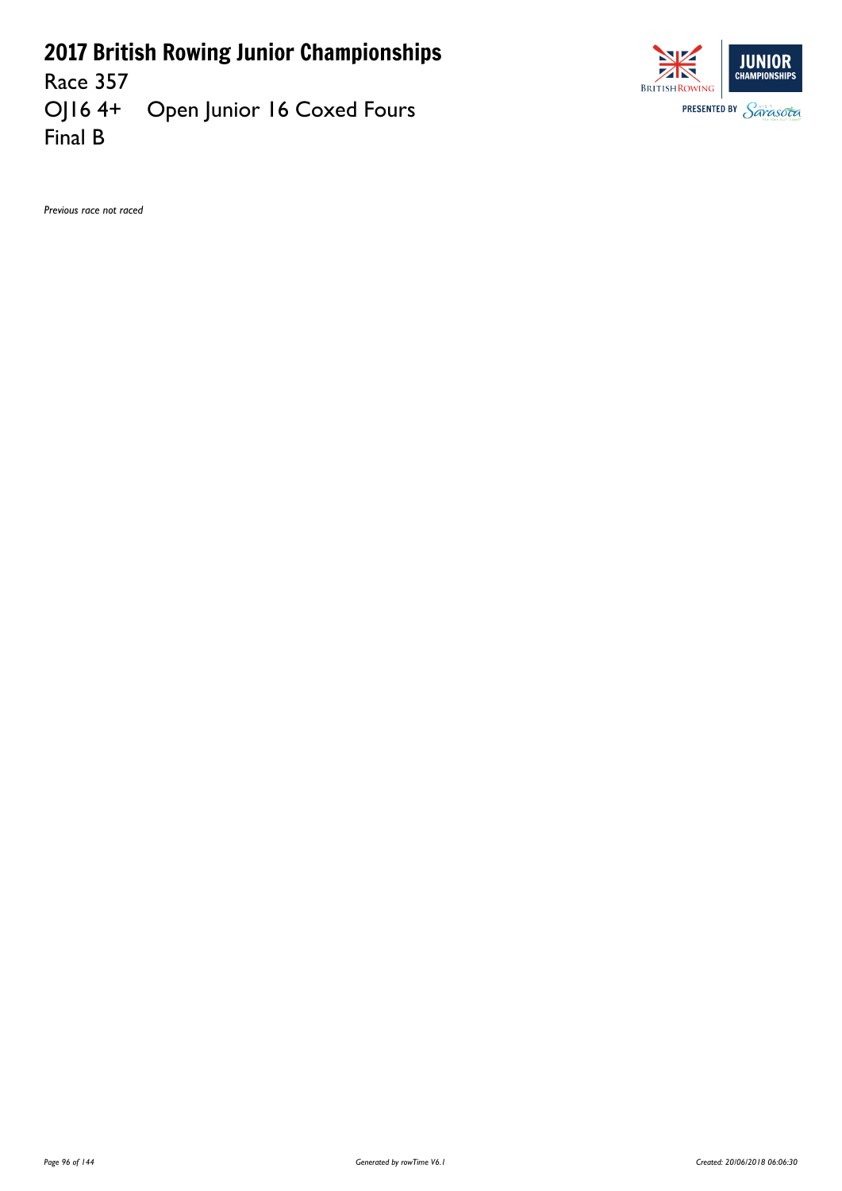# 2017 British Rowing Junior Championships

Race 357

OJ16 4+ Open Junior 16 Coxed Fours

Final B

*Previous race not raced*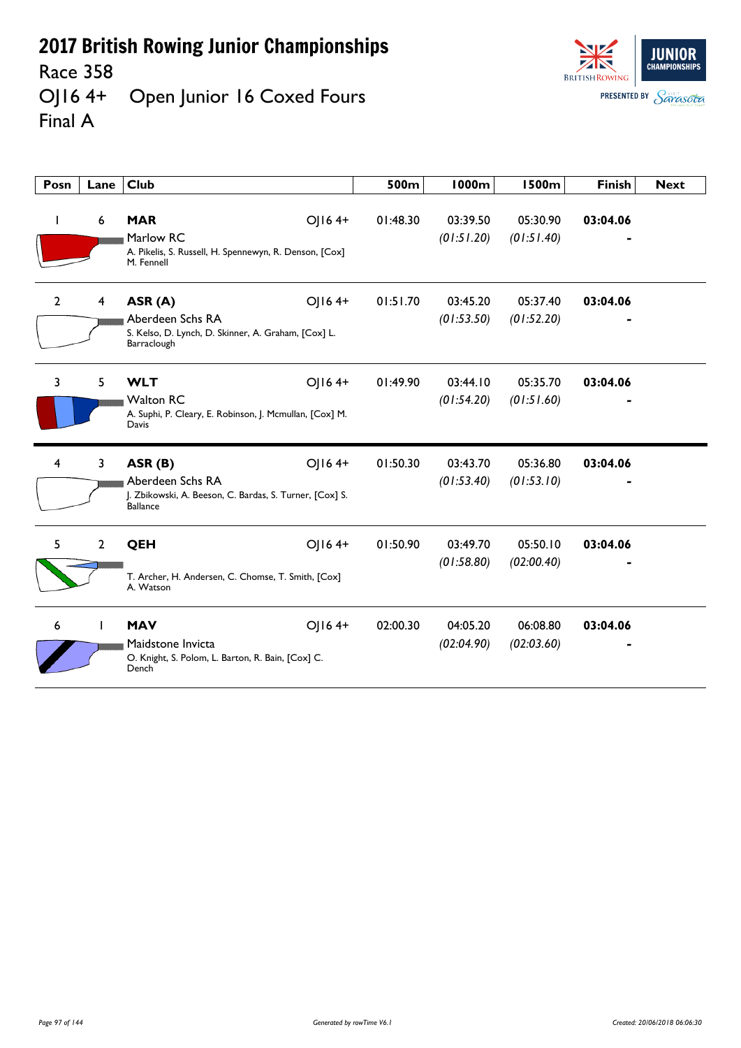# 2017 British Rowing Junior Championships

Race 358

OJ16 4+ Open Junior 16 Coxed Fours

Final A

| Posn | Lane | Club | | 500m | 1000m | 1500m | Finish | Next |
|---|---|---|---|---|---|---|---|---|
| 1 | 6 | **MAR** Marlow RC A. Pikelis, S. Russell, H. Spennewyn, R. Denson, [Cox] M. Fennell | OJ16 4+ | 01:48.30 | 03:39.50 *(01:51.20)* | 05:30.90 *(01:51.40)* | **03:04.06** - | |
| 2 | 4 | **ASR (A)** Aberdeen Schs RA S. Kelso, D. Lynch, D. Skinner, A. Graham, [Cox] L. Barraclough | OJ16 4+ | 01:51.70 | 03:45.20 *(01:53.50)* | 05:37.40 *(01:52.20)* | **03:04.06** - | |
| 3 | 5 | **WLT** Walton RC A. Suphi, P. Cleary, E. Robinson, J. Mcmullan, [Cox] M. Davis | OJ16 4+ | 01:49.90 | 03:44.10 *(01:54.20)* | 05:35.70 *(01:51.60)* | **03:04.06** - | |
| 4 | 3 | **ASR (B)** Aberdeen Schs RA J. Zbikowski, A. Beeson, C. Bardas, S. Turner, [Cox] S. Ballance | OJ16 4+ | 01:50.30 | 03:43.70 *(01:53.40)* | 05:36.80 *(01:53.10)* | **03:04.06** - | |
| 5 | 2 | **QEH** T. Archer, H. Andersen, C. Chomse, T. Smith, [Cox] A. Watson | OJ16 4+ | 01:50.90 | 03:49.70 *(01:58.80)* | 05:50.10 *(02:00.40)* | **03:04.06** - | |
| 6 | 1 | **MAV** Maidstone Invicta O. Knight, S. Polom, L. Barton, R. Bain, [Cox] C. Dench | OJ16 4+ | 02:00.30 | 04:05.20 *(02:04.90)* | 06:08.80 *(02:03.60)* | **03:04.06** - | |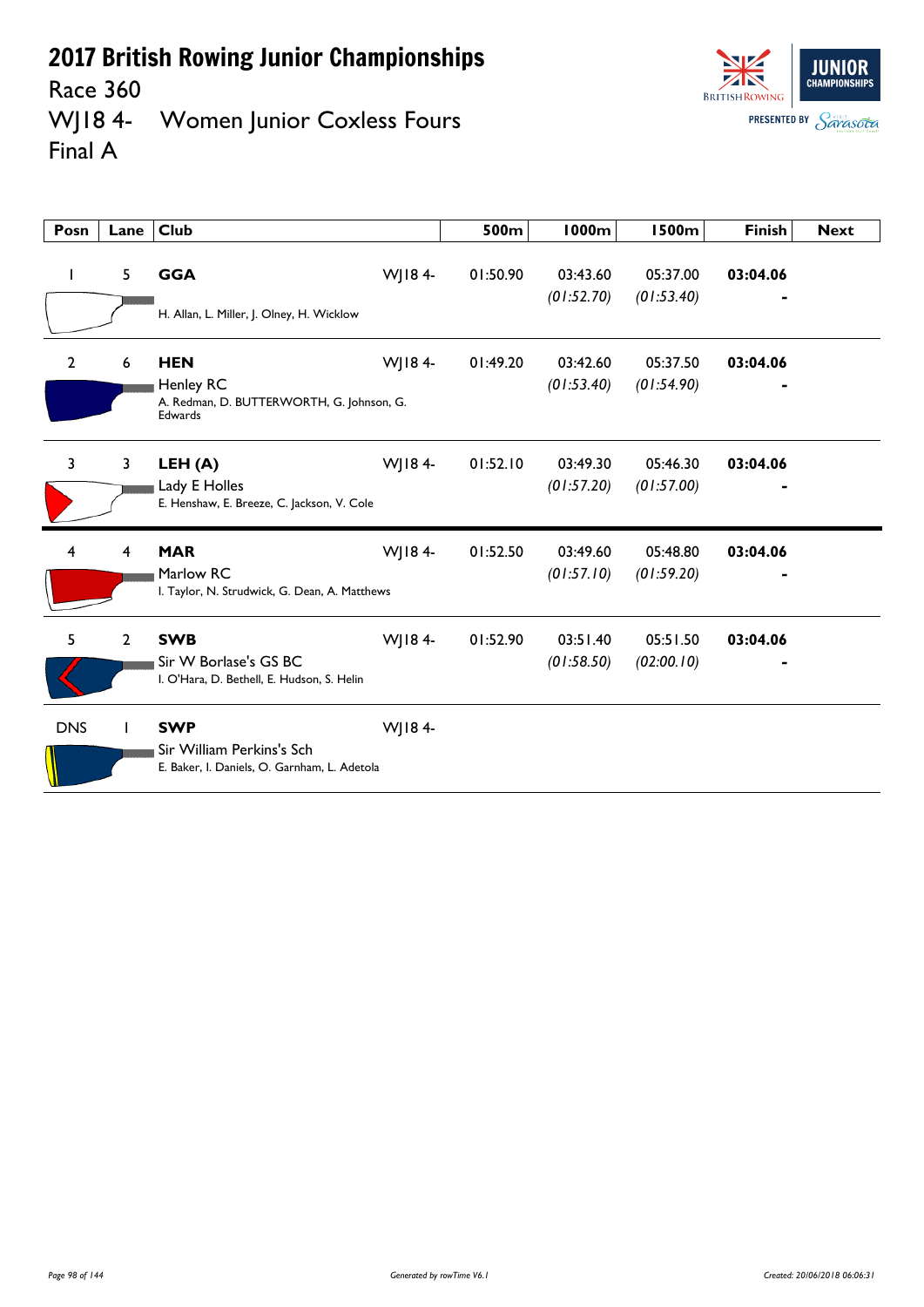# 2017 British Rowing Junior Championships

Race 360

WJ18 4- Women Junior Coxless Fours

Final A

| Posn | Lane | Club | | 500m | 1000m | 1500m | Finish | Next |
|---|---|---|---|---|---|---|---|---|
| 1 | 5 | **GGA**<br>H. Allan, L. Miller, J. Olney, H. Wicklow | WJ18 4- | 01:50.90 | 03:43.60<br>*(01:52.70)* | 05:37.00<br>*(01:53.40)* | **03:04.06**<br>- | |
| 2 | 6 | **HEN**<br>Henley RC<br>A. Redman, D. BUTTERWORTH, G. Johnson, G. Edwards | WJ18 4- | 01:49.20 | 03:42.60<br>*(01:53.40)* | 05:37.50<br>*(01:54.90)* | **03:04.06**<br>- | |
| 3 | 3 | **LEH (A)**<br>Lady E Holles<br>E. Henshaw, E. Breeze, C. Jackson, V. Cole | WJ18 4- | 01:52.10 | 03:49.30<br>*(01:57.20)* | 05:46.30<br>*(01:57.00)* | **03:04.06**<br>- | |
| 4 | 4 | **MAR**<br>Marlow RC<br>I. Taylor, N. Strudwick, G. Dean, A. Matthews | WJ18 4- | 01:52.50 | 03:49.60<br>*(01:57.10)* | 05:48.80<br>*(01:59.20)* | **03:04.06**<br>- | |
| 5 | 2 | **SWB**<br>Sir W Borlase's GS BC<br>I. O'Hara, D. Bethell, E. Hudson, S. Helin | WJ18 4- | 01:52.90 | 03:51.40<br>*(01:58.50)* | 05:51.50<br>*(02:00.10)* | **03:04.06**<br>- | |
| DNS | 1 | **SWP**<br>Sir William Perkins's Sch<br>E. Baker, I. Daniels, O. Garnham, L. Adetola | WJ18 4- | | | | | |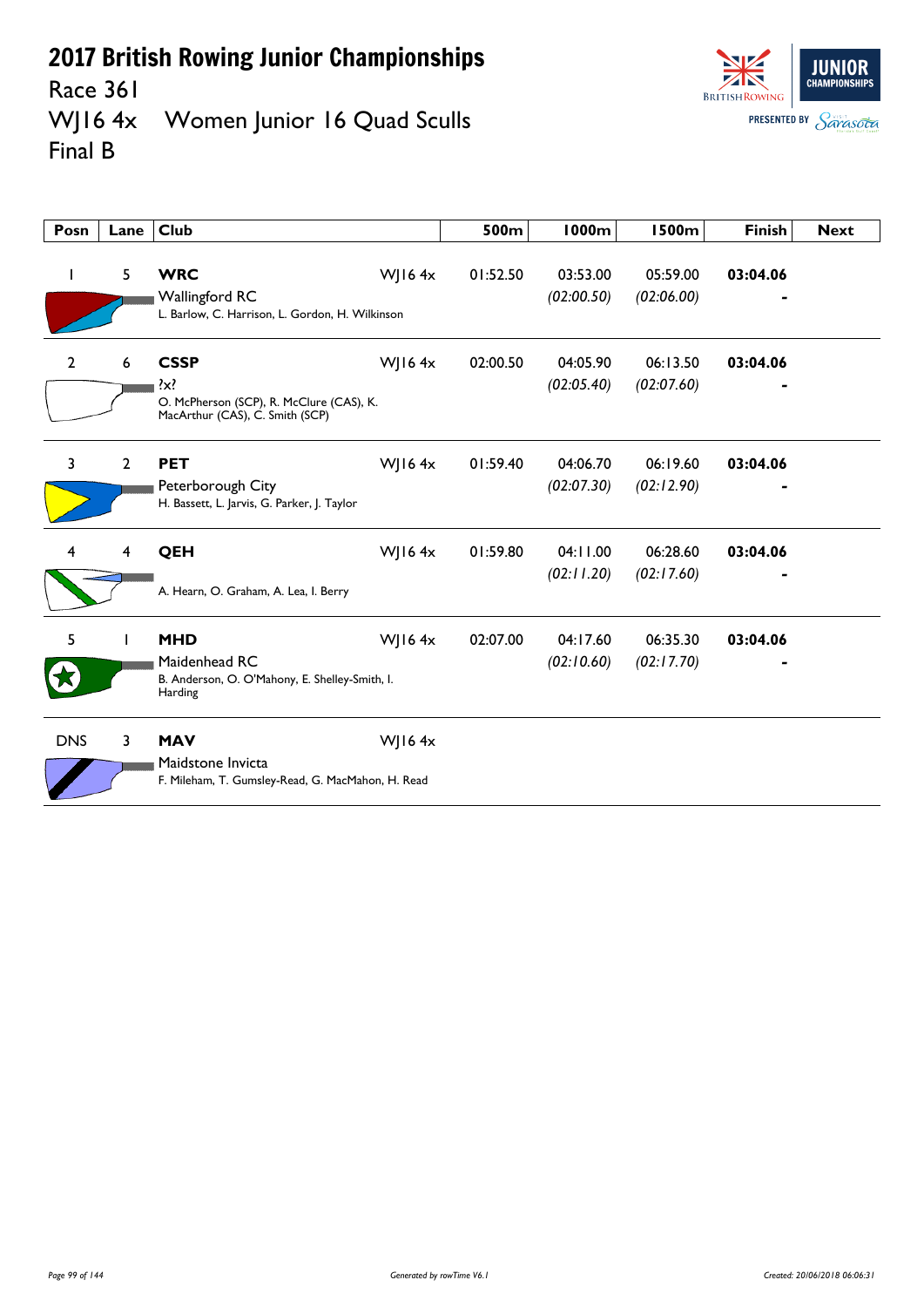# 2017 British Rowing Junior Championships

Race 361

WJ16 4x Women Junior 16 Quad Sculls

Final B

| Posn | Lane | Club | | 500m | 1000m | 1500m | Finish | Next |
|---|---|---|---|---|---|---|---|---|
| 1 | 5 | **WRC** Wallingford RC L. Barlow, C. Harrison, L. Gordon, H. Wilkinson | WJ16 4x | 01:52.50 | 03:53.00 *(02:00.50)* | 05:59.00 *(02:06.00)* | **03:04.06** - | |
| 2 | 6 | **CSSP** ?x? O. McPherson (SCP), R. McClure (CAS), K. MacArthur (CAS), C. Smith (SCP) | WJ16 4x | 02:00.50 | 04:05.90 *(02:05.40)* | 06:13.50 *(02:07.60)* | **03:04.06** - | |
| 3 | 2 | **PET** Peterborough City H. Bassett, L. Jarvis, G. Parker, J. Taylor | WJ16 4x | 01:59.40 | 04:06.70 *(02:07.30)* | 06:19.60 *(02:12.90)* | **03:04.06** - | |
| 4 | 4 | **QEH** A. Hearn, O. Graham, A. Lea, I. Berry | WJ16 4x | 01:59.80 | 04:11.00 *(02:11.20)* | 06:28.60 *(02:17.60)* | **03:04.06** - | |
| 5 | 1 | **MHD** Maidenhead RC B. Anderson, O. O'Mahony, E. Shelley-Smith, I. Harding | WJ16 4x | 02:07.00 | 04:17.60 *(02:10.60)* | 06:35.30 *(02:17.70)* | **03:04.06** - | |
| DNS | 3 | **MAV** Maidstone Invicta F. Mileham, T. Gumsley-Read, G. MacMahon, H. Read | WJ16 4x | | | | | |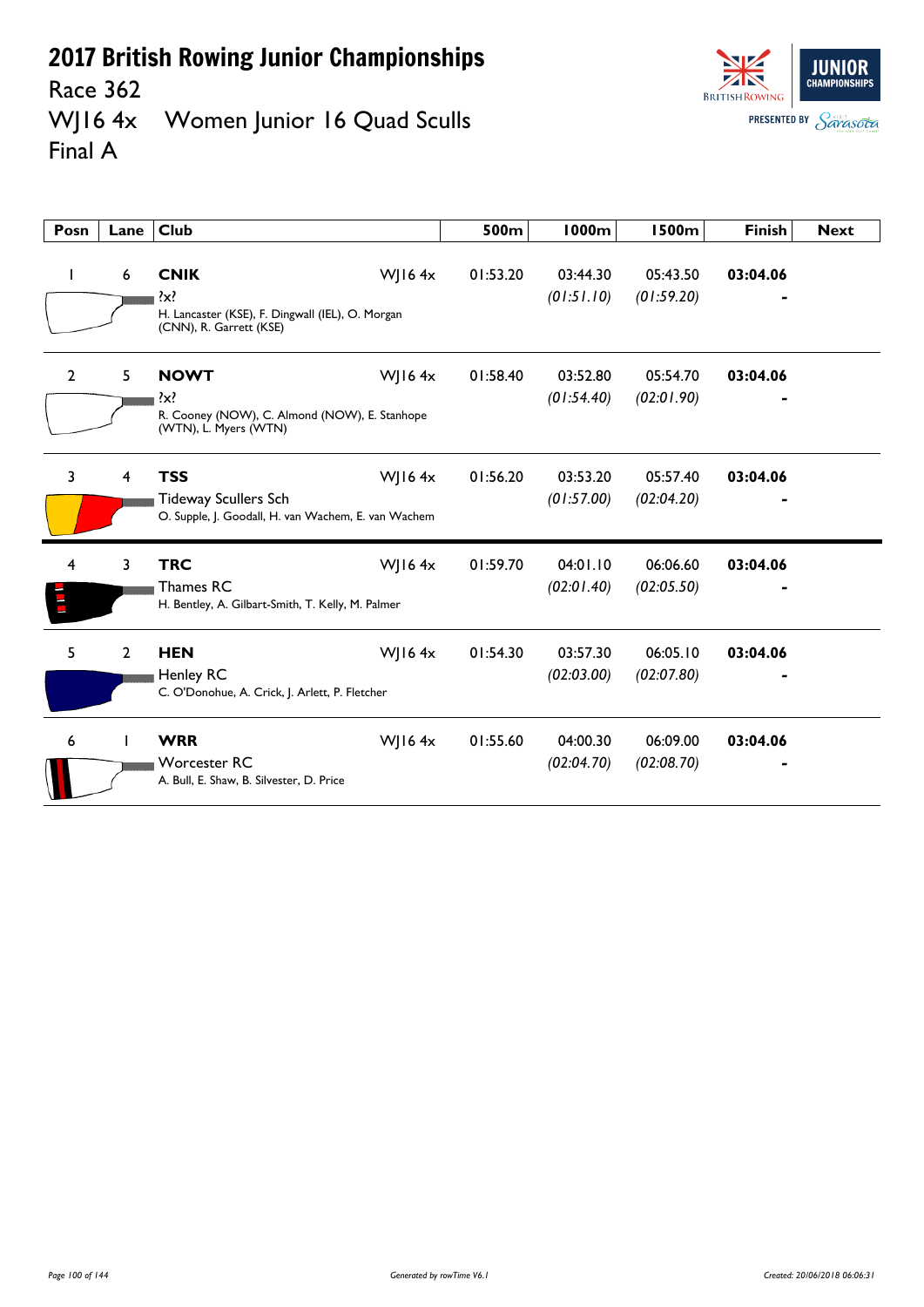# 2017 British Rowing Junior Championships

## Race 362

## WJ16 4x Women Junior 16 Quad Sculls

## Final A

| Posn | Lane | Club | | 500m | 1000m | 1500m | Finish | Next |
|---|---|---|---|---|---|---|---|---|
| 1 | 6 | **CNIK**<br>?x?<br>H. Lancaster (KSE), F. Dingwall (IEL), O. Morgan (CNN), R. Garrett (KSE) | WJ16 4x | 01:53.20 | 03:44.30<br>*(01:51.10)* | 05:43.50<br>*(01:59.20)* | **03:04.06**<br>- | |
| 2 | 5 | **NOWT**<br>?x?<br>R. Cooney (NOW), C. Almond (NOW), E. Stanhope (WTN), L. Myers (WTN) | WJ16 4x | 01:58.40 | 03:52.80<br>*(01:54.40)* | 05:54.70<br>*(02:01.90)* | **03:04.06**<br>- | |
| 3 | 4 | **TSS**<br>Tideway Scullers Sch<br>O. Supple, J. Goodall, H. van Wachem, E. van Wachem | WJ16 4x | 01:56.20 | 03:53.20<br>*(01:57.00)* | 05:57.40<br>*(02:04.20)* | **03:04.06**<br>- | |
| 4 | 3 | **TRC**<br>Thames RC<br>H. Bentley, A. Gilbart-Smith, T. Kelly, M. Palmer | WJ16 4x | 01:59.70 | 04:01.10<br>*(02:01.40)* | 06:06.60<br>*(02:05.50)* | **03:04.06**<br>- | |
| 5 | 2 | **HEN**<br>Henley RC<br>C. O'Donohue, A. Crick, J. Arlett, P. Fletcher | WJ16 4x | 01:54.30 | 03:57.30<br>*(02:03.00)* | 06:05.10<br>*(02:07.80)* | **03:04.06**<br>- | |
| 6 | 1 | **WRR**<br>Worcester RC<br>A. Bull, E. Shaw, B. Silvester, D. Price | WJ16 4x | 01:55.60 | 04:00.30<br>*(02:04.70)* | 06:09.00<br>*(02:08.70)* | **03:04.06**<br>- | |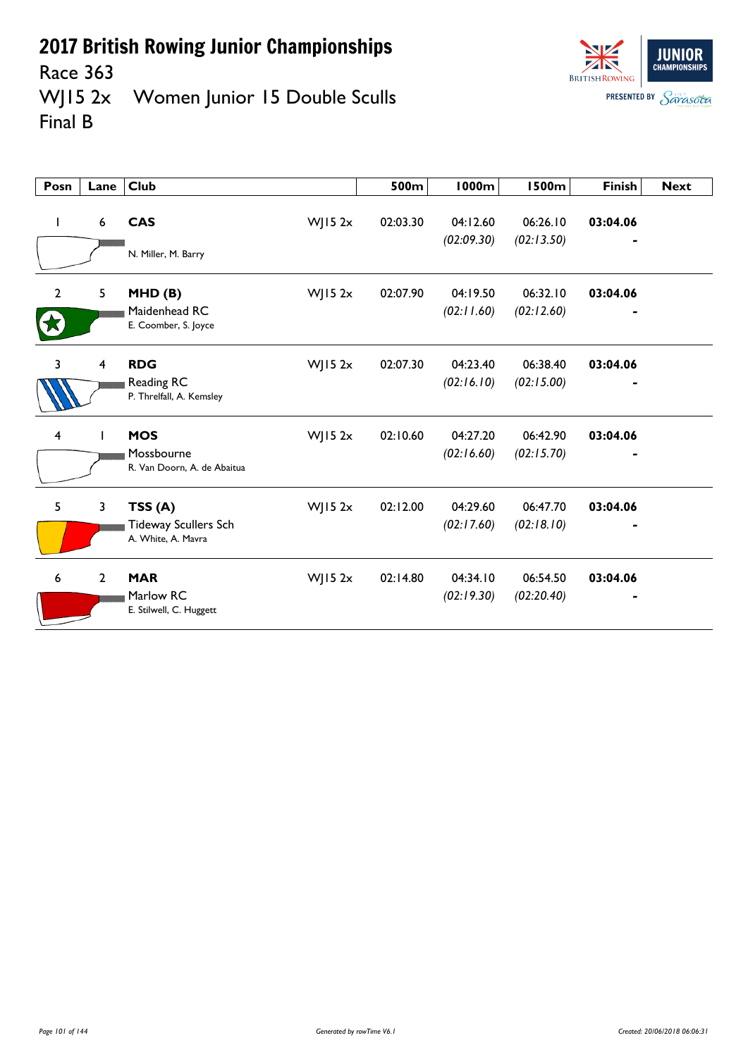# 2017 British Rowing Junior Championships

Race 363

WJ15 2x Women Junior 15 Double Sculls

Final B

| Posn | Lane | Club | | 500m | 1000m | 1500m | Finish | Next |
|---|---|---|---|---|---|---|---|---|
| 1 | 6 | **CAS**<br>N. Miller, M. Barry | WJ15 2x | 02:03.30 | 04:12.60<br>*(02:09.30)* | 06:26.10<br>*(02:13.50)* | **03:04.06**<br>- | |
| 2 | 5 | **MHD (B)**<br>Maidenhead RC<br>E. Coomber, S. Joyce | WJ15 2x | 02:07.90 | 04:19.50<br>*(02:11.60)* | 06:32.10<br>*(02:12.60)* | **03:04.06**<br>- | |
| 3 | 4 | **RDG**<br>Reading RC<br>P. Threlfall, A. Kemsley | WJ15 2x | 02:07.30 | 04:23.40<br>*(02:16.10)* | 06:38.40<br>*(02:15.00)* | **03:04.06**<br>- | |
| 4 | 1 | **MOS**<br>Mossbourne<br>R. Van Doorn, A. de Abaitua | WJ15 2x | 02:10.60 | 04:27.20<br>*(02:16.60)* | 06:42.90<br>*(02:15.70)* | **03:04.06**<br>- | |
| 5 | 3 | **TSS (A)**<br>Tideway Scullers Sch<br>A. White, A. Mavra | WJ15 2x | 02:12.00 | 04:29.60<br>*(02:17.60)* | 06:47.70<br>*(02:18.10)* | **03:04.06**<br>- | |
| 6 | 2 | **MAR**<br>Marlow RC<br>E. Stilwell, C. Huggett | WJ15 2x | 02:14.80 | 04:34.10<br>*(02:19.30)* | 06:54.50<br>*(02:20.40)* | **03:04.06**<br>- | |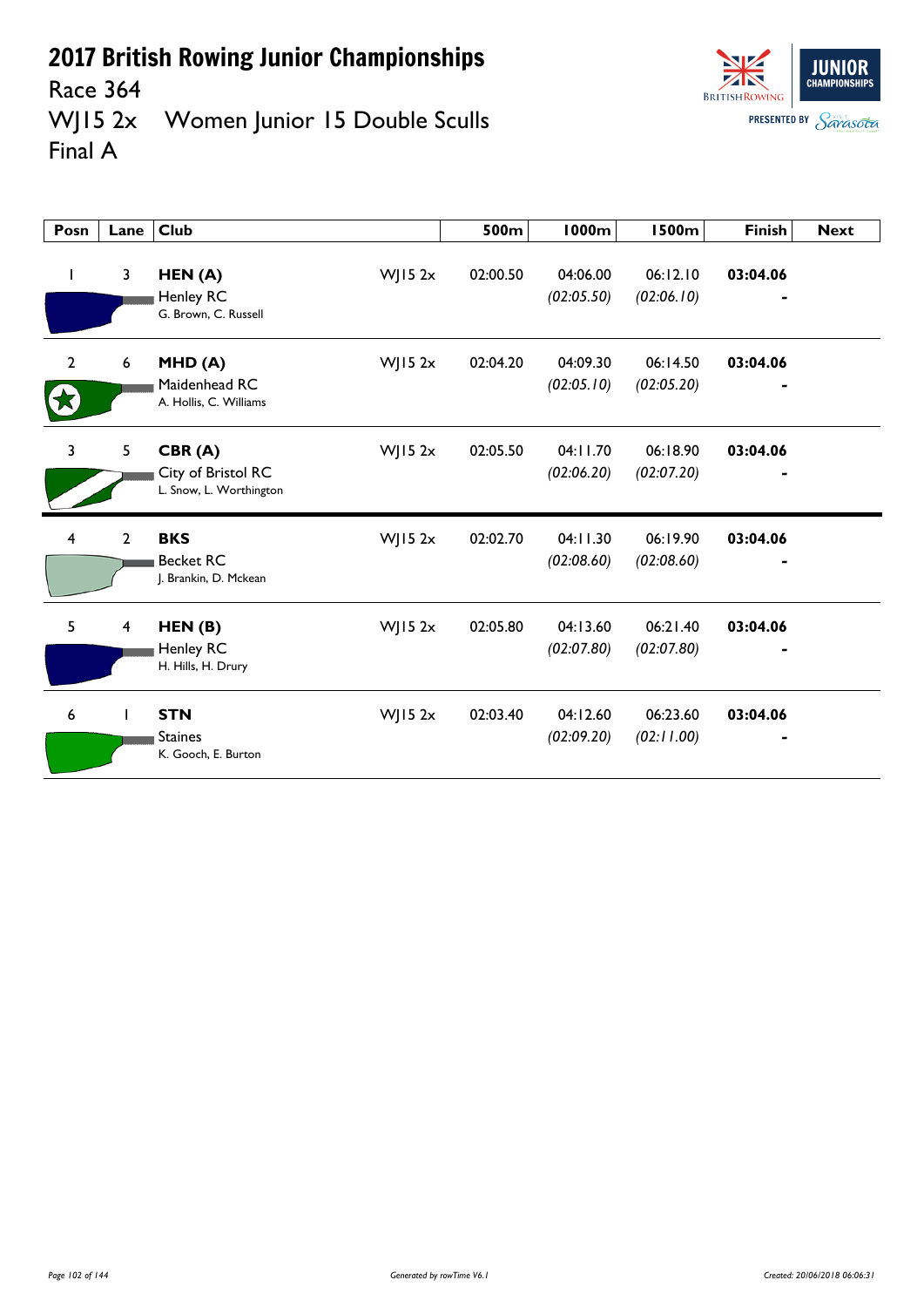# 2017 British Rowing Junior Championships

Race 364

WJ15 2x Women Junior 15 Double Sculls

Final A

| Posn | Lane | Club | | 500m | 1000m | 1500m | Finish | Next |
|---|---|---|---|---|---|---|---|---|
| 1 | 3 | **HEN (A)**<br>Henley RC<br>G. Brown, C. Russell | WJ15 2x | 02:00.50 | 04:06.00<br>*(02:05.50)* | 06:12.10<br>*(02:06.10)* | **03:04.06**<br>- | |
| 2 | 6 | **MHD (A)**<br>Maidenhead RC<br>A. Hollis, C. Williams | WJ15 2x | 02:04.20 | 04:09.30<br>*(02:05.10)* | 06:14.50<br>*(02:05.20)* | **03:04.06**<br>- | |
| 3 | 5 | **CBR (A)**<br>City of Bristol RC<br>L. Snow, L. Worthington | WJ15 2x | 02:05.50 | 04:11.70<br>*(02:06.20)* | 06:18.90<br>*(02:07.20)* | **03:04.06**<br>- | |
| 4 | 2 | **BKS**<br>Becket RC<br>J. Brankin, D. Mckean | WJ15 2x | 02:02.70 | 04:11.30<br>*(02:08.60)* | 06:19.90<br>*(02:08.60)* | **03:04.06**<br>- | |
| 5 | 4 | **HEN (B)**<br>Henley RC<br>H. Hills, H. Drury | WJ15 2x | 02:05.80 | 04:13.60<br>*(02:07.80)* | 06:21.40<br>*(02:07.80)* | **03:04.06**<br>- | |
| 6 | 1 | **STN**<br>Staines<br>K. Gooch, E. Burton | WJ15 2x | 02:03.40 | 04:12.60<br>*(02:09.20)* | 06:23.60<br>*(02:11.00)* | **03:04.06**<br>- | |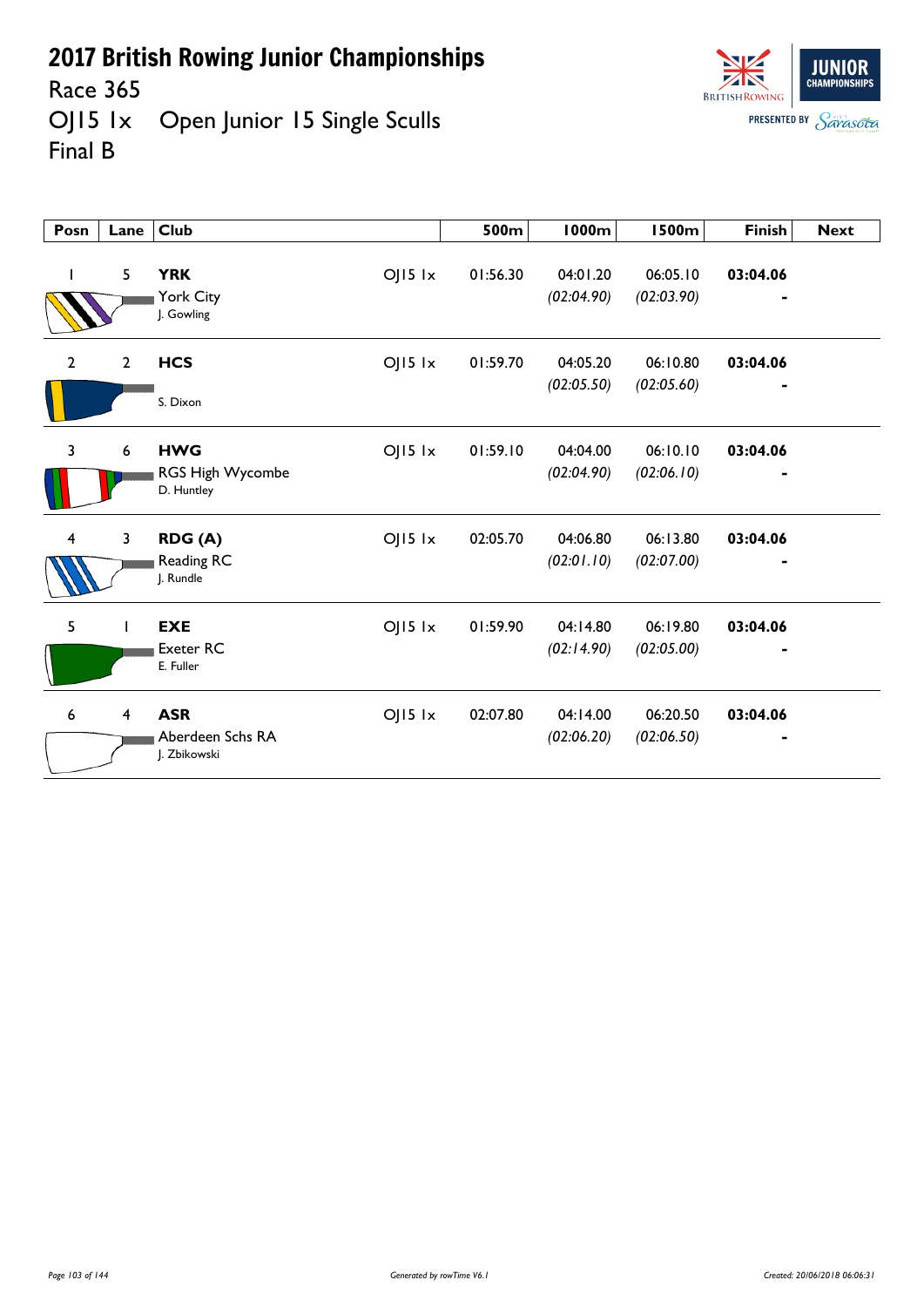# 2017 British Rowing Junior Championships

Race 365

OJ15 1x Open Junior 15 Single Sculls

Final B

| Posn | Lane | Club | | 500m | 1000m | 1500m | Finish | Next |
|---|---|---|---|---|---|---|---|---|
| 1 | 5 | **YRK** York City J. Gowling | OJ15 1x | 01:56.30 | 04:01.20 *(02:04.90)* | 06:05.10 *(02:03.90)* | **03:04.06** - | |
| 2 | 2 | **HCS** S. Dixon | OJ15 1x | 01:59.70 | 04:05.20 *(02:05.50)* | 06:10.80 *(02:05.60)* | **03:04.06** - | |
| 3 | 6 | **HWG** RGS High Wycombe D. Huntley | OJ15 1x | 01:59.10 | 04:04.00 *(02:04.90)* | 06:10.10 *(02:06.10)* | **03:04.06** - | |
| 4 | 3 | **RDG (A)** Reading RC J. Rundle | OJ15 1x | 02:05.70 | 04:06.80 *(02:01.10)* | 06:13.80 *(02:07.00)* | **03:04.06** - | |
| 5 | 1 | **EXE** Exeter RC E. Fuller | OJ15 1x | 01:59.90 | 04:14.80 *(02:14.90)* | 06:19.80 *(02:05.00)* | **03:04.06** - | |
| 6 | 4 | **ASR** Aberdeen Schs RA J. Zbikowski | OJ15 1x | 02:07.80 | 04:14.00 *(02:06.20)* | 06:20.50 *(02:06.50)* | **03:04.06** - | |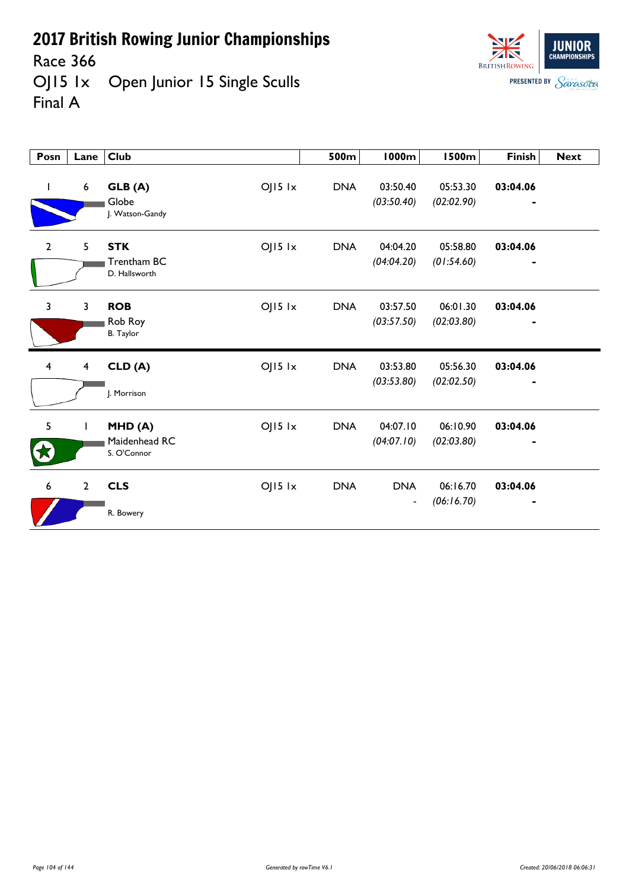# 2017 British Rowing Junior Championships

Race 366

OJ15 1x Open Junior 15 Single Sculls

Final A

| Posn | Lane | Club | | 500m | 1000m | 1500m | Finish | Next |
|---|---|---|---|---|---|---|---|---|
| 1 | 6 | **GLB (A)** Globe J. Watson-Gandy | OJ15 1x | DNA | 03:50.40 *(03:50.40)* | 05:53.30 *(02:02.90)* | **03:04.06** - | |
| 2 | 5 | **STK** Trentham BC D. Hallsworth | OJ15 1x | DNA | 04:04.20 *(04:04.20)* | 05:58.80 *(01:54.60)* | **03:04.06** - | |
| 3 | 3 | **ROB** Rob Roy B. Taylor | OJ15 1x | DNA | 03:57.50 *(03:57.50)* | 06:01.30 *(02:03.80)* | **03:04.06** - | |
| 4 | 4 | **CLD (A)** J. Morrison | OJ15 1x | DNA | 03:53.80 *(03:53.80)* | 05:56.30 *(02:02.50)* | **03:04.06** - | |
| 5 | 1 | **MHD (A)** Maidenhead RC S. O'Connor | OJ15 1x | DNA | 04:07.10 *(04:07.10)* | 06:10.90 *(02:03.80)* | **03:04.06** - | |
| 6 | 2 | **CLS** R. Bowery | OJ15 1x | DNA | DNA - | 06:16.70 *(06:16.70)* | **03:04.06** - | |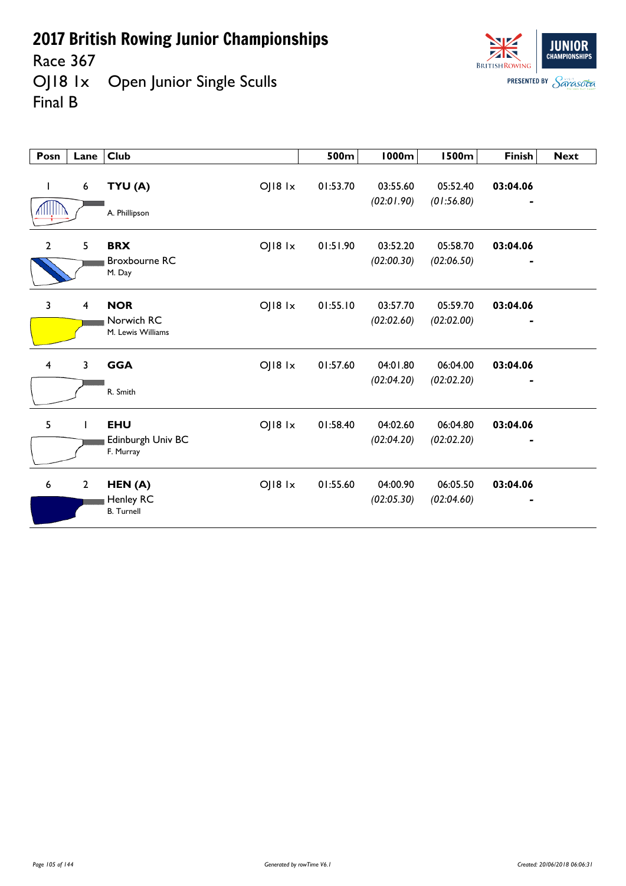# 2017 British Rowing Junior Championships

Race 367

OJ18 1x Open Junior Single Sculls

Final B

| Posn | Lane | Club | | 500m | 1000m | 1500m | Finish | Next |
|---|---|---|---|---|---|---|---|---|
| 1 | 6 | **TYU (A)** A. Phillipson | OJ18 1x | 01:53.70 | 03:55.60 *(02:01.90)* | 05:52.40 *(01:56.80)* | **03:04.06** - | |
| 2 | 5 | **BRX** Broxbourne RC M. Day | OJ18 1x | 01:51.90 | 03:52.20 *(02:00.30)* | 05:58.70 *(02:06.50)* | **03:04.06** - | |
| 3 | 4 | **NOR** Norwich RC M. Lewis Williams | OJ18 1x | 01:55.10 | 03:57.70 *(02:02.60)* | 05:59.70 *(02:02.00)* | **03:04.06** - | |
| 4 | 3 | **GGA** R. Smith | OJ18 1x | 01:57.60 | 04:01.80 *(02:04.20)* | 06:04.00 *(02:02.20)* | **03:04.06** - | |
| 5 | 1 | **EHU** Edinburgh Univ BC F. Murray | OJ18 1x | 01:58.40 | 04:02.60 *(02:04.20)* | 06:04.80 *(02:02.20)* | **03:04.06** - | |
| 6 | 2 | **HEN (A)** Henley RC B. Turnell | OJ18 1x | 01:55.60 | 04:00.90 *(02:05.30)* | 06:05.50 *(02:04.60)* | **03:04.06** - | |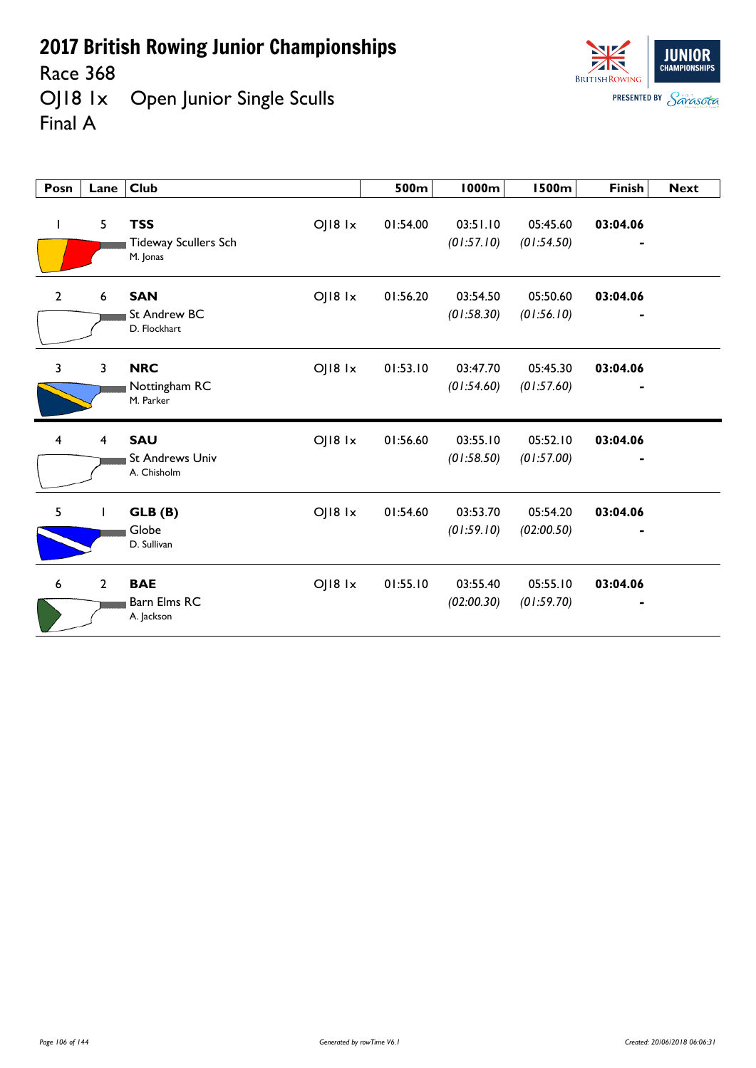# 2017 British Rowing Junior Championships

Race 368

OJ18 1x Open Junior Single Sculls

Final A

| Posn | Lane | Club | | 500m | 1000m | 1500m | Finish | Next |
|---|---|---|---|---|---|---|---|---|
| 1 | 5 | **TSS** Tideway Scullers Sch M. Jonas | OJ18 1x | 01:54.00 | 03:51.10 *(01:57.10)* | 05:45.60 *(01:54.50)* | **03:04.06** - | |
| 2 | 6 | **SAN** St Andrew BC D. Flockhart | OJ18 1x | 01:56.20 | 03:54.50 *(01:58.30)* | 05:50.60 *(01:56.10)* | **03:04.06** - | |
| 3 | 3 | **NRC** Nottingham RC M. Parker | OJ18 1x | 01:53.10 | 03:47.70 *(01:54.60)* | 05:45.30 *(01:57.60)* | **03:04.06** - | |
| 4 | 4 | **SAU** St Andrews Univ A. Chisholm | OJ18 1x | 01:56.60 | 03:55.10 *(01:58.50)* | 05:52.10 *(01:57.00)* | **03:04.06** - | |
| 5 | 1 | **GLB (B)** Globe D. Sullivan | OJ18 1x | 01:54.60 | 03:53.70 *(01:59.10)* | 05:54.20 *(02:00.50)* | **03:04.06** - | |
| 6 | 2 | **BAE** Barn Elms RC A. Jackson | OJ18 1x | 01:55.10 | 03:55.40 *(02:00.30)* | 05:55.10 *(01:59.70)* | **03:04.06** - | |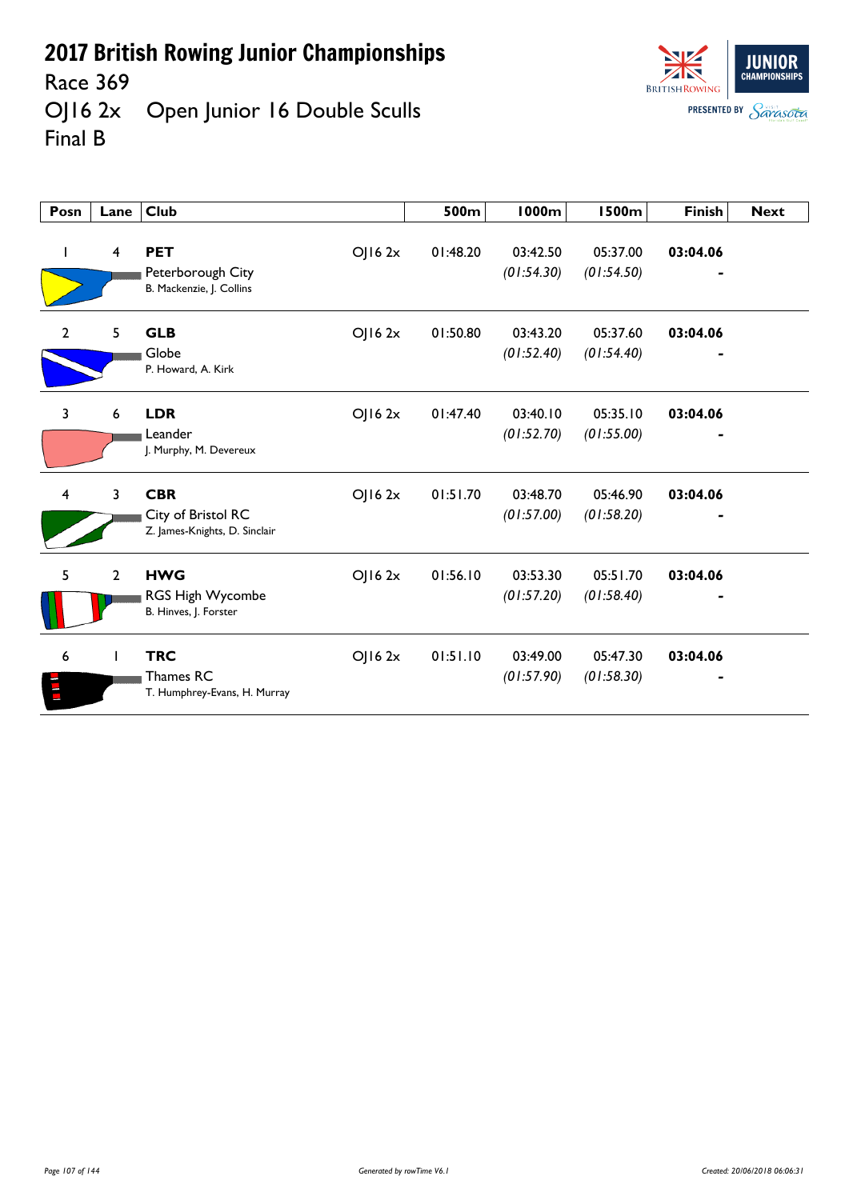# 2017 British Rowing Junior Championships

Race 369

OJ16 2x Open Junior 16 Double Sculls

Final B

| Posn | Lane | Club | | 500m | 1000m | 1500m | Finish | Next |
|---|---|---|---|---|---|---|---|---|
| 1 | 4 | **PET** Peterborough City B. Mackenzie, J. Collins | OJ16 2x | 01:48.20 | 03:42.50 *(01:54.30)* | 05:37.00 *(01:54.50)* | **03:04.06** - | |
| 2 | 5 | **GLB** Globe P. Howard, A. Kirk | OJ16 2x | 01:50.80 | 03:43.20 *(01:52.40)* | 05:37.60 *(01:54.40)* | **03:04.06** - | |
| 3 | 6 | **LDR** Leander J. Murphy, M. Devereux | OJ16 2x | 01:47.40 | 03:40.10 *(01:52.70)* | 05:35.10 *(01:55.00)* | **03:04.06** - | |
| 4 | 3 | **CBR** City of Bristol RC Z. James-Knights, D. Sinclair | OJ16 2x | 01:51.70 | 03:48.70 *(01:57.00)* | 05:46.90 *(01:58.20)* | **03:04.06** - | |
| 5 | 2 | **HWG** RGS High Wycombe B. Hinves, J. Forster | OJ16 2x | 01:56.10 | 03:53.30 *(01:57.20)* | 05:51.70 *(01:58.40)* | **03:04.06** - | |
| 6 | 1 | **TRC** Thames RC T. Humphrey-Evans, H. Murray | OJ16 2x | 01:51.10 | 03:49.00 *(01:57.90)* | 05:47.30 *(01:58.30)* | **03:04.06** - | |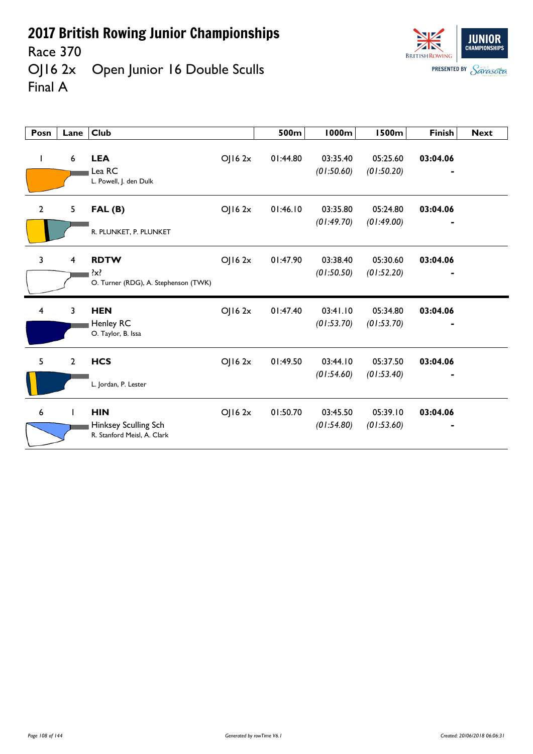# 2017 British Rowing Junior Championships

Race 370

OJ16 2x Open Junior 16 Double Sculls

Final A

| Posn | Lane | Club | | 500m | 1000m | 1500m | Finish | Next |
|---|---|---|---|---|---|---|---|---|
| 1 | 6 | **LEA** Lea RC L. Powell, J. den Dulk | OJ16 2x | 01:44.80 | 03:35.40 *(01:50.60)* | 05:25.60 *(01:50.20)* | **03:04.06** - | |
| 2 | 5 | **FAL (B)** R. PLUNKET, P. PLUNKET | OJ16 2x | 01:46.10 | 03:35.80 *(01:49.70)* | 05:24.80 *(01:49.00)* | **03:04.06** - | |
| 3 | 4 | **RDTW** ?x? O. Turner (RDG), A. Stephenson (TWK) | OJ16 2x | 01:47.90 | 03:38.40 *(01:50.50)* | 05:30.60 *(01:52.20)* | **03:04.06** - | |
| 4 | 3 | **HEN** Henley RC O. Taylor, B. Issa | OJ16 2x | 01:47.40 | 03:41.10 *(01:53.70)* | 05:34.80 *(01:53.70)* | **03:04.06** - | |
| 5 | 2 | **HCS** L. Jordan, P. Lester | OJ16 2x | 01:49.50 | 03:44.10 *(01:54.60)* | 05:37.50 *(01:53.40)* | **03:04.06** - | |
| 6 | 1 | **HIN** Hinksey Sculling Sch R. Stanford Meisl, A. Clark | OJ16 2x | 01:50.70 | 03:45.50 *(01:54.80)* | 05:39.10 *(01:53.60)* | **03:04.06** - | |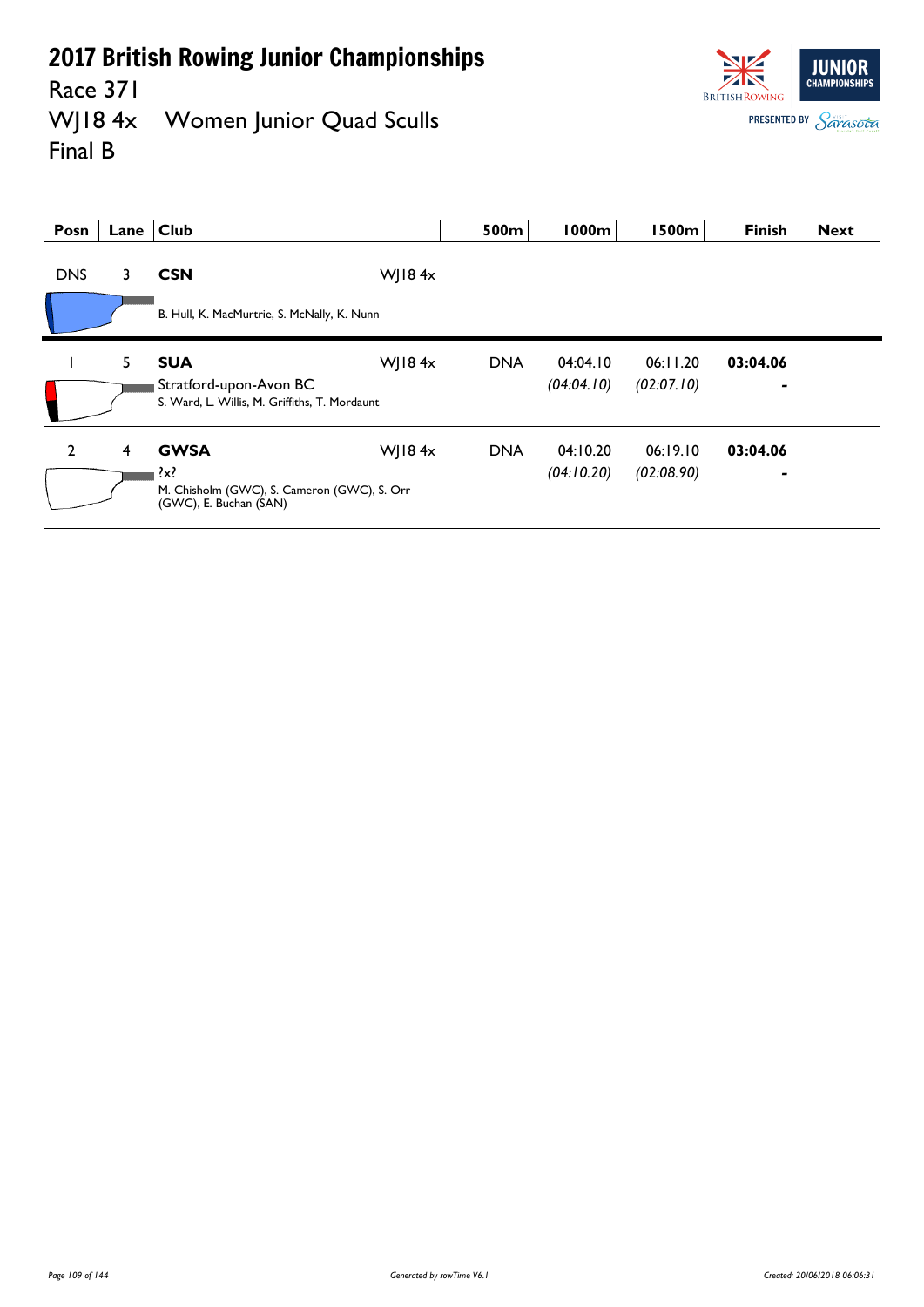# 2017 British Rowing Junior Championships

Race 371

WJ18 4x Women Junior Quad Sculls

Final B

| Posn | Lane | Club | | 500m | 1000m | 1500m | Finish | Next |
|---|---|---|---|---|---|---|---|---|
| DNS | 3 | **CSN**<br>B. Hull, K. MacMurtrie, S. McNally, K. Nunn | WJ18 4x | | | | | |
| 1 | 5 | **SUA**<br>Stratford-upon-Avon BC<br>S. Ward, L. Willis, M. Griffiths, T. Mordaunt | WJ18 4x | DNA | 04:04.10<br>*(04:04.10)* | 06:11.20<br>*(02:07.10)* | **03:04.06**<br>- | |
| 2 | 4 | **GWSA**<br>?x?<br>M. Chisholm (GWC), S. Cameron (GWC), S. Orr (GWC), E. Buchan (SAN) | WJ18 4x | DNA | 04:10.20<br>*(04:10.20)* | 06:19.10<br>*(02:08.90)* | **03:04.06**<br>- | |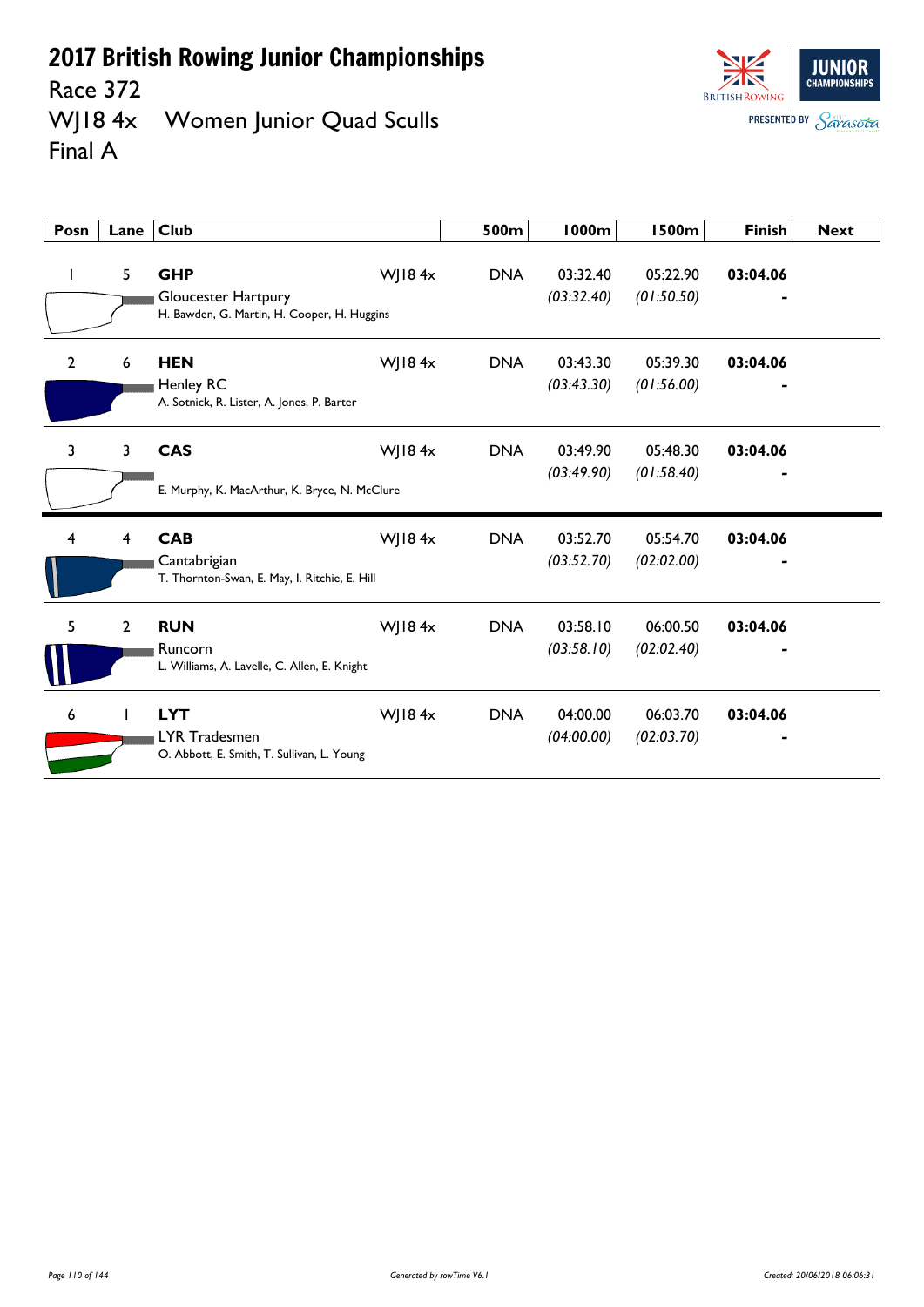# 2017 British Rowing Junior Championships

Race 372

WJ18 4x Women Junior Quad Sculls

Final A

| Posn | Lane | Club | | 500m | 1000m | 1500m | Finish | Next |
|---|---|---|---|---|---|---|---|---|
| 1 | 5 | **GHP** Gloucester Hartpury H. Bawden, G. Martin, H. Cooper, H. Huggins | WJ18 4x | DNA | 03:32.40 *(03:32.40)* | 05:22.90 *(01:50.50)* | **03:04.06** - | |
| 2 | 6 | **HEN** Henley RC A. Sotnick, R. Lister, A. Jones, P. Barter | WJ18 4x | DNA | 03:43.30 *(03:43.30)* | 05:39.30 *(01:56.00)* | **03:04.06** - | |
| 3 | 3 | **CAS** E. Murphy, K. MacArthur, K. Bryce, N. McClure | WJ18 4x | DNA | 03:49.90 *(03:49.90)* | 05:48.30 *(01:58.40)* | **03:04.06** - | |
| 4 | 4 | **CAB** Cantabrigian T. Thornton-Swan, E. May, I. Ritchie, E. Hill | WJ18 4x | DNA | 03:52.70 *(03:52.70)* | 05:54.70 *(02:02.00)* | **03:04.06** - | |
| 5 | 2 | **RUN** Runcorn L. Williams, A. Lavelle, C. Allen, E. Knight | WJ18 4x | DNA | 03:58.10 *(03:58.10)* | 06:00.50 *(02:02.40)* | **03:04.06** - | |
| 6 | 1 | **LYT** LYR Tradesmen O. Abbott, E. Smith, T. Sullivan, L. Young | WJ18 4x | DNA | 04:00.00 *(04:00.00)* | 06:03.70 *(02:03.70)* | **03:04.06** - | |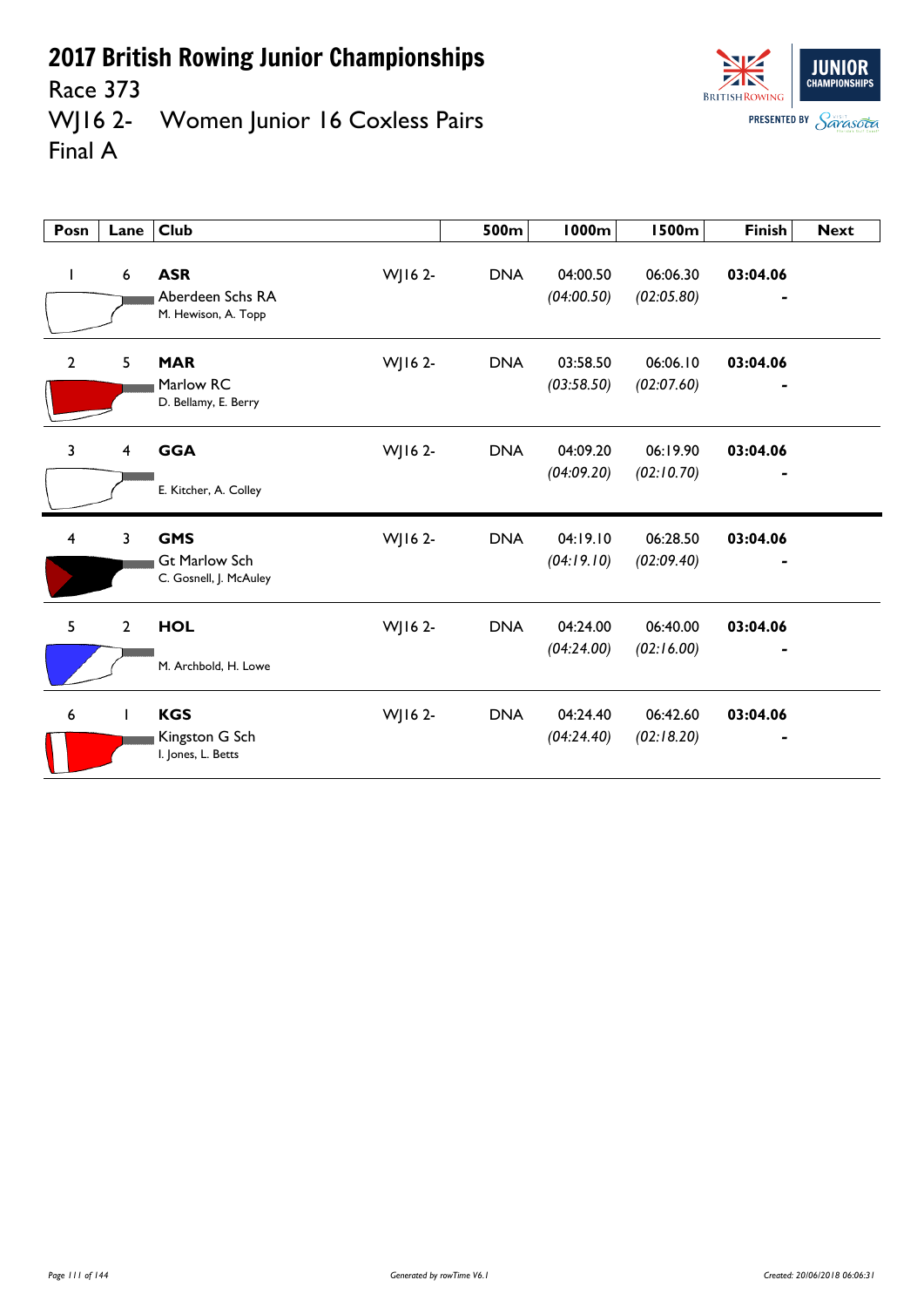# 2017 British Rowing Junior Championships

Race 373

WJ16 2- Women Junior 16 Coxless Pairs

Final A

| Posn | Lane | Club | | 500m | 1000m | 1500m | Finish | Next |
|---|---|---|---|---|---|---|---|---|
| 1 | 6 | **ASR** Aberdeen Schs RA M. Hewison, A. Topp | WJ16 2- | DNA | 04:00.50 *(04:00.50)* | 06:06.30 *(02:05.80)* | **03:04.06** - | |
| 2 | 5 | **MAR** Marlow RC D. Bellamy, E. Berry | WJ16 2- | DNA | 03:58.50 *(03:58.50)* | 06:06.10 *(02:07.60)* | **03:04.06** - | |
| 3 | 4 | **GGA** E. Kitcher, A. Colley | WJ16 2- | DNA | 04:09.20 *(04:09.20)* | 06:19.90 *(02:10.70)* | **03:04.06** - | |
| 4 | 3 | **GMS** Gt Marlow Sch C. Gosnell, J. McAuley | WJ16 2- | DNA | 04:19.10 *(04:19.10)* | 06:28.50 *(02:09.40)* | **03:04.06** - | |
| 5 | 2 | **HOL** M. Archbold, H. Lowe | WJ16 2- | DNA | 04:24.00 *(04:24.00)* | 06:40.00 *(02:16.00)* | **03:04.06** - | |
| 6 | 1 | **KGS** Kingston G Sch I. Jones, L. Betts | WJ16 2- | DNA | 04:24.40 *(04:24.40)* | 06:42.60 *(02:18.20)* | **03:04.06** - | |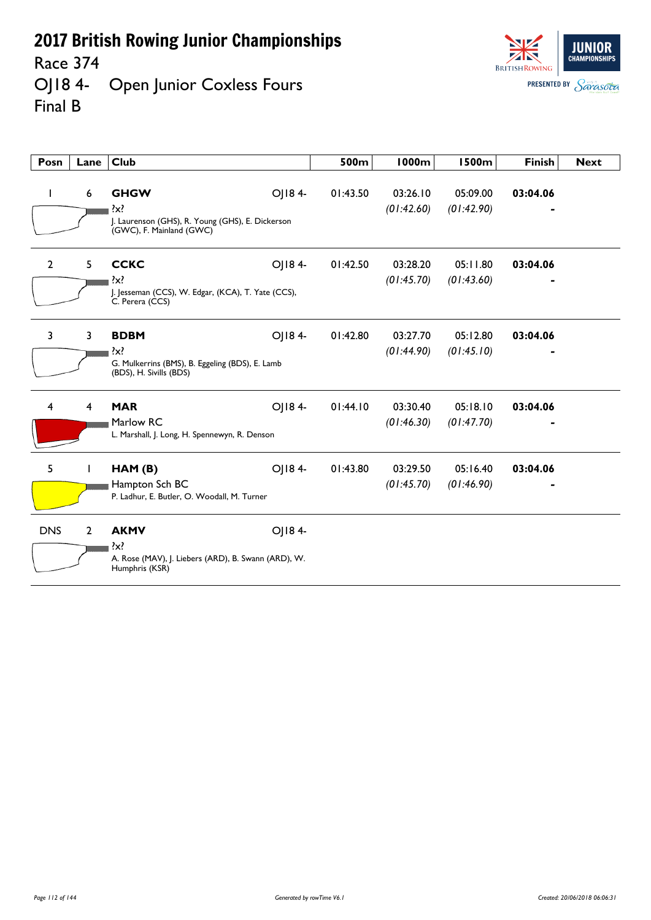# 2017 British Rowing Junior Championships

## Race 374

## OJ18 4- Open Junior Coxless Fours

## Final B

| Posn | Lane | Club | | 500m | 1000m | 1500m | Finish | Next |
|---|---|---|---|---|---|---|---|---|
| 1 | 6 | **GHGW**<br>?x?<br>J. Laurenson (GHS), R. Young (GHS), E. Dickerson (GWC), F. Mainland (GWC) | OJ18 4- | 01:43.50 | 03:26.10<br>*(01:42.60)* | 05:09.00<br>*(01:42.90)* | **03:04.06**<br>- | |
| 2 | 5 | **CCKC**<br>?x?<br>J. Jesseman (CCS), W. Edgar, (KCA), T. Yate (CCS), C. Perera (CCS) | OJ18 4- | 01:42.50 | 03:28.20<br>*(01:45.70)* | 05:11.80<br>*(01:43.60)* | **03:04.06**<br>- | |
| 3 | 3 | **BDBM**<br>?x?<br>G. Mulkerrins (BMS), B. Eggeling (BDS), E. Lamb (BDS), H. Sivills (BDS) | OJ18 4- | 01:42.80 | 03:27.70<br>*(01:44.90)* | 05:12.80<br>*(01:45.10)* | **03:04.06**<br>- | |
| 4 | 4 | **MAR**<br>Marlow RC<br>L. Marshall, J. Long, H. Spennewyn, R. Denson | OJ18 4- | 01:44.10 | 03:30.40<br>*(01:46.30)* | 05:18.10<br>*(01:47.70)* | **03:04.06**<br>- | |
| 5 | 1 | **HAM (B)**<br>Hampton Sch BC<br>P. Ladhur, E. Butler, O. Woodall, M. Turner | OJ18 4- | 01:43.80 | 03:29.50<br>*(01:45.70)* | 05:16.40<br>*(01:46.90)* | **03:04.06**<br>- | |
| DNS | 2 | **AKMV**<br>?x?<br>A. Rose (MAV), J. Liebers (ARD), B. Swann (ARD), W. Humphris (KSR) | OJ18 4- | | | | | |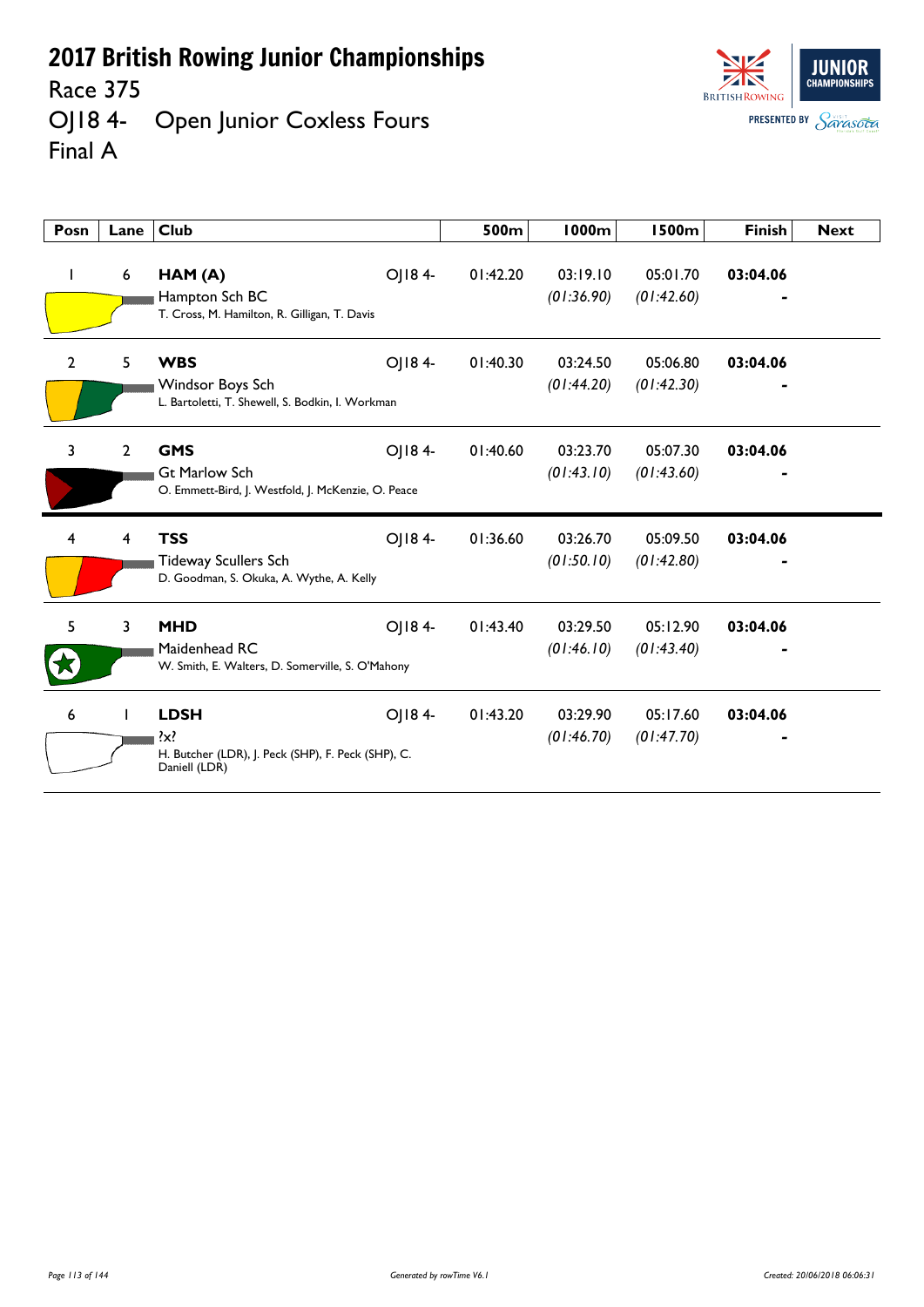# 2017 British Rowing Junior Championships

Race 375

OJ18 4- Open Junior Coxless Fours

Final A

| Posn | Lane | Club | | 500m | 1000m | 1500m | Finish | Next |
|---|---|---|---|---|---|---|---|---|
| 1 | 6 | **HAM (A)**<br>Hampton Sch BC<br>T. Cross, M. Hamilton, R. Gilligan, T. Davis | OJ18 4- | 01:42.20 | 03:19.10<br>*(01:36.90)* | 05:01.70<br>*(01:42.60)* | **03:04.06**<br>- | |
| 2 | 5 | **WBS**<br>Windsor Boys Sch<br>L. Bartoletti, T. Shewell, S. Bodkin, I. Workman | OJ18 4- | 01:40.30 | 03:24.50<br>*(01:44.20)* | 05:06.80<br>*(01:42.30)* | **03:04.06**<br>- | |
| 3 | 2 | **GMS**<br>Gt Marlow Sch<br>O. Emmett-Bird, J. Westfold, J. McKenzie, O. Peace | OJ18 4- | 01:40.60 | 03:23.70<br>*(01:43.10)* | 05:07.30<br>*(01:43.60)* | **03:04.06**<br>- | |
| 4 | 4 | **TSS**<br>Tideway Scullers Sch<br>D. Goodman, S. Okuka, A. Wythe, A. Kelly | OJ18 4- | 01:36.60 | 03:26.70<br>*(01:50.10)* | 05:09.50<br>*(01:42.80)* | **03:04.06**<br>- | |
| 5 | 3 | **MHD**<br>Maidenhead RC<br>W. Smith, E. Walters, D. Somerville, S. O'Mahony | OJ18 4- | 01:43.40 | 03:29.50<br>*(01:46.10)* | 05:12.90<br>*(01:43.40)* | **03:04.06**<br>- | |
| 6 | 1 | **LDSH**<br>?x?<br>H. Butcher (LDR), J. Peck (SHP), F. Peck (SHP), C. Daniell (LDR) | OJ18 4- | 01:43.20 | 03:29.90<br>*(01:46.70)* | 05:17.60<br>*(01:47.70)* | **03:04.06**<br>- | |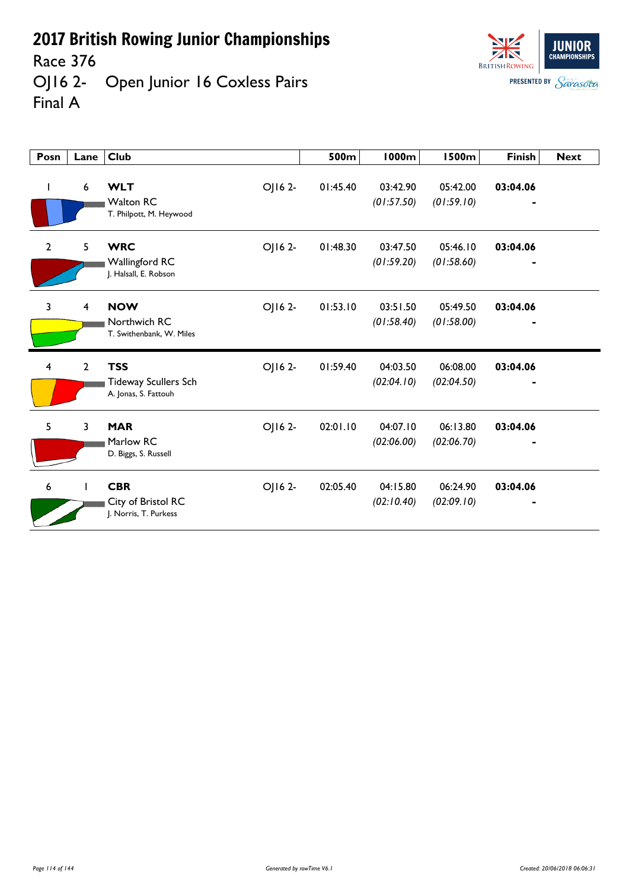# 2017 British Rowing Junior Championships

Race 376

OJ16 2- Open Junior 16 Coxless Pairs

Final A

| Posn | Lane | Club | | 500m | 1000m | 1500m | Finish | Next |
|---|---|---|---|---|---|---|---|---|
| 1 | 6 | **WLT** Walton RC T. Philpott, M. Heywood | OJ16 2- | 01:45.40 | 03:42.90 *(01:57.50)* | 05:42.00 *(01:59.10)* | **03:04.06** - | |
| 2 | 5 | **WRC** Wallingford RC J. Halsall, E. Robson | OJ16 2- | 01:48.30 | 03:47.50 *(01:59.20)* | 05:46.10 *(01:58.60)* | **03:04.06** - | |
| 3 | 4 | **NOW** Northwich RC T. Swithenbank, W. Miles | OJ16 2- | 01:53.10 | 03:51.50 *(01:58.40)* | 05:49.50 *(01:58.00)* | **03:04.06** - | |
| 4 | 2 | **TSS** Tideway Scullers Sch A. Jonas, S. Fattouh | OJ16 2- | 01:59.40 | 04:03.50 *(02:04.10)* | 06:08.00 *(02:04.50)* | **03:04.06** - | |
| 5 | 3 | **MAR** Marlow RC D. Biggs, S. Russell | OJ16 2- | 02:01.10 | 04:07.10 *(02:06.00)* | 06:13.80 *(02:06.70)* | **03:04.06** - | |
| 6 | 1 | **CBR** City of Bristol RC J. Norris, T. Purkess | OJ16 2- | 02:05.40 | 04:15.80 *(02:10.40)* | 06:24.90 *(02:09.10)* | **03:04.06** - | |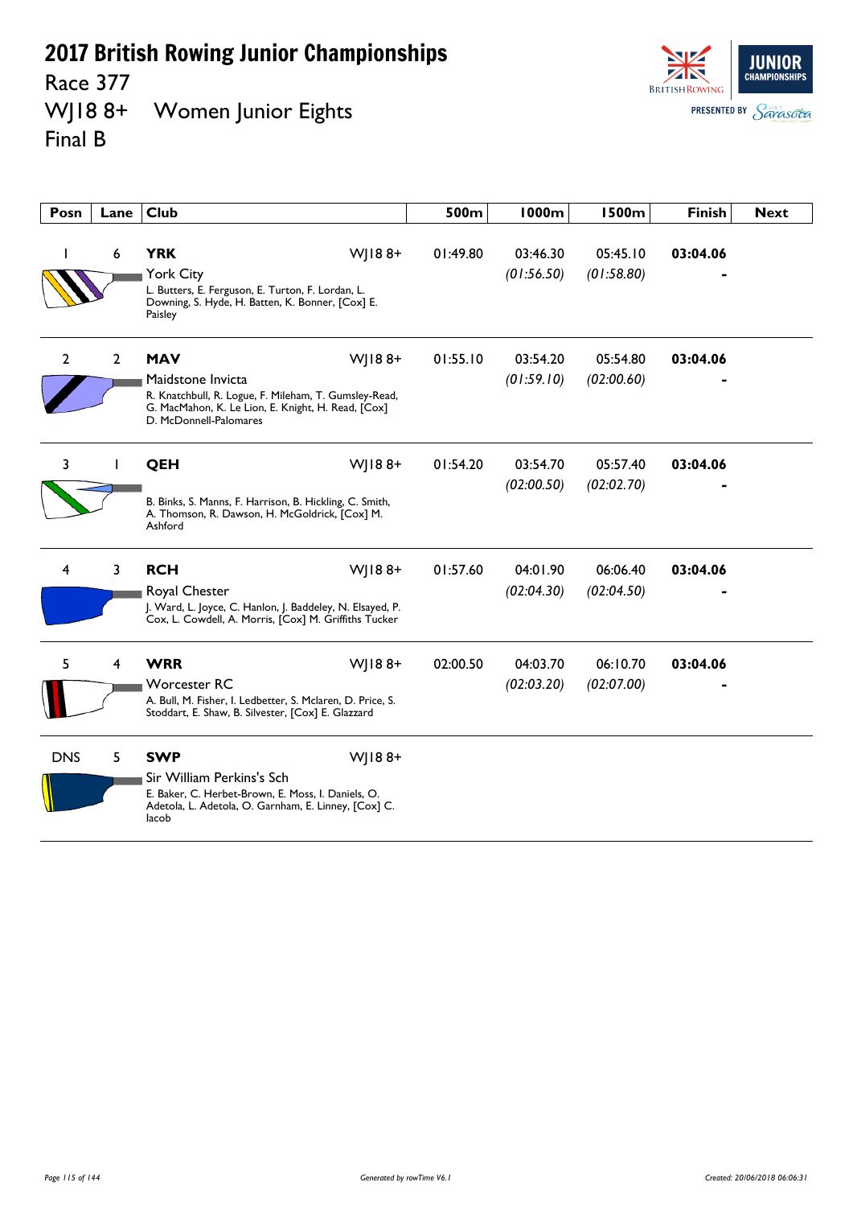# 2017 British Rowing Junior Championships

Race 377

WJ18 8+ Women Junior Eights

Final B

| Posn | Lane | Club | | 500m | 1000m | 1500m | Finish | Next |
|---|---|---|---|---|---|---|---|---|
| 1 | 6 | **YRK** York City L. Butters, E. Ferguson, E. Turton, F. Lordan, L. Downing, S. Hyde, H. Batten, K. Bonner, [Cox] E. Paisley | WJ18 8+ | 01:49.80 | 03:46.30 *(01:56.50)* | 05:45.10 *(01:58.80)* | **03:04.06** - | |
| 2 | 2 | **MAV** Maidstone Invicta R. Knatchbull, R. Logue, F. Mileham, T. Gumsley-Read, G. MacMahon, K. Le Lion, E. Knight, H. Read, [Cox] D. McDonnell-Palomares | WJ18 8+ | 01:55.10 | 03:54.20 *(01:59.10)* | 05:54.80 *(02:00.60)* | **03:04.06** - | |
| 3 | 1 | **QEH** B. Binks, S. Manns, F. Harrison, B. Hickling, C. Smith, A. Thomson, R. Dawson, H. McGoldrick, [Cox] M. Ashford | WJ18 8+ | 01:54.20 | 03:54.70 *(02:00.50)* | 05:57.40 *(02:02.70)* | **03:04.06** - | |
| 4 | 3 | **RCH** Royal Chester J. Ward, L. Joyce, C. Hanlon, J. Baddeley, N. Elsayed, P. Cox, L. Cowdell, A. Morris, [Cox] M. Griffiths Tucker | WJ18 8+ | 01:57.60 | 04:01.90 *(02:04.30)* | 06:06.40 *(02:04.50)* | **03:04.06** - | |
| 5 | 4 | **WRR** Worcester RC A. Bull, M. Fisher, I. Ledbetter, S. Mclaren, D. Price, S. Stoddart, E. Shaw, B. Silvester, [Cox] E. Glazzard | WJ18 8+ | 02:00.50 | 04:03.70 *(02:03.20)* | 06:10.70 *(02:07.00)* | **03:04.06** - | |
| DNS | 5 | **SWP** Sir William Perkins's Sch E. Baker, C. Herbet-Brown, E. Moss, I. Daniels, O. Adetola, L. Adetola, O. Garnham, E. Linney, [Cox] C. Iacob | WJ18 8+ | | | | | |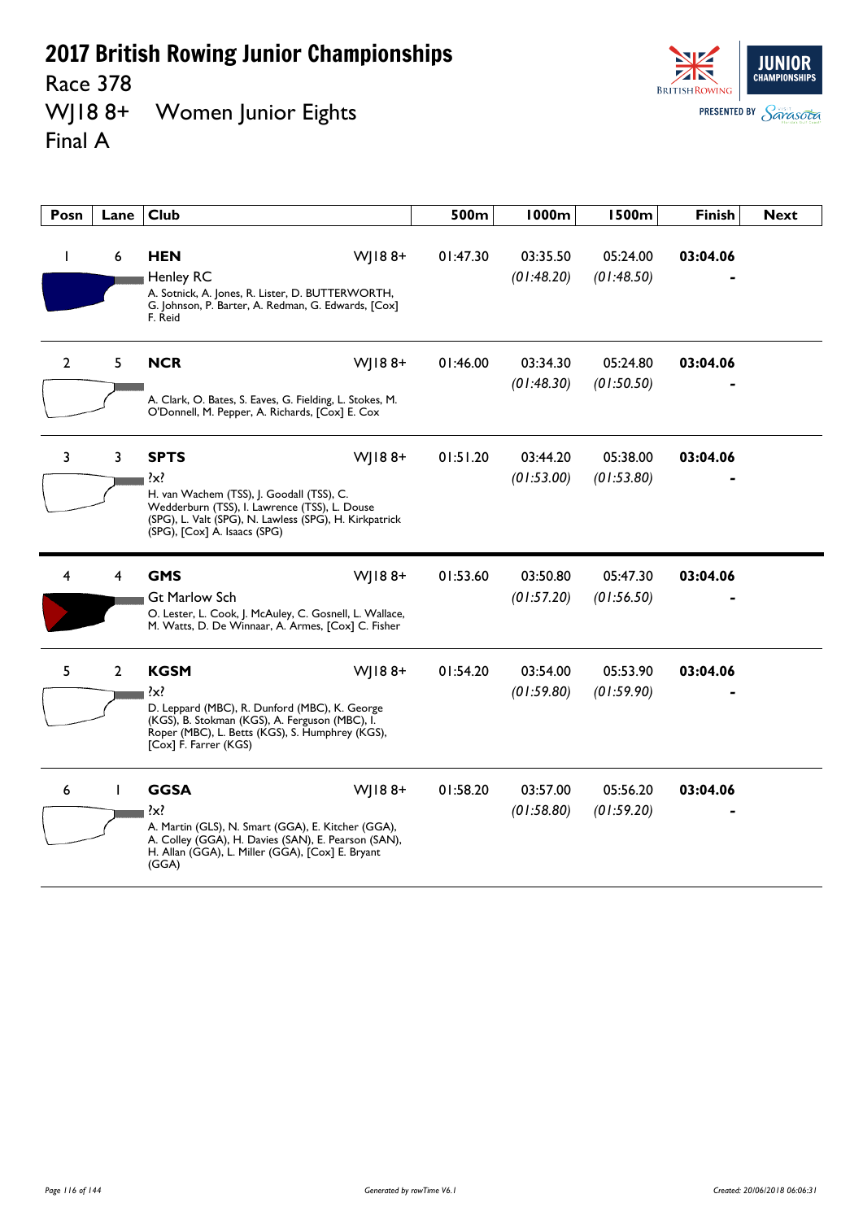# 2017 British Rowing Junior Championships

## Race 378

## WJ18 8+ Women Junior Eights

## Final A

| Posn | Lane | Club | | 500m | 1000m | 1500m | Finish | Next |
|---|---|---|---|---|---|---|---|---|
| 1 | 6 | **HEN** Henley RC A. Sotnick, A. Jones, R. Lister, D. BUTTERWORTH, G. Johnson, P. Barter, A. Redman, G. Edwards, [Cox] F. Reid | WJ18 8+ | 01:47.30 | 03:35.50 *(01:48.20)* | 05:24.00 *(01:48.50)* | **03:04.06** - | |
| 2 | 5 | **NCR** A. Clark, O. Bates, S. Eaves, G. Fielding, L. Stokes, M. O'Donnell, M. Pepper, A. Richards, [Cox] E. Cox | WJ18 8+ | 01:46.00 | 03:34.30 *(01:48.30)* | 05:24.80 *(01:50.50)* | **03:04.06** - | |
| 3 | 3 | **SPTS** ?x? H. van Wachem (TSS), J. Goodall (TSS), C. Wedderburn (TSS), I. Lawrence (TSS), L. Douse (SPG), L. Valt (SPG), N. Lawless (SPG), H. Kirkpatrick (SPG), [Cox] A. Isaacs (SPG) | WJ18 8+ | 01:51.20 | 03:44.20 *(01:53.00)* | 05:38.00 *(01:53.80)* | **03:04.06** - | |
| 4 | 4 | **GMS** Gt Marlow Sch O. Lester, L. Cook, J. McAuley, C. Gosnell, L. Wallace, M. Watts, D. De Winnaar, A. Armes, [Cox] C. Fisher | WJ18 8+ | 01:53.60 | 03:50.80 *(01:57.20)* | 05:47.30 *(01:56.50)* | **03:04.06** - | |
| 5 | 2 | **KGSM** ?x? D. Leppard (MBC), R. Dunford (MBC), K. George (KGS), B. Stokman (KGS), A. Ferguson (MBC), I. Roper (MBC), L. Betts (KGS), S. Humphrey (KGS), [Cox] F. Farrer (KGS) | WJ18 8+ | 01:54.20 | 03:54.00 *(01:59.80)* | 05:53.90 *(01:59.90)* | **03:04.06** - | |
| 6 | 1 | **GGSA** ?x? A. Martin (GLS), N. Smart (GGA), E. Kitcher (GGA), A. Colley (GGA), H. Davies (SAN), E. Pearson (SAN), H. Allan (GGA), L. Miller (GGA), [Cox] E. Bryant (GGA) | WJ18 8+ | 01:58.20 | 03:57.00 *(01:58.80)* | 05:56.20 *(01:59.20)* | **03:04.06** - | |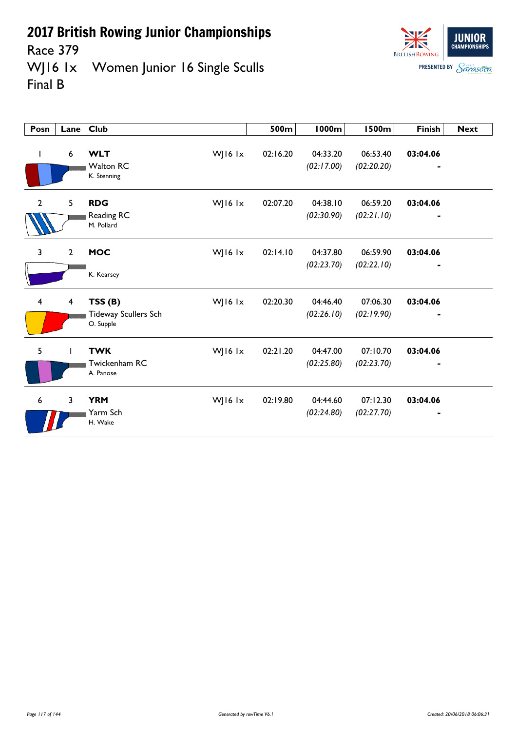# 2017 British Rowing Junior Championships

Race 379

WJ16 1x    Women Junior 16 Single Sculls

Final B

| Posn | Lane | Club | | 500m | 1000m | 1500m | Finish | Next |
|---|---|---|---|---|---|---|---|---|
| 1 | 6 | **WLT** Walton RC K. Stenning | WJ16 1x | 02:16.20 | 04:33.20 *(02:17.00)* | 06:53.40 *(02:20.20)* | **03:04.06** - | |
| 2 | 5 | **RDG** Reading RC M. Pollard | WJ16 1x | 02:07.20 | 04:38.10 *(02:30.90)* | 06:59.20 *(02:21.10)* | **03:04.06** - | |
| 3 | 2 | **MOC** K. Kearsey | WJ16 1x | 02:14.10 | 04:37.80 *(02:23.70)* | 06:59.90 *(02:22.10)* | **03:04.06** - | |
| 4 | 4 | **TSS (B)** Tideway Scullers Sch O. Supple | WJ16 1x | 02:20.30 | 04:46.40 *(02:26.10)* | 07:06.30 *(02:19.90)* | **03:04.06** - | |
| 5 | 1 | **TWK** Twickenham RC A. Panose | WJ16 1x | 02:21.20 | 04:47.00 *(02:25.80)* | 07:10.70 *(02:23.70)* | **03:04.06** - | |
| 6 | 3 | **YRM** Yarm Sch H. Wake | WJ16 1x | 02:19.80 | 04:44.60 *(02:24.80)* | 07:12.30 *(02:27.70)* | **03:04.06** - | |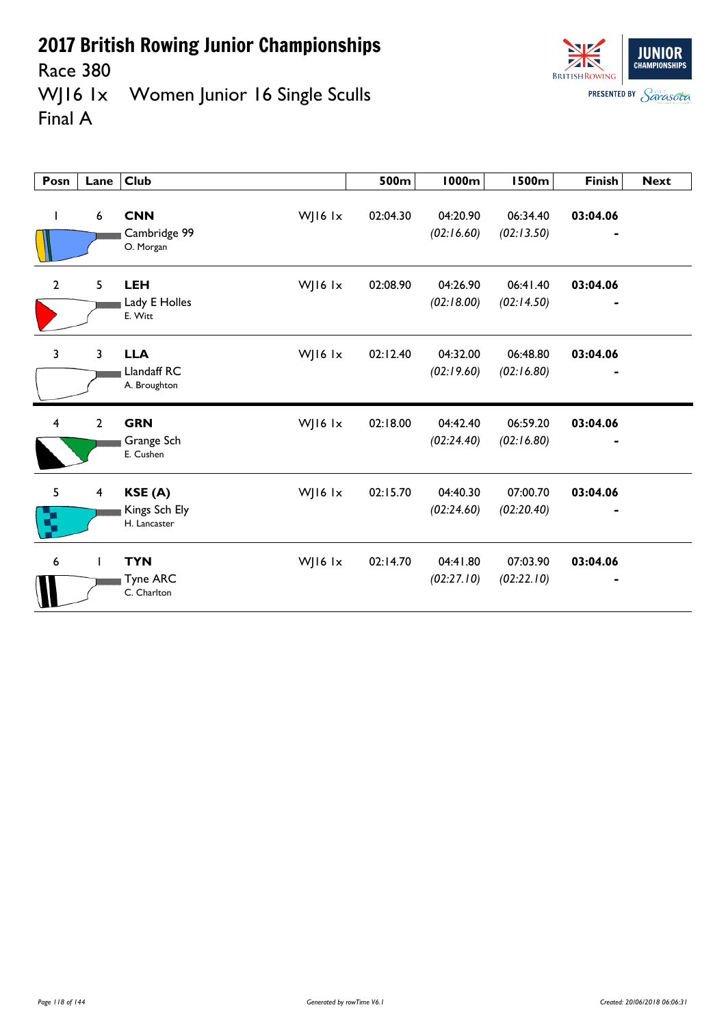# 2017 British Rowing Junior Championships

## Race 380

## WJ16 1x Women Junior 16 Single Sculls

## Final A

| Posn | Lane | Club | | 500m | 1000m | 1500m | Finish | Next |
|---|---|---|---|---|---|---|---|---|
| 1 | 6 | **CNN** Cambridge 99 O. Morgan | WJ16 1x | 02:04.30 | 04:20.90 *(02:16.60)* | 06:34.40 *(02:13.50)* | **03:04.06** - | |
| 2 | 5 | **LEH** Lady E Holles E. Witt | WJ16 1x | 02:08.90 | 04:26.90 *(02:18.00)* | 06:41.40 *(02:14.50)* | **03:04.06** - | |
| 3 | 3 | **LLA** Llandaff RC A. Broughton | WJ16 1x | 02:12.40 | 04:32.00 *(02:19.60)* | 06:48.80 *(02:16.80)* | **03:04.06** - | |
| 4 | 2 | **GRN** Grange Sch E. Cushen | WJ16 1x | 02:18.00 | 04:42.40 *(02:24.40)* | 06:59.20 *(02:16.80)* | **03:04.06** - | |
| 5 | 4 | **KSE (A)** Kings Sch Ely H. Lancaster | WJ16 1x | 02:15.70 | 04:40.30 *(02:24.60)* | 07:00.70 *(02:20.40)* | **03:04.06** - | |
| 6 | 1 | **TYN** Tyne ARC C. Charlton | WJ16 1x | 02:14.70 | 04:41.80 *(02:27.10)* | 07:03.90 *(02:22.10)* | **03:04.06** - | |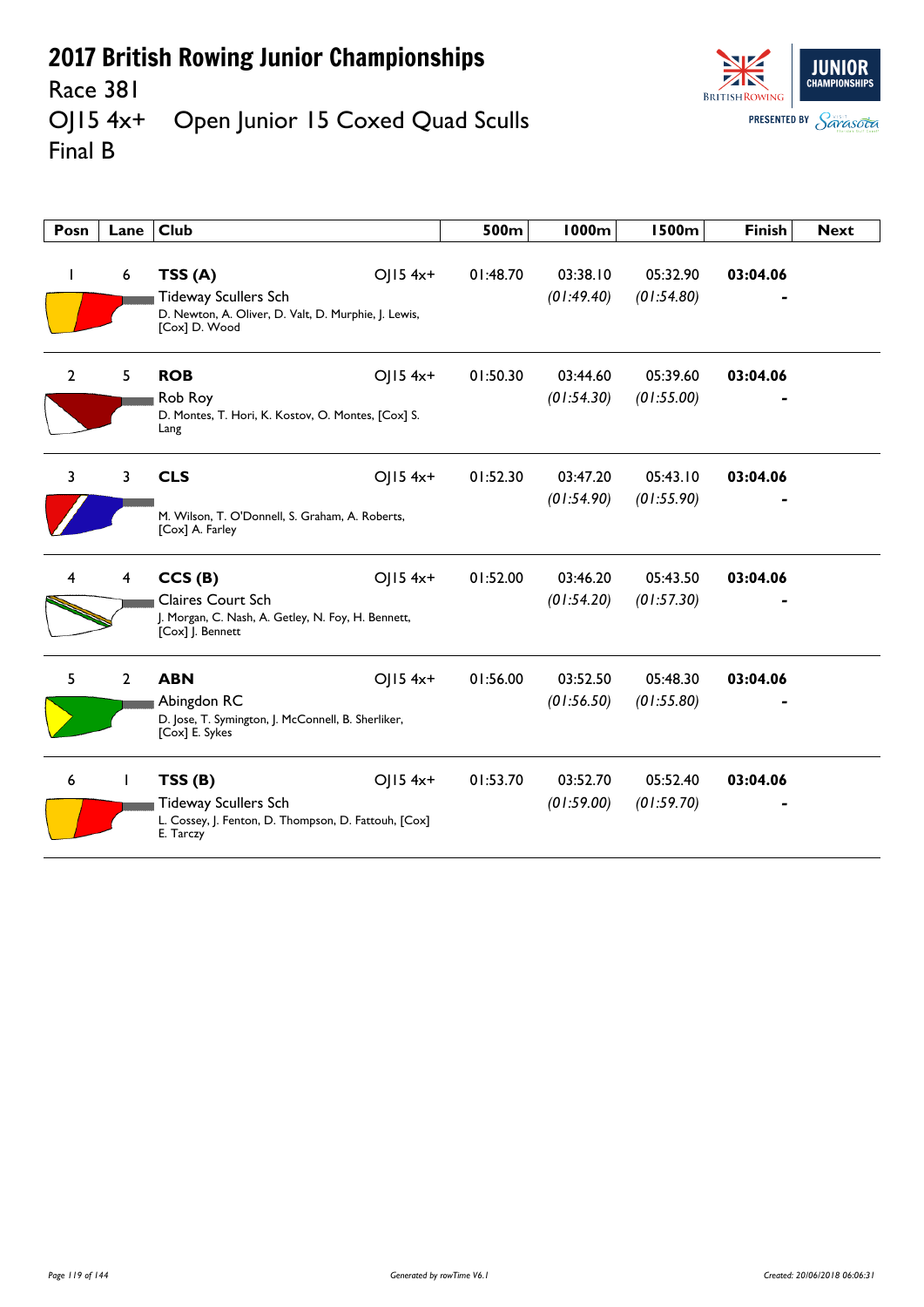# 2017 British Rowing Junior Championships

## Race 381

## OJ15 4x+ Open Junior 15 Coxed Quad Sculls

## Final B

| Posn | Lane | Club | | 500m | 1000m | 1500m | Finish | Next |
|---|---|---|---|---|---|---|---|---|
| 1 | 6 | **TSS (A)** Tideway Scullers Sch D. Newton, A. Oliver, D. Valt, D. Murphie, J. Lewis, [Cox] D. Wood | OJ15 4x+ | 01:48.70 | 03:38.10 *(01:49.40)* | 05:32.90 *(01:54.80)* | **03:04.06** - | |
| 2 | 5 | **ROB** Rob Roy D. Montes, T. Hori, K. Kostov, O. Montes, [Cox] S. Lang | OJ15 4x+ | 01:50.30 | 03:44.60 *(01:54.30)* | 05:39.60 *(01:55.00)* | **03:04.06** - | |
| 3 | 3 | **CLS** M. Wilson, T. O'Donnell, S. Graham, A. Roberts, [Cox] A. Farley | OJ15 4x+ | 01:52.30 | 03:47.20 *(01:54.90)* | 05:43.10 *(01:55.90)* | **03:04.06** - | |
| 4 | 4 | **CCS (B)** Claires Court Sch J. Morgan, C. Nash, A. Getley, N. Foy, H. Bennett, [Cox] J. Bennett | OJ15 4x+ | 01:52.00 | 03:46.20 *(01:54.20)* | 05:43.50 *(01:57.30)* | **03:04.06** - | |
| 5 | 2 | **ABN** Abingdon RC D. Jose, T. Symington, J. McConnell, B. Sherliker, [Cox] E. Sykes | OJ15 4x+ | 01:56.00 | 03:52.50 *(01:56.50)* | 05:48.30 *(01:55.80)* | **03:04.06** - | |
| 6 | 1 | **TSS (B)** Tideway Scullers Sch L. Cossey, J. Fenton, D. Thompson, D. Fattouh, [Cox] E. Tarczy | OJ15 4x+ | 01:53.70 | 03:52.70 *(01:59.00)* | 05:52.40 *(01:59.70)* | **03:04.06** - | |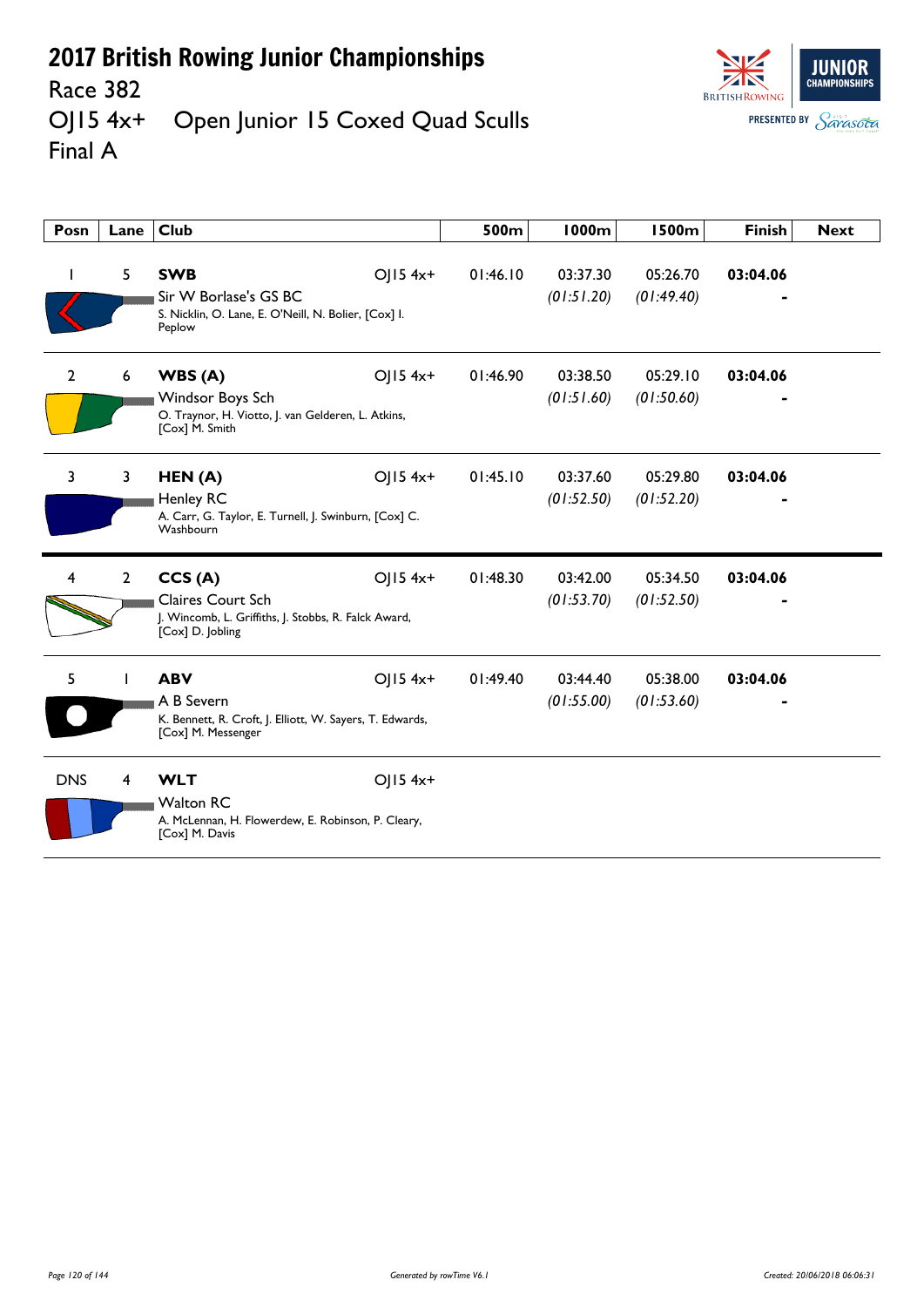# 2017 British Rowing Junior Championships

Race 382

OJ15 4x+ Open Junior 15 Coxed Quad Sculls

Final A

| Posn | Lane | Club | | 500m | 1000m | 1500m | Finish | Next |
|---|---|---|---|---|---|---|---|---|
| 1 | 5 | **SWB** Sir W Borlase's GS BC S. Nicklin, O. Lane, E. O'Neill, N. Bolier, [Cox] I. Peplow | OJ15 4x+ | 01:46.10 | 03:37.30 *(01:51.20)* | 05:26.70 *(01:49.40)* | **03:04.06** - | |
| 2 | 6 | **WBS (A)** Windsor Boys Sch O. Traynor, H. Viotto, J. van Gelderen, L. Atkins, [Cox] M. Smith | OJ15 4x+ | 01:46.90 | 03:38.50 *(01:51.60)* | 05:29.10 *(01:50.60)* | **03:04.06** - | |
| 3 | 3 | **HEN (A)** Henley RC A. Carr, G. Taylor, E. Turnell, J. Swinburn, [Cox] C. Washbourn | OJ15 4x+ | 01:45.10 | 03:37.60 *(01:52.50)* | 05:29.80 *(01:52.20)* | **03:04.06** - | |
| 4 | 2 | **CCS (A)** Claires Court Sch J. Wincomb, L. Griffiths, J. Stobbs, R. Falck Award, [Cox] D. Jobling | OJ15 4x+ | 01:48.30 | 03:42.00 *(01:53.70)* | 05:34.50 *(01:52.50)* | **03:04.06** - | |
| 5 | 1 | **ABV** A B Severn K. Bennett, R. Croft, J. Elliott, W. Sayers, T. Edwards, [Cox] M. Messenger | OJ15 4x+ | 01:49.40 | 03:44.40 *(01:55.00)* | 05:38.00 *(01:53.60)* | **03:04.06** - | |
| DNS | 4 | **WLT** Walton RC A. McLennan, H. Flowerdew, E. Robinson, P. Cleary, [Cox] M. Davis | OJ15 4x+ | | | | | |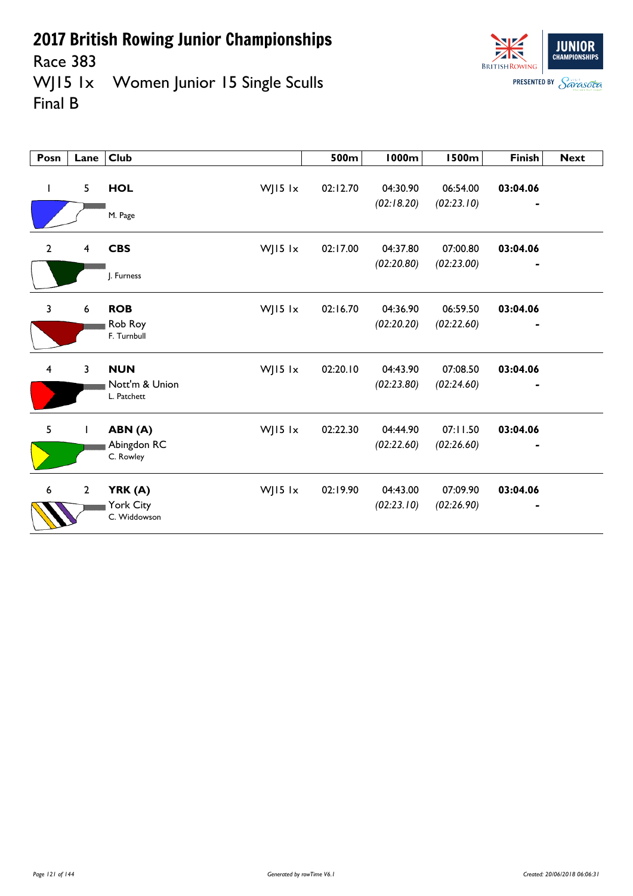# 2017 British Rowing Junior Championships

## Race 383

## WJ15 1x Women Junior 15 Single Sculls

## Final B

| Posn | Lane | Club | | 500m | 1000m | 1500m | Finish | Next |
|---|---|---|---|---|---|---|---|---|
| 1 | 5 | **HOL**<br>M. Page | WJ15 1x | 02:12.70 | 04:30.90<br>*(02:18.20)* | 06:54.00<br>*(02:23.10)* | **03:04.06**<br>- | |
| 2 | 4 | **CBS**<br>J. Furness | WJ15 1x | 02:17.00 | 04:37.80<br>*(02:20.80)* | 07:00.80<br>*(02:23.00)* | **03:04.06**<br>- | |
| 3 | 6 | **ROB**<br>Rob Roy<br>F. Turnbull | WJ15 1x | 02:16.70 | 04:36.90<br>*(02:20.20)* | 06:59.50<br>*(02:22.60)* | **03:04.06**<br>- | |
| 4 | 3 | **NUN**<br>Nott'm & Union<br>L. Patchett | WJ15 1x | 02:20.10 | 04:43.90<br>*(02:23.80)* | 07:08.50<br>*(02:24.60)* | **03:04.06**<br>- | |
| 5 | 1 | **ABN (A)**<br>Abingdon RC<br>C. Rowley | WJ15 1x | 02:22.30 | 04:44.90<br>*(02:22.60)* | 07:11.50<br>*(02:26.60)* | **03:04.06**<br>- | |
| 6 | 2 | **YRK (A)**<br>York City<br>C. Widdowson | WJ15 1x | 02:19.90 | 04:43.00<br>*(02:23.10)* | 07:09.90<br>*(02:26.90)* | **03:04.06**<br>- | |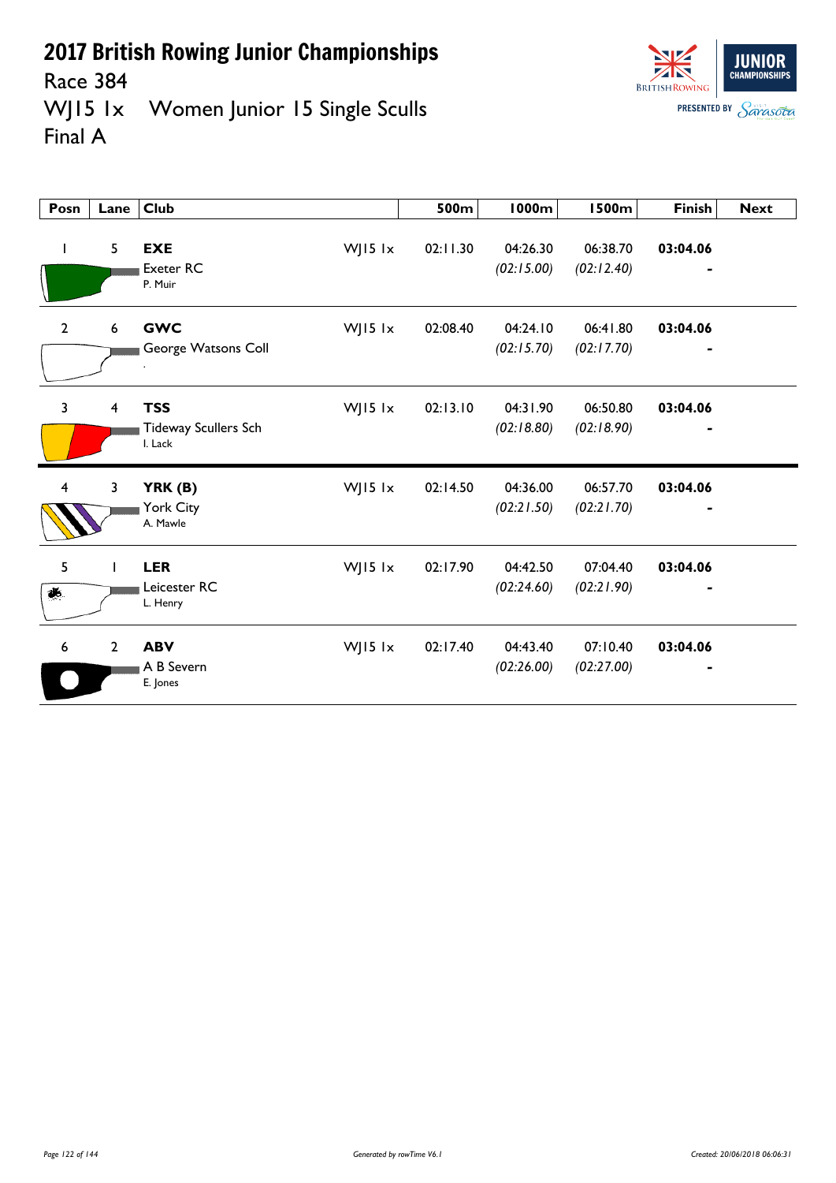# 2017 British Rowing Junior Championships

Race 384

WJ15 1x   Women Junior 15 Single Sculls

Final A

| Posn | Lane | Club | | 500m | 1000m | 1500m | Finish | Next |
|---|---|---|---|---|---|---|---|---|
| 1 | 5 | **EXE** Exeter RC P. Muir | WJ15 1x | 02:11.30 | 04:26.30 *(02:15.00)* | 06:38.70 *(02:12.40)* | **03:04.06** - | |
| 2 | 6 | **GWC** George Watsons Coll . | WJ15 1x | 02:08.40 | 04:24.10 *(02:15.70)* | 06:41.80 *(02:17.70)* | **03:04.06** - | |
| 3 | 4 | **TSS** Tideway Scullers Sch I. Lack | WJ15 1x | 02:13.10 | 04:31.90 *(02:18.80)* | 06:50.80 *(02:18.90)* | **03:04.06** - | |
| 4 | 3 | **YRK (B)** York City A. Mawle | WJ15 1x | 02:14.50 | 04:36.00 *(02:21.50)* | 06:57.70 *(02:21.70)* | **03:04.06** - | |
| 5 | 1 | **LER** Leicester RC L. Henry | WJ15 1x | 02:17.90 | 04:42.50 *(02:24.60)* | 07:04.40 *(02:21.90)* | **03:04.06** - | |
| 6 | 2 | **ABV** A B Severn E. Jones | WJ15 1x | 02:17.40 | 04:43.40 *(02:26.00)* | 07:10.40 *(02:27.00)* | **03:04.06** - | |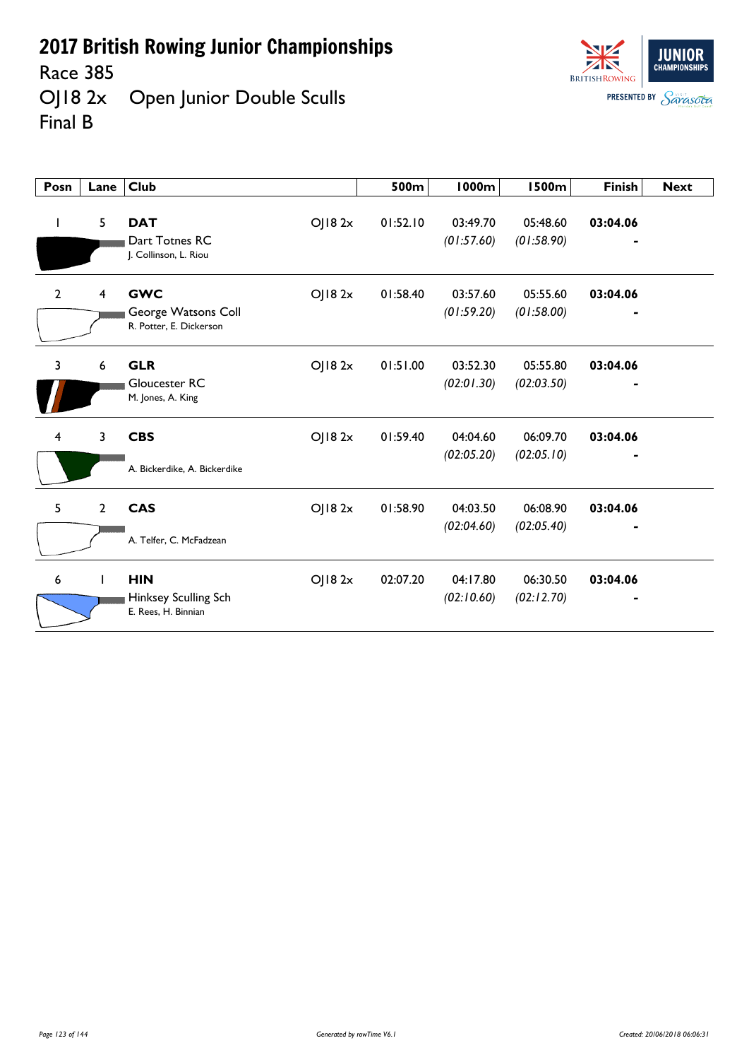# 2017 British Rowing Junior Championships

Race 385

OJ18 2x Open Junior Double Sculls

Final B

| Posn | Lane | Club | | 500m | 1000m | 1500m | Finish | Next |
|---|---|---|---|---|---|---|---|---|
| 1 | 5 | **DAT** Dart Totnes RC J. Collinson, L. Riou | OJ18 2x | 01:52.10 | 03:49.70 *(01:57.60)* | 05:48.60 *(01:58.90)* | **03:04.06** - | |
| 2 | 4 | **GWC** George Watsons Coll R. Potter, E. Dickerson | OJ18 2x | 01:58.40 | 03:57.60 *(01:59.20)* | 05:55.60 *(01:58.00)* | **03:04.06** - | |
| 3 | 6 | **GLR** Gloucester RC M. Jones, A. King | OJ18 2x | 01:51.00 | 03:52.30 *(02:01.30)* | 05:55.80 *(02:03.50)* | **03:04.06** - | |
| 4 | 3 | **CBS** A. Bickerdike, A. Bickerdike | OJ18 2x | 01:59.40 | 04:04.60 *(02:05.20)* | 06:09.70 *(02:05.10)* | **03:04.06** - | |
| 5 | 2 | **CAS** A. Telfer, C. McFadzean | OJ18 2x | 01:58.90 | 04:03.50 *(02:04.60)* | 06:08.90 *(02:05.40)* | **03:04.06** - | |
| 6 | 1 | **HIN** Hinksey Sculling Sch E. Rees, H. Binnian | OJ18 2x | 02:07.20 | 04:17.80 *(02:10.60)* | 06:30.50 *(02:12.70)* | **03:04.06** - | |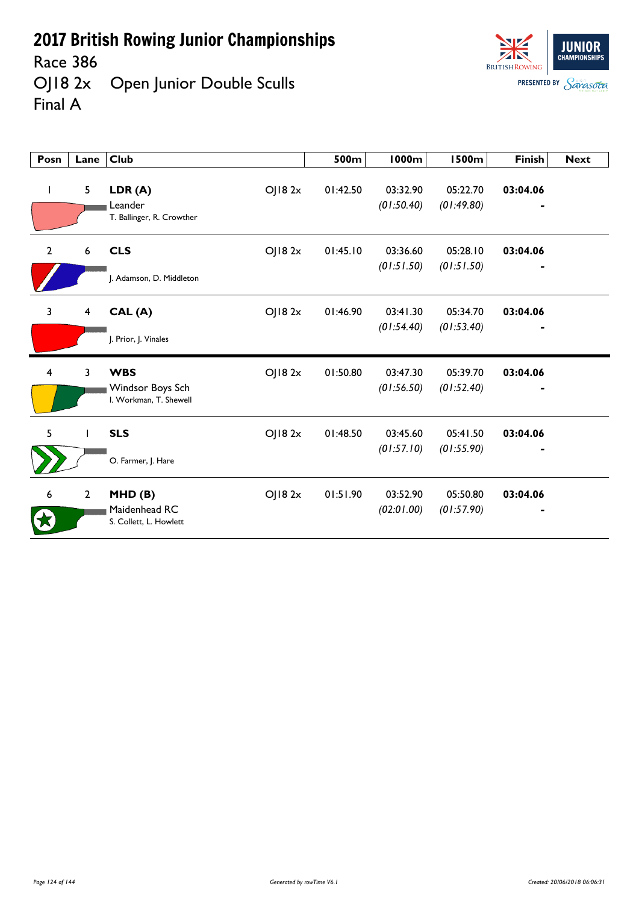# 2017 British Rowing Junior Championships

Race 386

OJ18 2x Open Junior Double Sculls

Final A

| Posn | Lane | Club | | 500m | 1000m | 1500m | Finish | Next |
|---|---|---|---|---|---|---|---|---|
| 1 | 5 | **LDR (A)** Leander T. Ballinger, R. Crowther | OJ18 2x | 01:42.50 | 03:32.90 *(01:50.40)* | 05:22.70 *(01:49.80)* | **03:04.06** - | |
| 2 | 6 | **CLS** J. Adamson, D. Middleton | OJ18 2x | 01:45.10 | 03:36.60 *(01:51.50)* | 05:28.10 *(01:51.50)* | **03:04.06** - | |
| 3 | 4 | **CAL (A)** J. Prior, J. Vinales | OJ18 2x | 01:46.90 | 03:41.30 *(01:54.40)* | 05:34.70 *(01:53.40)* | **03:04.06** - | |
| 4 | 3 | **WBS** Windsor Boys Sch I. Workman, T. Shewell | OJ18 2x | 01:50.80 | 03:47.30 *(01:56.50)* | 05:39.70 *(01:52.40)* | **03:04.06** - | |
| 5 | 1 | **SLS** O. Farmer, J. Hare | OJ18 2x | 01:48.50 | 03:45.60 *(01:57.10)* | 05:41.50 *(01:55.90)* | **03:04.06** - | |
| 6 | 2 | **MHD (B)** Maidenhead RC S. Collett, L. Howlett | OJ18 2x | 01:51.90 | 03:52.90 *(02:01.00)* | 05:50.80 *(01:57.90)* | **03:04.06** - | |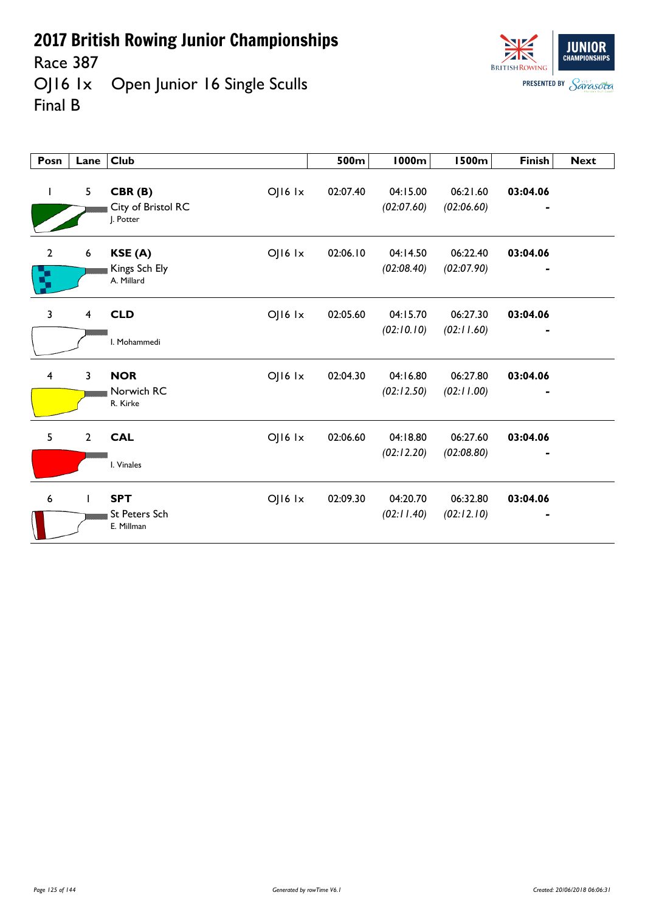# 2017 British Rowing Junior Championships

Race 387

OJ16 1x Open Junior 16 Single Sculls

Final B

| Posn | Lane | Club | | 500m | 1000m | 1500m | Finish | Next |
|---|---|---|---|---|---|---|---|---|
| 1 | 5 | **CBR (B)** City of Bristol RC J. Potter | OJ16 1x | 02:07.40 | 04:15.00 *(02:07.60)* | 06:21.60 *(02:06.60)* | **03:04.06** - | |
| 2 | 6 | **KSE (A)** Kings Sch Ely A. Millard | OJ16 1x | 02:06.10 | 04:14.50 *(02:08.40)* | 06:22.40 *(02:07.90)* | **03:04.06** - | |
| 3 | 4 | **CLD** I. Mohammedi | OJ16 1x | 02:05.60 | 04:15.70 *(02:10.10)* | 06:27.30 *(02:11.60)* | **03:04.06** - | |
| 4 | 3 | **NOR** Norwich RC R. Kirke | OJ16 1x | 02:04.30 | 04:16.80 *(02:12.50)* | 06:27.80 *(02:11.00)* | **03:04.06** - | |
| 5 | 2 | **CAL** I. Vinales | OJ16 1x | 02:06.60 | 04:18.80 *(02:12.20)* | 06:27.60 *(02:08.80)* | **03:04.06** - | |
| 6 | 1 | **SPT** St Peters Sch E. Millman | OJ16 1x | 02:09.30 | 04:20.70 *(02:11.40)* | 06:32.80 *(02:12.10)* | **03:04.06** - | |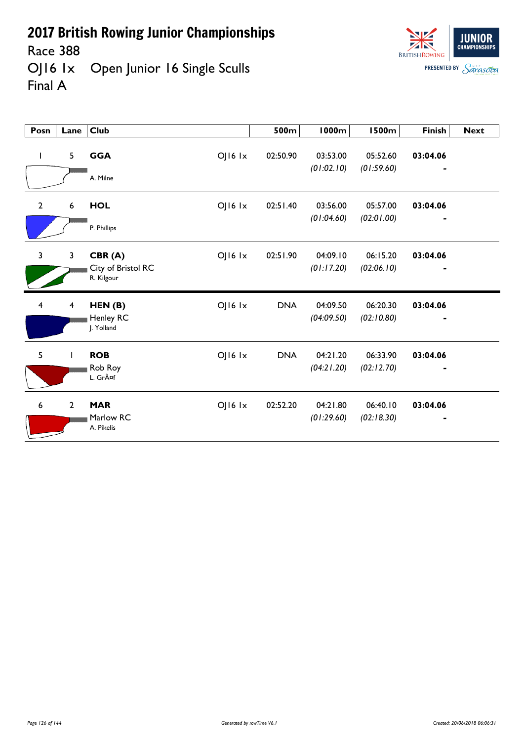# 2017 British Rowing Junior Championships

Race 388

OJ16 1x Open Junior 16 Single Sculls

Final A

| Posn | Lane | Club | | 500m | 1000m | 1500m | Finish | Next |
|---|---|---|---|---|---|---|---|---|
| 1 | 5 | **GGA** A. Milne | OJ16 1x | 02:50.90 | 03:53.00 *(01:02.10)* | 05:52.60 *(01:59.60)* | **03:04.06** - | |
| 2 | 6 | **HOL** P. Phillips | OJ16 1x | 02:51.40 | 03:56.00 *(01:04.60)* | 05:57.00 *(02:01.00)* | **03:04.06** - | |
| 3 | 3 | **CBR (A)** City of Bristol RC R. Kilgour | OJ16 1x | 02:51.90 | 04:09.10 *(01:17.20)* | 06:15.20 *(02:06.10)* | **03:04.06** - | |
| 4 | 4 | **HEN (B)** Henley RC J. Yolland | OJ16 1x | DNA | 04:09.50 *(04:09.50)* | 06:20.30 *(02:10.80)* | **03:04.06** - | |
| 5 | 1 | **ROB** Rob Roy L. GrÃ¤f | OJ16 1x | DNA | 04:21.20 *(04:21.20)* | 06:33.90 *(02:12.70)* | **03:04.06** - | |
| 6 | 2 | **MAR** Marlow RC A. Pikelis | OJ16 1x | 02:52.20 | 04:21.80 *(01:29.60)* | 06:40.10 *(02:18.30)* | **03:04.06** - | |

*Generated by rowTime V6.1*

*Created: 20/06/2018 06:06:31*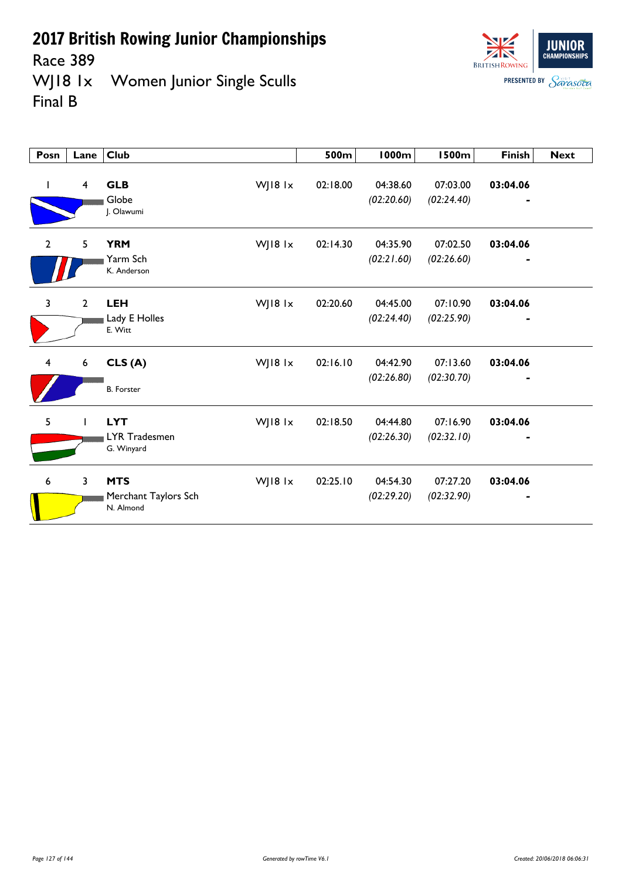# 2017 British Rowing Junior Championships

## Race 389

## WJ18 1x Women Junior Single Sculls

## Final B

| Posn | Lane | Club | | 500m | 1000m | 1500m | Finish | Next |
|---|---|---|---|---|---|---|---|---|
| 1 | 4 | **GLB** Globe J. Olawumi | WJ18 1x | 02:18.00 | 04:38.60 *(02:20.60)* | 07:03.00 *(02:24.40)* | **03:04.06** - | |
| 2 | 5 | **YRM** Yarm Sch K. Anderson | WJ18 1x | 02:14.30 | 04:35.90 *(02:21.60)* | 07:02.50 *(02:26.60)* | **03:04.06** - | |
| 3 | 2 | **LEH** Lady E Holles E. Witt | WJ18 1x | 02:20.60 | 04:45.00 *(02:24.40)* | 07:10.90 *(02:25.90)* | **03:04.06** - | |
| 4 | 6 | **CLS (A)** B. Forster | WJ18 1x | 02:16.10 | 04:42.90 *(02:26.80)* | 07:13.60 *(02:30.70)* | **03:04.06** - | |
| 5 | 1 | **LYT** LYR Tradesmen G. Winyard | WJ18 1x | 02:18.50 | 04:44.80 *(02:26.30)* | 07:16.90 *(02:32.10)* | **03:04.06** - | |
| 6 | 3 | **MTS** Merchant Taylors Sch N. Almond | WJ18 1x | 02:25.10 | 04:54.30 *(02:29.20)* | 07:27.20 *(02:32.90)* | **03:04.06** - | |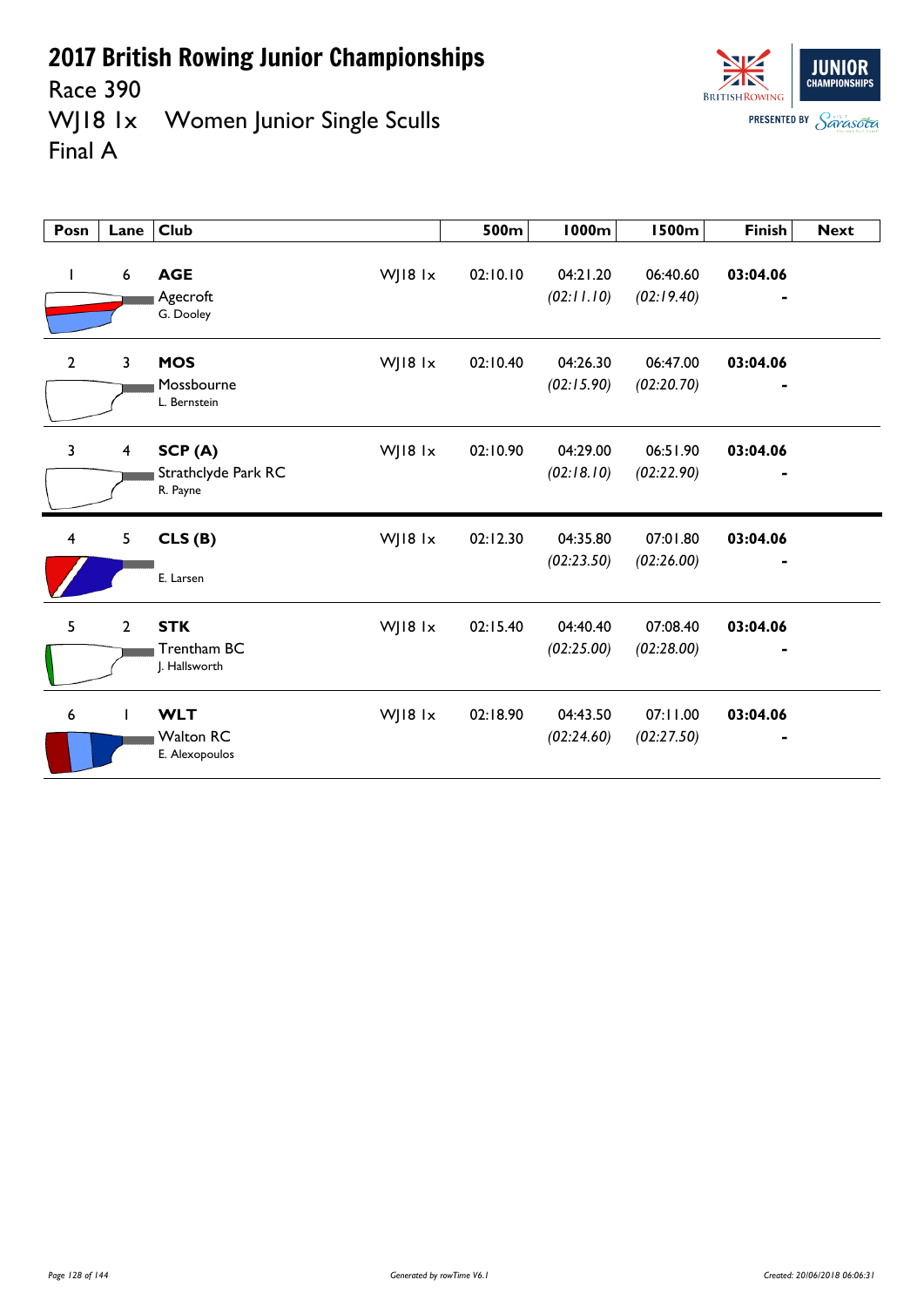# 2017 British Rowing Junior Championships

Race 390

WJ18 1x    Women Junior Single Sculls

Final A

| Posn | Lane | Club | | 500m | 1000m | 1500m | Finish | Next |
|---|---|---|---|---|---|---|---|---|
| 1 | 6 | **AGE** Agecroft G. Dooley | WJ18 1x | 02:10.10 | 04:21.20 *(02:11.10)* | 06:40.60 *(02:19.40)* | **03:04.06** - | |
| 2 | 3 | **MOS** Mossbourne L. Bernstein | WJ18 1x | 02:10.40 | 04:26.30 *(02:15.90)* | 06:47.00 *(02:20.70)* | **03:04.06** - | |
| 3 | 4 | **SCP (A)** Strathclyde Park RC R. Payne | WJ18 1x | 02:10.90 | 04:29.00 *(02:18.10)* | 06:51.90 *(02:22.90)* | **03:04.06** - | |
| 4 | 5 | **CLS (B)** E. Larsen | WJ18 1x | 02:12.30 | 04:35.80 *(02:23.50)* | 07:01.80 *(02:26.00)* | **03:04.06** - | |
| 5 | 2 | **STK** Trentham BC J. Hallsworth | WJ18 1x | 02:15.40 | 04:40.40 *(02:25.00)* | 07:08.40 *(02:28.00)* | **03:04.06** - | |
| 6 | 1 | **WLT** Walton RC E. Alexopoulos | WJ18 1x | 02:18.90 | 04:43.50 *(02:24.60)* | 07:11.00 *(02:27.50)* | **03:04.06** - | |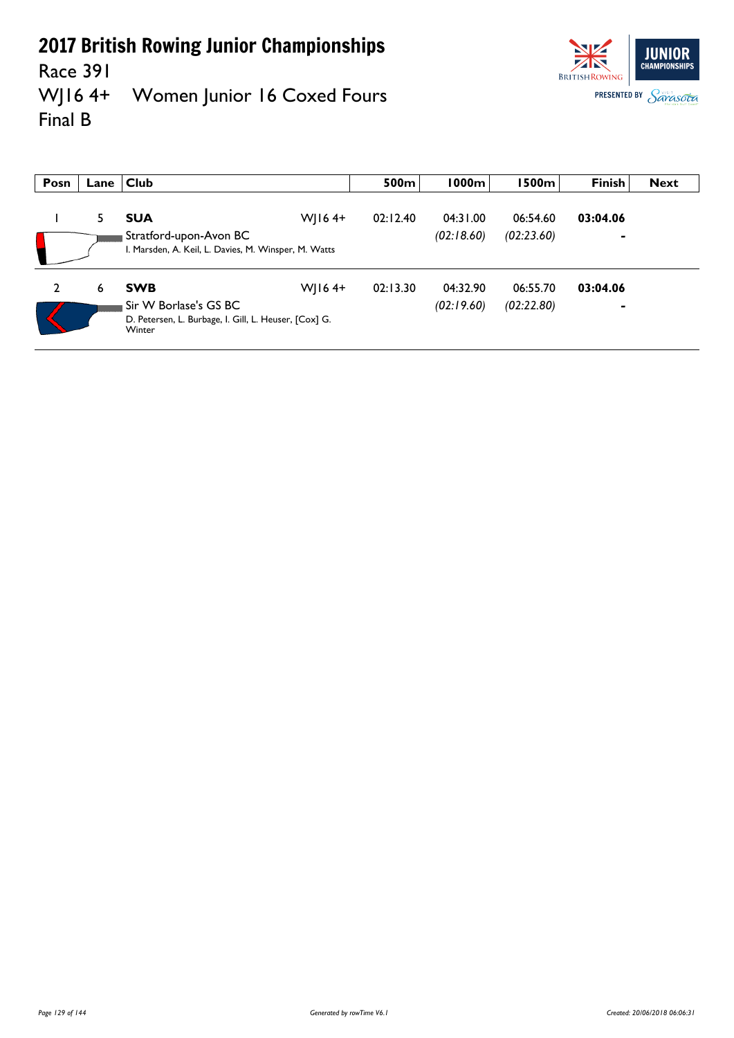# 2017 British Rowing Junior Championships

Race 391

WJ16 4+ Women Junior 16 Coxed Fours

Final B

| Posn | Lane | Club | | 500m | 1000m | 1500m | Finish | Next |
|---|---|---|---|---|---|---|---|---|
| 1 | 5 | **SUA**<br>Stratford-upon-Avon BC<br>I. Marsden, A. Keil, L. Davies, M. Winsper, M. Watts | WJ16 4+ | 02:12.40 | 04:31.00<br>*(02:18.60)* | 06:54.60<br>*(02:23.60)* | **03:04.06**<br>- | |
| 2 | 6 | **SWB**<br>Sir W Borlase's GS BC<br>D. Petersen, L. Burbage, I. Gill, L. Heuser, [Cox] G. Winter | WJ16 4+ | 02:13.30 | 04:32.90<br>*(02:19.60)* | 06:55.70<br>*(02:22.80)* | **03:04.06**<br>- | |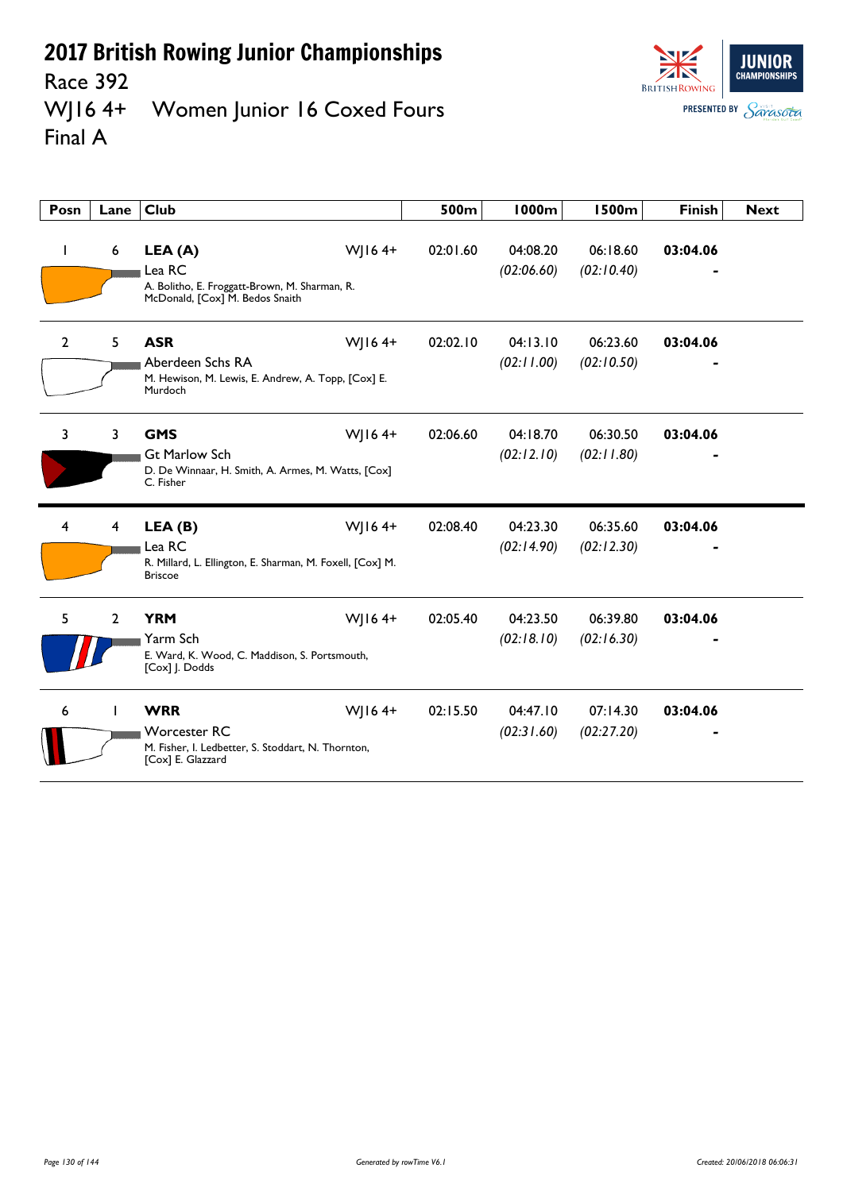# 2017 British Rowing Junior Championships

## Race 392

## WJ16 4+ Women Junior 16 Coxed Fours

## Final A

| Posn | Lane | Club | | 500m | 1000m | 1500m | Finish | Next |
|---|---|---|---|---|---|---|---|---|
| 1 | 6 | **LEA (A)** Lea RC A. Bolitho, E. Froggatt-Brown, M. Sharman, R. McDonald, [Cox] M. Bedos Snaith | WJ16 4+ | 02:01.60 | 04:08.20 *(02:06.60)* | 06:18.60 *(02:10.40)* | **03:04.06** - | |
| 2 | 5 | **ASR** Aberdeen Schs RA M. Hewison, M. Lewis, E. Andrew, A. Topp, [Cox] E. Murdoch | WJ16 4+ | 02:02.10 | 04:13.10 *(02:11.00)* | 06:23.60 *(02:10.50)* | **03:04.06** - | |
| 3 | 3 | **GMS** Gt Marlow Sch D. De Winnaar, H. Smith, A. Armes, M. Watts, [Cox] C. Fisher | WJ16 4+ | 02:06.60 | 04:18.70 *(02:12.10)* | 06:30.50 *(02:11.80)* | **03:04.06** - | |
| 4 | 4 | **LEA (B)** Lea RC R. Millard, L. Ellington, E. Sharman, M. Foxell, [Cox] M. Briscoe | WJ16 4+ | 02:08.40 | 04:23.30 *(02:14.90)* | 06:35.60 *(02:12.30)* | **03:04.06** - | |
| 5 | 2 | **YRM** Yarm Sch E. Ward, K. Wood, C. Maddison, S. Portsmouth, [Cox] J. Dodds | WJ16 4+ | 02:05.40 | 04:23.50 *(02:18.10)* | 06:39.80 *(02:16.30)* | **03:04.06** - | |
| 6 | 1 | **WRR** Worcester RC M. Fisher, I. Ledbetter, S. Stoddart, N. Thornton, [Cox] E. Glazzard | WJ16 4+ | 02:15.50 | 04:47.10 *(02:31.60)* | 07:14.30 *(02:27.20)* | **03:04.06** - | |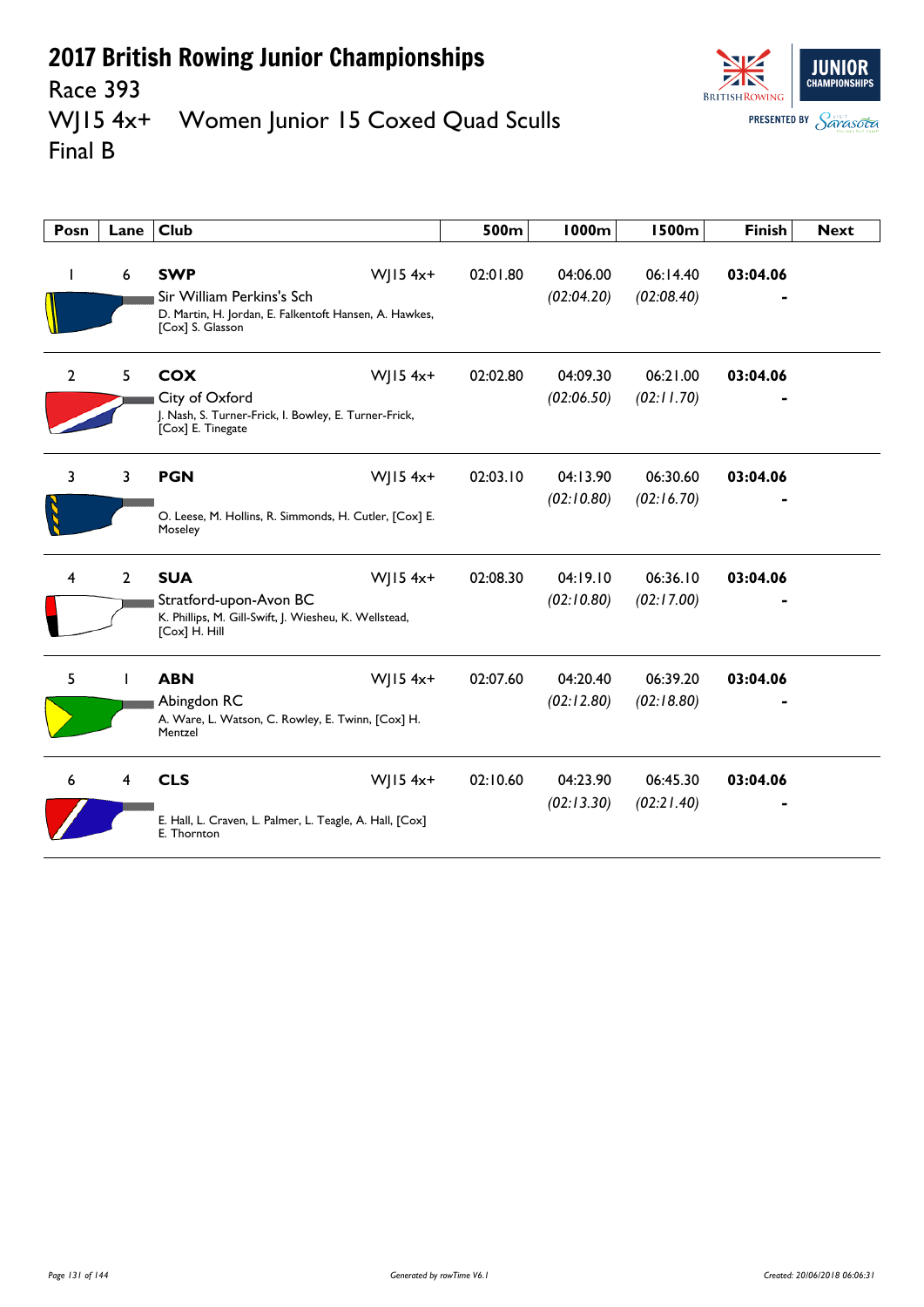# 2017 British Rowing Junior Championships

## Race 393

## WJ15 4x+ Women Junior 15 Coxed Quad Sculls

## Final B

| Posn | Lane | Club | | 500m | 1000m | 1500m | Finish | Next |
|---|---|---|---|---|---|---|---|---|
| 1 | 6 | **SWP** Sir William Perkins's Sch D. Martin, H. Jordan, E. Falkentoft Hansen, A. Hawkes, [Cox] S. Glasson | WJ15 4x+ | 02:01.80 | 04:06.00 *(02:04.20)* | 06:14.40 *(02:08.40)* | **03:04.06** - | |
| 2 | 5 | **COX** City of Oxford J. Nash, S. Turner-Frick, I. Bowley, E. Turner-Frick, [Cox] E. Tinegate | WJ15 4x+ | 02:02.80 | 04:09.30 *(02:06.50)* | 06:21.00 *(02:11.70)* | **03:04.06** - | |
| 3 | 3 | **PGN** O. Leese, M. Hollins, R. Simmonds, H. Cutler, [Cox] E. Moseley | WJ15 4x+ | 02:03.10 | 04:13.90 *(02:10.80)* | 06:30.60 *(02:16.70)* | **03:04.06** - | |
| 4 | 2 | **SUA** Stratford-upon-Avon BC K. Phillips, M. Gill-Swift, J. Wiesheu, K. Wellstead, [Cox] H. Hill | WJ15 4x+ | 02:08.30 | 04:19.10 *(02:10.80)* | 06:36.10 *(02:17.00)* | **03:04.06** - | |
| 5 | 1 | **ABN** Abingdon RC A. Ware, L. Watson, C. Rowley, E. Twinn, [Cox] H. Mentzel | WJ15 4x+ | 02:07.60 | 04:20.40 *(02:12.80)* | 06:39.20 *(02:18.80)* | **03:04.06** - | |
| 6 | 4 | **CLS** E. Hall, L. Craven, L. Palmer, L. Teagle, A. Hall, [Cox] E. Thornton | WJ15 4x+ | 02:10.60 | 04:23.90 *(02:13.30)* | 06:45.30 *(02:21.40)* | **03:04.06** - | |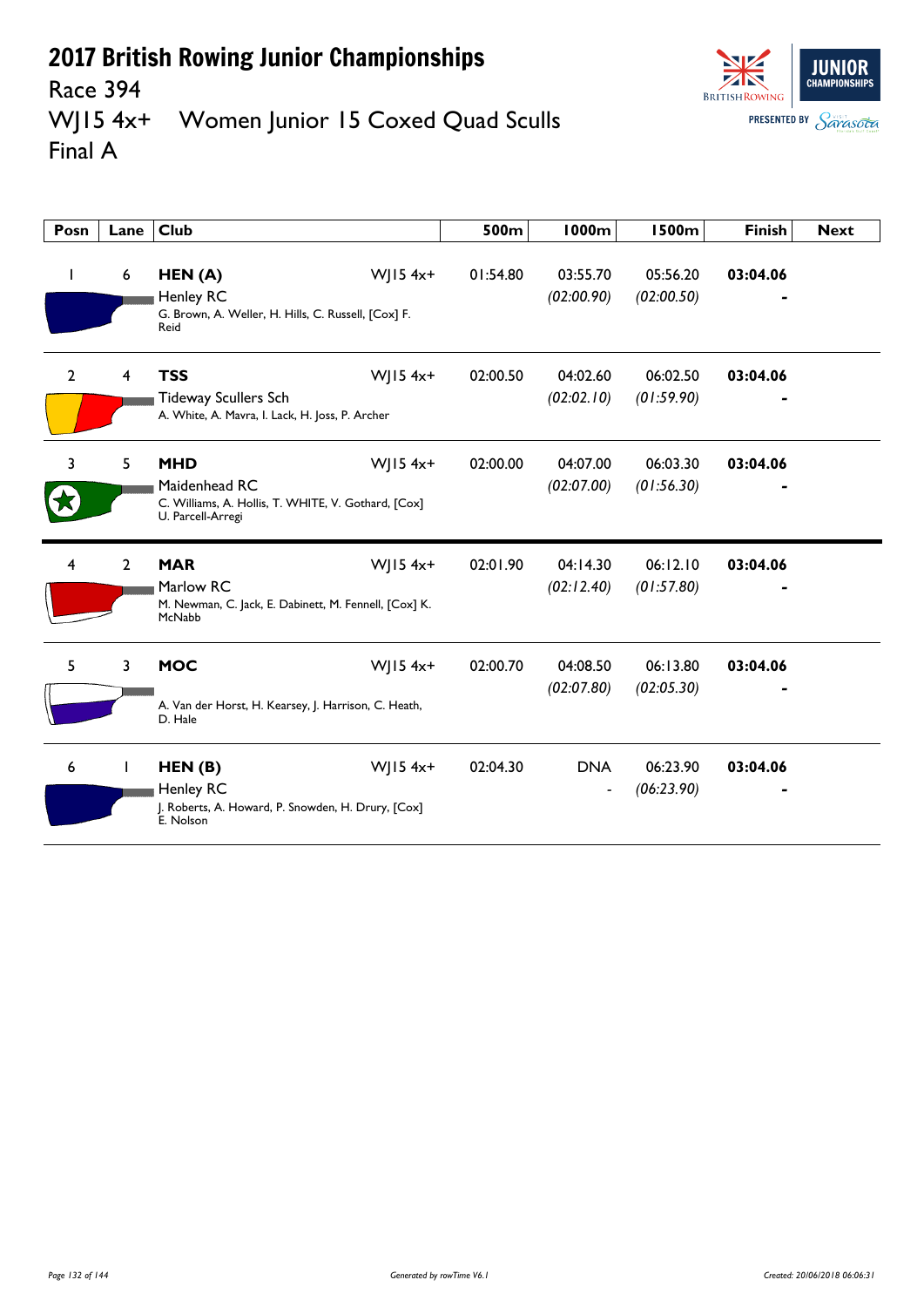# 2017 British Rowing Junior Championships

Race 394

WJ15 4x+ Women Junior 15 Coxed Quad Sculls

Final A

| Posn | Lane | Club | | 500m | 1000m | 1500m | Finish | Next |
|---|---|---|---|---|---|---|---|---|
| 1 | 6 | **HEN (A)** Henley RC G. Brown, A. Weller, H. Hills, C. Russell, [Cox] F. Reid | WJ15 4x+ | 01:54.80 | 03:55.70 *(02:00.90)* | 05:56.20 *(02:00.50)* | **03:04.06** - | |
| 2 | 4 | **TSS** Tideway Scullers Sch A. White, A. Mavra, I. Lack, H. Joss, P. Archer | WJ15 4x+ | 02:00.50 | 04:02.60 *(02:02.10)* | 06:02.50 *(01:59.90)* | **03:04.06** - | |
| 3 | 5 | **MHD** Maidenhead RC C. Williams, A. Hollis, T. WHITE, V. Gothard, [Cox] U. Parcell-Arregi | WJ15 4x+ | 02:00.00 | 04:07.00 *(02:07.00)* | 06:03.30 *(01:56.30)* | **03:04.06** - | |
| 4 | 2 | **MAR** Marlow RC M. Newman, C. Jack, E. Dabinett, M. Fennell, [Cox] K. McNabb | WJ15 4x+ | 02:01.90 | 04:14.30 *(02:12.40)* | 06:12.10 *(01:57.80)* | **03:04.06** - | |
| 5 | 3 | **MOC** A. Van der Horst, H. Kearsey, J. Harrison, C. Heath, D. Hale | WJ15 4x+ | 02:00.70 | 04:08.50 *(02:07.80)* | 06:13.80 *(02:05.30)* | **03:04.06** - | |
| 6 | 1 | **HEN (B)** Henley RC J. Roberts, A. Howard, P. Snowden, H. Drury, [Cox] E. Nolson | WJ15 4x+ | 02:04.30 | DNA - | 06:23.90 *(06:23.90)* | **03:04.06** - | |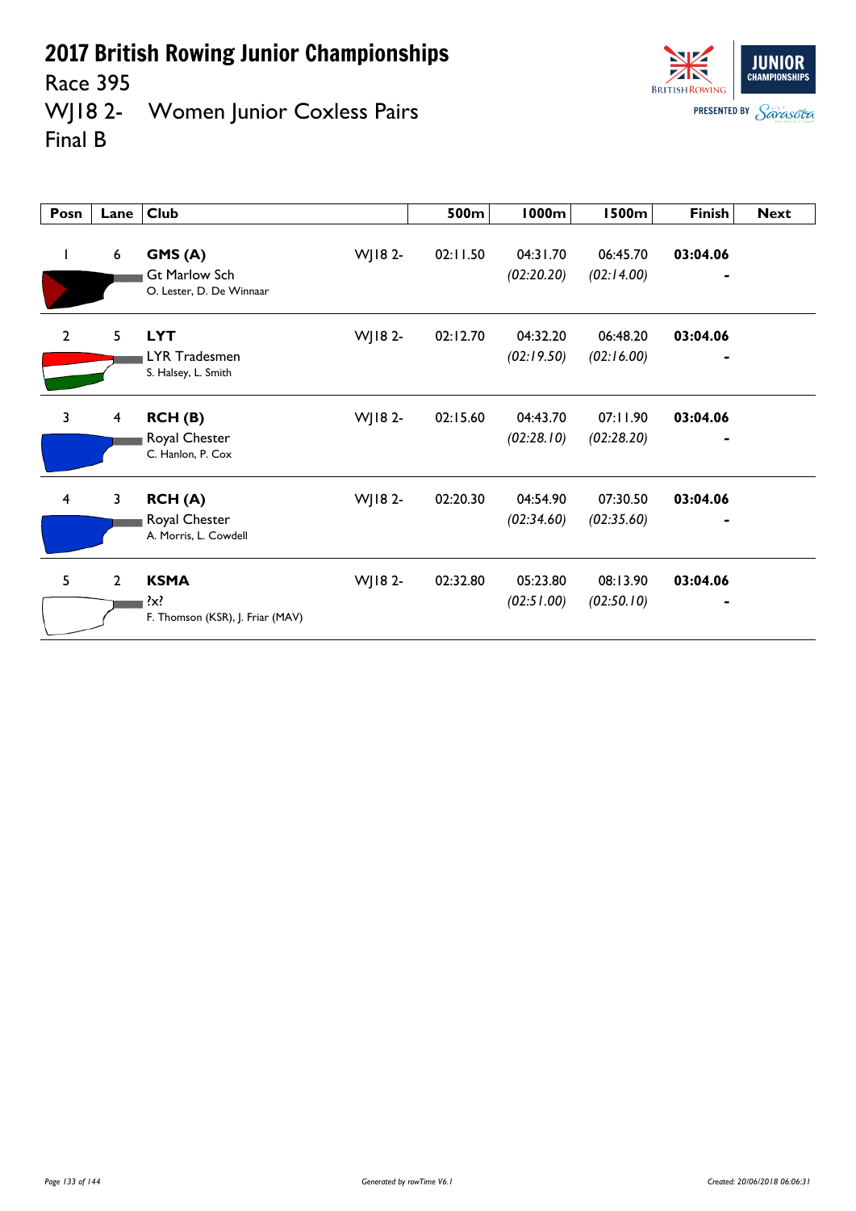# 2017 British Rowing Junior Championships

Race 395

WJ18 2- Women Junior Coxless Pairs

Final B

| Posn | Lane | Club | | 500m | 1000m | 1500m | Finish | Next |
|---|---|---|---|---|---|---|---|---|
| 1 | 6 | **GMS (A)**<br>Gt Marlow Sch<br>O. Lester, D. De Winnaar | WJ18 2- | 02:11.50 | 04:31.70<br>*(02:20.20)* | 06:45.70<br>*(02:14.00)* | **03:04.06**<br>- | |
| 2 | 5 | **LYT**<br>LYR Tradesmen<br>S. Halsey, L. Smith | WJ18 2- | 02:12.70 | 04:32.20<br>*(02:19.50)* | 06:48.20<br>*(02:16.00)* | **03:04.06**<br>- | |
| 3 | 4 | **RCH (B)**<br>Royal Chester<br>C. Hanlon, P. Cox | WJ18 2- | 02:15.60 | 04:43.70<br>*(02:28.10)* | 07:11.90<br>*(02:28.20)* | **03:04.06**<br>- | |
| 4 | 3 | **RCH (A)**<br>Royal Chester<br>A. Morris, L. Cowdell | WJ18 2- | 02:20.30 | 04:54.90<br>*(02:34.60)* | 07:30.50<br>*(02:35.60)* | **03:04.06**<br>- | |
| 5 | 2 | **KSMA**<br>?x?<br>F. Thomson (KSR), J. Friar (MAV) | WJ18 2- | 02:32.80 | 05:23.80<br>*(02:51.00)* | 08:13.90<br>*(02:50.10)* | **03:04.06**<br>- | |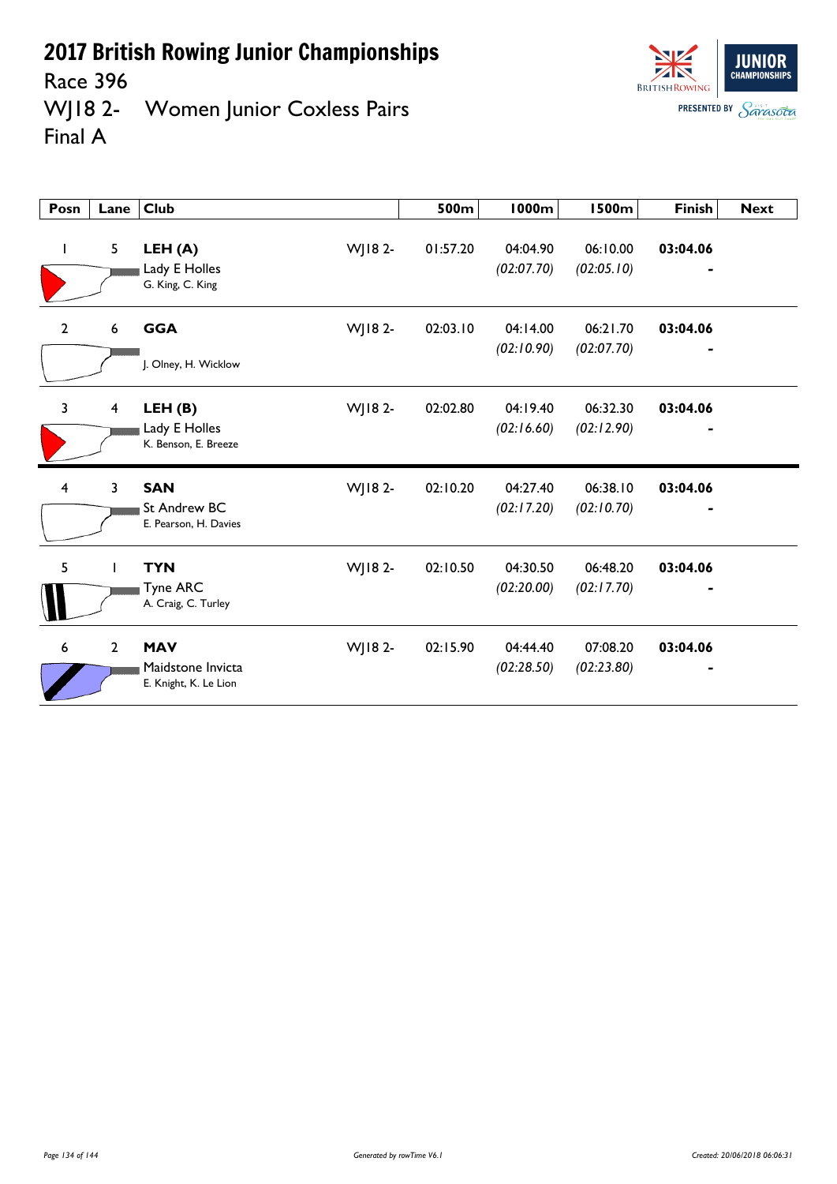# 2017 British Rowing Junior Championships

Race 396

WJ18 2- Women Junior Coxless Pairs

Final A

| Posn | Lane | Club | | 500m | 1000m | 1500m | Finish | Next |
|---|---|---|---|---|---|---|---|---|
| 1 | 5 | **LEH (A)**<br>Lady E Holles<br>G. King, C. King | WJ18 2- | 01:57.20 | 04:04.90<br>*(02:07.70)* | 06:10.00<br>*(02:05.10)* | **03:04.06**<br>- | |
| 2 | 6 | **GGA**<br>J. Olney, H. Wicklow | WJ18 2- | 02:03.10 | 04:14.00<br>*(02:10.90)* | 06:21.70<br>*(02:07.70)* | **03:04.06**<br>- | |
| 3 | 4 | **LEH (B)**<br>Lady E Holles<br>K. Benson, E. Breeze | WJ18 2- | 02:02.80 | 04:19.40<br>*(02:16.60)* | 06:32.30<br>*(02:12.90)* | **03:04.06**<br>- | |
| 4 | 3 | **SAN**<br>St Andrew BC<br>E. Pearson, H. Davies | WJ18 2- | 02:10.20 | 04:27.40<br>*(02:17.20)* | 06:38.10<br>*(02:10.70)* | **03:04.06**<br>- | |
| 5 | 1 | **TYN**<br>Tyne ARC<br>A. Craig, C. Turley | WJ18 2- | 02:10.50 | 04:30.50<br>*(02:20.00)* | 06:48.20<br>*(02:17.70)* | **03:04.06**<br>- | |
| 6 | 2 | **MAV**<br>Maidstone Invicta<br>E. Knight, K. Le Lion | WJ18 2- | 02:15.90 | 04:44.40<br>*(02:28.50)* | 07:08.20<br>*(02:23.80)* | **03:04.06**<br>- | |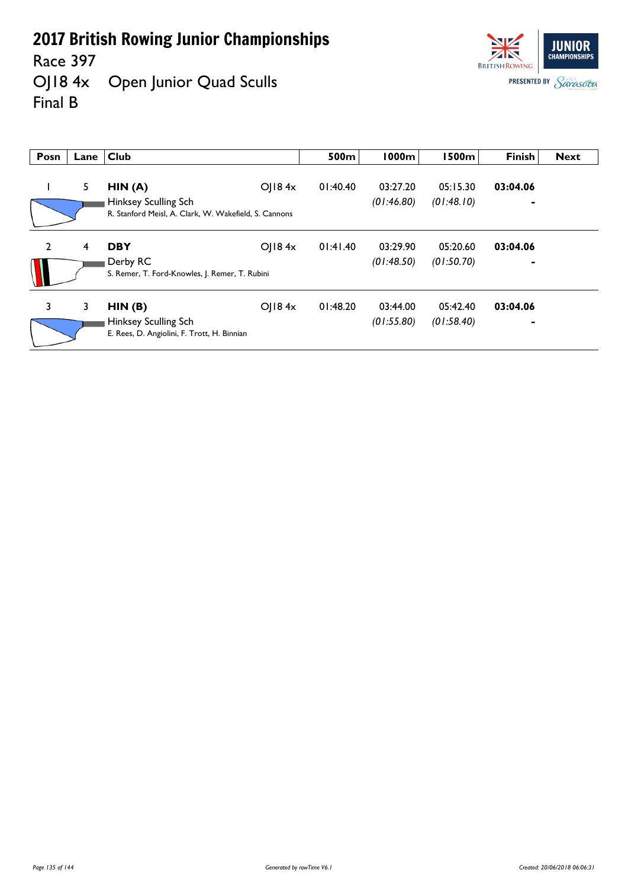# 2017 British Rowing Junior Championships

Race 397

OJ18 4x Open Junior Quad Sculls

Final B

| Posn | Lane | Club | | 500m | 1000m | 1500m | Finish | Next |
|---|---|---|---|---|---|---|---|---|
| 1 | 5 | **HIN (A)** Hinksey Sculling Sch R. Stanford Meisl, A. Clark, W. Wakefield, S. Cannons | OJ18 4x | 01:40.40 | 03:27.20 *(01:46.80)* | 05:15.30 *(01:48.10)* | **03:04.06** - | |
| 2 | 4 | **DBY** Derby RC S. Remer, T. Ford-Knowles, J. Remer, T. Rubini | OJ18 4x | 01:41.40 | 03:29.90 *(01:48.50)* | 05:20.60 *(01:50.70)* | **03:04.06** - | |
| 3 | 3 | **HIN (B)** Hinksey Sculling Sch E. Rees, D. Angiolini, F. Trott, H. Binnian | OJ18 4x | 01:48.20 | 03:44.00 *(01:55.80)* | 05:42.40 *(01:58.40)* | **03:04.06** - | |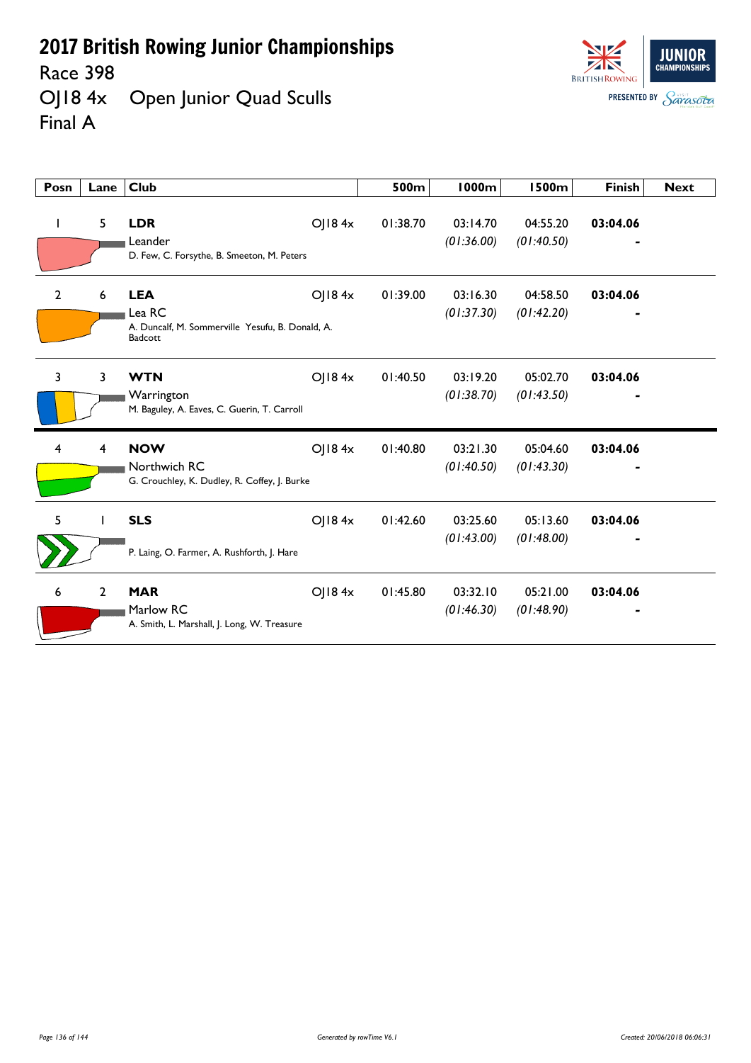# 2017 British Rowing Junior Championships

Race 398

OJ18 4x Open Junior Quad Sculls

Final A

| Posn | Lane | Club | | 500m | 1000m | 1500m | Finish | Next |
|---|---|---|---|---|---|---|---|---|
| 1 | 5 | **LDR** Leander D. Few, C. Forsythe, B. Smeeton, M. Peters | OJ18 4x | 01:38.70 | 03:14.70 *(01:36.00)* | 04:55.20 *(01:40.50)* | **03:04.06** - | |
| 2 | 6 | **LEA** Lea RC A. Duncalf, M. Sommerville Yesufu, B. Donald, A. Badcott | OJ18 4x | 01:39.00 | 03:16.30 *(01:37.30)* | 04:58.50 *(01:42.20)* | **03:04.06** - | |
| 3 | 3 | **WTN** Warrington M. Baguley, A. Eaves, C. Guerin, T. Carroll | OJ18 4x | 01:40.50 | 03:19.20 *(01:38.70)* | 05:02.70 *(01:43.50)* | **03:04.06** - | |
| 4 | 4 | **NOW** Northwich RC G. Crouchley, K. Dudley, R. Coffey, J. Burke | OJ18 4x | 01:40.80 | 03:21.30 *(01:40.50)* | 05:04.60 *(01:43.30)* | **03:04.06** - | |
| 5 | 1 | **SLS** P. Laing, O. Farmer, A. Rushforth, J. Hare | OJ18 4x | 01:42.60 | 03:25.60 *(01:43.00)* | 05:13.60 *(01:48.00)* | **03:04.06** - | |
| 6 | 2 | **MAR** Marlow RC A. Smith, L. Marshall, J. Long, W. Treasure | OJ18 4x | 01:45.80 | 03:32.10 *(01:46.30)* | 05:21.00 *(01:48.90)* | **03:04.06** - | |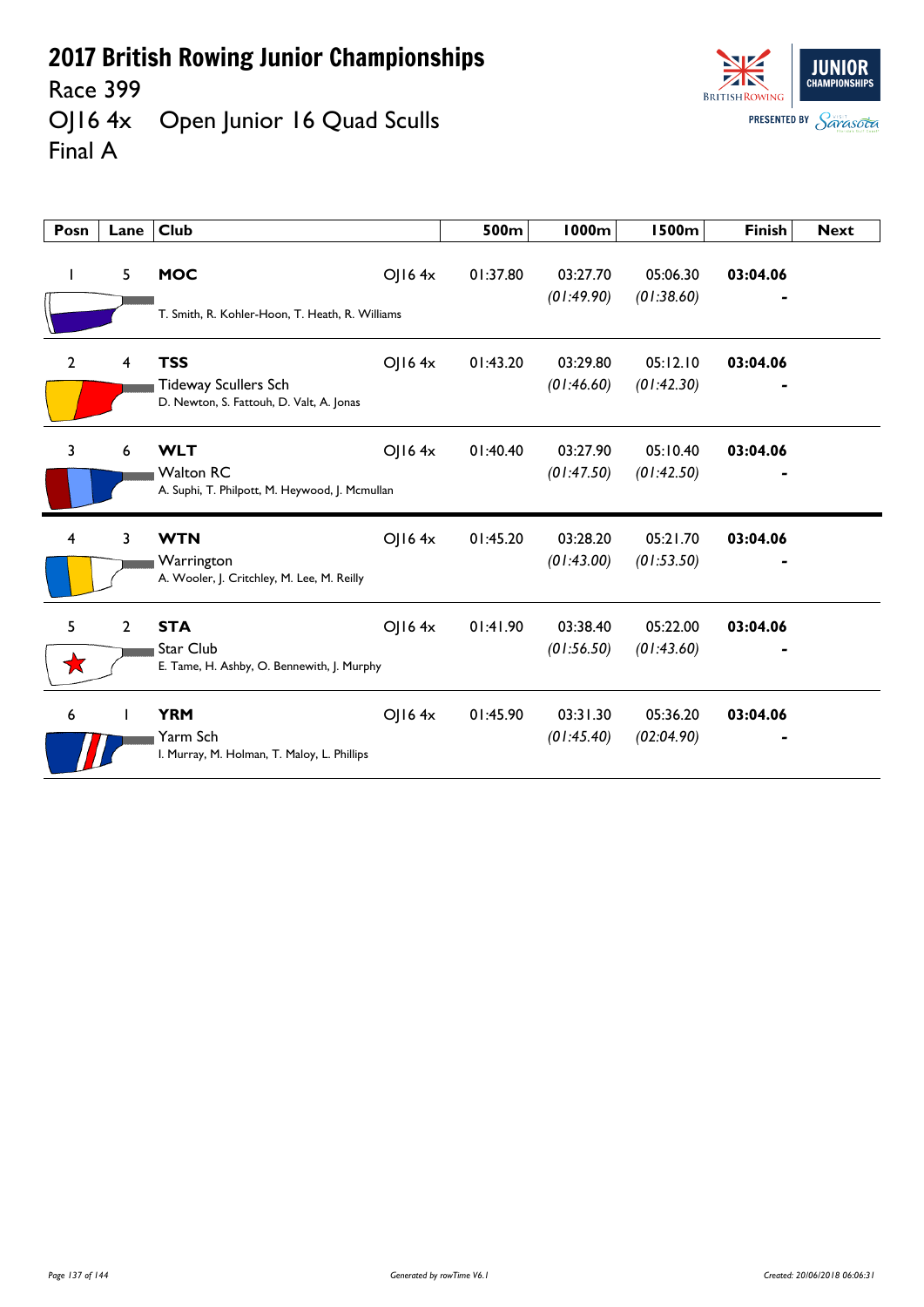# 2017 British Rowing Junior Championships

Race 399

OJ16 4x Open Junior 16 Quad Sculls

Final A

| Posn | Lane | Club | | 500m | 1000m | 1500m | Finish | Next |
|---|---|---|---|---|---|---|---|---|
| 1 | 5 | **MOC**<br>T. Smith, R. Kohler-Hoon, T. Heath, R. Williams | OJ16 4x | 01:37.80 | 03:27.70<br>*(01:49.90)* | 05:06.30<br>*(01:38.60)* | **03:04.06**<br>- | |
| 2 | 4 | **TSS**<br>Tideway Scullers Sch<br>D. Newton, S. Fattouh, D. Valt, A. Jonas | OJ16 4x | 01:43.20 | 03:29.80<br>*(01:46.60)* | 05:12.10<br>*(01:42.30)* | **03:04.06**<br>- | |
| 3 | 6 | **WLT**<br>Walton RC<br>A. Suphi, T. Philpott, M. Heywood, J. Mcmullan | OJ16 4x | 01:40.40 | 03:27.90<br>*(01:47.50)* | 05:10.40<br>*(01:42.50)* | **03:04.06**<br>- | |
| 4 | 3 | **WTN**<br>Warrington<br>A. Wooler, J. Critchley, M. Lee, M. Reilly | OJ16 4x | 01:45.20 | 03:28.20<br>*(01:43.00)* | 05:21.70<br>*(01:53.50)* | **03:04.06**<br>- | |
| 5 | 2 | **STA**<br>Star Club<br>E. Tame, H. Ashby, O. Bennewith, J. Murphy | OJ16 4x | 01:41.90 | 03:38.40<br>*(01:56.50)* | 05:22.00<br>*(01:43.60)* | **03:04.06**<br>- | |
| 6 | 1 | **YRM**<br>Yarm Sch<br>I. Murray, M. Holman, T. Maloy, L. Phillips | OJ16 4x | 01:45.90 | 03:31.30<br>*(01:45.40)* | 05:36.20<br>*(02:04.90)* | **03:04.06**<br>- | |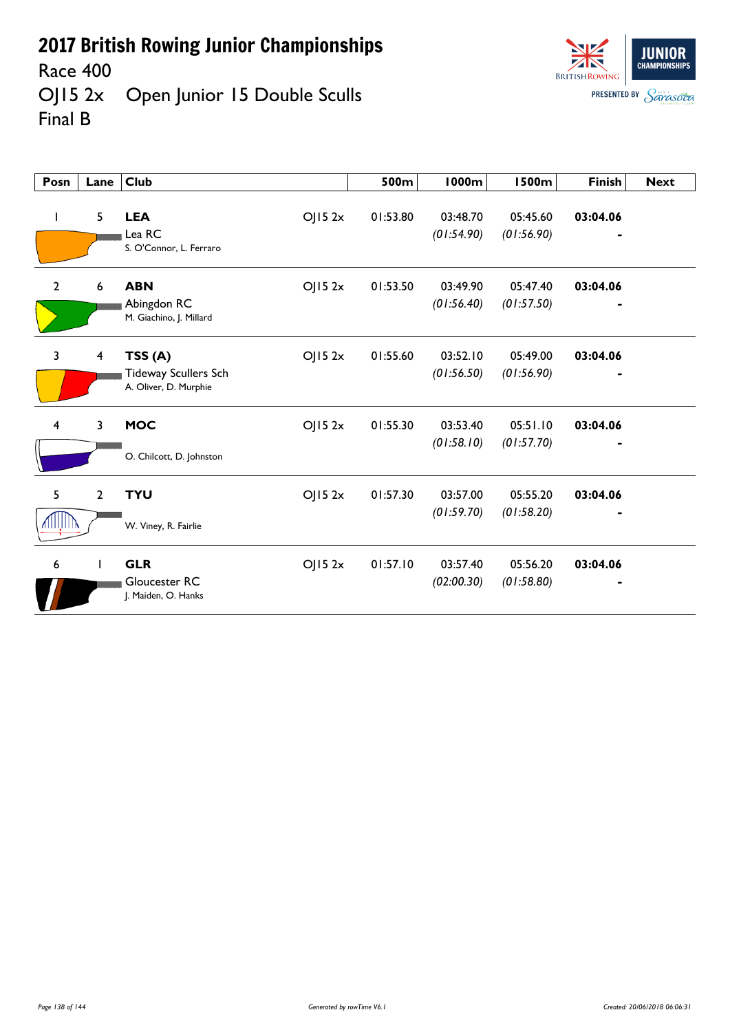# 2017 British Rowing Junior Championships

Race 400

OJ15 2x    Open Junior 15 Double Sculls

Final B

| Posn | Lane | Club | | 500m | 1000m | 1500m | Finish | Next |
|---|---|---|---|---|---|---|---|---|
| 1 | 5 | **LEA** Lea RC S. O'Connor, L. Ferraro | OJ15 2x | 01:53.80 | 03:48.70 *(01:54.90)* | 05:45.60 *(01:56.90)* | **03:04.06** - | |
| 2 | 6 | **ABN** Abingdon RC M. Giachino, J. Millard | OJ15 2x | 01:53.50 | 03:49.90 *(01:56.40)* | 05:47.40 *(01:57.50)* | **03:04.06** - | |
| 3 | 4 | **TSS (A)** Tideway Scullers Sch A. Oliver, D. Murphie | OJ15 2x | 01:55.60 | 03:52.10 *(01:56.50)* | 05:49.00 *(01:56.90)* | **03:04.06** - | |
| 4 | 3 | **MOC** O. Chilcott, D. Johnston | OJ15 2x | 01:55.30 | 03:53.40 *(01:58.10)* | 05:51.10 *(01:57.70)* | **03:04.06** - | |
| 5 | 2 | **TYU** W. Viney, R. Fairlie | OJ15 2x | 01:57.30 | 03:57.00 *(01:59.70)* | 05:55.20 *(01:58.20)* | **03:04.06** - | |
| 6 | 1 | **GLR** Gloucester RC J. Maiden, O. Hanks | OJ15 2x | 01:57.10 | 03:57.40 *(02:00.30)* | 05:56.20 *(01:58.80)* | **03:04.06** - | |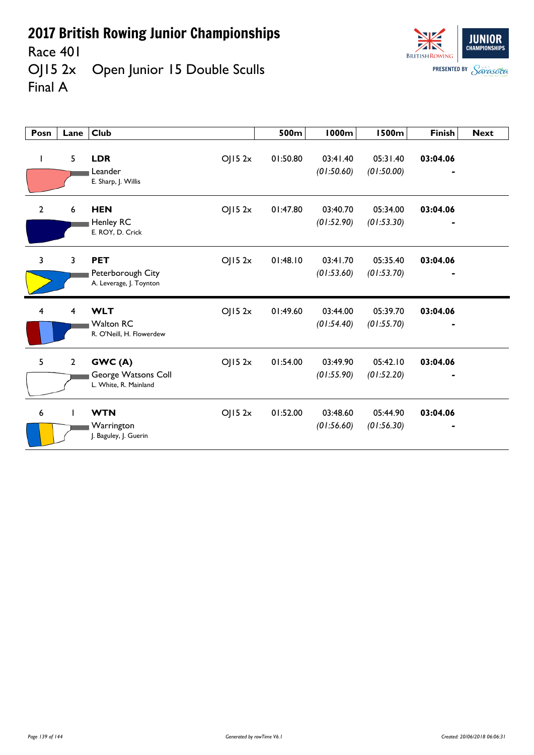# 2017 British Rowing Junior Championships

Race 401

OJ15 2x Open Junior 15 Double Sculls

Final A

| Posn | Lane | Club | | 500m | 1000m | 1500m | Finish | Next |
|---|---|---|---|---|---|---|---|---|
| 1 | 5 | **LDR** Leander E. Sharp, J. Willis | OJ15 2x | 01:50.80 | 03:41.40 *(01:50.60)* | 05:31.40 *(01:50.00)* | **03:04.06** - | |
| 2 | 6 | **HEN** Henley RC E. ROY, D. Crick | OJ15 2x | 01:47.80 | 03:40.70 *(01:52.90)* | 05:34.00 *(01:53.30)* | **03:04.06** - | |
| 3 | 3 | **PET** Peterborough City A. Leverage, J. Toynton | OJ15 2x | 01:48.10 | 03:41.70 *(01:53.60)* | 05:35.40 *(01:53.70)* | **03:04.06** - | |
| 4 | 4 | **WLT** Walton RC R. O'Neill, H. Flowerdew | OJ15 2x | 01:49.60 | 03:44.00 *(01:54.40)* | 05:39.70 *(01:55.70)* | **03:04.06** - | |
| 5 | 2 | **GWC (A)** George Watsons Coll L. White, R. Mainland | OJ15 2x | 01:54.00 | 03:49.90 *(01:55.90)* | 05:42.10 *(01:52.20)* | **03:04.06** - | |
| 6 | 1 | **WTN** Warrington J. Baguley, J. Guerin | OJ15 2x | 01:52.00 | 03:48.60 *(01:56.60)* | 05:44.90 *(01:56.30)* | **03:04.06** - | |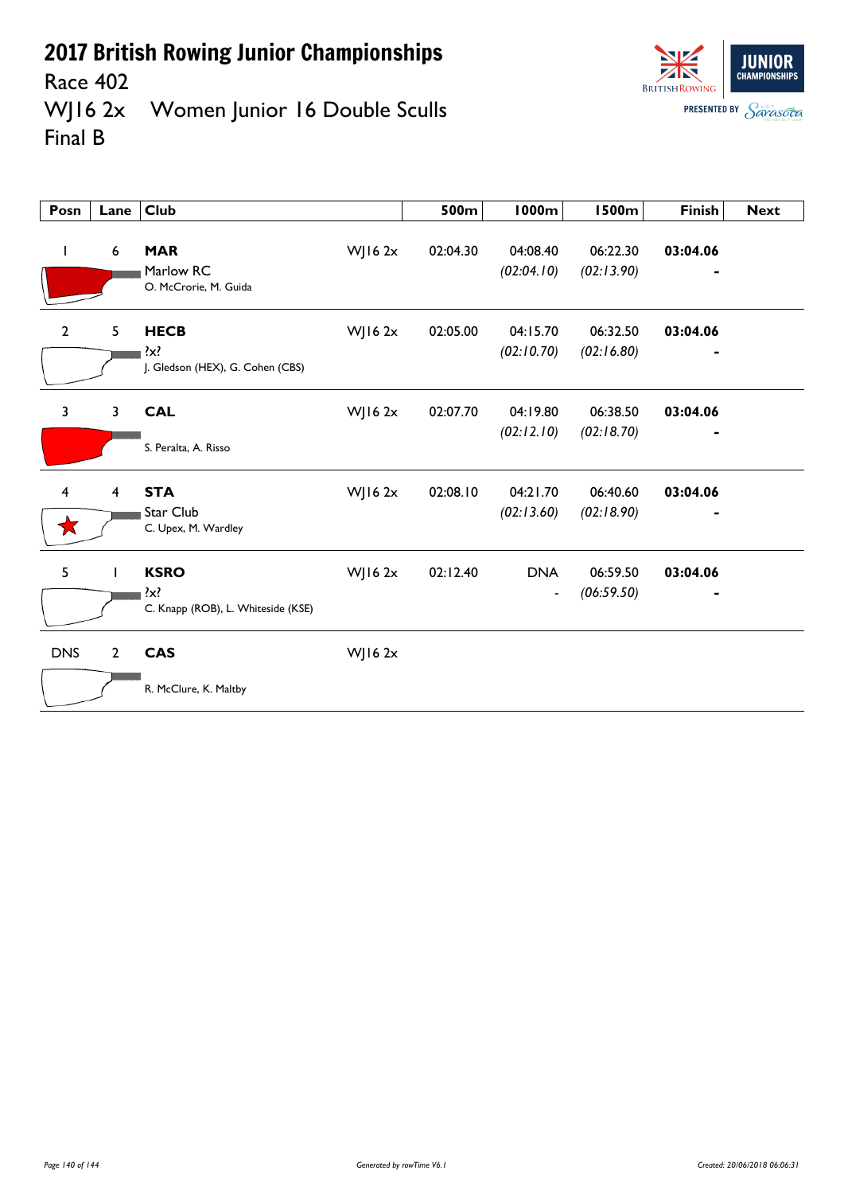# 2017 British Rowing Junior Championships

Race 402

WJ16 2x Women Junior 16 Double Sculls

Final B

| Posn | Lane | Club | | 500m | 1000m | 1500m | Finish | Next |
|---|---|---|---|---|---|---|---|---|
| 1 | 6 | **MAR** Marlow RC O. McCrorie, M. Guida | WJ16 2x | 02:04.30 | 04:08.40 *(02:04.10)* | 06:22.30 *(02:13.90)* | **03:04.06** - | |
| 2 | 5 | **HECB** ?x? J. Gledson (HEX), G. Cohen (CBS) | WJ16 2x | 02:05.00 | 04:15.70 *(02:10.70)* | 06:32.50 *(02:16.80)* | **03:04.06** - | |
| 3 | 3 | **CAL** S. Peralta, A. Risso | WJ16 2x | 02:07.70 | 04:19.80 *(02:12.10)* | 06:38.50 *(02:18.70)* | **03:04.06** - | |
| 4 | 4 | **STA** Star Club C. Upex, M. Wardley | WJ16 2x | 02:08.10 | 04:21.70 *(02:13.60)* | 06:40.60 *(02:18.90)* | **03:04.06** - | |
| 5 | 1 | **KSRO** ?x? C. Knapp (ROB), L. Whiteside (KSE) | WJ16 2x | 02:12.40 | DNA - | 06:59.50 *(06:59.50)* | **03:04.06** - | |
| DNS | 2 | **CAS** R. McClure, K. Maltby | WJ16 2x | | | | | |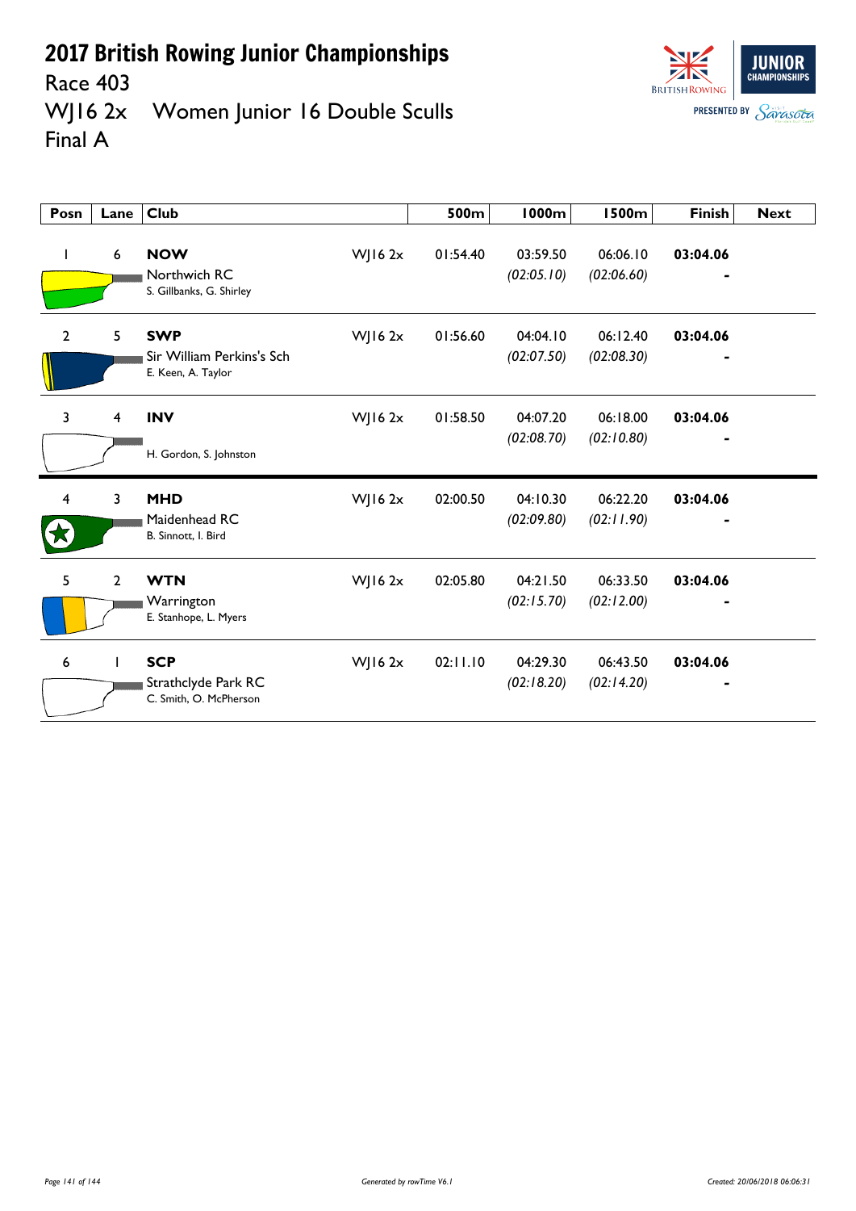# 2017 British Rowing Junior Championships

Race 403

WJ16 2x Women Junior 16 Double Sculls

Final A

| Posn | Lane | Club | | 500m | 1000m | 1500m | Finish | Next |
|---|---|---|---|---|---|---|---|---|
| 1 | 6 | **NOW** Northwich RC S. Gillbanks, G. Shirley | WJ16 2x | 01:54.40 | 03:59.50 *(02:05.10)* | 06:06.10 *(02:06.60)* | **03:04.06** - | |
| 2 | 5 | **SWP** Sir William Perkins's Sch E. Keen, A. Taylor | WJ16 2x | 01:56.60 | 04:04.10 *(02:07.50)* | 06:12.40 *(02:08.30)* | **03:04.06** - | |
| 3 | 4 | **INV** H. Gordon, S. Johnston | WJ16 2x | 01:58.50 | 04:07.20 *(02:08.70)* | 06:18.00 *(02:10.80)* | **03:04.06** - | |
| 4 | 3 | **MHD** Maidenhead RC B. Sinnott, I. Bird | WJ16 2x | 02:00.50 | 04:10.30 *(02:09.80)* | 06:22.20 *(02:11.90)* | **03:04.06** - | |
| 5 | 2 | **WTN** Warrington E. Stanhope, L. Myers | WJ16 2x | 02:05.80 | 04:21.50 *(02:15.70)* | 06:33.50 *(02:12.00)* | **03:04.06** - | |
| 6 | 1 | **SCP** Strathclyde Park RC C. Smith, O. McPherson | WJ16 2x | 02:11.10 | 04:29.30 *(02:18.20)* | 06:43.50 *(02:14.20)* | **03:04.06** - | |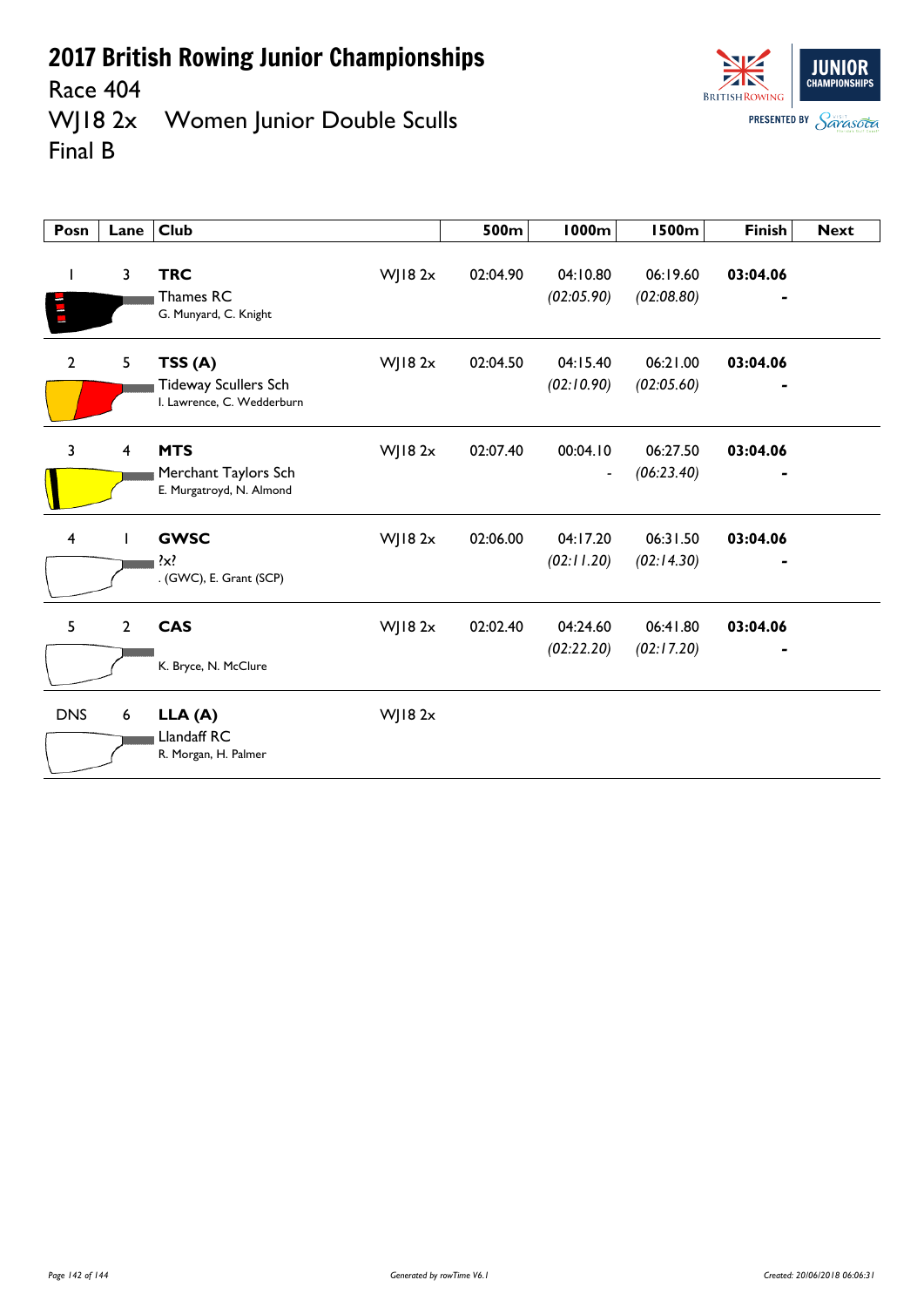# 2017 British Rowing Junior Championships

Race 404

WJ18 2x Women Junior Double Sculls

Final B

| Posn | Lane | Club | | 500m | 1000m | 1500m | Finish | Next |
|---|---|---|---|---|---|---|---|---|
| 1 | 3 | **TRC** Thames RC G. Munyard, C. Knight | WJ18 2x | 02:04.90 | 04:10.80 *(02:05.90)* | 06:19.60 *(02:08.80)* | **03:04.06** - | |
| 2 | 5 | **TSS (A)** Tideway Scullers Sch I. Lawrence, C. Wedderburn | WJ18 2x | 02:04.50 | 04:15.40 *(02:10.90)* | 06:21.00 *(02:05.60)* | **03:04.06** - | |
| 3 | 4 | **MTS** Merchant Taylors Sch E. Murgatroyd, N. Almond | WJ18 2x | 02:07.40 | 00:04.10 - | 06:27.50 *(06:23.40)* | **03:04.06** - | |
| 4 | 1 | **GWSC** ?x? . (GWC), E. Grant (SCP) | WJ18 2x | 02:06.00 | 04:17.20 *(02:11.20)* | 06:31.50 *(02:14.30)* | **03:04.06** - | |
| 5 | 2 | **CAS** K. Bryce, N. McClure | WJ18 2x | 02:02.40 | 04:24.60 *(02:22.20)* | 06:41.80 *(02:17.20)* | **03:04.06** - | |
| DNS | 6 | **LLA (A)** Llandaff RC R. Morgan, H. Palmer | WJ18 2x | | | | | |

*Generated by rowTime V6.1*

*Created: 20/06/2018 06:06:31*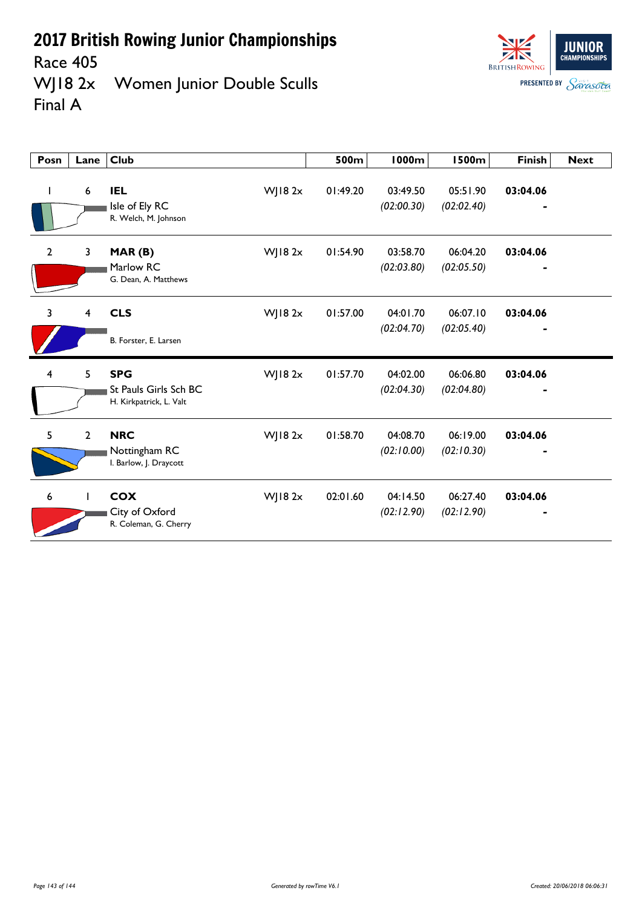# 2017 British Rowing Junior Championships

Race 405

WJ18 2x   Women Junior Double Sculls

Final A

| Posn | Lane | Club | | 500m | 1000m | 1500m | Finish | Next |
|---|---|---|---|---|---|---|---|---|
| 1 | 6 | **IEL** Isle of Ely RC R. Welch, M. Johnson | WJ18 2x | 01:49.20 | 03:49.50 *(02:00.30)* | 05:51.90 *(02:02.40)* | **03:04.06** - | |
| 2 | 3 | **MAR (B)** Marlow RC G. Dean, A. Matthews | WJ18 2x | 01:54.90 | 03:58.70 *(02:03.80)* | 06:04.20 *(02:05.50)* | **03:04.06** - | |
| 3 | 4 | **CLS** B. Forster, E. Larsen | WJ18 2x | 01:57.00 | 04:01.70 *(02:04.70)* | 06:07.10 *(02:05.40)* | **03:04.06** - | |
| 4 | 5 | **SPG** St Pauls Girls Sch BC H. Kirkpatrick, L. Valt | WJ18 2x | 01:57.70 | 04:02.00 *(02:04.30)* | 06:06.80 *(02:04.80)* | **03:04.06** - | |
| 5 | 2 | **NRC** Nottingham RC I. Barlow, J. Draycott | WJ18 2x | 01:58.70 | 04:08.70 *(02:10.00)* | 06:19.00 *(02:10.30)* | **03:04.06** - | |
| 6 | 1 | **COX** City of Oxford R. Coleman, G. Cherry | WJ18 2x | 02:01.60 | 04:14.50 *(02:12.90)* | 06:27.40 *(02:12.90)* | **03:04.06** - | |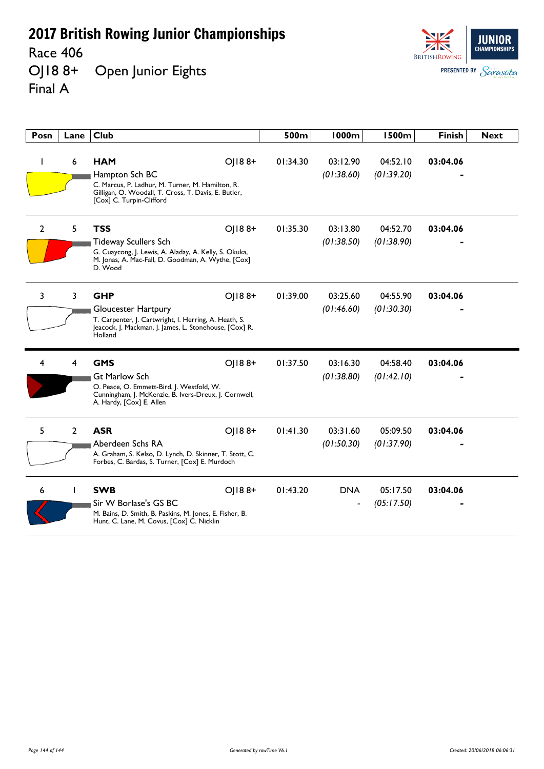# 2017 British Rowing Junior Championships

## Race 406

## OJ18 8+ Open Junior Eights

## Final A

| Posn | Lane | Club | | 500m | 1000m | 1500m | Finish | Next |
|---|---|---|---|---|---|---|---|---|
| 1 | 6 | **HAM** Hampton Sch BC C. Marcus, P. Ladhur, M. Turner, M. Hamilton, R. Gilligan, O. Woodall, T. Cross, T. Davis, E. Butler, [Cox] C. Turpin-Clifford | OJ18 8+ | 01:34.30 | 03:12.90 *(01:38.60)* | 04:52.10 *(01:39.20)* | **03:04.06** - | |
| 2 | 5 | **TSS** Tideway Scullers Sch G. Cuaycong, J. Lewis, A. Aladay, A. Kelly, S. Okuka, M. Jonas, A. Mac-Fall, D. Goodman, A. Wythe, [Cox] D. Wood | OJ18 8+ | 01:35.30 | 03:13.80 *(01:38.50)* | 04:52.70 *(01:38.90)* | **03:04.06** - | |
| 3 | 3 | **GHP** Gloucester Hartpury T. Carpenter, J. Cartwright, I. Herring, A. Heath, S. Jeacock, J. Mackman, J. James, L. Stonehouse, [Cox] R. Holland | OJ18 8+ | 01:39.00 | 03:25.60 *(01:46.60)* | 04:55.90 *(01:30.30)* | **03:04.06** - | |
| 4 | 4 | **GMS** Gt Marlow Sch O. Peace, O. Emmett-Bird, J. Westfold, W. Cunningham, J. McKenzie, B. Ivers-Dreux, J. Cornwell, A. Hardy, [Cox] E. Allen | OJ18 8+ | 01:37.50 | 03:16.30 *(01:38.80)* | 04:58.40 *(01:42.10)* | **03:04.06** - | |
| 5 | 2 | **ASR** Aberdeen Schs RA A. Graham, S. Kelso, D. Lynch, D. Skinner, T. Stott, C. Forbes, C. Bardas, S. Turner, [Cox] E. Murdoch | OJ18 8+ | 01:41.30 | 03:31.60 *(01:50.30)* | 05:09.50 *(01:37.90)* | **03:04.06** - | |
| 6 | 1 | **SWB** Sir W Borlase's GS BC M. Bains, D. Smith, B. Paskins, M. Jones, E. Fisher, B. Hunt, C. Lane, M. Covus, [Cox] C. Nicklin | OJ18 8+ | 01:43.20 | DNA - | 05:17.50 *(05:17.50)* | **03:04.06** - | |